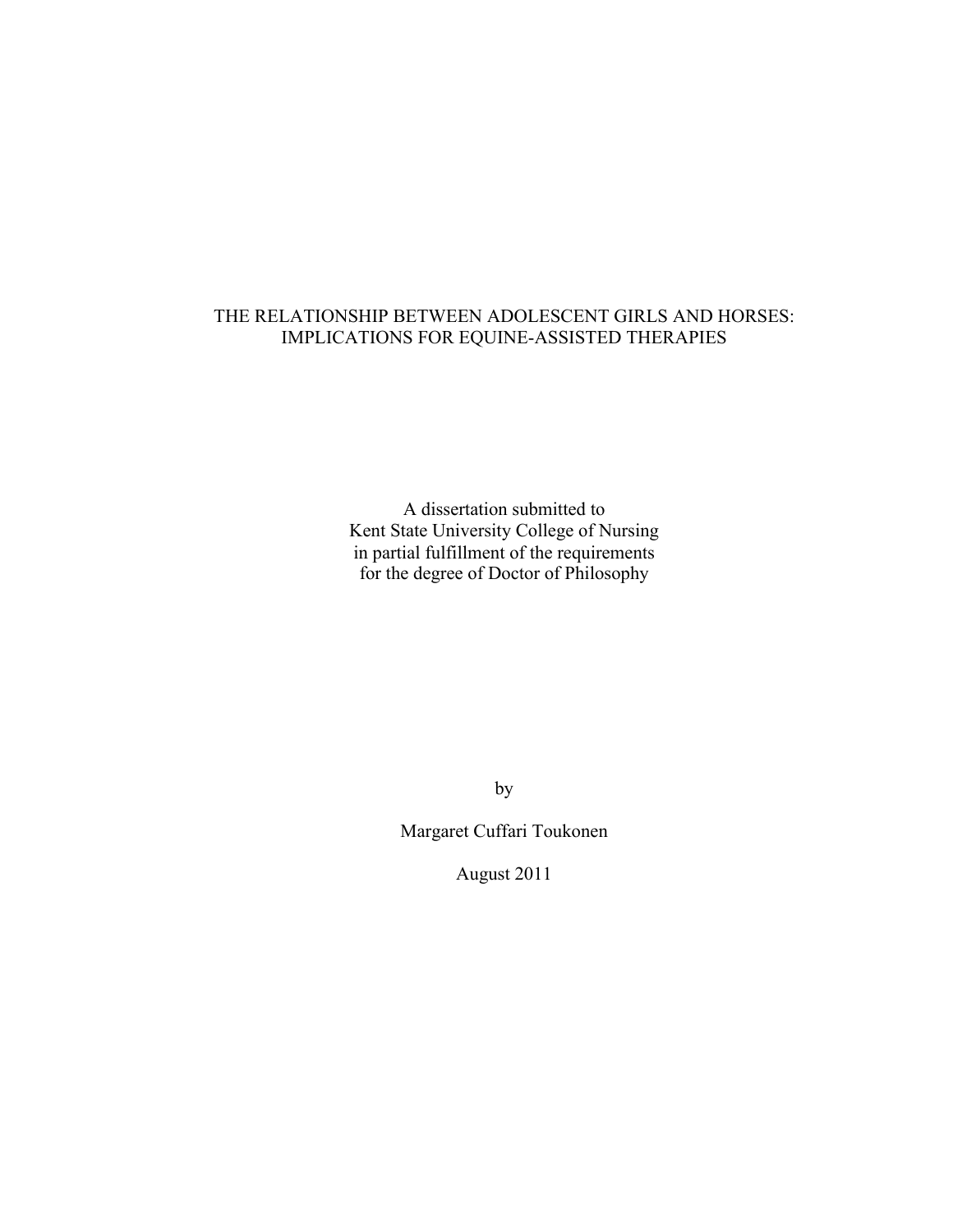# THE RELATIONSHIP BETWEEN ADOLESCENT GIRLS AND HORSES: IMPLICATIONS FOR EQUINE-ASSISTED THERAPIES

A dissertation submitted to
Kent State University College of Nursing
in partial fulfillment of the requirements
for the degree of Doctor of Philosophy

by

Margaret Cuffari Toukonen

August 2011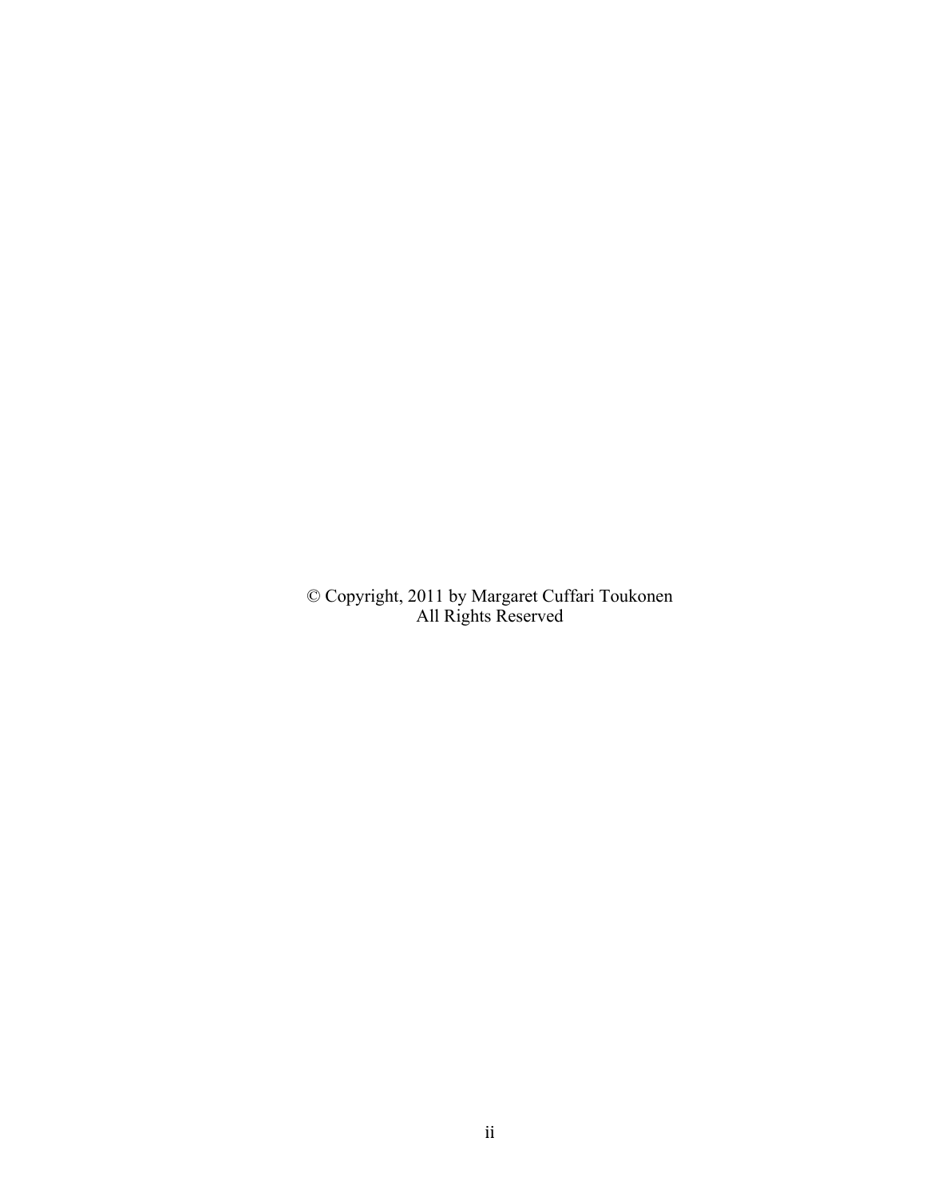© Copyright, 2011 by Margaret Cuffari Toukonen
All Rights Reserved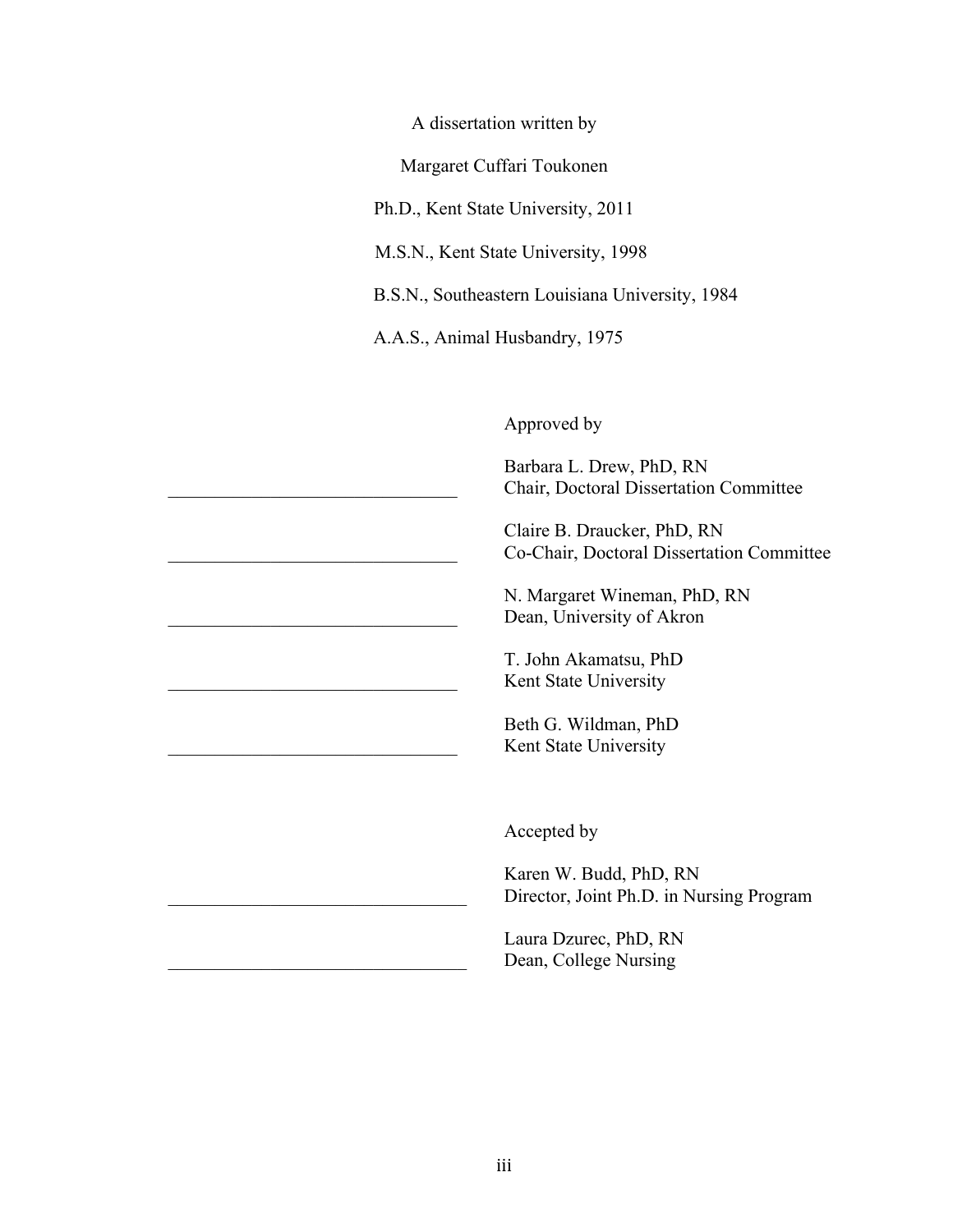A dissertation written by

Margaret Cuffari Toukonen

Ph.D., Kent State University, 2011

M.S.N., Kent State University, 1998

B.S.N., Southeastern Louisiana University, 1984

A.A.S., Animal Husbandry, 1975

Approved by

\_\_\_\_\_\_\_\_\_\_\_\_\_\_\_\_\_\_\_\_\_\_\_\_\_\_\_\_\_\_ Barbara L. Drew, PhD, RN
Chair, Doctoral Dissertation Committee

\_\_\_\_\_\_\_\_\_\_\_\_\_\_\_\_\_\_\_\_\_\_\_\_\_\_\_\_\_\_ Claire B. Draucker, PhD, RN
Co-Chair, Doctoral Dissertation Committee

\_\_\_\_\_\_\_\_\_\_\_\_\_\_\_\_\_\_\_\_\_\_\_\_\_\_\_\_\_\_ N. Margaret Wineman, PhD, RN
Dean, University of Akron

\_\_\_\_\_\_\_\_\_\_\_\_\_\_\_\_\_\_\_\_\_\_\_\_\_\_\_\_\_\_ T. John Akamatsu, PhD
Kent State University

\_\_\_\_\_\_\_\_\_\_\_\_\_\_\_\_\_\_\_\_\_\_\_\_\_\_\_\_\_\_ Beth G. Wildman, PhD
Kent State University

Accepted by

\_\_\_\_\_\_\_\_\_\_\_\_\_\_\_\_\_\_\_\_\_\_\_\_\_\_\_\_\_\_ Karen W. Budd, PhD, RN
Director, Joint Ph.D. in Nursing Program

\_\_\_\_\_\_\_\_\_\_\_\_\_\_\_\_\_\_\_\_\_\_\_\_\_\_\_\_\_\_ Laura Dzurec, PhD, RN
Dean, College Nursing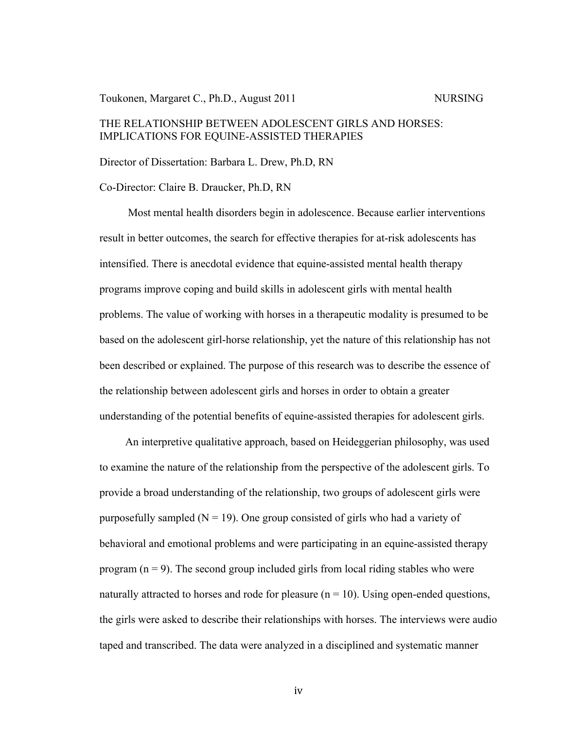Toukonen, Margaret C., Ph.D., August 2011 NURSING

THE RELATIONSHIP BETWEEN ADOLESCENT GIRLS AND HORSES: IMPLICATIONS FOR EQUINE-ASSISTED THERAPIES

Director of Dissertation: Barbara L. Drew, Ph.D, RN

Co-Director: Claire B. Draucker, Ph.D, RN

Most mental health disorders begin in adolescence. Because earlier interventions result in better outcomes, the search for effective therapies for at-risk adolescents has intensified. There is anecdotal evidence that equine-assisted mental health therapy programs improve coping and build skills in adolescent girls with mental health problems. The value of working with horses in a therapeutic modality is presumed to be based on the adolescent girl-horse relationship, yet the nature of this relationship has not been described or explained. The purpose of this research was to describe the essence of the relationship between adolescent girls and horses in order to obtain a greater understanding of the potential benefits of equine-assisted therapies for adolescent girls.

An interpretive qualitative approach, based on Heideggerian philosophy, was used to examine the nature of the relationship from the perspective of the adolescent girls. To provide a broad understanding of the relationship, two groups of adolescent girls were purposefully sampled ($N = 19$). One group consisted of girls who had a variety of behavioral and emotional problems and were participating in an equine-assisted therapy program ($n = 9$). The second group included girls from local riding stables who were naturally attracted to horses and rode for pleasure ($n = 10$). Using open-ended questions, the girls were asked to describe their relationships with horses. The interviews were audio taped and transcribed. The data were analyzed in a disciplined and systematic manner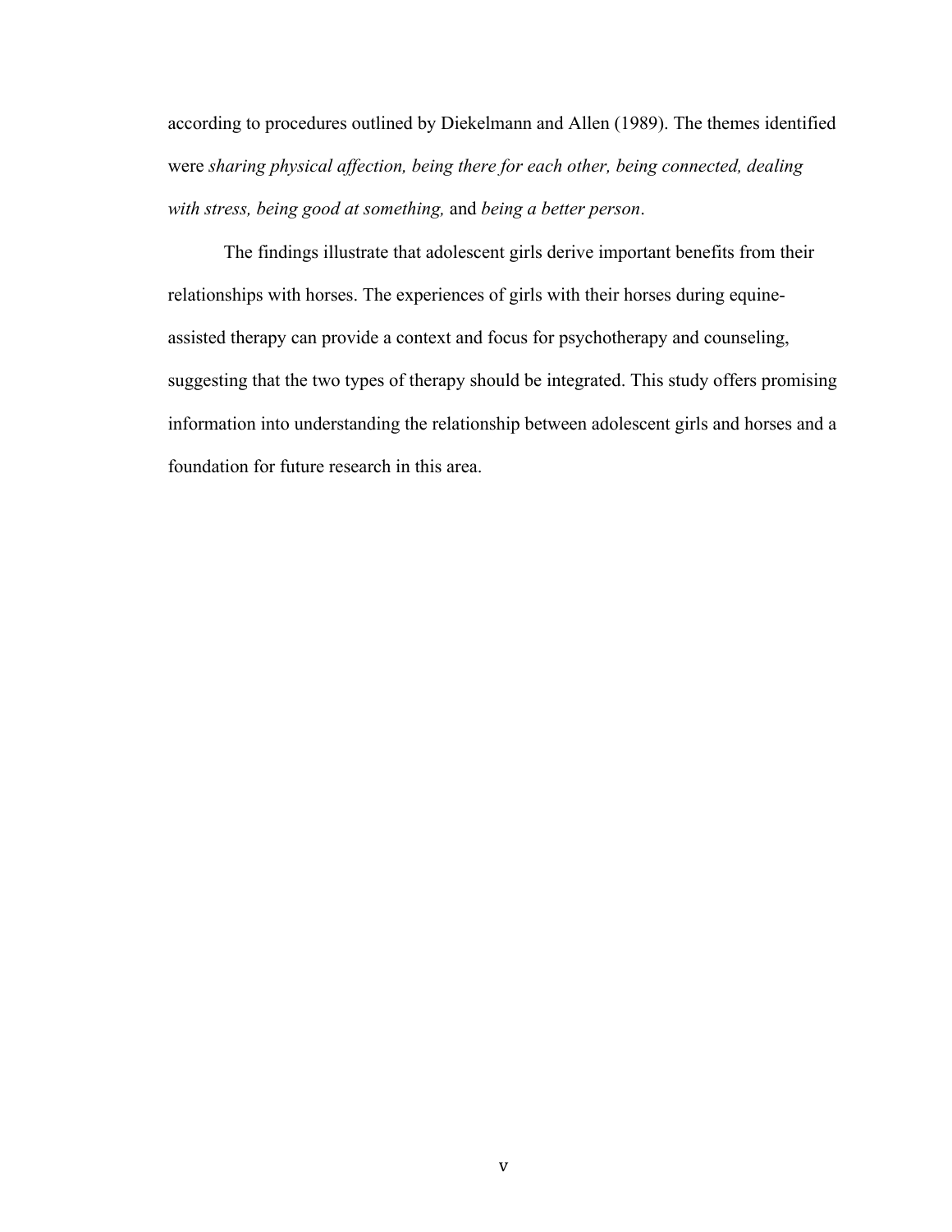according to procedures outlined by Diekelmann and Allen (1989). The themes identified were *sharing physical affection, being there for each other, being connected, dealing with stress, being good at something,* and *being a better person*.

The findings illustrate that adolescent girls derive important benefits from their relationships with horses. The experiences of girls with their horses during equine-assisted therapy can provide a context and focus for psychotherapy and counseling, suggesting that the two types of therapy should be integrated. This study offers promising information into understanding the relationship between adolescent girls and horses and a foundation for future research in this area.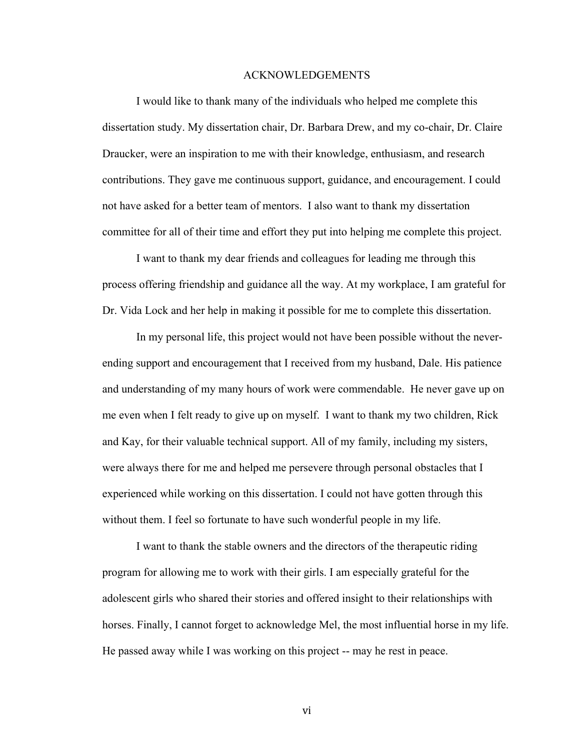# ACKNOWLEDGEMENTS

I would like to thank many of the individuals who helped me complete this dissertation study. My dissertation chair, Dr. Barbara Drew, and my co-chair, Dr. Claire Draucker, were an inspiration to me with their knowledge, enthusiasm, and research contributions. They gave me continuous support, guidance, and encouragement. I could not have asked for a better team of mentors. I also want to thank my dissertation committee for all of their time and effort they put into helping me complete this project.

I want to thank my dear friends and colleagues for leading me through this process offering friendship and guidance all the way. At my workplace, I am grateful for Dr. Vida Lock and her help in making it possible for me to complete this dissertation.

In my personal life, this project would not have been possible without the never-ending support and encouragement that I received from my husband, Dale. His patience and understanding of my many hours of work were commendable. He never gave up on me even when I felt ready to give up on myself. I want to thank my two children, Rick and Kay, for their valuable technical support. All of my family, including my sisters, were always there for me and helped me persevere through personal obstacles that I experienced while working on this dissertation. I could not have gotten through this without them. I feel so fortunate to have such wonderful people in my life.

I want to thank the stable owners and the directors of the therapeutic riding program for allowing me to work with their girls. I am especially grateful for the adolescent girls who shared their stories and offered insight to their relationships with horses. Finally, I cannot forget to acknowledge Mel, the most influential horse in my life. He passed away while I was working on this project -- may he rest in peace.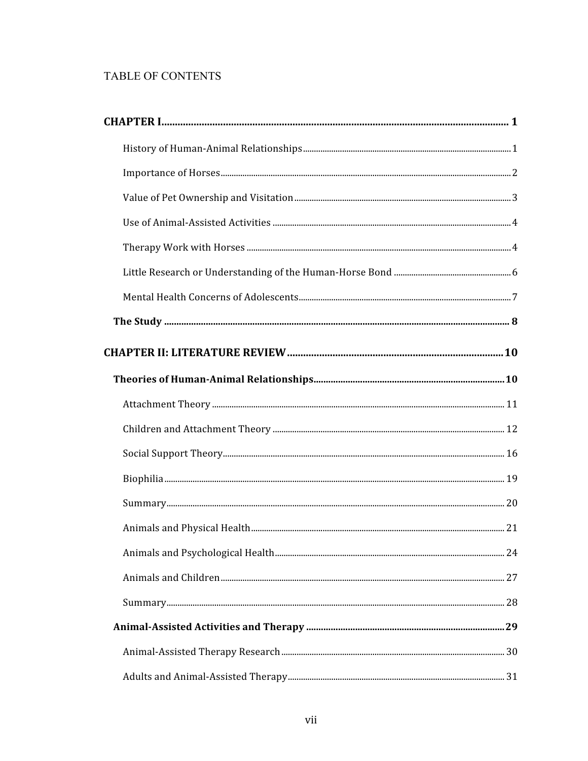TABLE OF CONTENTS

**CHAPTER I** ........ **1**

- History of Human-Animal Relationships ........ 1
- Importance of Horses ........ 2
- Value of Pet Ownership and Visitation ........ 3
- Use of Animal-Assisted Activities ........ 4
- Therapy Work with Horses ........ 4
- Little Research or Understanding of the Human-Horse Bond ........ 6
- Mental Health Concerns of Adolescents ........ 7

**The Study** ........ **8**

**CHAPTER II: LITERATURE REVIEW** ........ **10**

**Theories of Human-Animal Relationships** ........ **10**

- Attachment Theory ........ 11
- Children and Attachment Theory ........ 12
- Social Support Theory ........ 16
- Biophilia ........ 19
- Summary ........ 20
- Animals and Physical Health ........ 21
- Animals and Psychological Health ........ 24
- Animals and Children ........ 27
- Summary ........ 28

**Animal-Assisted Activities and Therapy** ........ **29**

- Animal-Assisted Therapy Research ........ 30
- Adults and Animal-Assisted Therapy ........ 31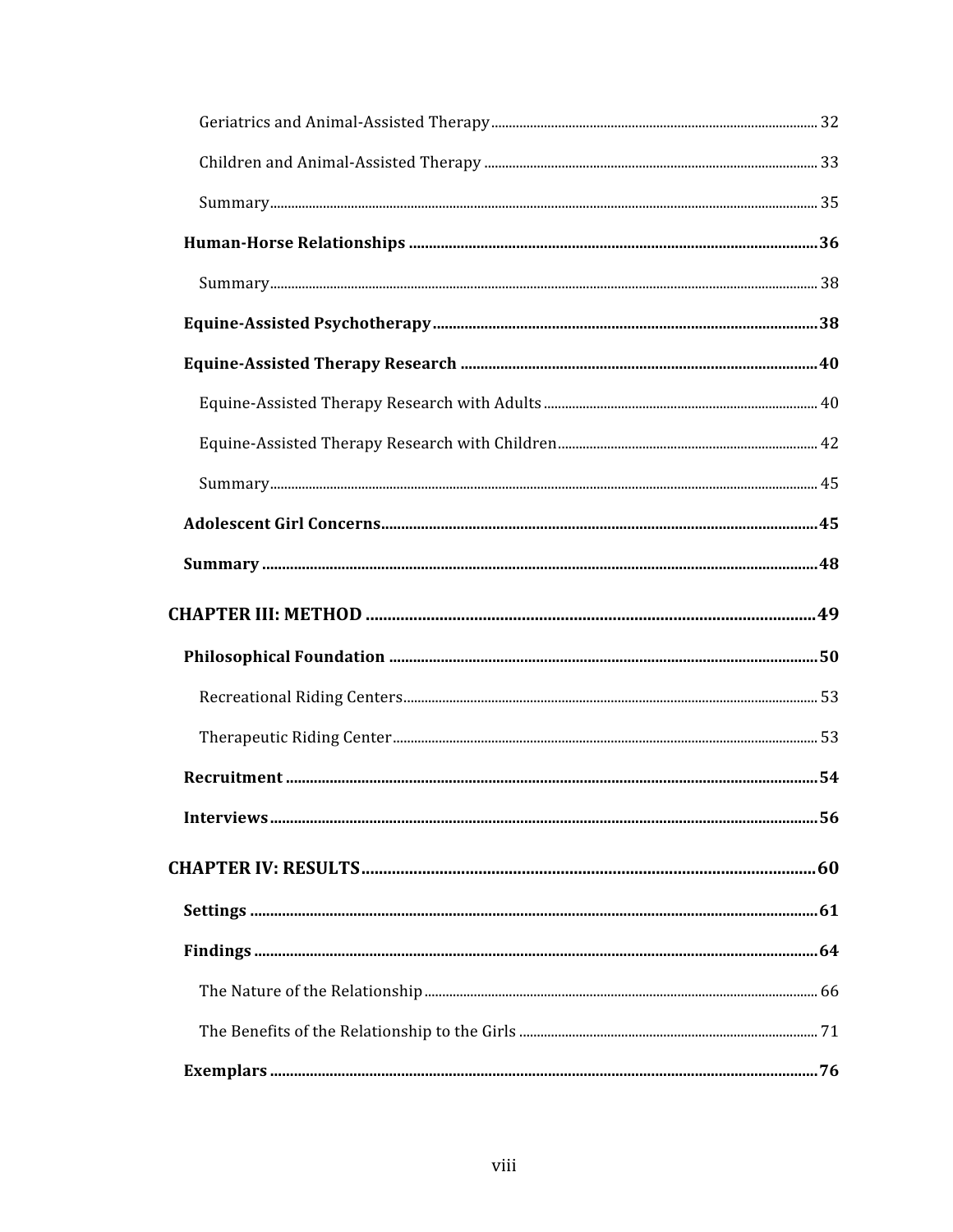Geriatrics and Animal-Assisted Therapy ........ 32

Children and Animal-Assisted Therapy ........ 33

Summary ........ 35

**Human-Horse Relationships ........ 36**

Summary ........ 38

**Equine-Assisted Psychotherapy ........ 38**

**Equine-Assisted Therapy Research ........ 40**

Equine-Assisted Therapy Research with Adults ........ 40

Equine-Assisted Therapy Research with Children ........ 42

Summary ........ 45

**Adolescent Girl Concerns ........ 45**

**Summary ........ 48**

**CHAPTER III: METHOD ........ 49**

**Philosophical Foundation ........ 50**

Recreational Riding Centers ........ 53

Therapeutic Riding Center ........ 53

**Recruitment ........ 54**

**Interviews ........ 56**

**CHAPTER IV: RESULTS ........ 60**

**Settings ........ 61**

**Findings ........ 64**

The Nature of the Relationship ........ 66

The Benefits of the Relationship to the Girls ........ 71

**Exemplars ........ 76**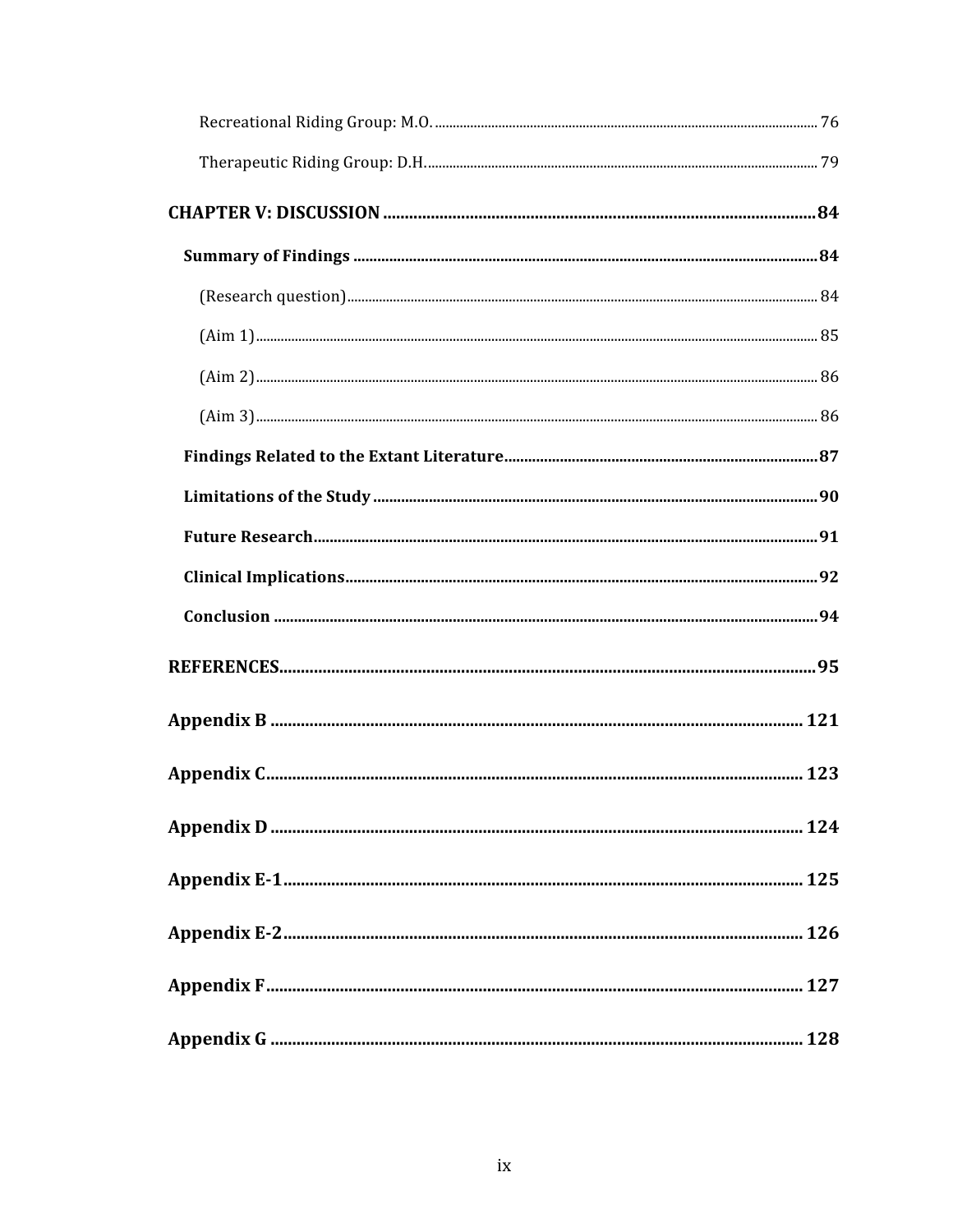Recreational Riding Group: M.O. ........ 76

Therapeutic Riding Group: D.H. ........ 79

**CHAPTER V: DISCUSSION ........ 84**

**Summary of Findings ........ 84**

(Research question) ........ 84

(Aim 1) ........ 85

(Aim 2) ........ 86

(Aim 3) ........ 86

**Findings Related to the Extant Literature ........ 87**

**Limitations of the Study ........ 90**

**Future Research ........ 91**

**Clinical Implications ........ 92**

**Conclusion ........ 94**

**REFERENCES ........ 95**

**Appendix B ........ 121**

**Appendix C ........ 123**

**Appendix D ........ 124**

**Appendix E-1 ........ 125**

**Appendix E-2 ........ 126**

**Appendix F ........ 127**

**Appendix G ........ 128**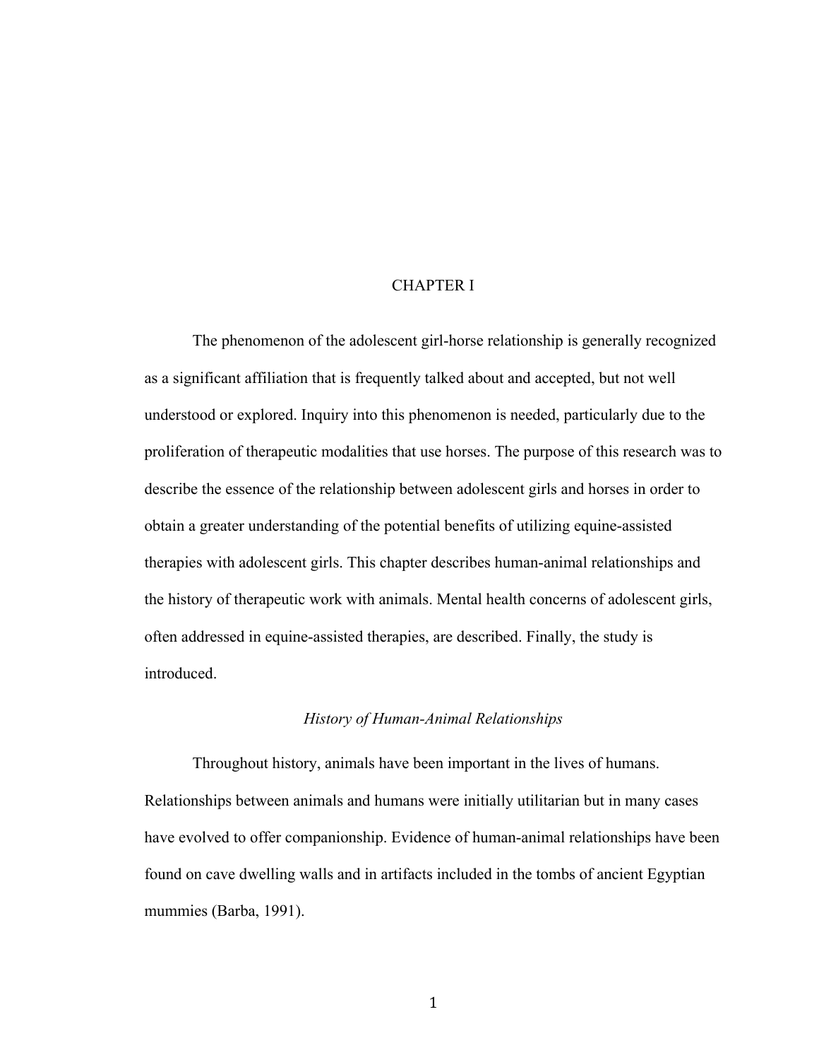# CHAPTER I

The phenomenon of the adolescent girl-horse relationship is generally recognized as a significant affiliation that is frequently talked about and accepted, but not well understood or explored. Inquiry into this phenomenon is needed, particularly due to the proliferation of therapeutic modalities that use horses. The purpose of this research was to describe the essence of the relationship between adolescent girls and horses in order to obtain a greater understanding of the potential benefits of utilizing equine-assisted therapies with adolescent girls. This chapter describes human-animal relationships and the history of therapeutic work with animals. Mental health concerns of adolescent girls, often addressed in equine-assisted therapies, are described. Finally, the study is introduced.

## *History of Human-Animal Relationships*

Throughout history, animals have been important in the lives of humans. Relationships between animals and humans were initially utilitarian but in many cases have evolved to offer companionship. Evidence of human-animal relationships have been found on cave dwelling walls and in artifacts included in the tombs of ancient Egyptian mummies (Barba, 1991).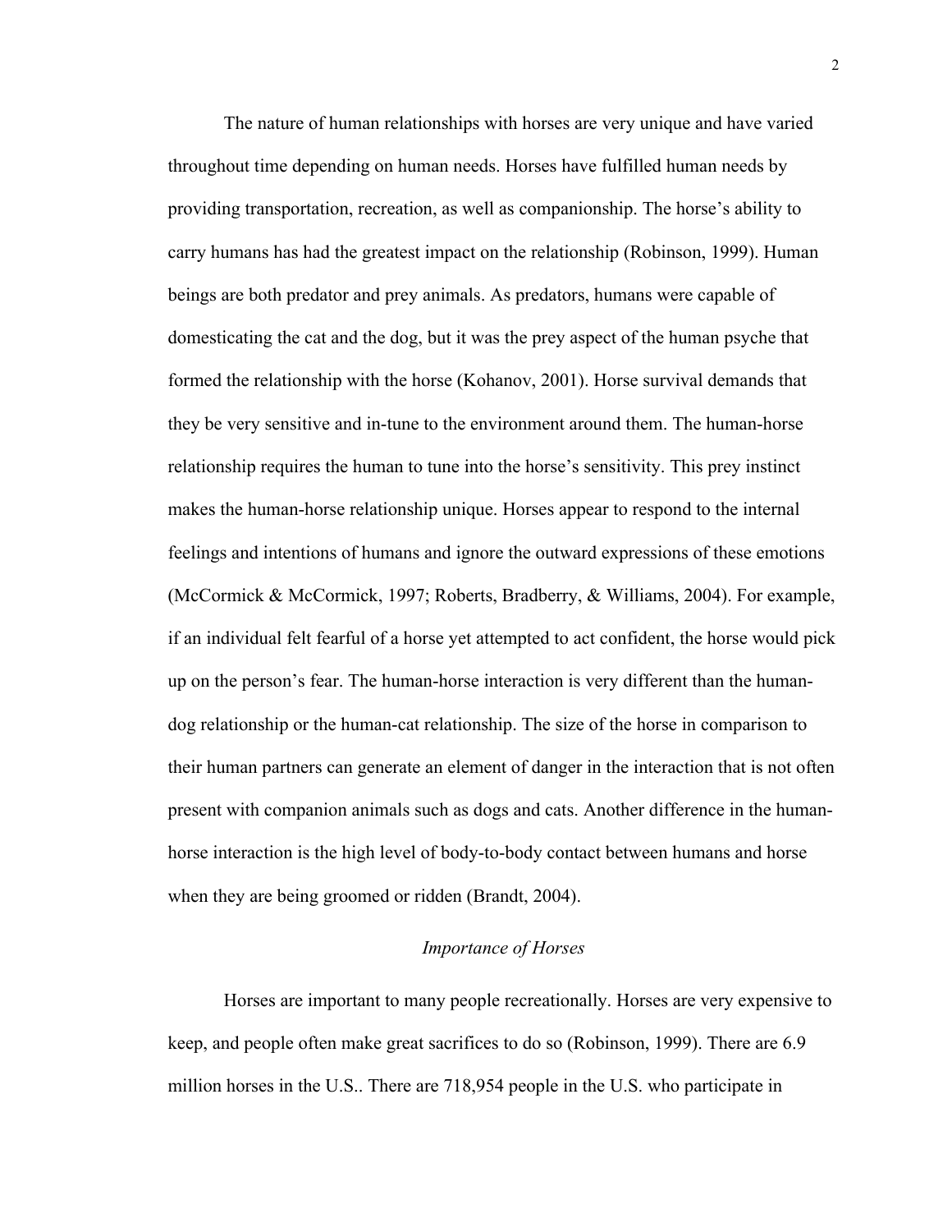The nature of human relationships with horses are very unique and have varied throughout time depending on human needs. Horses have fulfilled human needs by providing transportation, recreation, as well as companionship. The horse's ability to carry humans has had the greatest impact on the relationship (Robinson, 1999). Human beings are both predator and prey animals. As predators, humans were capable of domesticating the cat and the dog, but it was the prey aspect of the human psyche that formed the relationship with the horse (Kohanov, 2001). Horse survival demands that they be very sensitive and in-tune to the environment around them. The human-horse relationship requires the human to tune into the horse's sensitivity. This prey instinct makes the human-horse relationship unique. Horses appear to respond to the internal feelings and intentions of humans and ignore the outward expressions of these emotions (McCormick & McCormick, 1997; Roberts, Bradberry, & Williams, 2004). For example, if an individual felt fearful of a horse yet attempted to act confident, the horse would pick up on the person's fear. The human-horse interaction is very different than the human-dog relationship or the human-cat relationship. The size of the horse in comparison to their human partners can generate an element of danger in the interaction that is not often present with companion animals such as dogs and cats. Another difference in the human-horse interaction is the high level of body-to-body contact between humans and horse when they are being groomed or ridden (Brandt, 2004).

### *Importance of Horses*

Horses are important to many people recreationally. Horses are very expensive to keep, and people often make great sacrifices to do so (Robinson, 1999). There are 6.9 million horses in the U.S.. There are 718,954 people in the U.S. who participate in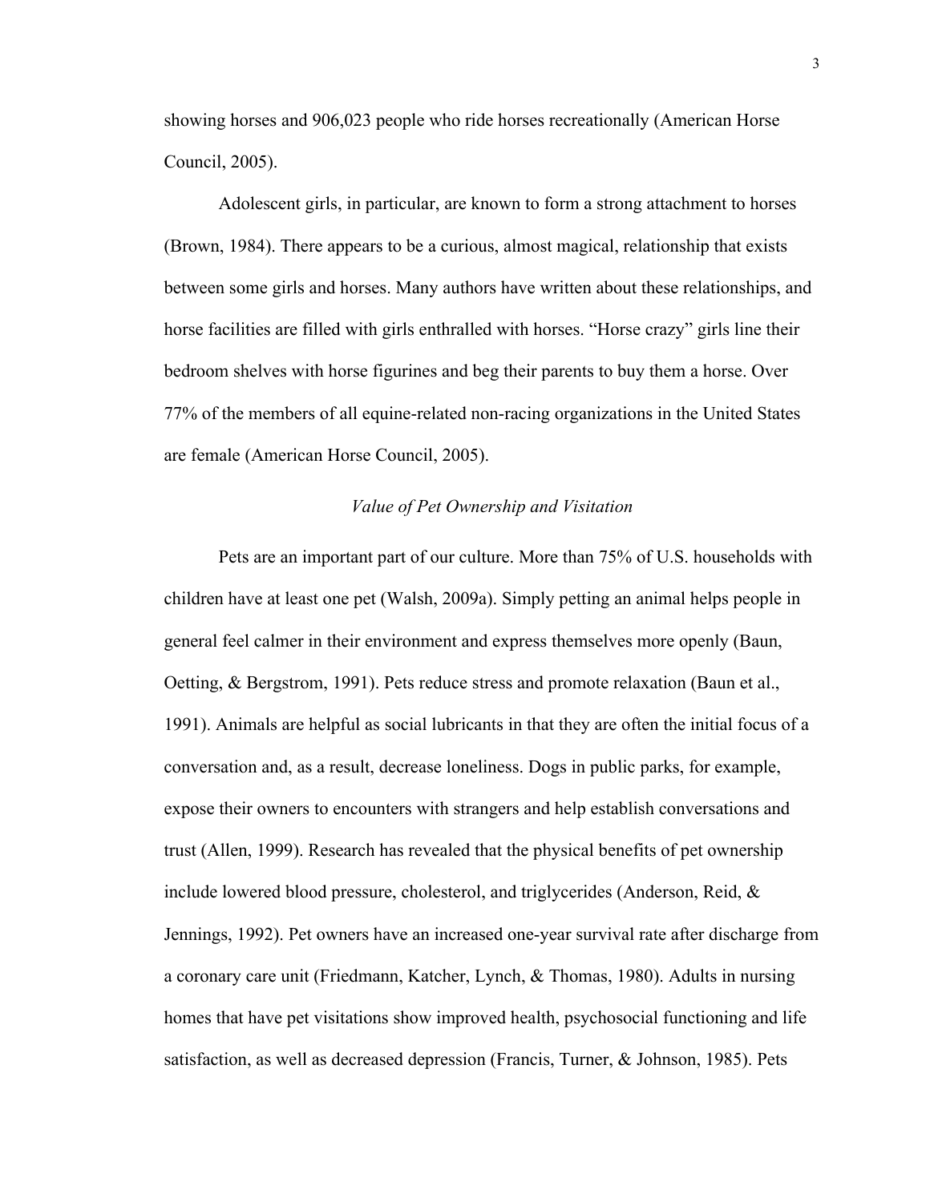showing horses and 906,023 people who ride horses recreationally (American Horse Council, 2005).

Adolescent girls, in particular, are known to form a strong attachment to horses (Brown, 1984). There appears to be a curious, almost magical, relationship that exists between some girls and horses. Many authors have written about these relationships, and horse facilities are filled with girls enthralled with horses. "Horse crazy" girls line their bedroom shelves with horse figurines and beg their parents to buy them a horse. Over 77% of the members of all equine-related non-racing organizations in the United States are female (American Horse Council, 2005).

### *Value of Pet Ownership and Visitation*

Pets are an important part of our culture. More than 75% of U.S. households with children have at least one pet (Walsh, 2009a). Simply petting an animal helps people in general feel calmer in their environment and express themselves more openly (Baun, Oetting, & Bergstrom, 1991). Pets reduce stress and promote relaxation (Baun et al., 1991). Animals are helpful as social lubricants in that they are often the initial focus of a conversation and, as a result, decrease loneliness. Dogs in public parks, for example, expose their owners to encounters with strangers and help establish conversations and trust (Allen, 1999). Research has revealed that the physical benefits of pet ownership include lowered blood pressure, cholesterol, and triglycerides (Anderson, Reid, & Jennings, 1992). Pet owners have an increased one-year survival rate after discharge from a coronary care unit (Friedmann, Katcher, Lynch, & Thomas, 1980). Adults in nursing homes that have pet visitations show improved health, psychosocial functioning and life satisfaction, as well as decreased depression (Francis, Turner, & Johnson, 1985). Pets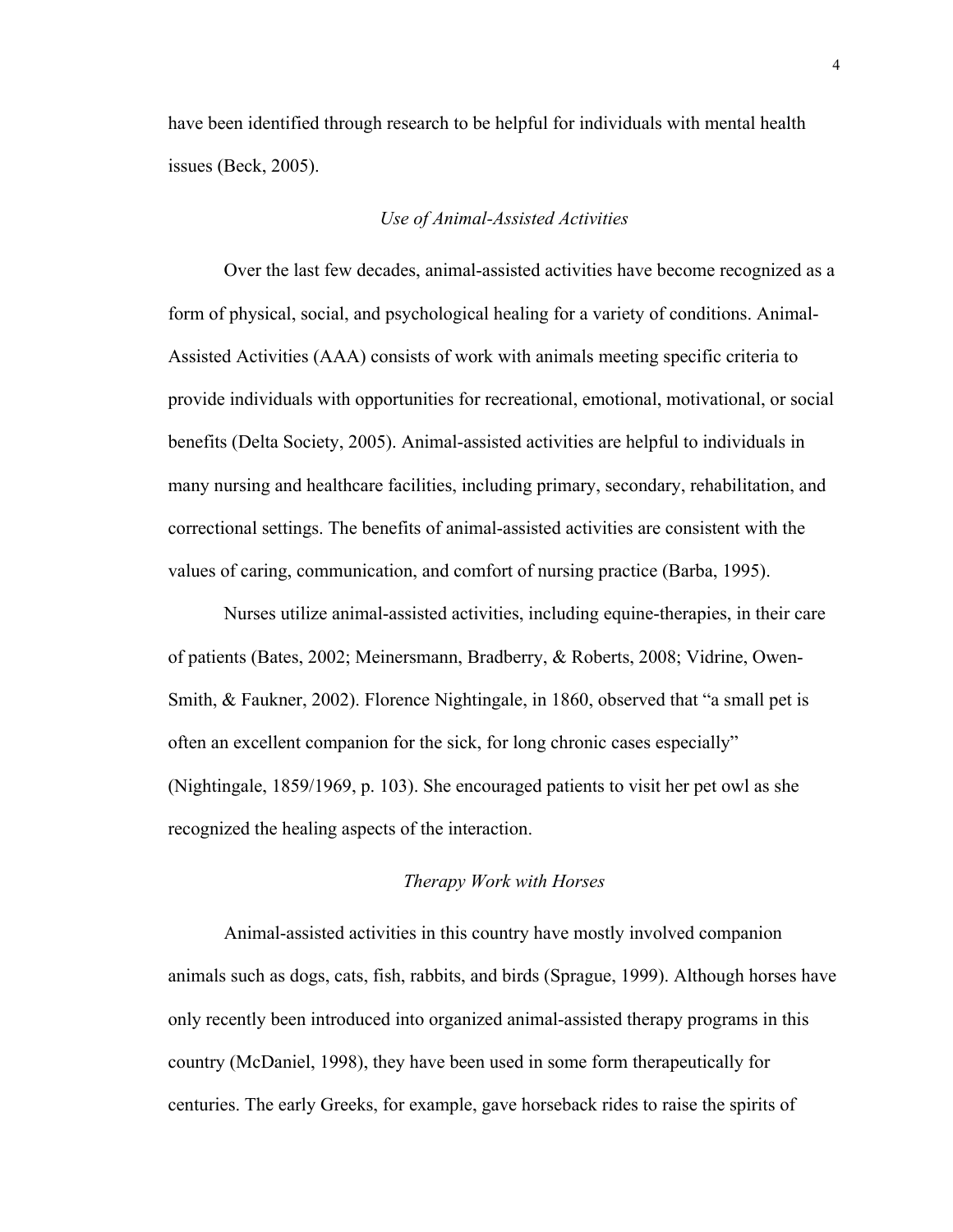have been identified through research to be helpful for individuals with mental health issues (Beck, 2005).

### *Use of Animal-Assisted Activities*

Over the last few decades, animal-assisted activities have become recognized as a form of physical, social, and psychological healing for a variety of conditions. Animal-Assisted Activities (AAA) consists of work with animals meeting specific criteria to provide individuals with opportunities for recreational, emotional, motivational, or social benefits (Delta Society, 2005). Animal-assisted activities are helpful to individuals in many nursing and healthcare facilities, including primary, secondary, rehabilitation, and correctional settings. The benefits of animal-assisted activities are consistent with the values of caring, communication, and comfort of nursing practice (Barba, 1995).

Nurses utilize animal-assisted activities, including equine-therapies, in their care of patients (Bates, 2002; Meinersmann, Bradberry, & Roberts, 2008; Vidrine, Owen-Smith, & Faukner, 2002). Florence Nightingale, in 1860, observed that "a small pet is often an excellent companion for the sick, for long chronic cases especially" (Nightingale, 1859/1969, p. 103). She encouraged patients to visit her pet owl as she recognized the healing aspects of the interaction.

### *Therapy Work with Horses*

Animal-assisted activities in this country have mostly involved companion animals such as dogs, cats, fish, rabbits, and birds (Sprague, 1999). Although horses have only recently been introduced into organized animal-assisted therapy programs in this country (McDaniel, 1998), they have been used in some form therapeutically for centuries. The early Greeks, for example, gave horseback rides to raise the spirits of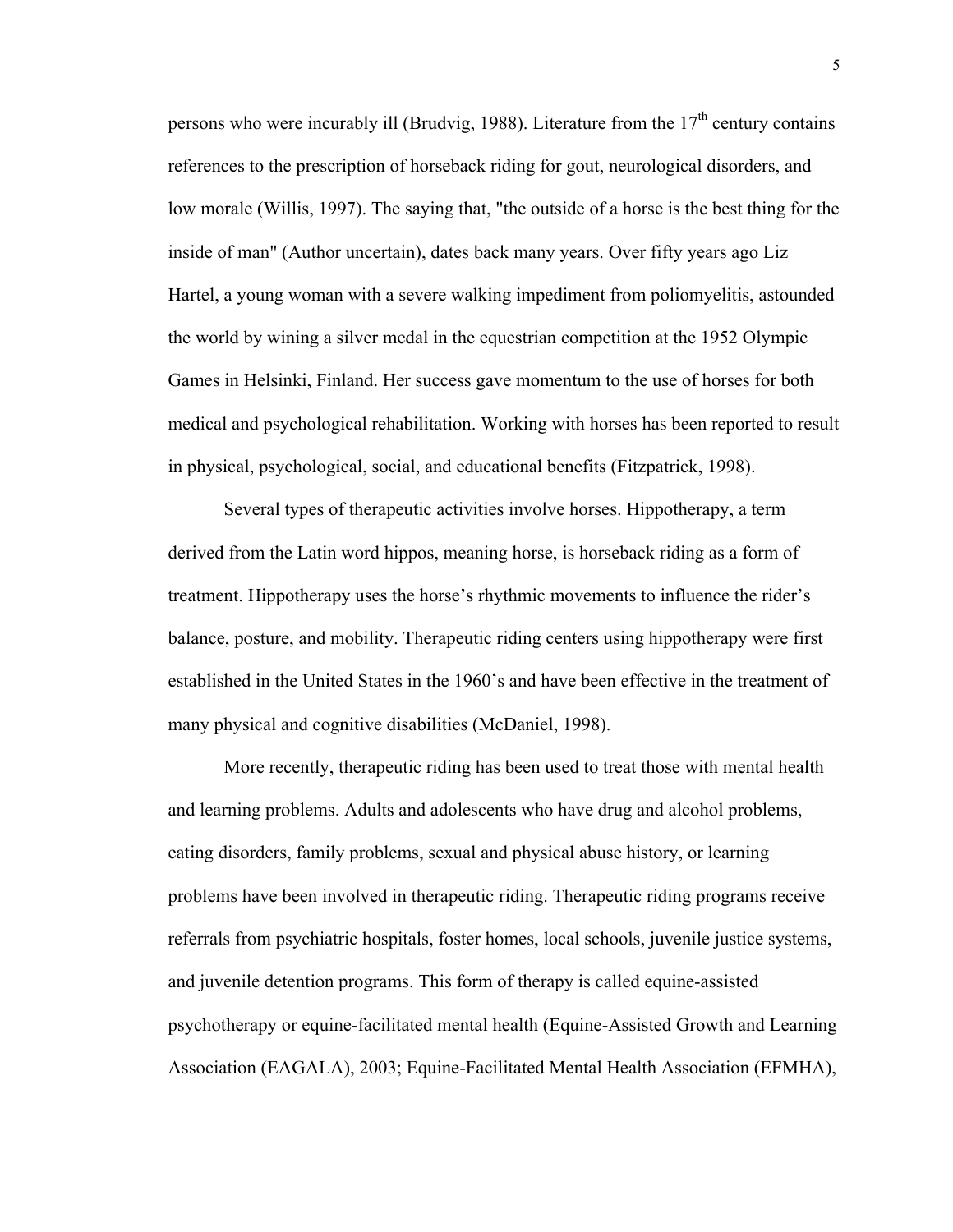persons who were incurably ill (Brudvig, 1988). Literature from the 17th century contains references to the prescription of horseback riding for gout, neurological disorders, and low morale (Willis, 1997). The saying that, "the outside of a horse is the best thing for the inside of man" (Author uncertain), dates back many years. Over fifty years ago Liz Hartel, a young woman with a severe walking impediment from poliomyelitis, astounded the world by wining a silver medal in the equestrian competition at the 1952 Olympic Games in Helsinki, Finland. Her success gave momentum to the use of horses for both medical and psychological rehabilitation. Working with horses has been reported to result in physical, psychological, social, and educational benefits (Fitzpatrick, 1998).

Several types of therapeutic activities involve horses. Hippotherapy, a term derived from the Latin word hippos, meaning horse, is horseback riding as a form of treatment. Hippotherapy uses the horse's rhythmic movements to influence the rider's balance, posture, and mobility. Therapeutic riding centers using hippotherapy were first established in the United States in the 1960's and have been effective in the treatment of many physical and cognitive disabilities (McDaniel, 1998).

More recently, therapeutic riding has been used to treat those with mental health and learning problems. Adults and adolescents who have drug and alcohol problems, eating disorders, family problems, sexual and physical abuse history, or learning problems have been involved in therapeutic riding. Therapeutic riding programs receive referrals from psychiatric hospitals, foster homes, local schools, juvenile justice systems, and juvenile detention programs. This form of therapy is called equine-assisted psychotherapy or equine-facilitated mental health (Equine-Assisted Growth and Learning Association (EAGALA), 2003; Equine-Facilitated Mental Health Association (EFMHA),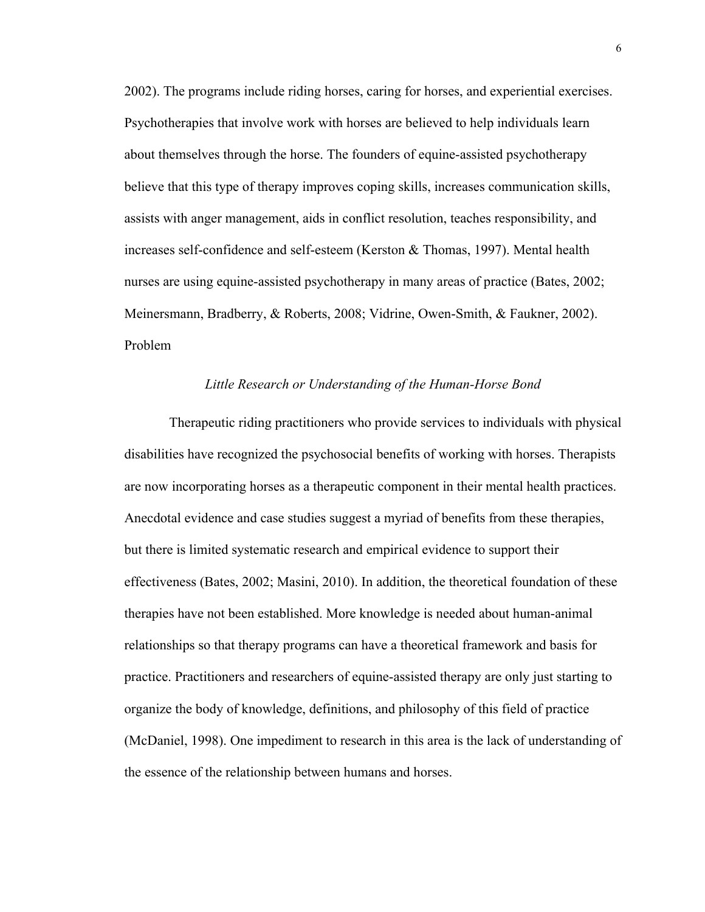2002). The programs include riding horses, caring for horses, and experiential exercises. Psychotherapies that involve work with horses are believed to help individuals learn about themselves through the horse. The founders of equine-assisted psychotherapy believe that this type of therapy improves coping skills, increases communication skills, assists with anger management, aids in conflict resolution, teaches responsibility, and increases self-confidence and self-esteem (Kerston & Thomas, 1997). Mental health nurses are using equine-assisted psychotherapy in many areas of practice (Bates, 2002; Meinersmann, Bradberry, & Roberts, 2008; Vidrine, Owen-Smith, & Faukner, 2002).

## Problem

### *Little Research or Understanding of the Human-Horse Bond*

Therapeutic riding practitioners who provide services to individuals with physical disabilities have recognized the psychosocial benefits of working with horses. Therapists are now incorporating horses as a therapeutic component in their mental health practices. Anecdotal evidence and case studies suggest a myriad of benefits from these therapies, but there is limited systematic research and empirical evidence to support their effectiveness (Bates, 2002; Masini, 2010). In addition, the theoretical foundation of these therapies have not been established. More knowledge is needed about human-animal relationships so that therapy programs can have a theoretical framework and basis for practice. Practitioners and researchers of equine-assisted therapy are only just starting to organize the body of knowledge, definitions, and philosophy of this field of practice (McDaniel, 1998). One impediment to research in this area is the lack of understanding of the essence of the relationship between humans and horses.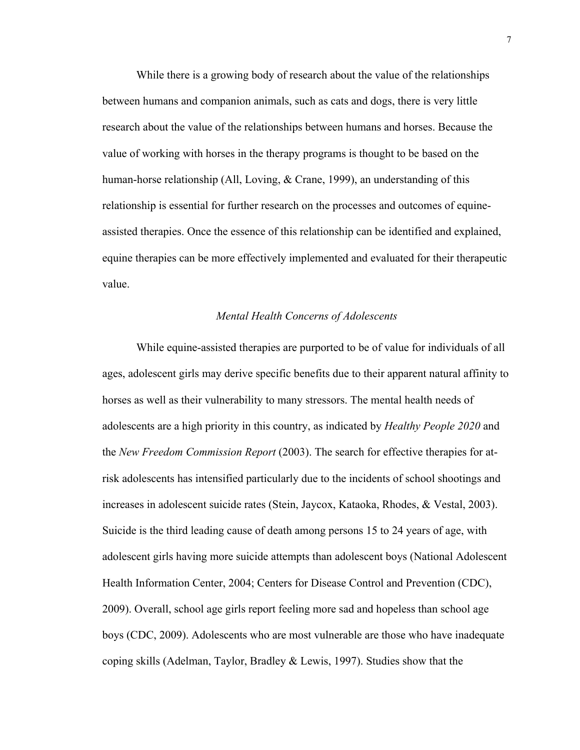While there is a growing body of research about the value of the relationships between humans and companion animals, such as cats and dogs, there is very little research about the value of the relationships between humans and horses. Because the value of working with horses in the therapy programs is thought to be based on the human-horse relationship (All, Loving, & Crane, 1999), an understanding of this relationship is essential for further research on the processes and outcomes of equine-assisted therapies. Once the essence of this relationship can be identified and explained, equine therapies can be more effectively implemented and evaluated for their therapeutic value.

### *Mental Health Concerns of Adolescents*

While equine-assisted therapies are purported to be of value for individuals of all ages, adolescent girls may derive specific benefits due to their apparent natural affinity to horses as well as their vulnerability to many stressors. The mental health needs of adolescents are a high priority in this country, as indicated by *Healthy People 2020* and the *New Freedom Commission Report* (2003). The search for effective therapies for at-risk adolescents has intensified particularly due to the incidents of school shootings and increases in adolescent suicide rates (Stein, Jaycox, Kataoka, Rhodes, & Vestal, 2003). Suicide is the third leading cause of death among persons 15 to 24 years of age, with adolescent girls having more suicide attempts than adolescent boys (National Adolescent Health Information Center, 2004; Centers for Disease Control and Prevention (CDC), 2009). Overall, school age girls report feeling more sad and hopeless than school age boys (CDC, 2009). Adolescents who are most vulnerable are those who have inadequate coping skills (Adelman, Taylor, Bradley & Lewis, 1997). Studies show that the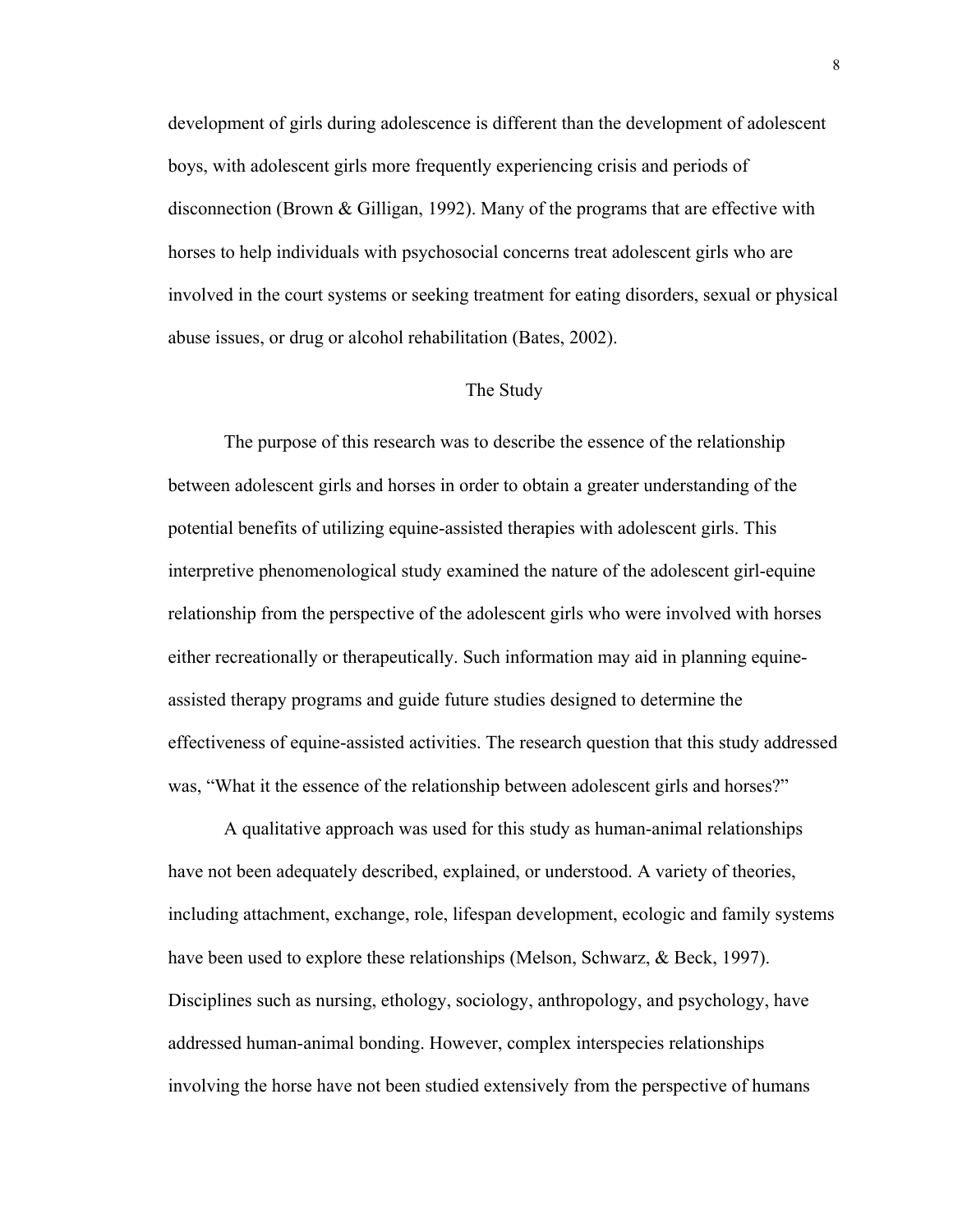development of girls during adolescence is different than the development of adolescent boys, with adolescent girls more frequently experiencing crisis and periods of disconnection (Brown & Gilligan, 1992). Many of the programs that are effective with horses to help individuals with psychosocial concerns treat adolescent girls who are involved in the court systems or seeking treatment for eating disorders, sexual or physical abuse issues, or drug or alcohol rehabilitation (Bates, 2002).

## The Study

The purpose of this research was to describe the essence of the relationship between adolescent girls and horses in order to obtain a greater understanding of the potential benefits of utilizing equine-assisted therapies with adolescent girls. This interpretive phenomenological study examined the nature of the adolescent girl-equine relationship from the perspective of the adolescent girls who were involved with horses either recreationally or therapeutically. Such information may aid in planning equine-assisted therapy programs and guide future studies designed to determine the effectiveness of equine-assisted activities. The research question that this study addressed was, "What it the essence of the relationship between adolescent girls and horses?"

A qualitative approach was used for this study as human-animal relationships have not been adequately described, explained, or understood. A variety of theories, including attachment, exchange, role, lifespan development, ecologic and family systems have been used to explore these relationships (Melson, Schwarz, & Beck, 1997). Disciplines such as nursing, ethology, sociology, anthropology, and psychology, have addressed human-animal bonding. However, complex interspecies relationships involving the horse have not been studied extensively from the perspective of humans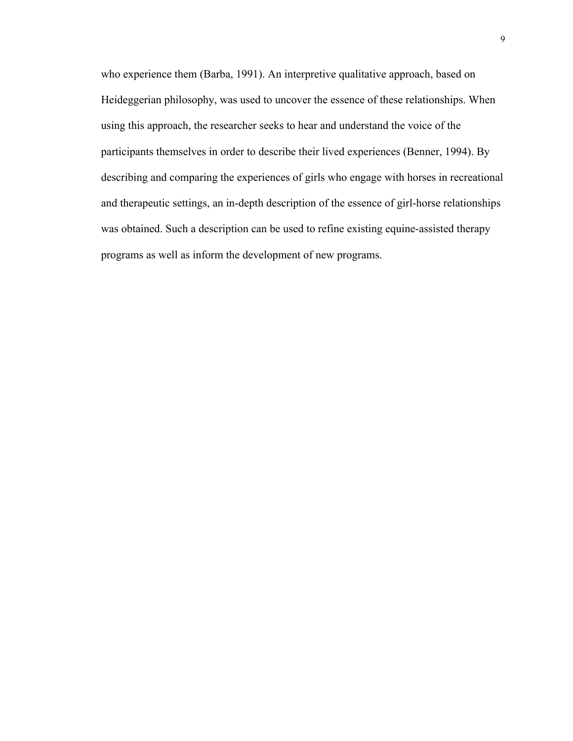who experience them (Barba, 1991). An interpretive qualitative approach, based on Heideggerian philosophy, was used to uncover the essence of these relationships. When using this approach, the researcher seeks to hear and understand the voice of the participants themselves in order to describe their lived experiences (Benner, 1994). By describing and comparing the experiences of girls who engage with horses in recreational and therapeutic settings, an in-depth description of the essence of girl-horse relationships was obtained. Such a description can be used to refine existing equine-assisted therapy programs as well as inform the development of new programs.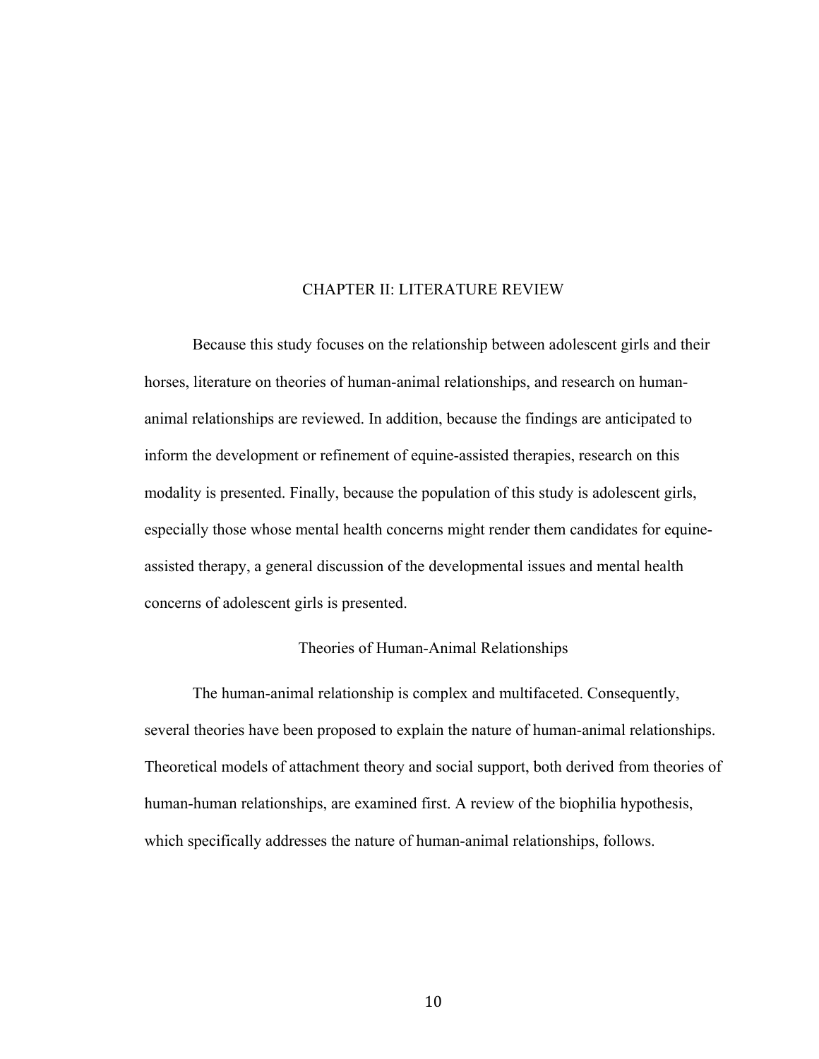# CHAPTER II: LITERATURE REVIEW

Because this study focuses on the relationship between adolescent girls and their horses, literature on theories of human-animal relationships, and research on human-animal relationships are reviewed. In addition, because the findings are anticipated to inform the development or refinement of equine-assisted therapies, research on this modality is presented. Finally, because the population of this study is adolescent girls, especially those whose mental health concerns might render them candidates for equine-assisted therapy, a general discussion of the developmental issues and mental health concerns of adolescent girls is presented.

## Theories of Human-Animal Relationships

The human-animal relationship is complex and multifaceted. Consequently, several theories have been proposed to explain the nature of human-animal relationships. Theoretical models of attachment theory and social support, both derived from theories of human-human relationships, are examined first. A review of the biophilia hypothesis, which specifically addresses the nature of human-animal relationships, follows.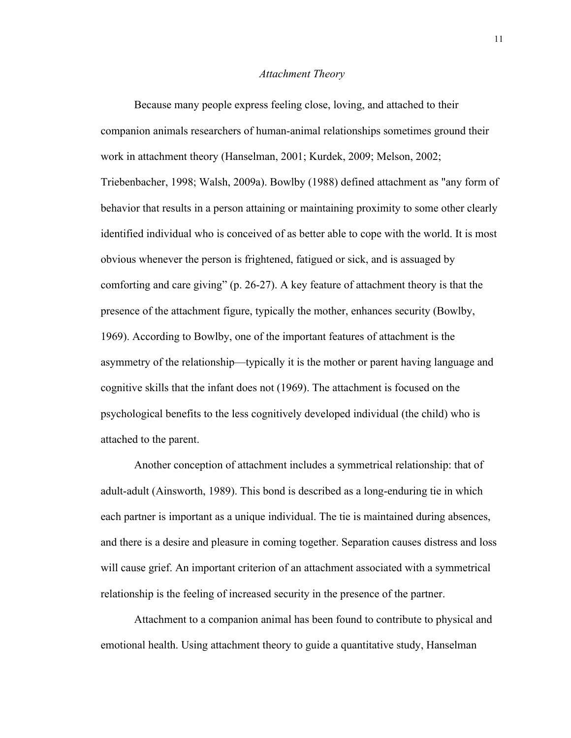*Attachment Theory*

Because many people express feeling close, loving, and attached to their companion animals researchers of human-animal relationships sometimes ground their work in attachment theory (Hanselman, 2001; Kurdek, 2009; Melson, 2002; Triebenbacher, 1998; Walsh, 2009a). Bowlby (1988) defined attachment as "any form of behavior that results in a person attaining or maintaining proximity to some other clearly identified individual who is conceived of as better able to cope with the world. It is most obvious whenever the person is frightened, fatigued or sick, and is assuaged by comforting and care giving" (p. 26-27). A key feature of attachment theory is that the presence of the attachment figure, typically the mother, enhances security (Bowlby, 1969). According to Bowlby, one of the important features of attachment is the asymmetry of the relationship—typically it is the mother or parent having language and cognitive skills that the infant does not (1969). The attachment is focused on the psychological benefits to the less cognitively developed individual (the child) who is attached to the parent.

Another conception of attachment includes a symmetrical relationship: that of adult-adult (Ainsworth, 1989). This bond is described as a long-enduring tie in which each partner is important as a unique individual. The tie is maintained during absences, and there is a desire and pleasure in coming together. Separation causes distress and loss will cause grief. An important criterion of an attachment associated with a symmetrical relationship is the feeling of increased security in the presence of the partner.

Attachment to a companion animal has been found to contribute to physical and emotional health. Using attachment theory to guide a quantitative study, Hanselman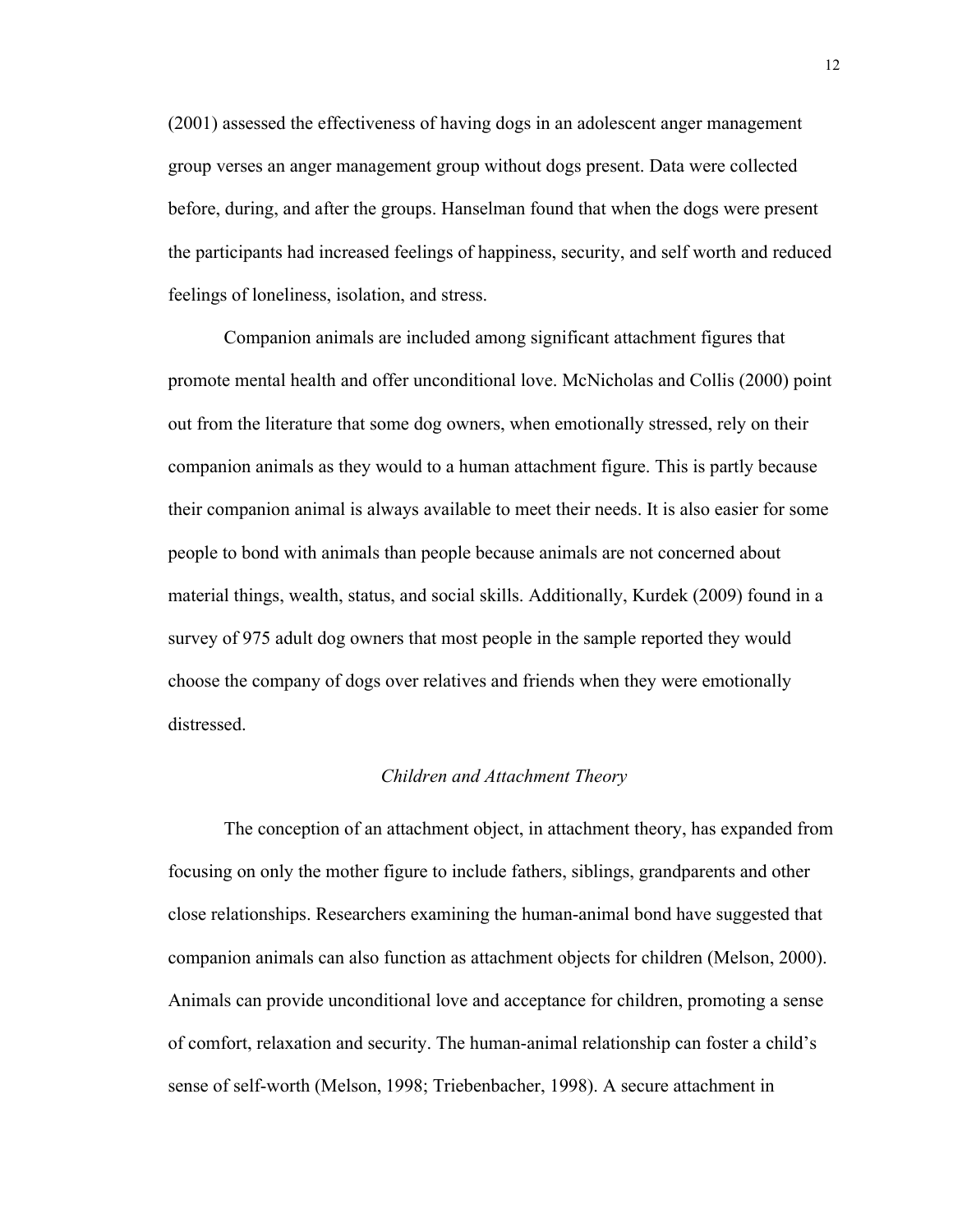(2001) assessed the effectiveness of having dogs in an adolescent anger management group verses an anger management group without dogs present. Data were collected before, during, and after the groups. Hanselman found that when the dogs were present the participants had increased feelings of happiness, security, and self worth and reduced feelings of loneliness, isolation, and stress.

Companion animals are included among significant attachment figures that promote mental health and offer unconditional love. McNicholas and Collis (2000) point out from the literature that some dog owners, when emotionally stressed, rely on their companion animals as they would to a human attachment figure. This is partly because their companion animal is always available to meet their needs. It is also easier for some people to bond with animals than people because animals are not concerned about material things, wealth, status, and social skills. Additionally, Kurdek (2009) found in a survey of 975 adult dog owners that most people in the sample reported they would choose the company of dogs over relatives and friends when they were emotionally distressed.

### *Children and Attachment Theory*

The conception of an attachment object, in attachment theory, has expanded from focusing on only the mother figure to include fathers, siblings, grandparents and other close relationships. Researchers examining the human-animal bond have suggested that companion animals can also function as attachment objects for children (Melson, 2000). Animals can provide unconditional love and acceptance for children, promoting a sense of comfort, relaxation and security. The human-animal relationship can foster a child's sense of self-worth (Melson, 1998; Triebenbacher, 1998). A secure attachment in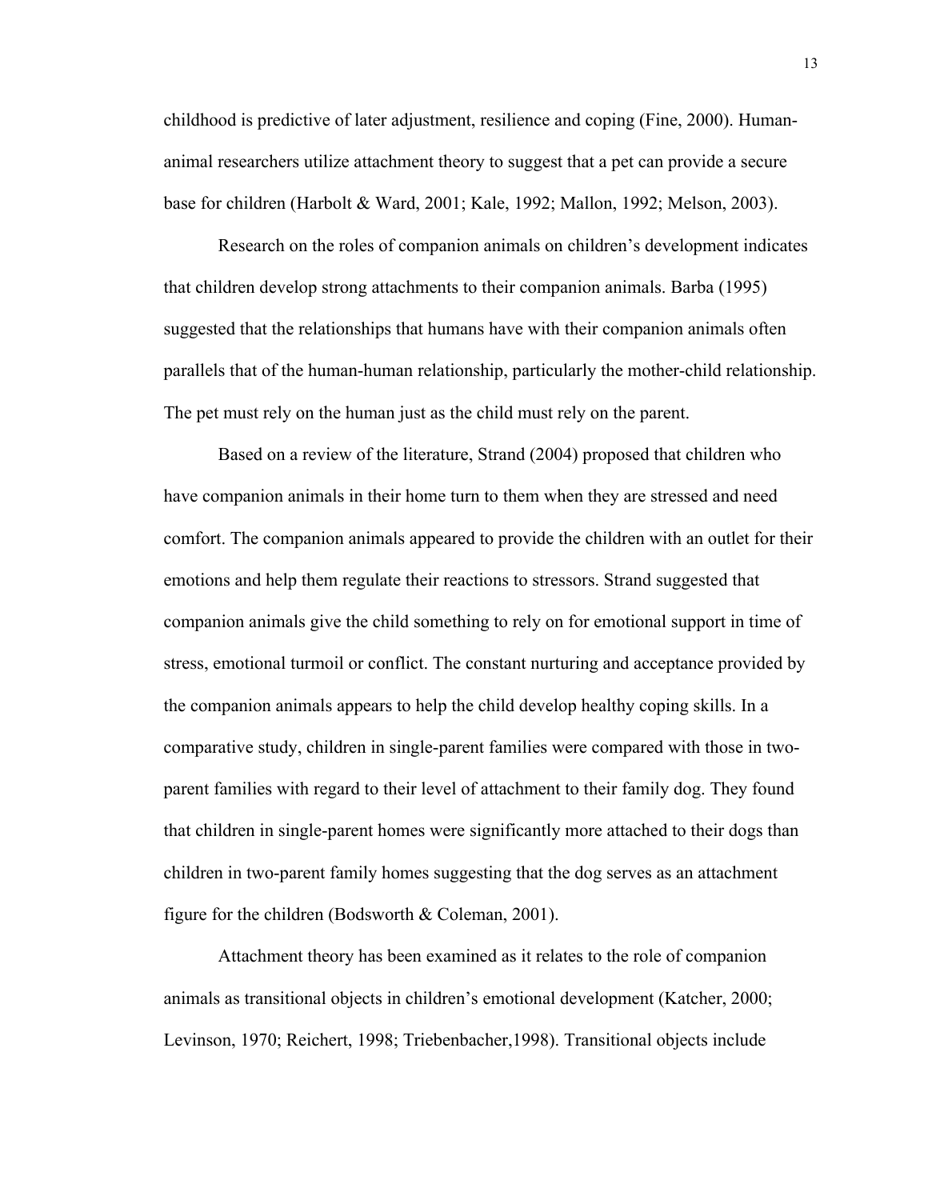childhood is predictive of later adjustment, resilience and coping (Fine, 2000). Human-animal researchers utilize attachment theory to suggest that a pet can provide a secure base for children (Harbolt & Ward, 2001; Kale, 1992; Mallon, 1992; Melson, 2003).

Research on the roles of companion animals on children's development indicates that children develop strong attachments to their companion animals. Barba (1995) suggested that the relationships that humans have with their companion animals often parallels that of the human-human relationship, particularly the mother-child relationship. The pet must rely on the human just as the child must rely on the parent.

Based on a review of the literature, Strand (2004) proposed that children who have companion animals in their home turn to them when they are stressed and need comfort. The companion animals appeared to provide the children with an outlet for their emotions and help them regulate their reactions to stressors. Strand suggested that companion animals give the child something to rely on for emotional support in time of stress, emotional turmoil or conflict. The constant nurturing and acceptance provided by the companion animals appears to help the child develop healthy coping skills. In a comparative study, children in single-parent families were compared with those in two-parent families with regard to their level of attachment to their family dog. They found that children in single-parent homes were significantly more attached to their dogs than children in two-parent family homes suggesting that the dog serves as an attachment figure for the children (Bodsworth & Coleman, 2001).

Attachment theory has been examined as it relates to the role of companion animals as transitional objects in children's emotional development (Katcher, 2000; Levinson, 1970; Reichert, 1998; Triebenbacher,1998). Transitional objects include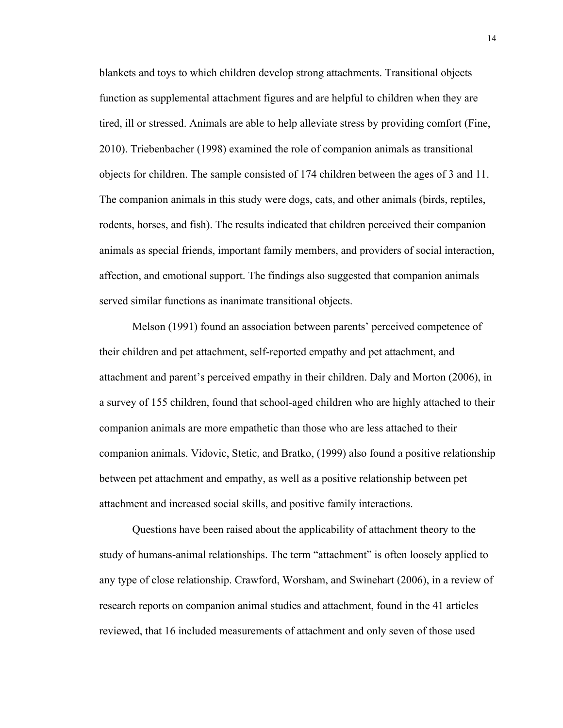blankets and toys to which children develop strong attachments. Transitional objects function as supplemental attachment figures and are helpful to children when they are tired, ill or stressed. Animals are able to help alleviate stress by providing comfort (Fine, 2010). Triebenbacher (1998) examined the role of companion animals as transitional objects for children. The sample consisted of 174 children between the ages of 3 and 11. The companion animals in this study were dogs, cats, and other animals (birds, reptiles, rodents, horses, and fish). The results indicated that children perceived their companion animals as special friends, important family members, and providers of social interaction, affection, and emotional support. The findings also suggested that companion animals served similar functions as inanimate transitional objects.

Melson (1991) found an association between parents' perceived competence of their children and pet attachment, self-reported empathy and pet attachment, and attachment and parent's perceived empathy in their children. Daly and Morton (2006), in a survey of 155 children, found that school-aged children who are highly attached to their companion animals are more empathetic than those who are less attached to their companion animals. Vidovic, Stetic, and Bratko, (1999) also found a positive relationship between pet attachment and empathy, as well as a positive relationship between pet attachment and increased social skills, and positive family interactions.

Questions have been raised about the applicability of attachment theory to the study of humans-animal relationships. The term "attachment" is often loosely applied to any type of close relationship. Crawford, Worsham, and Swinehart (2006), in a review of research reports on companion animal studies and attachment, found in the 41 articles reviewed, that 16 included measurements of attachment and only seven of those used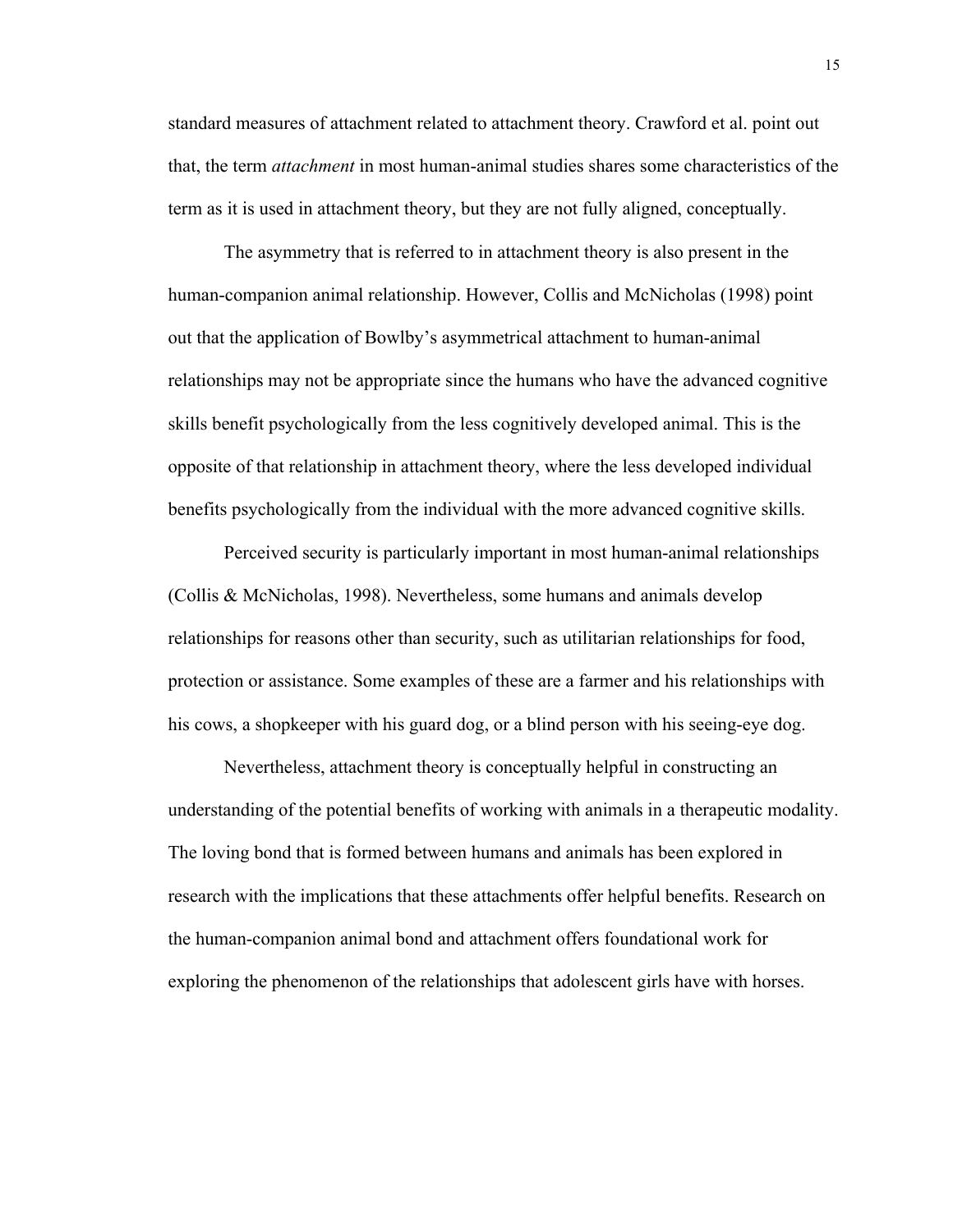standard measures of attachment related to attachment theory. Crawford et al. point out that, the term *attachment* in most human-animal studies shares some characteristics of the term as it is used in attachment theory, but they are not fully aligned, conceptually.

The asymmetry that is referred to in attachment theory is also present in the human-companion animal relationship. However, Collis and McNicholas (1998) point out that the application of Bowlby's asymmetrical attachment to human-animal relationships may not be appropriate since the humans who have the advanced cognitive skills benefit psychologically from the less cognitively developed animal. This is the opposite of that relationship in attachment theory, where the less developed individual benefits psychologically from the individual with the more advanced cognitive skills.

Perceived security is particularly important in most human-animal relationships (Collis & McNicholas, 1998). Nevertheless, some humans and animals develop relationships for reasons other than security, such as utilitarian relationships for food, protection or assistance. Some examples of these are a farmer and his relationships with his cows, a shopkeeper with his guard dog, or a blind person with his seeing-eye dog.

Nevertheless, attachment theory is conceptually helpful in constructing an understanding of the potential benefits of working with animals in a therapeutic modality. The loving bond that is formed between humans and animals has been explored in research with the implications that these attachments offer helpful benefits. Research on the human-companion animal bond and attachment offers foundational work for exploring the phenomenon of the relationships that adolescent girls have with horses.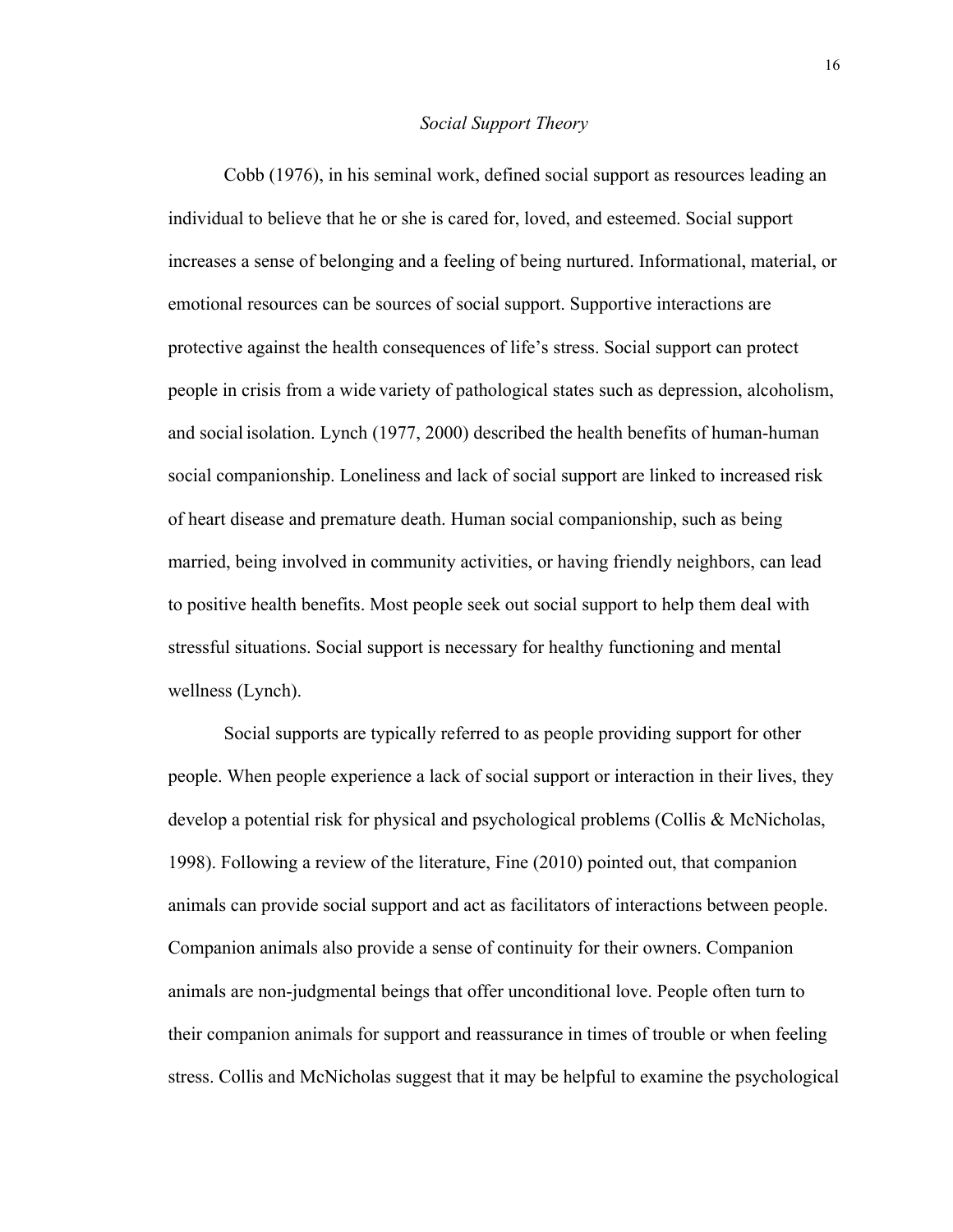### *Social Support Theory*

Cobb (1976), in his seminal work, defined social support as resources leading an individual to believe that he or she is cared for, loved, and esteemed. Social support increases a sense of belonging and a feeling of being nurtured. Informational, material, or emotional resources can be sources of social support. Supportive interactions are protective against the health consequences of life's stress. Social support can protect people in crisis from a wide variety of pathological states such as depression, alcoholism, and social isolation. Lynch (1977, 2000) described the health benefits of human-human social companionship. Loneliness and lack of social support are linked to increased risk of heart disease and premature death. Human social companionship, such as being married, being involved in community activities, or having friendly neighbors, can lead to positive health benefits. Most people seek out social support to help them deal with stressful situations. Social support is necessary for healthy functioning and mental wellness (Lynch).

Social supports are typically referred to as people providing support for other people. When people experience a lack of social support or interaction in their lives, they develop a potential risk for physical and psychological problems (Collis & McNicholas, 1998). Following a review of the literature, Fine (2010) pointed out, that companion animals can provide social support and act as facilitators of interactions between people. Companion animals also provide a sense of continuity for their owners. Companion animals are non-judgmental beings that offer unconditional love. People often turn to their companion animals for support and reassurance in times of trouble or when feeling stress. Collis and McNicholas suggest that it may be helpful to examine the psychological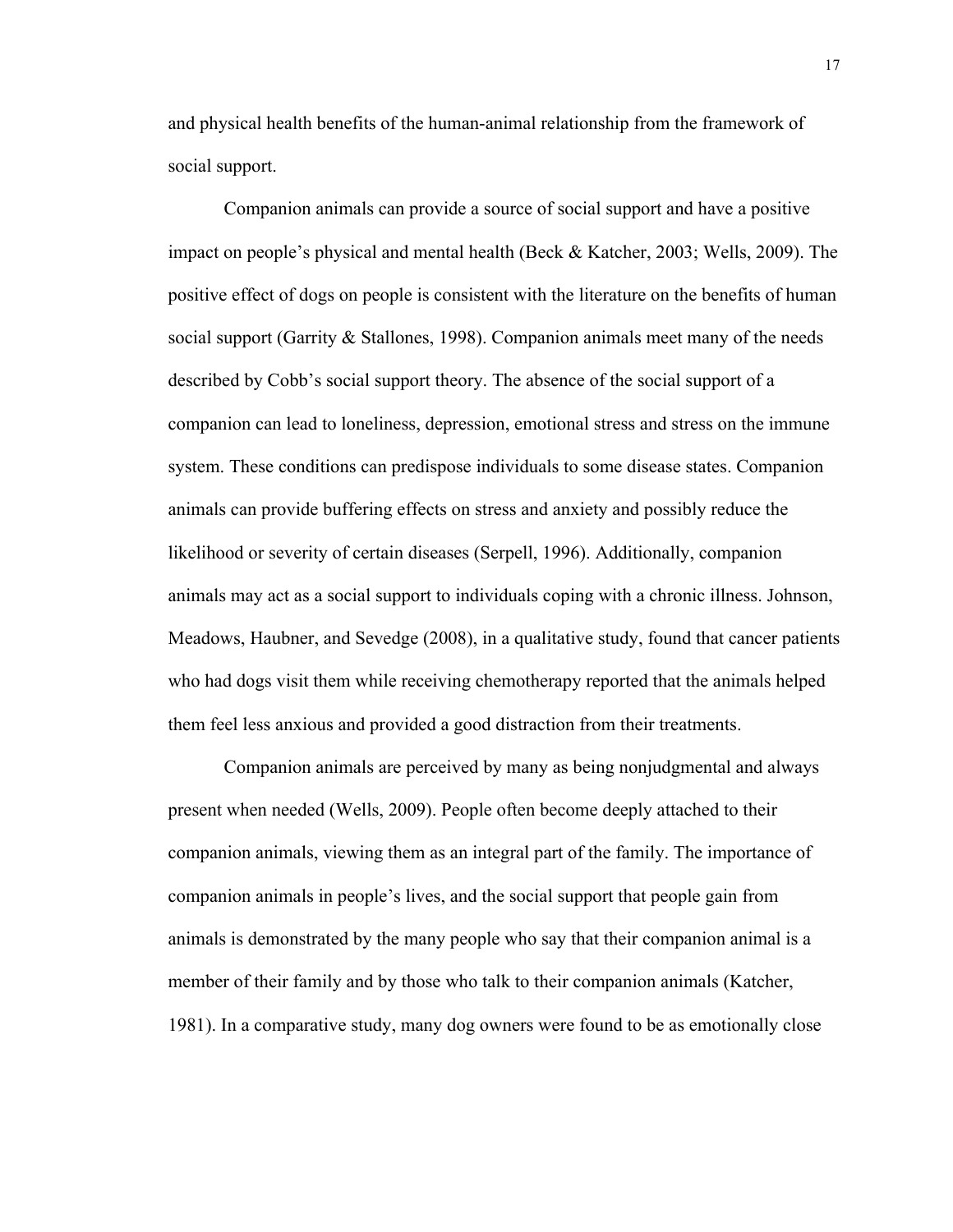and physical health benefits of the human-animal relationship from the framework of social support.

Companion animals can provide a source of social support and have a positive impact on people's physical and mental health (Beck & Katcher, 2003; Wells, 2009). The positive effect of dogs on people is consistent with the literature on the benefits of human social support (Garrity & Stallones, 1998). Companion animals meet many of the needs described by Cobb's social support theory. The absence of the social support of a companion can lead to loneliness, depression, emotional stress and stress on the immune system. These conditions can predispose individuals to some disease states. Companion animals can provide buffering effects on stress and anxiety and possibly reduce the likelihood or severity of certain diseases (Serpell, 1996). Additionally, companion animals may act as a social support to individuals coping with a chronic illness. Johnson, Meadows, Haubner, and Sevedge (2008), in a qualitative study, found that cancer patients who had dogs visit them while receiving chemotherapy reported that the animals helped them feel less anxious and provided a good distraction from their treatments.

Companion animals are perceived by many as being nonjudgmental and always present when needed (Wells, 2009). People often become deeply attached to their companion animals, viewing them as an integral part of the family. The importance of companion animals in people's lives, and the social support that people gain from animals is demonstrated by the many people who say that their companion animal is a member of their family and by those who talk to their companion animals (Katcher, 1981). In a comparative study, many dog owners were found to be as emotionally close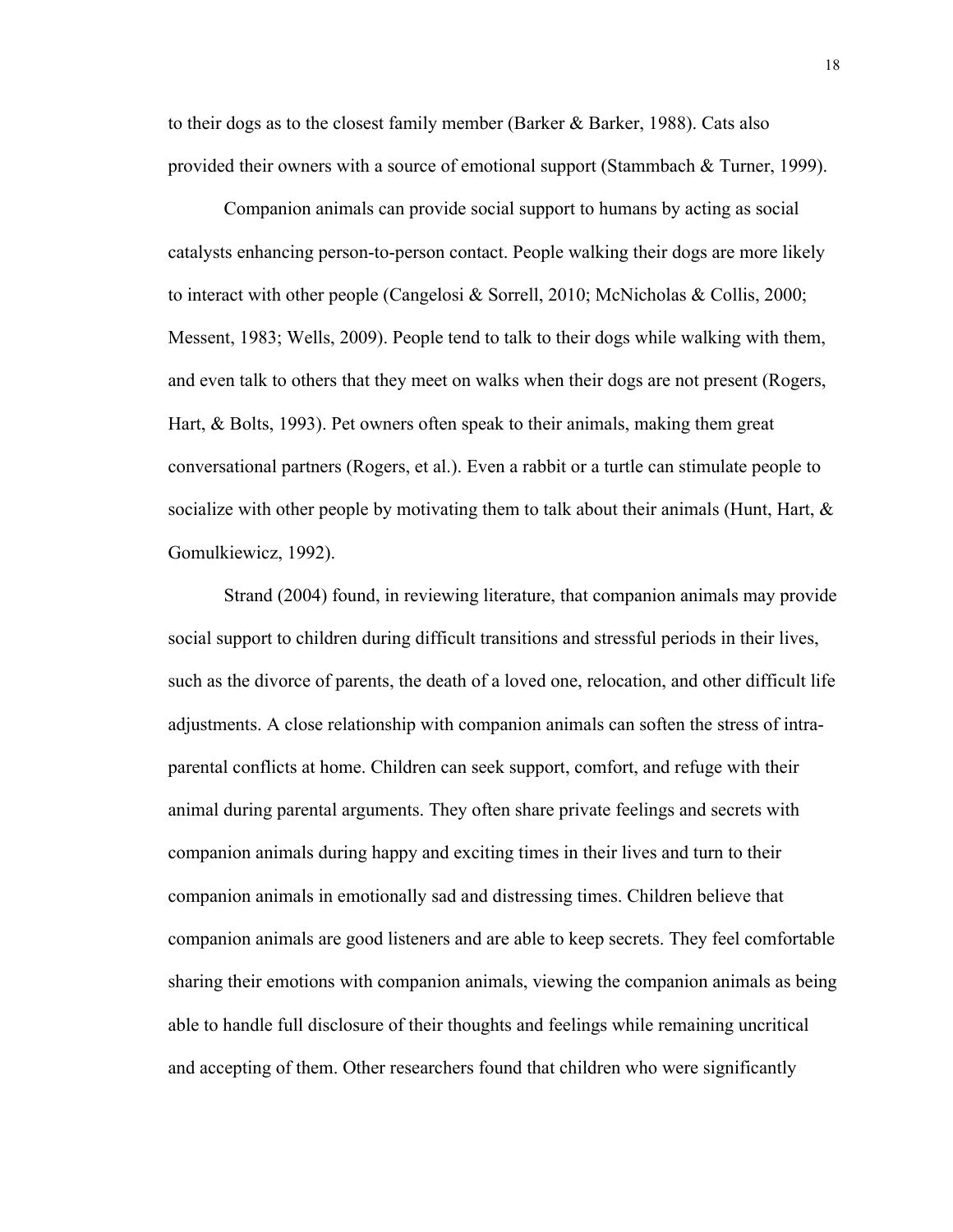to their dogs as to the closest family member (Barker & Barker, 1988). Cats also provided their owners with a source of emotional support (Stammbach & Turner, 1999).

Companion animals can provide social support to humans by acting as social catalysts enhancing person-to-person contact. People walking their dogs are more likely to interact with other people (Cangelosi & Sorrell, 2010; McNicholas & Collis, 2000; Messent, 1983; Wells, 2009). People tend to talk to their dogs while walking with them, and even talk to others that they meet on walks when their dogs are not present (Rogers, Hart, & Bolts, 1993). Pet owners often speak to their animals, making them great conversational partners (Rogers, et al.). Even a rabbit or a turtle can stimulate people to socialize with other people by motivating them to talk about their animals (Hunt, Hart, & Gomulkiewicz, 1992).

Strand (2004) found, in reviewing literature, that companion animals may provide social support to children during difficult transitions and stressful periods in their lives, such as the divorce of parents, the death of a loved one, relocation, and other difficult life adjustments. A close relationship with companion animals can soften the stress of intra-parental conflicts at home. Children can seek support, comfort, and refuge with their animal during parental arguments. They often share private feelings and secrets with companion animals during happy and exciting times in their lives and turn to their companion animals in emotionally sad and distressing times. Children believe that companion animals are good listeners and are able to keep secrets. They feel comfortable sharing their emotions with companion animals, viewing the companion animals as being able to handle full disclosure of their thoughts and feelings while remaining uncritical and accepting of them. Other researchers found that children who were significantly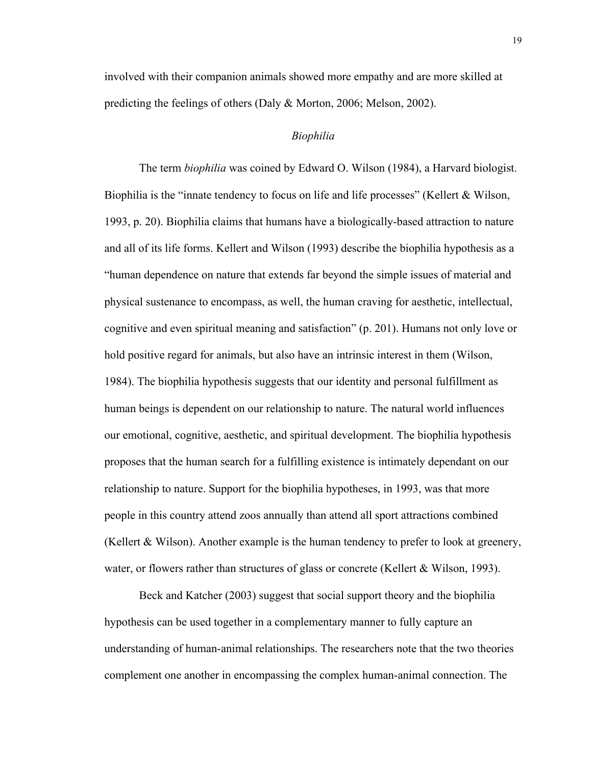involved with their companion animals showed more empathy and are more skilled at predicting the feelings of others (Daly & Morton, 2006; Melson, 2002).

### *Biophilia*

The term *biophilia* was coined by Edward O. Wilson (1984), a Harvard biologist. Biophilia is the "innate tendency to focus on life and life processes" (Kellert & Wilson, 1993, p. 20). Biophilia claims that humans have a biologically-based attraction to nature and all of its life forms. Kellert and Wilson (1993) describe the biophilia hypothesis as a "human dependence on nature that extends far beyond the simple issues of material and physical sustenance to encompass, as well, the human craving for aesthetic, intellectual, cognitive and even spiritual meaning and satisfaction" (p. 201). Humans not only love or hold positive regard for animals, but also have an intrinsic interest in them (Wilson, 1984). The biophilia hypothesis suggests that our identity and personal fulfillment as human beings is dependent on our relationship to nature. The natural world influences our emotional, cognitive, aesthetic, and spiritual development. The biophilia hypothesis proposes that the human search for a fulfilling existence is intimately dependant on our relationship to nature. Support for the biophilia hypotheses, in 1993, was that more people in this country attend zoos annually than attend all sport attractions combined (Kellert & Wilson). Another example is the human tendency to prefer to look at greenery, water, or flowers rather than structures of glass or concrete (Kellert & Wilson, 1993).

Beck and Katcher (2003) suggest that social support theory and the biophilia hypothesis can be used together in a complementary manner to fully capture an understanding of human-animal relationships. The researchers note that the two theories complement one another in encompassing the complex human-animal connection. The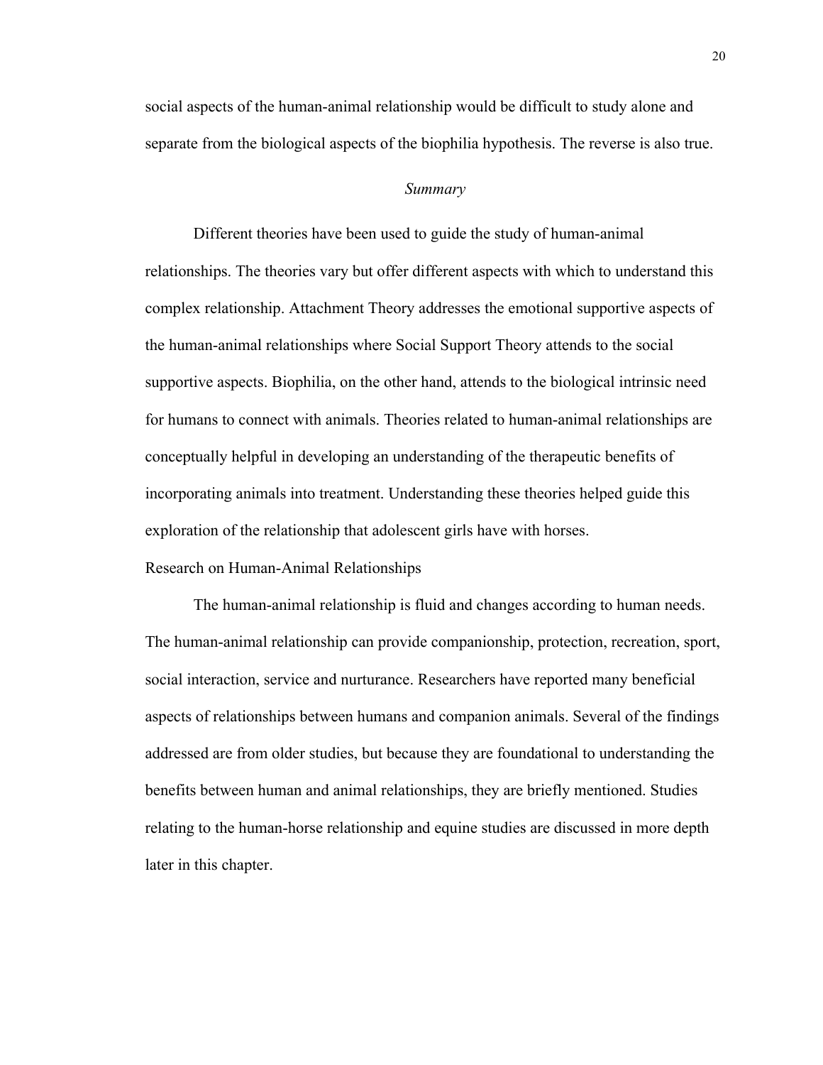social aspects of the human-animal relationship would be difficult to study alone and separate from the biological aspects of the biophilia hypothesis. The reverse is also true.

### *Summary*

Different theories have been used to guide the study of human-animal relationships. The theories vary but offer different aspects with which to understand this complex relationship. Attachment Theory addresses the emotional supportive aspects of the human-animal relationships where Social Support Theory attends to the social supportive aspects. Biophilia, on the other hand, attends to the biological intrinsic need for humans to connect with animals. Theories related to human-animal relationships are conceptually helpful in developing an understanding of the therapeutic benefits of incorporating animals into treatment. Understanding these theories helped guide this exploration of the relationship that adolescent girls have with horses.

## Research on Human-Animal Relationships

The human-animal relationship is fluid and changes according to human needs. The human-animal relationship can provide companionship, protection, recreation, sport, social interaction, service and nurturance. Researchers have reported many beneficial aspects of relationships between humans and companion animals. Several of the findings addressed are from older studies, but because they are foundational to understanding the benefits between human and animal relationships, they are briefly mentioned. Studies relating to the human-horse relationship and equine studies are discussed in more depth later in this chapter.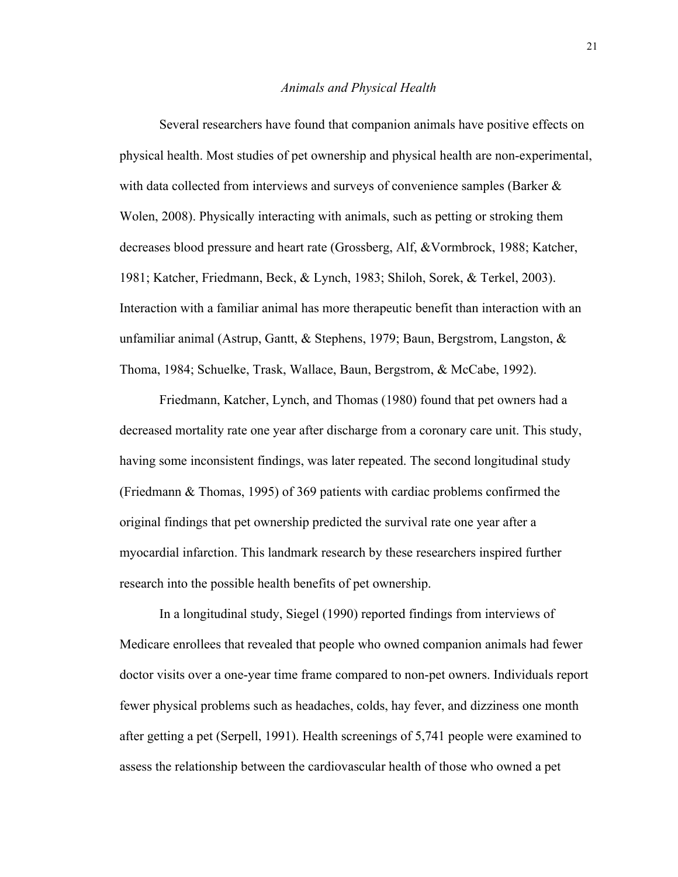### *Animals and Physical Health*

Several researchers have found that companion animals have positive effects on physical health. Most studies of pet ownership and physical health are non-experimental, with data collected from interviews and surveys of convenience samples (Barker & Wolen, 2008). Physically interacting with animals, such as petting or stroking them decreases blood pressure and heart rate (Grossberg, Alf, &Vormbrock, 1988; Katcher, 1981; Katcher, Friedmann, Beck, & Lynch, 1983; Shiloh, Sorek, & Terkel, 2003). Interaction with a familiar animal has more therapeutic benefit than interaction with an unfamiliar animal (Astrup, Gantt, & Stephens, 1979; Baun, Bergstrom, Langston, & Thoma, 1984; Schuelke, Trask, Wallace, Baun, Bergstrom, & McCabe, 1992).

Friedmann, Katcher, Lynch, and Thomas (1980) found that pet owners had a decreased mortality rate one year after discharge from a coronary care unit. This study, having some inconsistent findings, was later repeated. The second longitudinal study (Friedmann & Thomas, 1995) of 369 patients with cardiac problems confirmed the original findings that pet ownership predicted the survival rate one year after a myocardial infarction. This landmark research by these researchers inspired further research into the possible health benefits of pet ownership.

In a longitudinal study, Siegel (1990) reported findings from interviews of Medicare enrollees that revealed that people who owned companion animals had fewer doctor visits over a one-year time frame compared to non-pet owners. Individuals report fewer physical problems such as headaches, colds, hay fever, and dizziness one month after getting a pet (Serpell, 1991). Health screenings of 5,741 people were examined to assess the relationship between the cardiovascular health of those who owned a pet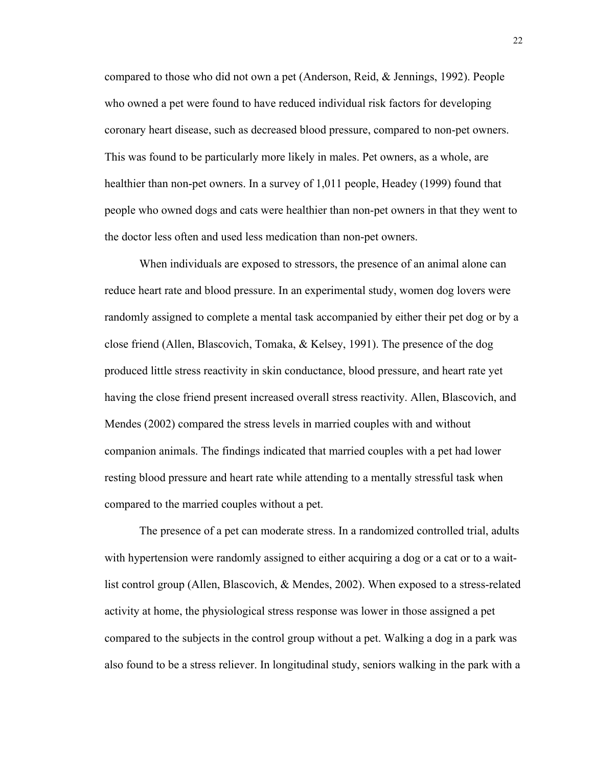compared to those who did not own a pet (Anderson, Reid, & Jennings, 1992). People who owned a pet were found to have reduced individual risk factors for developing coronary heart disease, such as decreased blood pressure, compared to non-pet owners. This was found to be particularly more likely in males. Pet owners, as a whole, are healthier than non-pet owners. In a survey of 1,011 people, Headey (1999) found that people who owned dogs and cats were healthier than non-pet owners in that they went to the doctor less often and used less medication than non-pet owners.

When individuals are exposed to stressors, the presence of an animal alone can reduce heart rate and blood pressure. In an experimental study, women dog lovers were randomly assigned to complete a mental task accompanied by either their pet dog or by a close friend (Allen, Blascovich, Tomaka, & Kelsey, 1991). The presence of the dog produced little stress reactivity in skin conductance, blood pressure, and heart rate yet having the close friend present increased overall stress reactivity. Allen, Blascovich, and Mendes (2002) compared the stress levels in married couples with and without companion animals. The findings indicated that married couples with a pet had lower resting blood pressure and heart rate while attending to a mentally stressful task when compared to the married couples without a pet.

The presence of a pet can moderate stress. In a randomized controlled trial, adults with hypertension were randomly assigned to either acquiring a dog or a cat or to a wait-list control group (Allen, Blascovich, & Mendes, 2002). When exposed to a stress-related activity at home, the physiological stress response was lower in those assigned a pet compared to the subjects in the control group without a pet. Walking a dog in a park was also found to be a stress reliever. In longitudinal study, seniors walking in the park with a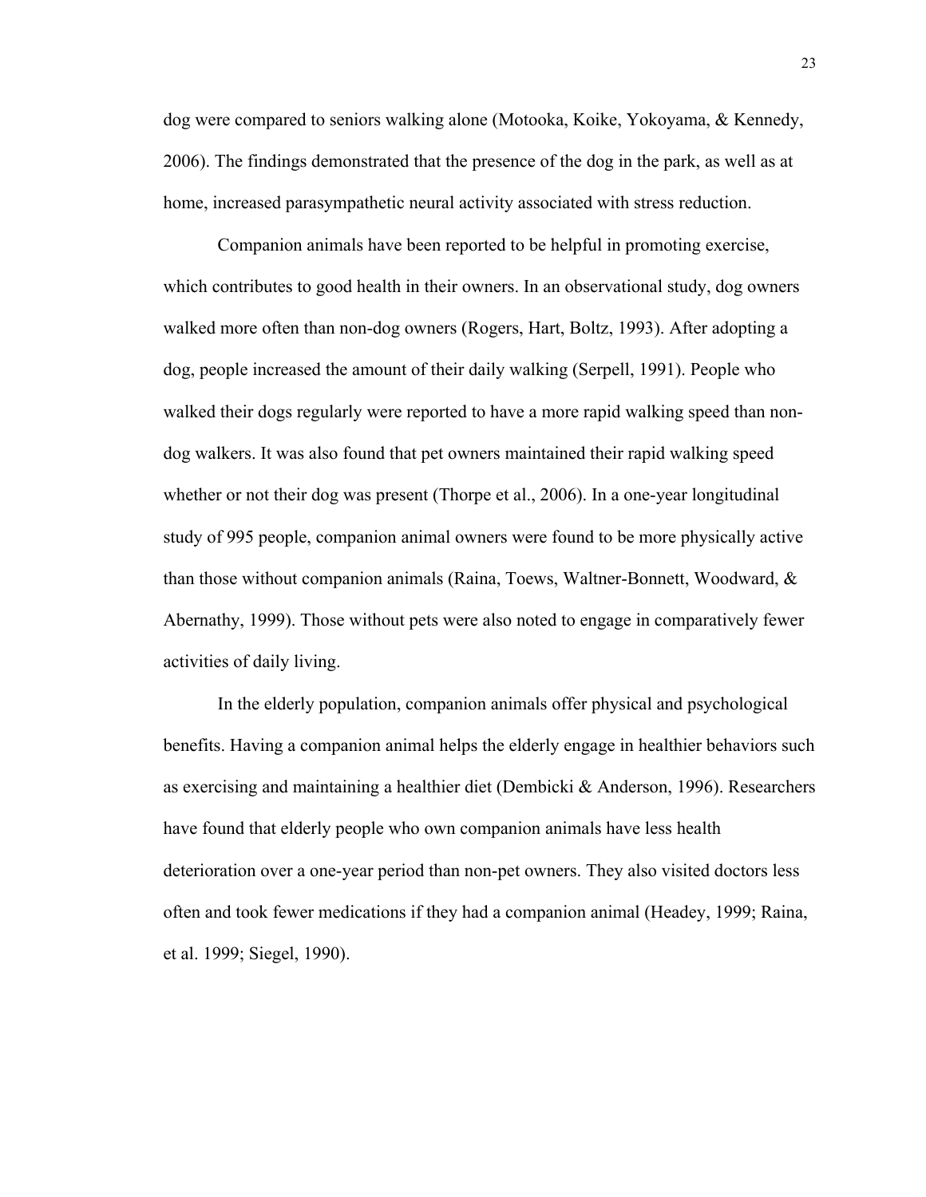dog were compared to seniors walking alone (Motooka, Koike, Yokoyama, & Kennedy, 2006). The findings demonstrated that the presence of the dog in the park, as well as at home, increased parasympathetic neural activity associated with stress reduction.

Companion animals have been reported to be helpful in promoting exercise, which contributes to good health in their owners. In an observational study, dog owners walked more often than non-dog owners (Rogers, Hart, Boltz, 1993). After adopting a dog, people increased the amount of their daily walking (Serpell, 1991). People who walked their dogs regularly were reported to have a more rapid walking speed than non-dog walkers. It was also found that pet owners maintained their rapid walking speed whether or not their dog was present (Thorpe et al., 2006). In a one-year longitudinal study of 995 people, companion animal owners were found to be more physically active than those without companion animals (Raina, Toews, Waltner-Bonnett, Woodward, & Abernathy, 1999). Those without pets were also noted to engage in comparatively fewer activities of daily living.

In the elderly population, companion animals offer physical and psychological benefits. Having a companion animal helps the elderly engage in healthier behaviors such as exercising and maintaining a healthier diet (Dembicki & Anderson, 1996). Researchers have found that elderly people who own companion animals have less health deterioration over a one-year period than non-pet owners. They also visited doctors less often and took fewer medications if they had a companion animal (Headey, 1999; Raina, et al. 1999; Siegel, 1990).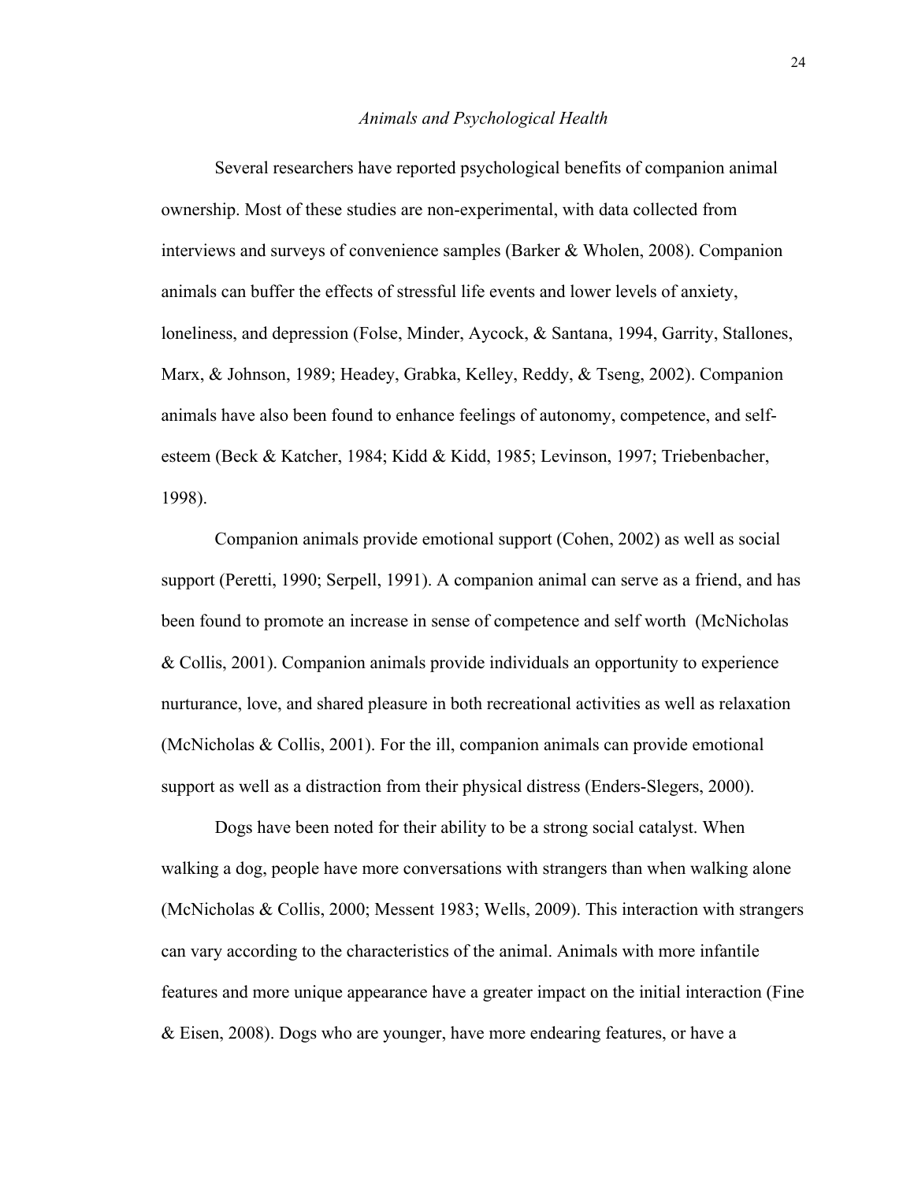*Animals and Psychological Health*

Several researchers have reported psychological benefits of companion animal ownership. Most of these studies are non-experimental, with data collected from interviews and surveys of convenience samples (Barker & Wholen, 2008). Companion animals can buffer the effects of stressful life events and lower levels of anxiety, loneliness, and depression (Folse, Minder, Aycock, & Santana, 1994, Garrity, Stallones, Marx, & Johnson, 1989; Headey, Grabka, Kelley, Reddy, & Tseng, 2002). Companion animals have also been found to enhance feelings of autonomy, competence, and self-esteem (Beck & Katcher, 1984; Kidd & Kidd, 1985; Levinson, 1997; Triebenbacher, 1998).

Companion animals provide emotional support (Cohen, 2002) as well as social support (Peretti, 1990; Serpell, 1991). A companion animal can serve as a friend, and has been found to promote an increase in sense of competence and self worth (McNicholas & Collis, 2001). Companion animals provide individuals an opportunity to experience nurturance, love, and shared pleasure in both recreational activities as well as relaxation (McNicholas & Collis, 2001). For the ill, companion animals can provide emotional support as well as a distraction from their physical distress (Enders-Slegers, 2000).

Dogs have been noted for their ability to be a strong social catalyst. When walking a dog, people have more conversations with strangers than when walking alone (McNicholas & Collis, 2000; Messent 1983; Wells, 2009). This interaction with strangers can vary according to the characteristics of the animal. Animals with more infantile features and more unique appearance have a greater impact on the initial interaction (Fine & Eisen, 2008). Dogs who are younger, have more endearing features, or have a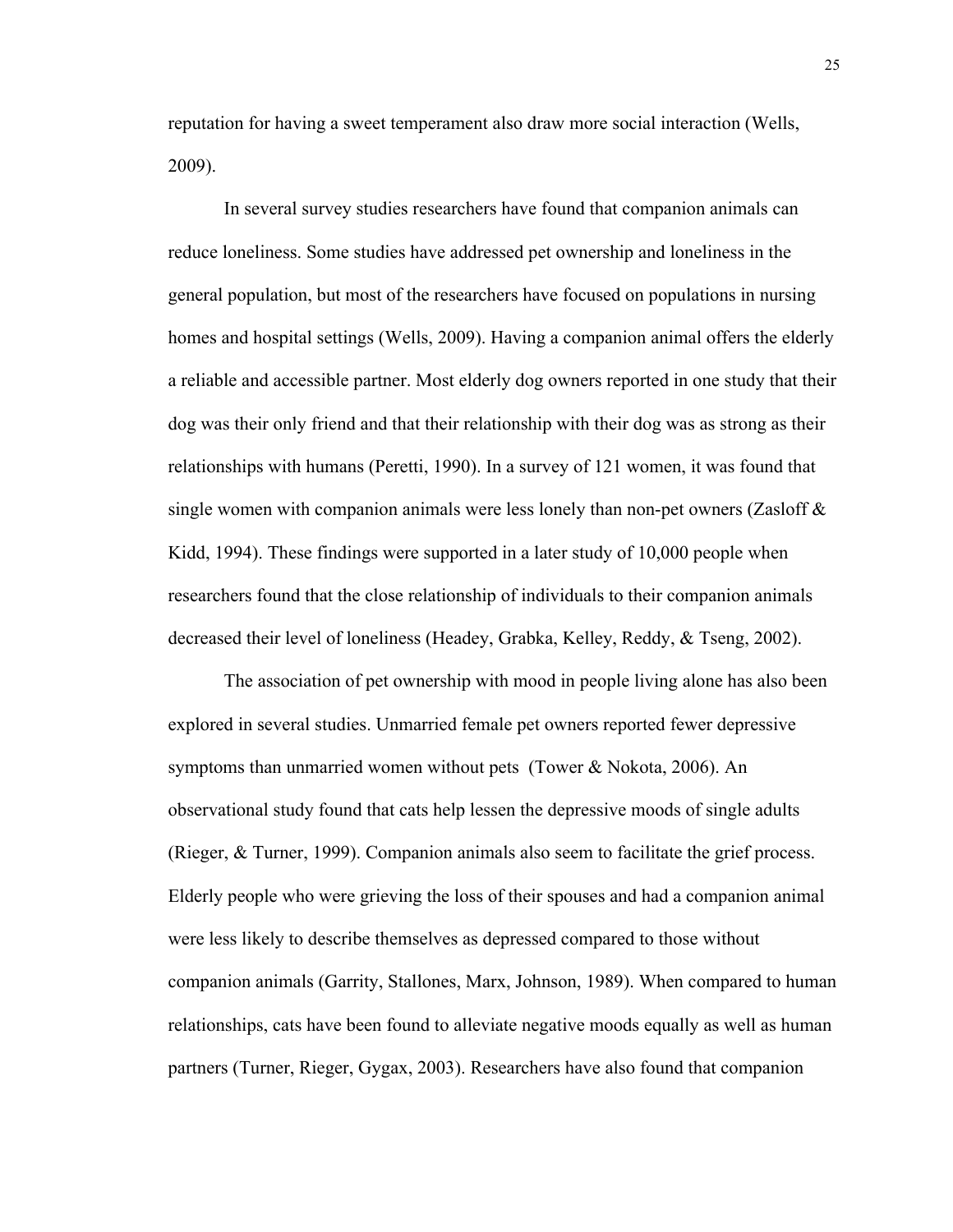reputation for having a sweet temperament also draw more social interaction (Wells, 2009).

In several survey studies researchers have found that companion animals can reduce loneliness. Some studies have addressed pet ownership and loneliness in the general population, but most of the researchers have focused on populations in nursing homes and hospital settings (Wells, 2009). Having a companion animal offers the elderly a reliable and accessible partner. Most elderly dog owners reported in one study that their dog was their only friend and that their relationship with their dog was as strong as their relationships with humans (Peretti, 1990). In a survey of 121 women, it was found that single women with companion animals were less lonely than non-pet owners (Zasloff & Kidd, 1994). These findings were supported in a later study of 10,000 people when researchers found that the close relationship of individuals to their companion animals decreased their level of loneliness (Headey, Grabka, Kelley, Reddy, & Tseng, 2002).

The association of pet ownership with mood in people living alone has also been explored in several studies. Unmarried female pet owners reported fewer depressive symptoms than unmarried women without pets (Tower & Nokota, 2006). An observational study found that cats help lessen the depressive moods of single adults (Rieger, & Turner, 1999). Companion animals also seem to facilitate the grief process. Elderly people who were grieving the loss of their spouses and had a companion animal were less likely to describe themselves as depressed compared to those without companion animals (Garrity, Stallones, Marx, Johnson, 1989). When compared to human relationships, cats have been found to alleviate negative moods equally as well as human partners (Turner, Rieger, Gygax, 2003). Researchers have also found that companion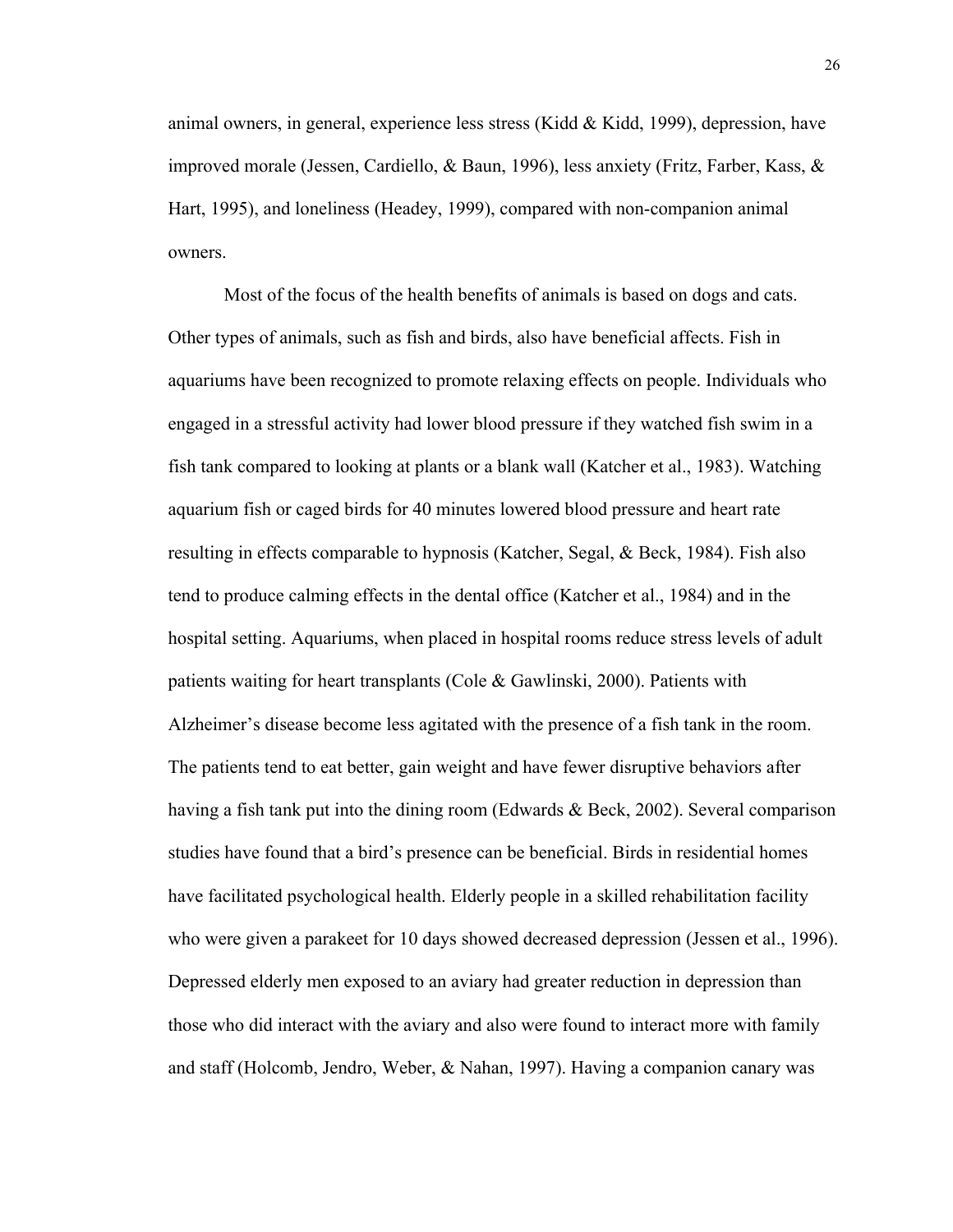animal owners, in general, experience less stress (Kidd & Kidd, 1999), depression, have improved morale (Jessen, Cardiello, & Baun, 1996), less anxiety (Fritz, Farber, Kass, & Hart, 1995), and loneliness (Headey, 1999), compared with non-companion animal owners.

Most of the focus of the health benefits of animals is based on dogs and cats. Other types of animals, such as fish and birds, also have beneficial affects. Fish in aquariums have been recognized to promote relaxing effects on people. Individuals who engaged in a stressful activity had lower blood pressure if they watched fish swim in a fish tank compared to looking at plants or a blank wall (Katcher et al., 1983). Watching aquarium fish or caged birds for 40 minutes lowered blood pressure and heart rate resulting in effects comparable to hypnosis (Katcher, Segal, & Beck, 1984). Fish also tend to produce calming effects in the dental office (Katcher et al., 1984) and in the hospital setting. Aquariums, when placed in hospital rooms reduce stress levels of adult patients waiting for heart transplants (Cole & Gawlinski, 2000). Patients with Alzheimer's disease become less agitated with the presence of a fish tank in the room. The patients tend to eat better, gain weight and have fewer disruptive behaviors after having a fish tank put into the dining room (Edwards & Beck, 2002). Several comparison studies have found that a bird's presence can be beneficial. Birds in residential homes have facilitated psychological health. Elderly people in a skilled rehabilitation facility who were given a parakeet for 10 days showed decreased depression (Jessen et al., 1996). Depressed elderly men exposed to an aviary had greater reduction in depression than those who did interact with the aviary and also were found to interact more with family and staff (Holcomb, Jendro, Weber, & Nahan, 1997). Having a companion canary was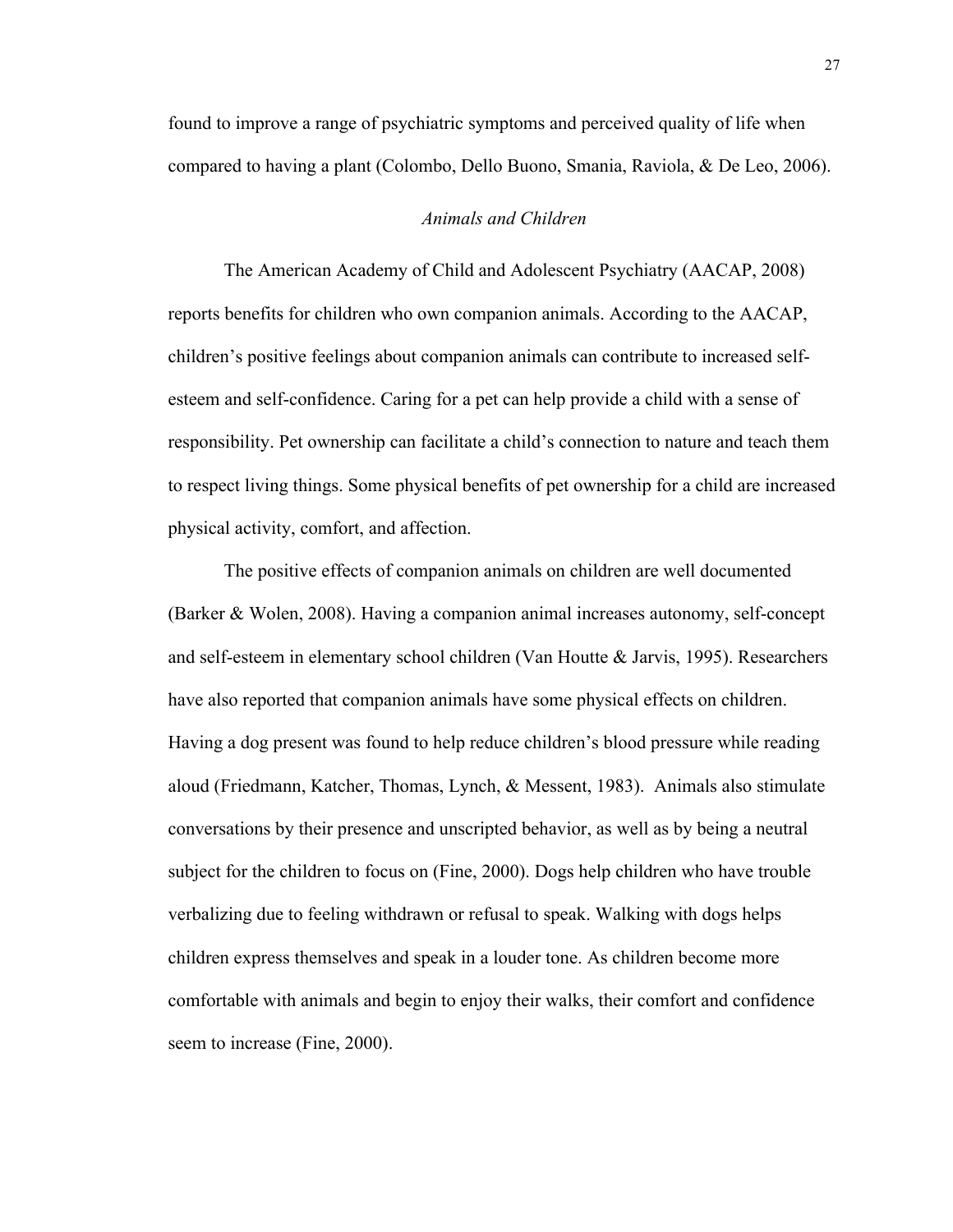found to improve a range of psychiatric symptoms and perceived quality of life when compared to having a plant (Colombo, Dello Buono, Smania, Raviola, & De Leo, 2006).

### *Animals and Children*

The American Academy of Child and Adolescent Psychiatry (AACAP, 2008) reports benefits for children who own companion animals. According to the AACAP, children's positive feelings about companion animals can contribute to increased self-esteem and self-confidence. Caring for a pet can help provide a child with a sense of responsibility. Pet ownership can facilitate a child's connection to nature and teach them to respect living things. Some physical benefits of pet ownership for a child are increased physical activity, comfort, and affection.

The positive effects of companion animals on children are well documented (Barker & Wolen, 2008). Having a companion animal increases autonomy, self-concept and self-esteem in elementary school children (Van Houtte & Jarvis, 1995). Researchers have also reported that companion animals have some physical effects on children. Having a dog present was found to help reduce children's blood pressure while reading aloud (Friedmann, Katcher, Thomas, Lynch, & Messent, 1983). Animals also stimulate conversations by their presence and unscripted behavior, as well as by being a neutral subject for the children to focus on (Fine, 2000). Dogs help children who have trouble verbalizing due to feeling withdrawn or refusal to speak. Walking with dogs helps children express themselves and speak in a louder tone. As children become more comfortable with animals and begin to enjoy their walks, their comfort and confidence seem to increase (Fine, 2000).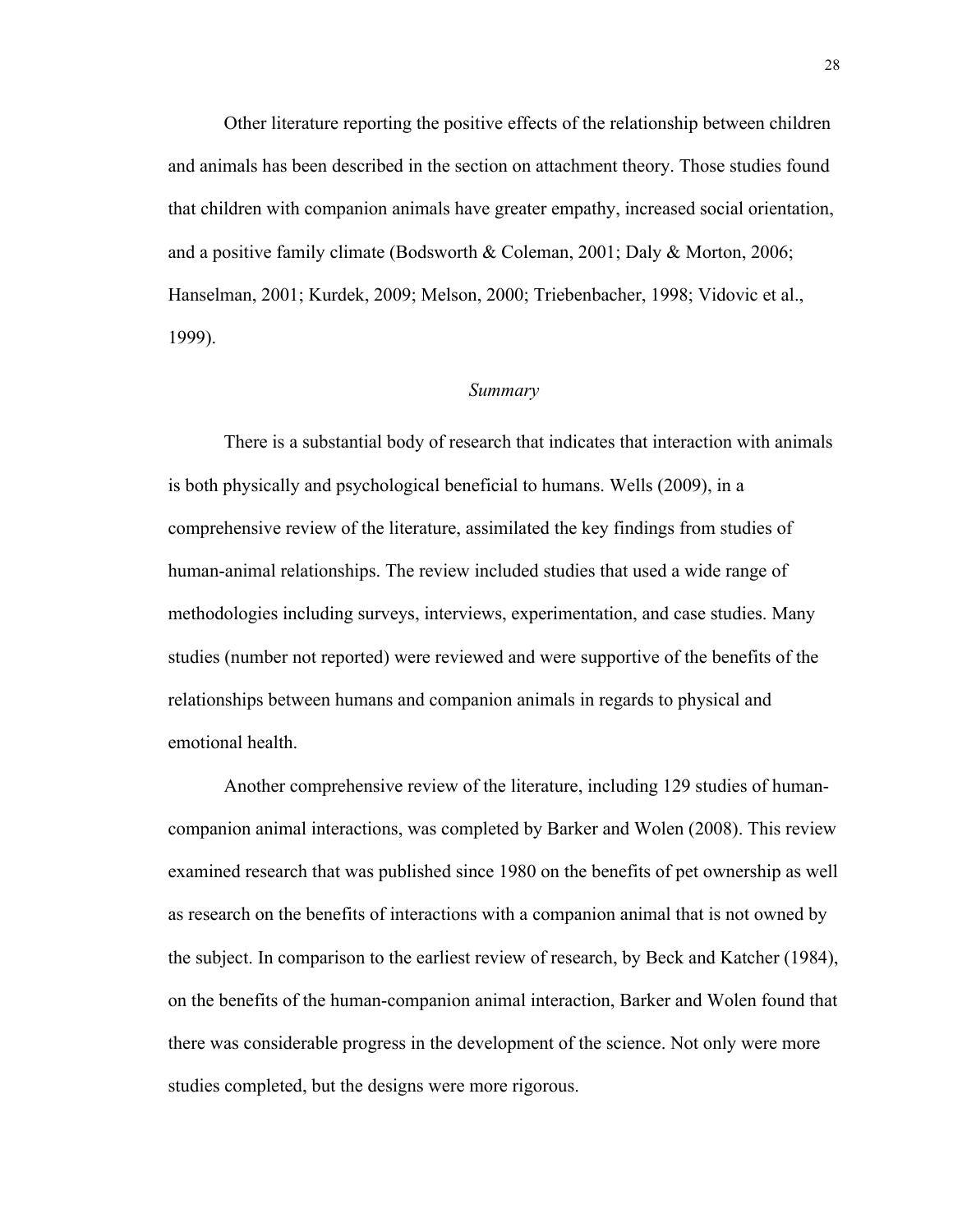Other literature reporting the positive effects of the relationship between children and animals has been described in the section on attachment theory. Those studies found that children with companion animals have greater empathy, increased social orientation, and a positive family climate (Bodsworth & Coleman, 2001; Daly & Morton, 2006; Hanselman, 2001; Kurdek, 2009; Melson, 2000; Triebenbacher, 1998; Vidovic et al., 1999).

### *Summary*

There is a substantial body of research that indicates that interaction with animals is both physically and psychological beneficial to humans. Wells (2009), in a comprehensive review of the literature, assimilated the key findings from studies of human-animal relationships. The review included studies that used a wide range of methodologies including surveys, interviews, experimentation, and case studies. Many studies (number not reported) were reviewed and were supportive of the benefits of the relationships between humans and companion animals in regards to physical and emotional health.

Another comprehensive review of the literature, including 129 studies of human-companion animal interactions, was completed by Barker and Wolen (2008). This review examined research that was published since 1980 on the benefits of pet ownership as well as research on the benefits of interactions with a companion animal that is not owned by the subject. In comparison to the earliest review of research, by Beck and Katcher (1984), on the benefits of the human-companion animal interaction, Barker and Wolen found that there was considerable progress in the development of the science. Not only were more studies completed, but the designs were more rigorous.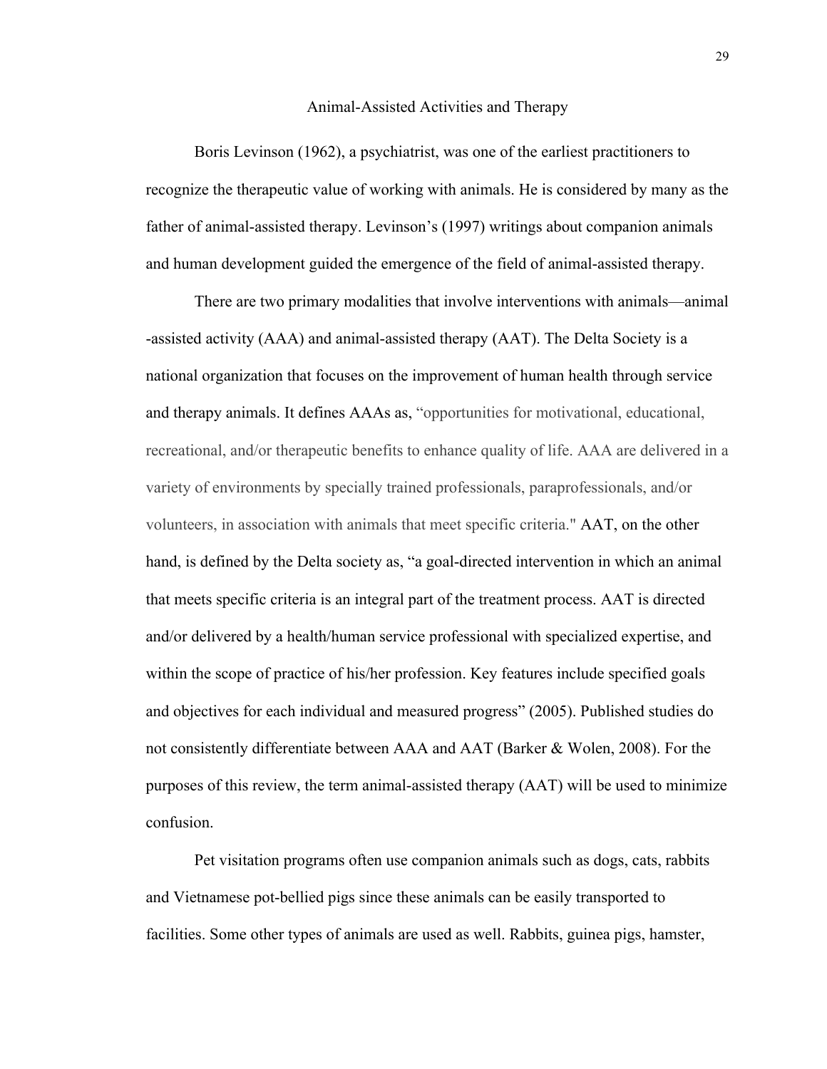## Animal-Assisted Activities and Therapy

Boris Levinson (1962), a psychiatrist, was one of the earliest practitioners to recognize the therapeutic value of working with animals. He is considered by many as the father of animal-assisted therapy. Levinson's (1997) writings about companion animals and human development guided the emergence of the field of animal-assisted therapy.

There are two primary modalities that involve interventions with animals—animal -assisted activity (AAA) and animal-assisted therapy (AAT). The Delta Society is a national organization that focuses on the improvement of human health through service and therapy animals. It defines AAAs as, "opportunities for motivational, educational, recreational, and/or therapeutic benefits to enhance quality of life. AAA are delivered in a variety of environments by specially trained professionals, paraprofessionals, and/or volunteers, in association with animals that meet specific criteria." AAT, on the other hand, is defined by the Delta society as, "a goal-directed intervention in which an animal that meets specific criteria is an integral part of the treatment process. AAT is directed and/or delivered by a health/human service professional with specialized expertise, and within the scope of practice of his/her profession. Key features include specified goals and objectives for each individual and measured progress" (2005). Published studies do not consistently differentiate between AAA and AAT (Barker & Wolen, 2008). For the purposes of this review, the term animal-assisted therapy (AAT) will be used to minimize confusion.

Pet visitation programs often use companion animals such as dogs, cats, rabbits and Vietnamese pot-bellied pigs since these animals can be easily transported to facilities. Some other types of animals are used as well. Rabbits, guinea pigs, hamster,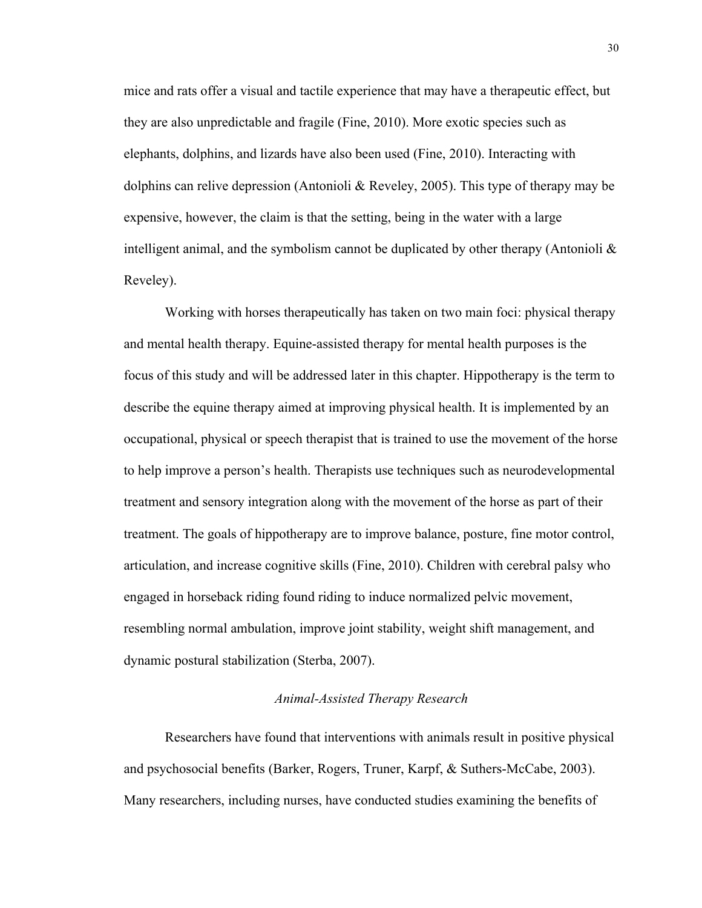mice and rats offer a visual and tactile experience that may have a therapeutic effect, but they are also unpredictable and fragile (Fine, 2010). More exotic species such as elephants, dolphins, and lizards have also been used (Fine, 2010). Interacting with dolphins can relive depression (Antonioli & Reveley, 2005). This type of therapy may be expensive, however, the claim is that the setting, being in the water with a large intelligent animal, and the symbolism cannot be duplicated by other therapy (Antonioli & Reveley).

Working with horses therapeutically has taken on two main foci: physical therapy and mental health therapy. Equine-assisted therapy for mental health purposes is the focus of this study and will be addressed later in this chapter. Hippotherapy is the term to describe the equine therapy aimed at improving physical health. It is implemented by an occupational, physical or speech therapist that is trained to use the movement of the horse to help improve a person's health. Therapists use techniques such as neurodevelopmental treatment and sensory integration along with the movement of the horse as part of their treatment. The goals of hippotherapy are to improve balance, posture, fine motor control, articulation, and increase cognitive skills (Fine, 2010). Children with cerebral palsy who engaged in horseback riding found riding to induce normalized pelvic movement, resembling normal ambulation, improve joint stability, weight shift management, and dynamic postural stabilization (Sterba, 2007).

### *Animal-Assisted Therapy Research*

Researchers have found that interventions with animals result in positive physical and psychosocial benefits (Barker, Rogers, Truner, Karpf, & Suthers-McCabe, 2003). Many researchers, including nurses, have conducted studies examining the benefits of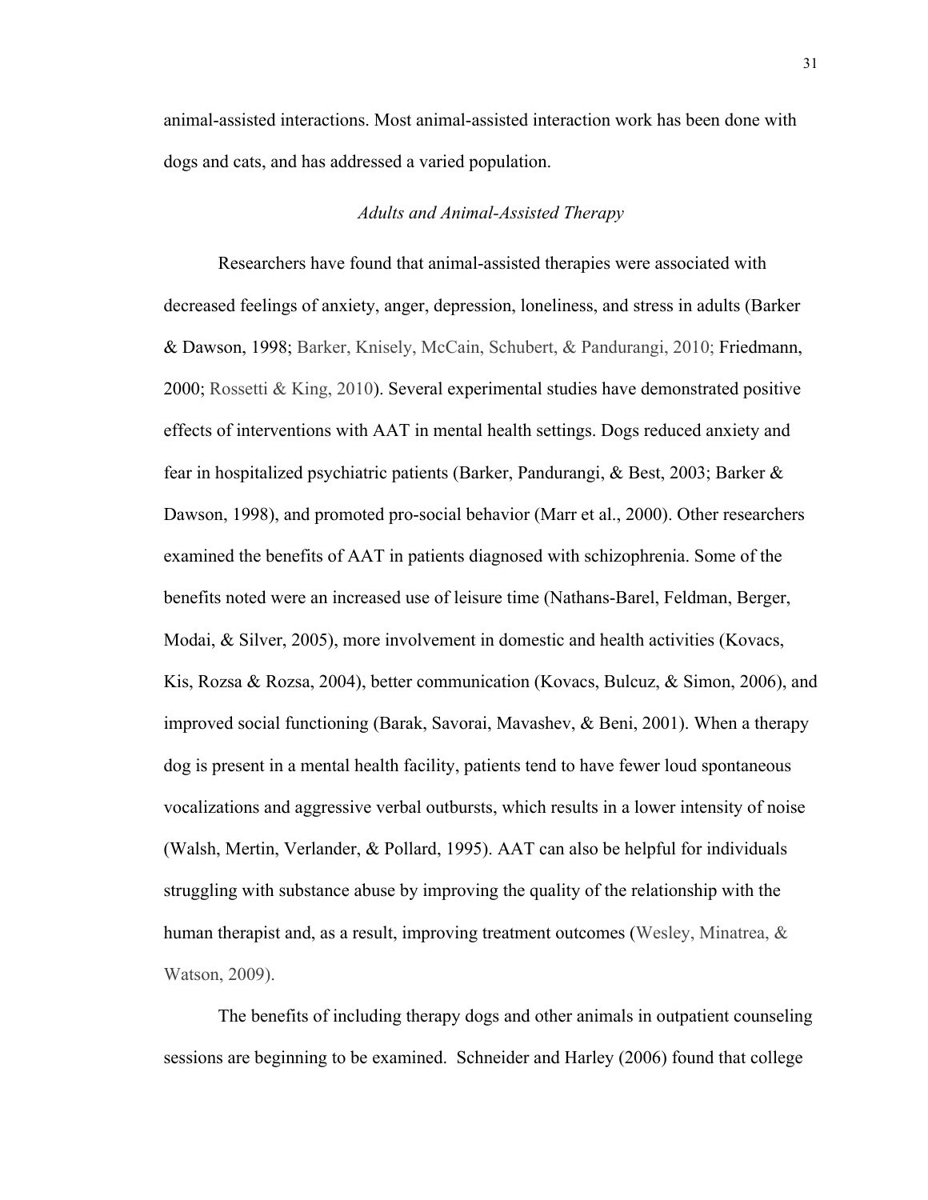animal-assisted interactions. Most animal-assisted interaction work has been done with dogs and cats, and has addressed a varied population.

### *Adults and Animal-Assisted Therapy*

Researchers have found that animal-assisted therapies were associated with decreased feelings of anxiety, anger, depression, loneliness, and stress in adults (Barker & Dawson, 1998; Barker, Knisely, McCain, Schubert, & Pandurangi, 2010; Friedmann, 2000; Rossetti & King, 2010). Several experimental studies have demonstrated positive effects of interventions with AAT in mental health settings. Dogs reduced anxiety and fear in hospitalized psychiatric patients (Barker, Pandurangi, & Best, 2003; Barker & Dawson, 1998), and promoted pro-social behavior (Marr et al., 2000). Other researchers examined the benefits of AAT in patients diagnosed with schizophrenia. Some of the benefits noted were an increased use of leisure time (Nathans-Barel, Feldman, Berger, Modai, & Silver, 2005), more involvement in domestic and health activities (Kovacs, Kis, Rozsa & Rozsa, 2004), better communication (Kovacs, Bulcuz, & Simon, 2006), and improved social functioning (Barak, Savorai, Mavashev, & Beni, 2001). When a therapy dog is present in a mental health facility, patients tend to have fewer loud spontaneous vocalizations and aggressive verbal outbursts, which results in a lower intensity of noise (Walsh, Mertin, Verlander, & Pollard, 1995). AAT can also be helpful for individuals struggling with substance abuse by improving the quality of the relationship with the human therapist and, as a result, improving treatment outcomes (Wesley, Minatrea, & Watson, 2009).

The benefits of including therapy dogs and other animals in outpatient counseling sessions are beginning to be examined. Schneider and Harley (2006) found that college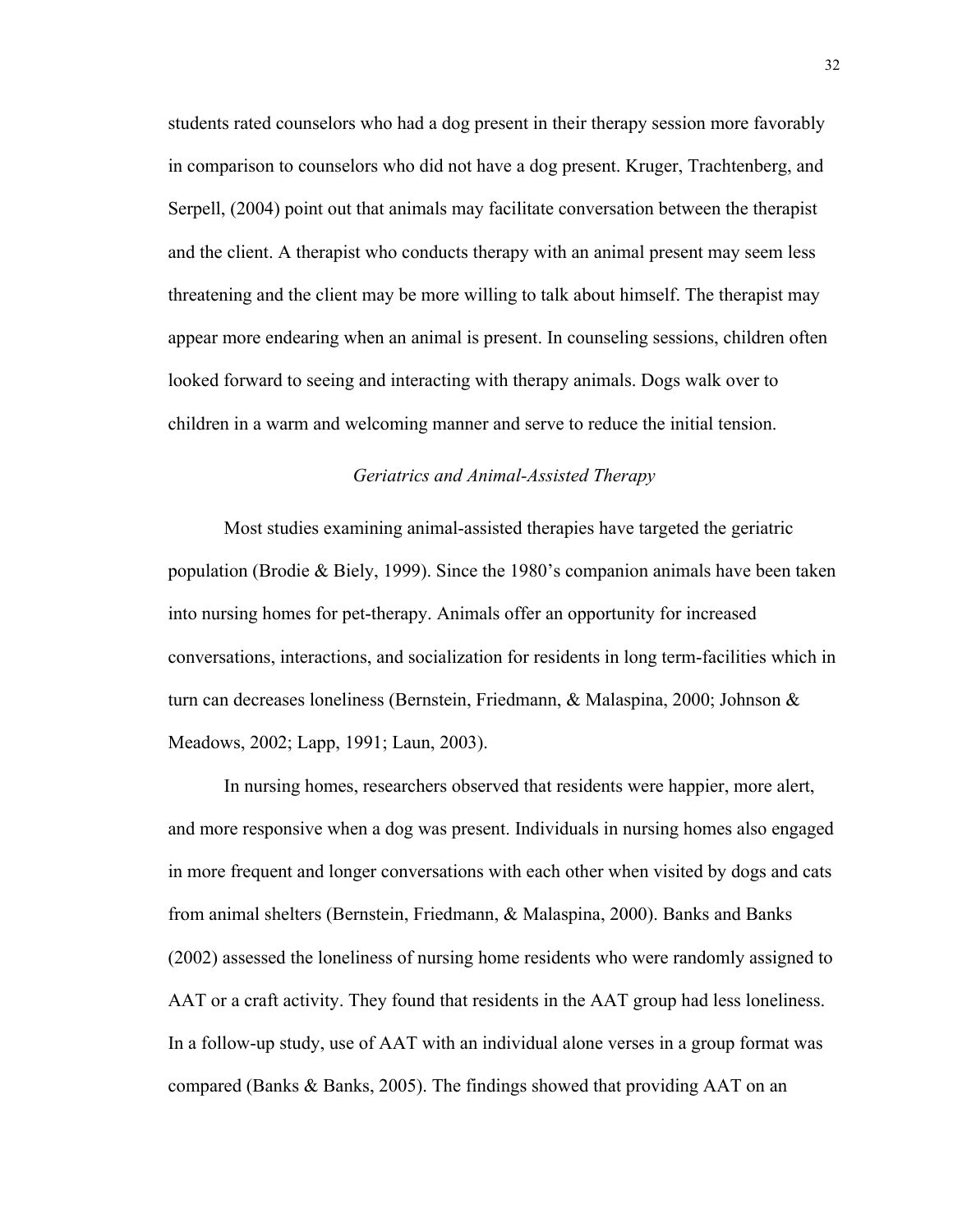students rated counselors who had a dog present in their therapy session more favorably in comparison to counselors who did not have a dog present. Kruger, Trachtenberg, and Serpell, (2004) point out that animals may facilitate conversation between the therapist and the client. A therapist who conducts therapy with an animal present may seem less threatening and the client may be more willing to talk about himself. The therapist may appear more endearing when an animal is present. In counseling sessions, children often looked forward to seeing and interacting with therapy animals. Dogs walk over to children in a warm and welcoming manner and serve to reduce the initial tension.

### *Geriatrics and Animal-Assisted Therapy*

Most studies examining animal-assisted therapies have targeted the geriatric population (Brodie & Biely, 1999). Since the 1980's companion animals have been taken into nursing homes for pet-therapy. Animals offer an opportunity for increased conversations, interactions, and socialization for residents in long term-facilities which in turn can decreases loneliness (Bernstein, Friedmann, & Malaspina, 2000; Johnson & Meadows, 2002; Lapp, 1991; Laun, 2003).

In nursing homes, researchers observed that residents were happier, more alert, and more responsive when a dog was present. Individuals in nursing homes also engaged in more frequent and longer conversations with each other when visited by dogs and cats from animal shelters (Bernstein, Friedmann, & Malaspina, 2000). Banks and Banks (2002) assessed the loneliness of nursing home residents who were randomly assigned to AAT or a craft activity. They found that residents in the AAT group had less loneliness. In a follow-up study, use of AAT with an individual alone verses in a group format was compared (Banks & Banks, 2005). The findings showed that providing AAT on an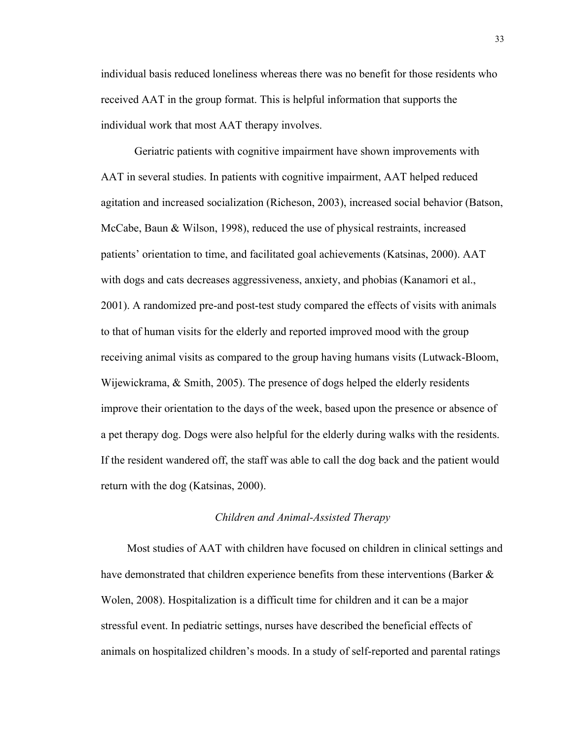individual basis reduced loneliness whereas there was no benefit for those residents who received AAT in the group format. This is helpful information that supports the individual work that most AAT therapy involves.

Geriatric patients with cognitive impairment have shown improvements with AAT in several studies. In patients with cognitive impairment, AAT helped reduced agitation and increased socialization (Richeson, 2003), increased social behavior (Batson, McCabe, Baun & Wilson, 1998), reduced the use of physical restraints, increased patients' orientation to time, and facilitated goal achievements (Katsinas, 2000). AAT with dogs and cats decreases aggressiveness, anxiety, and phobias (Kanamori et al., 2001). A randomized pre-and post-test study compared the effects of visits with animals to that of human visits for the elderly and reported improved mood with the group receiving animal visits as compared to the group having humans visits (Lutwack-Bloom, Wijewickrama, & Smith, 2005). The presence of dogs helped the elderly residents improve their orientation to the days of the week, based upon the presence or absence of a pet therapy dog. Dogs were also helpful for the elderly during walks with the residents. If the resident wandered off, the staff was able to call the dog back and the patient would return with the dog (Katsinas, 2000).

### *Children and Animal-Assisted Therapy*

Most studies of AAT with children have focused on children in clinical settings and have demonstrated that children experience benefits from these interventions (Barker & Wolen, 2008). Hospitalization is a difficult time for children and it can be a major stressful event. In pediatric settings, nurses have described the beneficial effects of animals on hospitalized children's moods. In a study of self-reported and parental ratings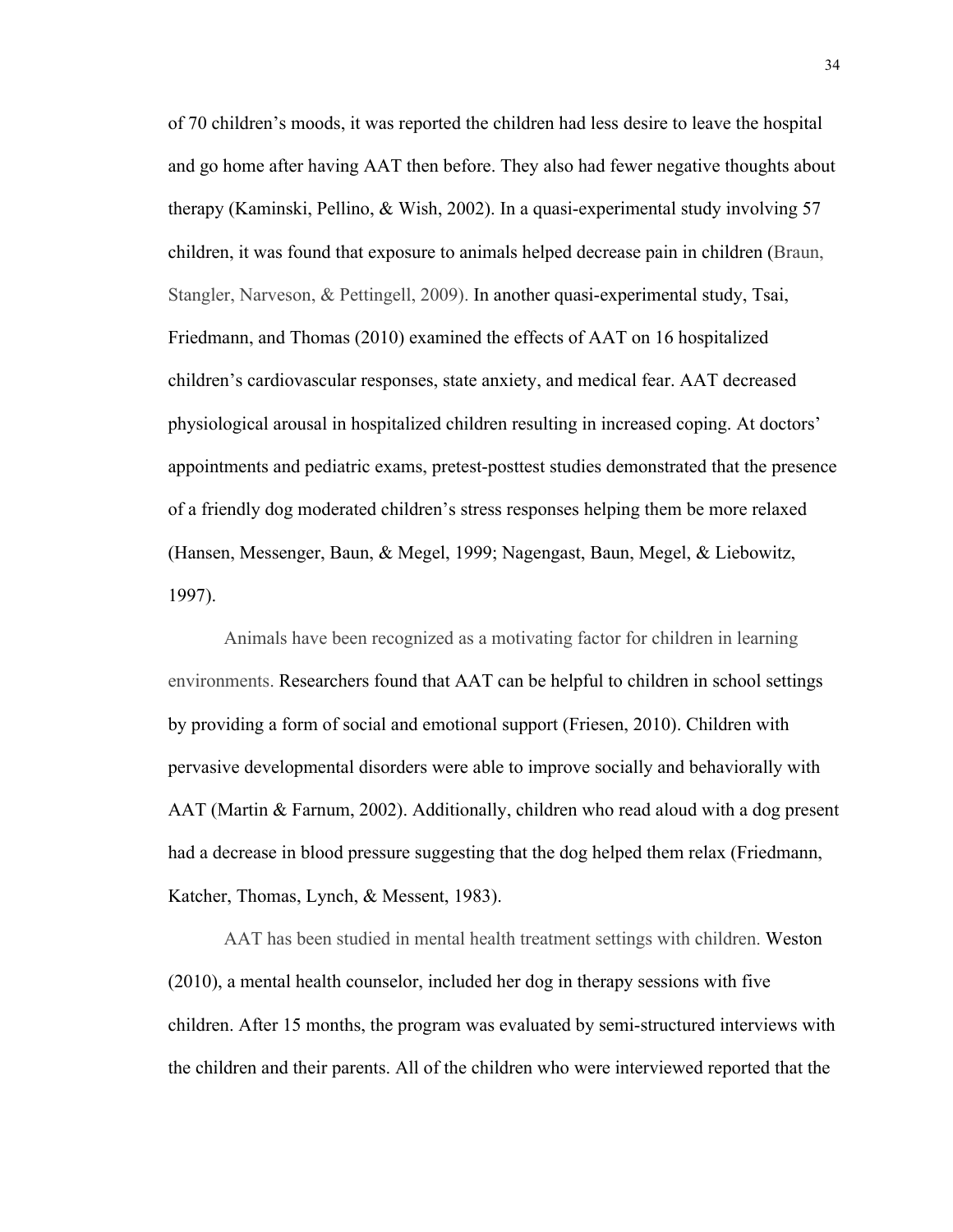of 70 children's moods, it was reported the children had less desire to leave the hospital and go home after having AAT then before. They also had fewer negative thoughts about therapy (Kaminski, Pellino, & Wish, 2002). In a quasi-experimental study involving 57 children, it was found that exposure to animals helped decrease pain in children (Braun, Stangler, Narveson, & Pettingell, 2009). In another quasi-experimental study, Tsai, Friedmann, and Thomas (2010) examined the effects of AAT on 16 hospitalized children's cardiovascular responses, state anxiety, and medical fear. AAT decreased physiological arousal in hospitalized children resulting in increased coping. At doctors' appointments and pediatric exams, pretest-posttest studies demonstrated that the presence of a friendly dog moderated children's stress responses helping them be more relaxed (Hansen, Messenger, Baun, & Megel, 1999; Nagengast, Baun, Megel, & Liebowitz, 1997).

Animals have been recognized as a motivating factor for children in learning environments. Researchers found that AAT can be helpful to children in school settings by providing a form of social and emotional support (Friesen, 2010). Children with pervasive developmental disorders were able to improve socially and behaviorally with AAT (Martin & Farnum, 2002). Additionally, children who read aloud with a dog present had a decrease in blood pressure suggesting that the dog helped them relax (Friedmann, Katcher, Thomas, Lynch, & Messent, 1983).

AAT has been studied in mental health treatment settings with children. Weston (2010), a mental health counselor, included her dog in therapy sessions with five children. After 15 months, the program was evaluated by semi-structured interviews with the children and their parents. All of the children who were interviewed reported that the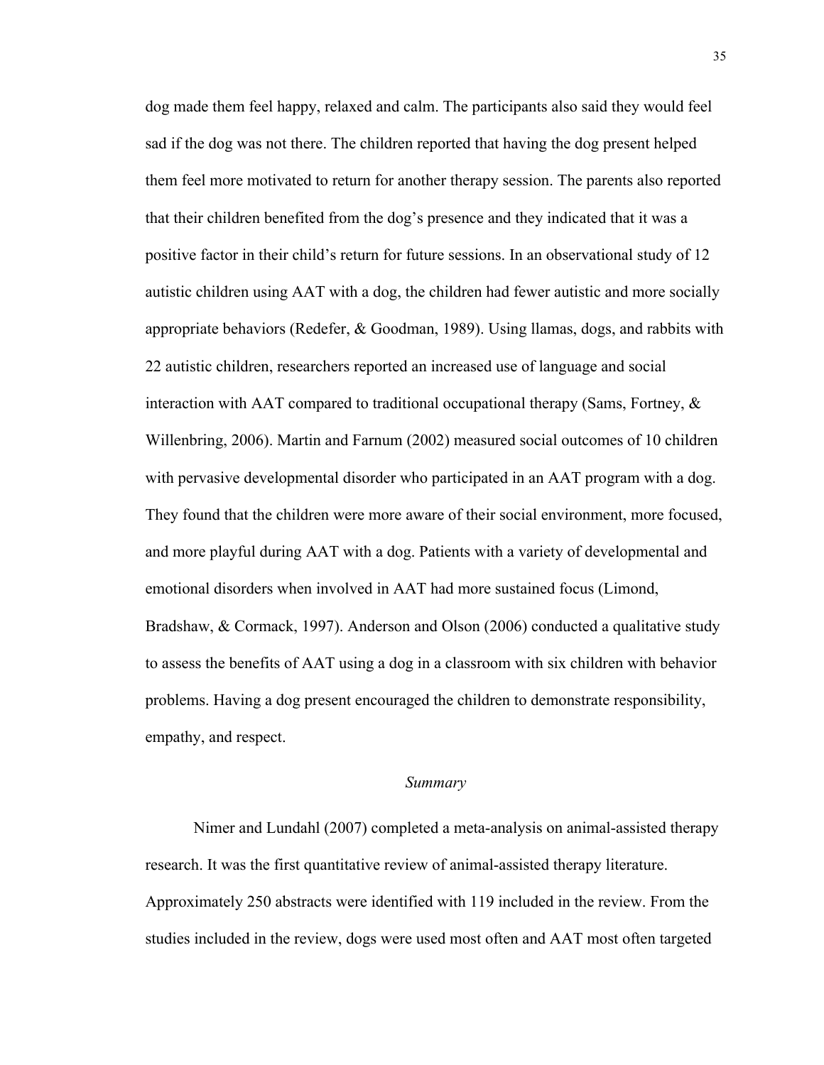dog made them feel happy, relaxed and calm. The participants also said they would feel sad if the dog was not there. The children reported that having the dog present helped them feel more motivated to return for another therapy session. The parents also reported that their children benefited from the dog's presence and they indicated that it was a positive factor in their child's return for future sessions. In an observational study of 12 autistic children using AAT with a dog, the children had fewer autistic and more socially appropriate behaviors (Redefer, & Goodman, 1989). Using llamas, dogs, and rabbits with 22 autistic children, researchers reported an increased use of language and social interaction with AAT compared to traditional occupational therapy (Sams, Fortney, & Willenbring, 2006). Martin and Farnum (2002) measured social outcomes of 10 children with pervasive developmental disorder who participated in an AAT program with a dog. They found that the children were more aware of their social environment, more focused, and more playful during AAT with a dog. Patients with a variety of developmental and emotional disorders when involved in AAT had more sustained focus (Limond, Bradshaw, & Cormack, 1997). Anderson and Olson (2006) conducted a qualitative study to assess the benefits of AAT using a dog in a classroom with six children with behavior problems. Having a dog present encouraged the children to demonstrate responsibility, empathy, and respect.

### *Summary*

Nimer and Lundahl (2007) completed a meta-analysis on animal-assisted therapy research. It was the first quantitative review of animal-assisted therapy literature. Approximately 250 abstracts were identified with 119 included in the review. From the studies included in the review, dogs were used most often and AAT most often targeted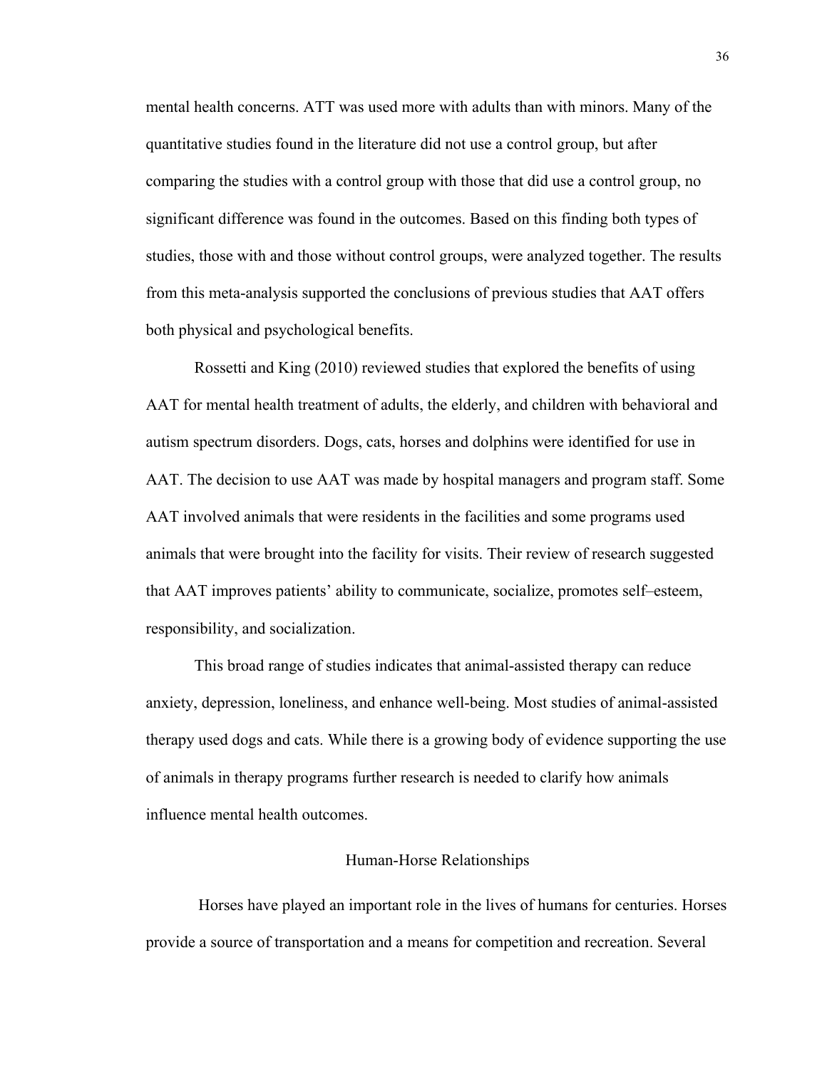mental health concerns. ATT was used more with adults than with minors. Many of the quantitative studies found in the literature did not use a control group, but after comparing the studies with a control group with those that did use a control group, no significant difference was found in the outcomes. Based on this finding both types of studies, those with and those without control groups, were analyzed together. The results from this meta-analysis supported the conclusions of previous studies that AAT offers both physical and psychological benefits.

Rossetti and King (2010) reviewed studies that explored the benefits of using AAT for mental health treatment of adults, the elderly, and children with behavioral and autism spectrum disorders. Dogs, cats, horses and dolphins were identified for use in AAT. The decision to use AAT was made by hospital managers and program staff. Some AAT involved animals that were residents in the facilities and some programs used animals that were brought into the facility for visits. Their review of research suggested that AAT improves patients' ability to communicate, socialize, promotes self–esteem, responsibility, and socialization.

This broad range of studies indicates that animal-assisted therapy can reduce anxiety, depression, loneliness, and enhance well-being. Most studies of animal-assisted therapy used dogs and cats. While there is a growing body of evidence supporting the use of animals in therapy programs further research is needed to clarify how animals influence mental health outcomes.

## Human-Horse Relationships

Horses have played an important role in the lives of humans for centuries. Horses provide a source of transportation and a means for competition and recreation. Several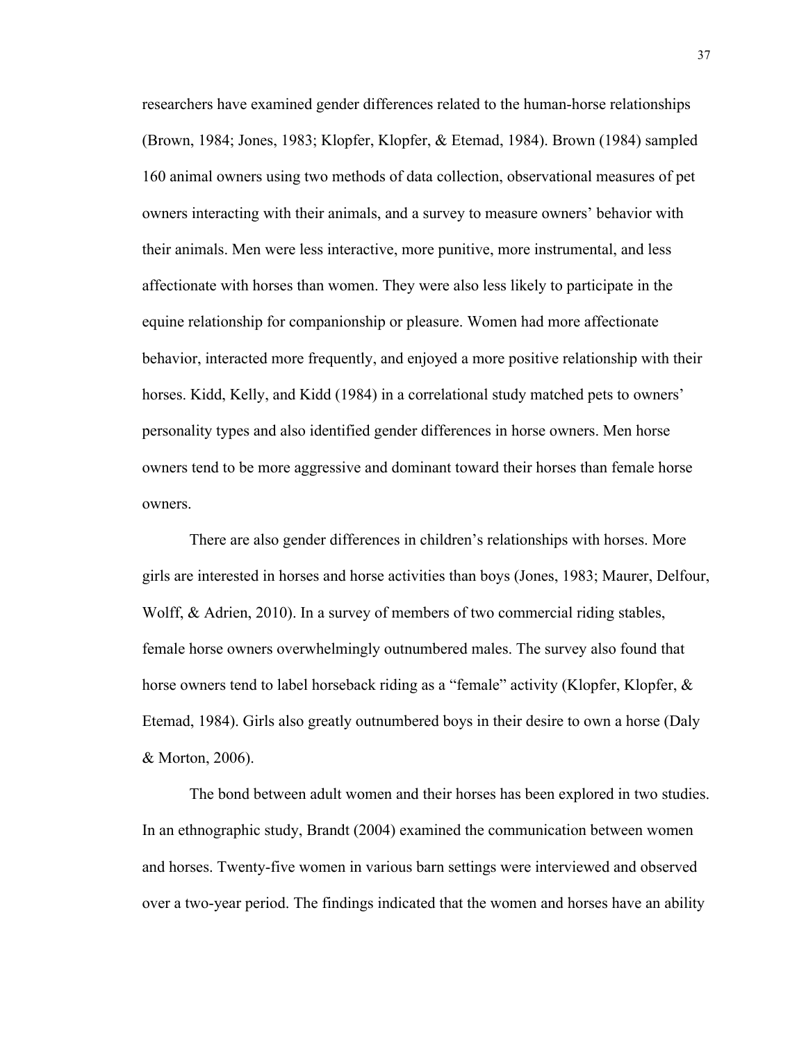researchers have examined gender differences related to the human-horse relationships (Brown, 1984; Jones, 1983; Klopfer, Klopfer, & Etemad, 1984). Brown (1984) sampled 160 animal owners using two methods of data collection, observational measures of pet owners interacting with their animals, and a survey to measure owners' behavior with their animals. Men were less interactive, more punitive, more instrumental, and less affectionate with horses than women. They were also less likely to participate in the equine relationship for companionship or pleasure. Women had more affectionate behavior, interacted more frequently, and enjoyed a more positive relationship with their horses. Kidd, Kelly, and Kidd (1984) in a correlational study matched pets to owners' personality types and also identified gender differences in horse owners. Men horse owners tend to be more aggressive and dominant toward their horses than female horse owners.

There are also gender differences in children's relationships with horses. More girls are interested in horses and horse activities than boys (Jones, 1983; Maurer, Delfour, Wolff, & Adrien, 2010). In a survey of members of two commercial riding stables, female horse owners overwhelmingly outnumbered males. The survey also found that horse owners tend to label horseback riding as a "female" activity (Klopfer, Klopfer, & Etemad, 1984). Girls also greatly outnumbered boys in their desire to own a horse (Daly & Morton, 2006).

The bond between adult women and their horses has been explored in two studies. In an ethnographic study, Brandt (2004) examined the communication between women and horses. Twenty-five women in various barn settings were interviewed and observed over a two-year period. The findings indicated that the women and horses have an ability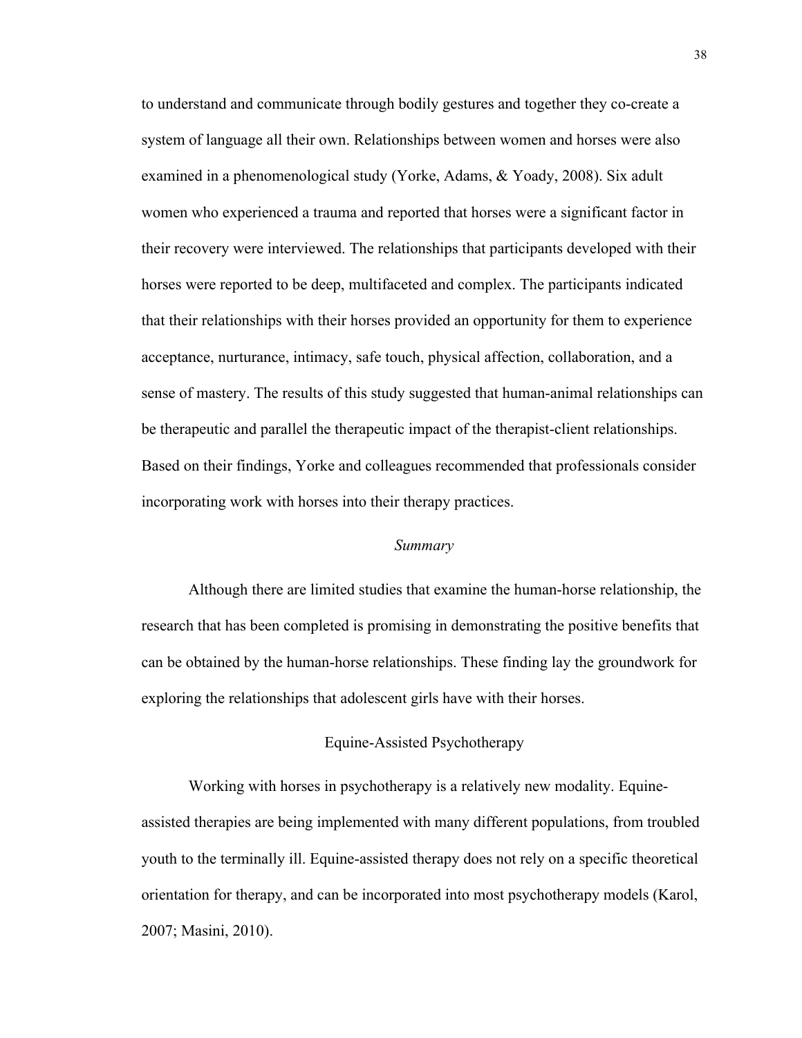to understand and communicate through bodily gestures and together they co-create a system of language all their own. Relationships between women and horses were also examined in a phenomenological study (Yorke, Adams, & Yoady, 2008). Six adult women who experienced a trauma and reported that horses were a significant factor in their recovery were interviewed. The relationships that participants developed with their horses were reported to be deep, multifaceted and complex. The participants indicated that their relationships with their horses provided an opportunity for them to experience acceptance, nurturance, intimacy, safe touch, physical affection, collaboration, and a sense of mastery. The results of this study suggested that human-animal relationships can be therapeutic and parallel the therapeutic impact of the therapist-client relationships. Based on their findings, Yorke and colleagues recommended that professionals consider incorporating work with horses into their therapy practices.

#### *Summary*

Although there are limited studies that examine the human-horse relationship, the research that has been completed is promising in demonstrating the positive benefits that can be obtained by the human-horse relationships. These finding lay the groundwork for exploring the relationships that adolescent girls have with their horses.

## Equine-Assisted Psychotherapy

Working with horses in psychotherapy is a relatively new modality. Equine-assisted therapies are being implemented with many different populations, from troubled youth to the terminally ill. Equine-assisted therapy does not rely on a specific theoretical orientation for therapy, and can be incorporated into most psychotherapy models (Karol, 2007; Masini, 2010).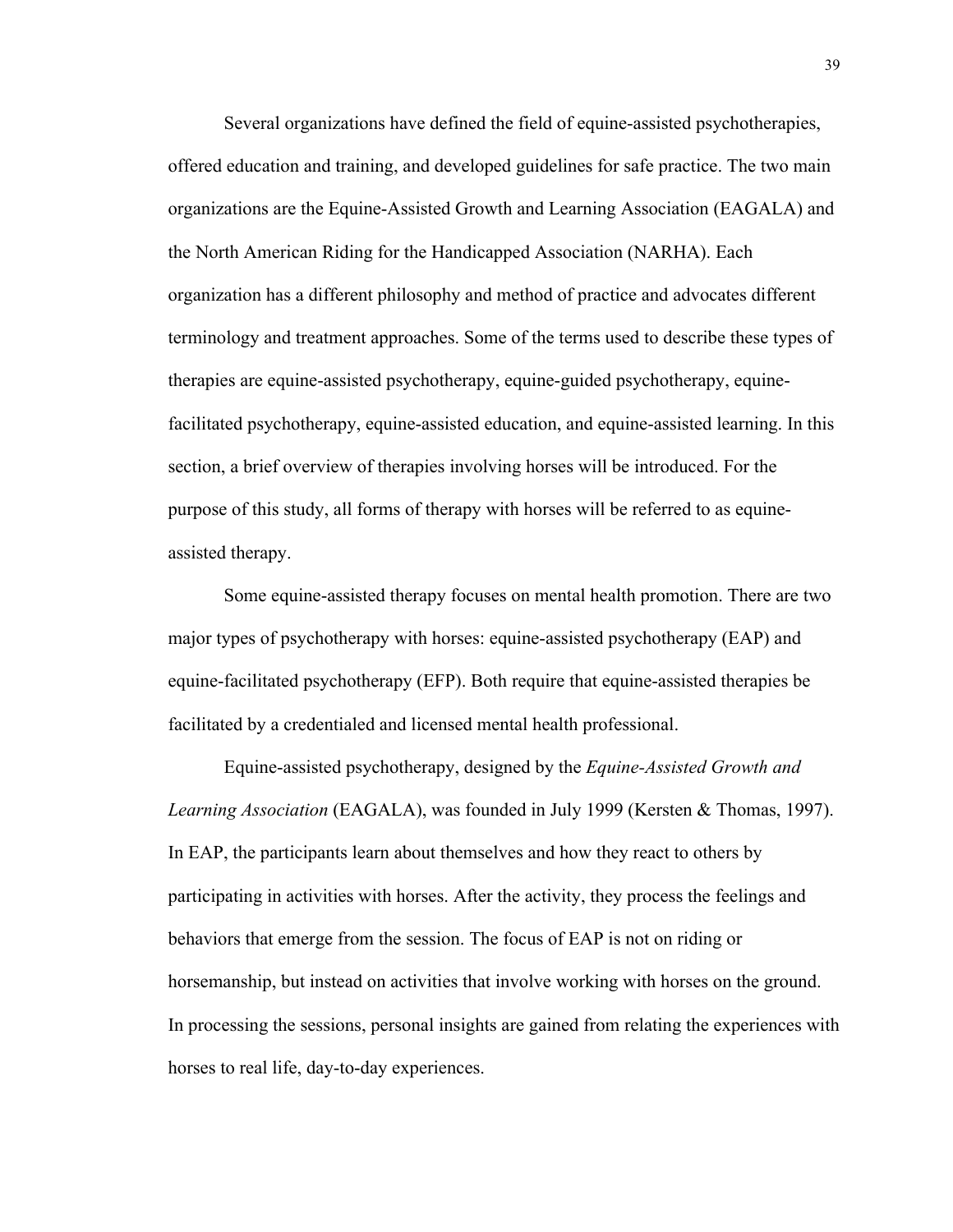Several organizations have defined the field of equine-assisted psychotherapies, offered education and training, and developed guidelines for safe practice. The two main organizations are the Equine-Assisted Growth and Learning Association (EAGALA) and the North American Riding for the Handicapped Association (NARHA). Each organization has a different philosophy and method of practice and advocates different terminology and treatment approaches. Some of the terms used to describe these types of therapies are equine-assisted psychotherapy, equine-guided psychotherapy, equine-facilitated psychotherapy, equine-assisted education, and equine-assisted learning. In this section, a brief overview of therapies involving horses will be introduced. For the purpose of this study, all forms of therapy with horses will be referred to as equine-assisted therapy.

Some equine-assisted therapy focuses on mental health promotion. There are two major types of psychotherapy with horses: equine-assisted psychotherapy (EAP) and equine-facilitated psychotherapy (EFP). Both require that equine-assisted therapies be facilitated by a credentialed and licensed mental health professional.

Equine-assisted psychotherapy, designed by the *Equine-Assisted Growth and Learning Association* (EAGALA), was founded in July 1999 (Kersten & Thomas, 1997). In EAP, the participants learn about themselves and how they react to others by participating in activities with horses. After the activity, they process the feelings and behaviors that emerge from the session. The focus of EAP is not on riding or horsemanship, but instead on activities that involve working with horses on the ground. In processing the sessions, personal insights are gained from relating the experiences with horses to real life, day-to-day experiences.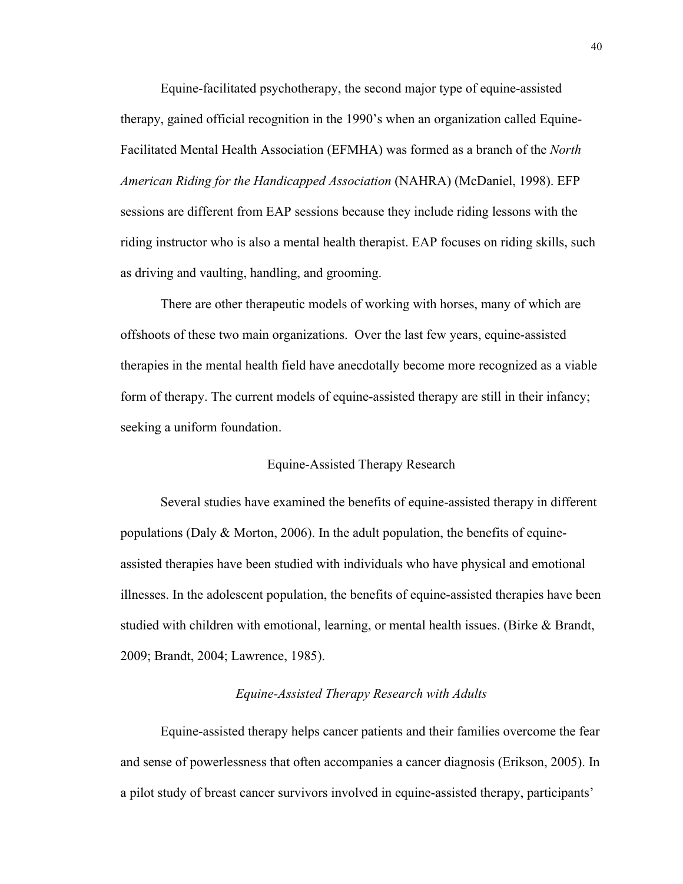Equine-facilitated psychotherapy, the second major type of equine-assisted therapy, gained official recognition in the 1990's when an organization called Equine-Facilitated Mental Health Association (EFMHA) was formed as a branch of the *North American Riding for the Handicapped Association* (NAHRA) (McDaniel, 1998). EFP sessions are different from EAP sessions because they include riding lessons with the riding instructor who is also a mental health therapist. EAP focuses on riding skills, such as driving and vaulting, handling, and grooming.

There are other therapeutic models of working with horses, many of which are offshoots of these two main organizations. Over the last few years, equine-assisted therapies in the mental health field have anecdotally become more recognized as a viable form of therapy. The current models of equine-assisted therapy are still in their infancy; seeking a uniform foundation.

## Equine-Assisted Therapy Research

Several studies have examined the benefits of equine-assisted therapy in different populations (Daly & Morton, 2006). In the adult population, the benefits of equine-assisted therapies have been studied with individuals who have physical and emotional illnesses. In the adolescent population, the benefits of equine-assisted therapies have been studied with children with emotional, learning, or mental health issues. (Birke & Brandt, 2009; Brandt, 2004; Lawrence, 1985).

### *Equine-Assisted Therapy Research with Adults*

Equine-assisted therapy helps cancer patients and their families overcome the fear and sense of powerlessness that often accompanies a cancer diagnosis (Erikson, 2005). In a pilot study of breast cancer survivors involved in equine-assisted therapy, participants'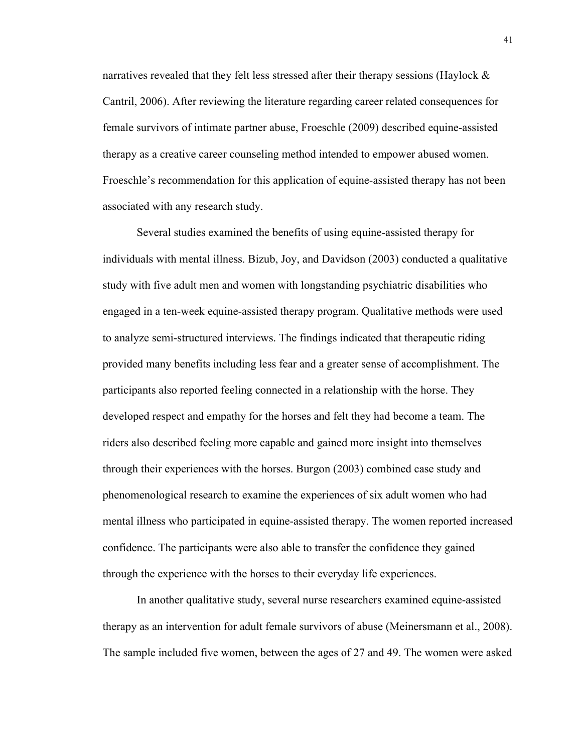narratives revealed that they felt less stressed after their therapy sessions (Haylock & Cantril, 2006). After reviewing the literature regarding career related consequences for female survivors of intimate partner abuse, Froeschle (2009) described equine-assisted therapy as a creative career counseling method intended to empower abused women. Froeschle's recommendation for this application of equine-assisted therapy has not been associated with any research study.

Several studies examined the benefits of using equine-assisted therapy for individuals with mental illness. Bizub, Joy, and Davidson (2003) conducted a qualitative study with five adult men and women with longstanding psychiatric disabilities who engaged in a ten-week equine-assisted therapy program. Qualitative methods were used to analyze semi-structured interviews. The findings indicated that therapeutic riding provided many benefits including less fear and a greater sense of accomplishment. The participants also reported feeling connected in a relationship with the horse. They developed respect and empathy for the horses and felt they had become a team. The riders also described feeling more capable and gained more insight into themselves through their experiences with the horses. Burgon (2003) combined case study and phenomenological research to examine the experiences of six adult women who had mental illness who participated in equine-assisted therapy. The women reported increased confidence. The participants were also able to transfer the confidence they gained through the experience with the horses to their everyday life experiences.

In another qualitative study, several nurse researchers examined equine-assisted therapy as an intervention for adult female survivors of abuse (Meinersmann et al., 2008). The sample included five women, between the ages of 27 and 49. The women were asked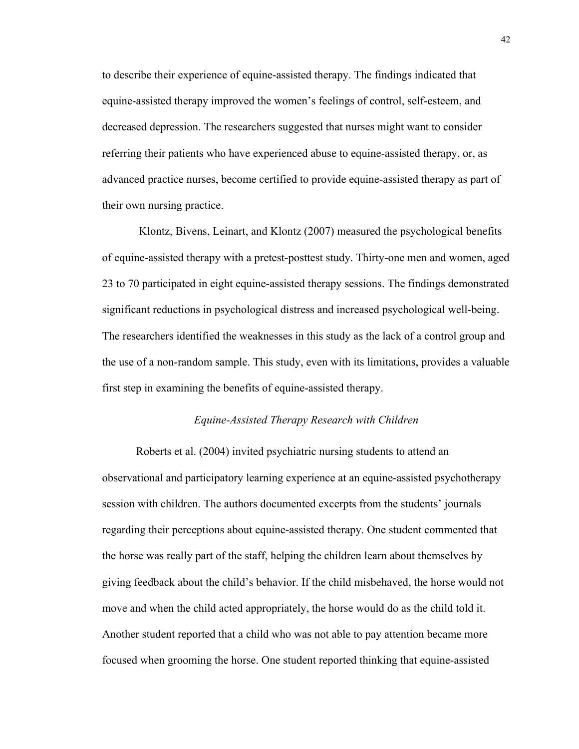to describe their experience of equine-assisted therapy. The findings indicated that equine-assisted therapy improved the women's feelings of control, self-esteem, and decreased depression. The researchers suggested that nurses might want to consider referring their patients who have experienced abuse to equine-assisted therapy, or, as advanced practice nurses, become certified to provide equine-assisted therapy as part of their own nursing practice.

Klontz, Bivens, Leinart, and Klontz (2007) measured the psychological benefits of equine-assisted therapy with a pretest-posttest study. Thirty-one men and women, aged 23 to 70 participated in eight equine-assisted therapy sessions. The findings demonstrated significant reductions in psychological distress and increased psychological well-being. The researchers identified the weaknesses in this study as the lack of a control group and the use of a non-random sample. This study, even with its limitations, provides a valuable first step in examining the benefits of equine-assisted therapy.

### *Equine-Assisted Therapy Research with Children*

Roberts et al. (2004) invited psychiatric nursing students to attend an observational and participatory learning experience at an equine-assisted psychotherapy session with children. The authors documented excerpts from the students' journals regarding their perceptions about equine-assisted therapy. One student commented that the horse was really part of the staff, helping the children learn about themselves by giving feedback about the child's behavior. If the child misbehaved, the horse would not move and when the child acted appropriately, the horse would do as the child told it. Another student reported that a child who was not able to pay attention became more focused when grooming the horse. One student reported thinking that equine-assisted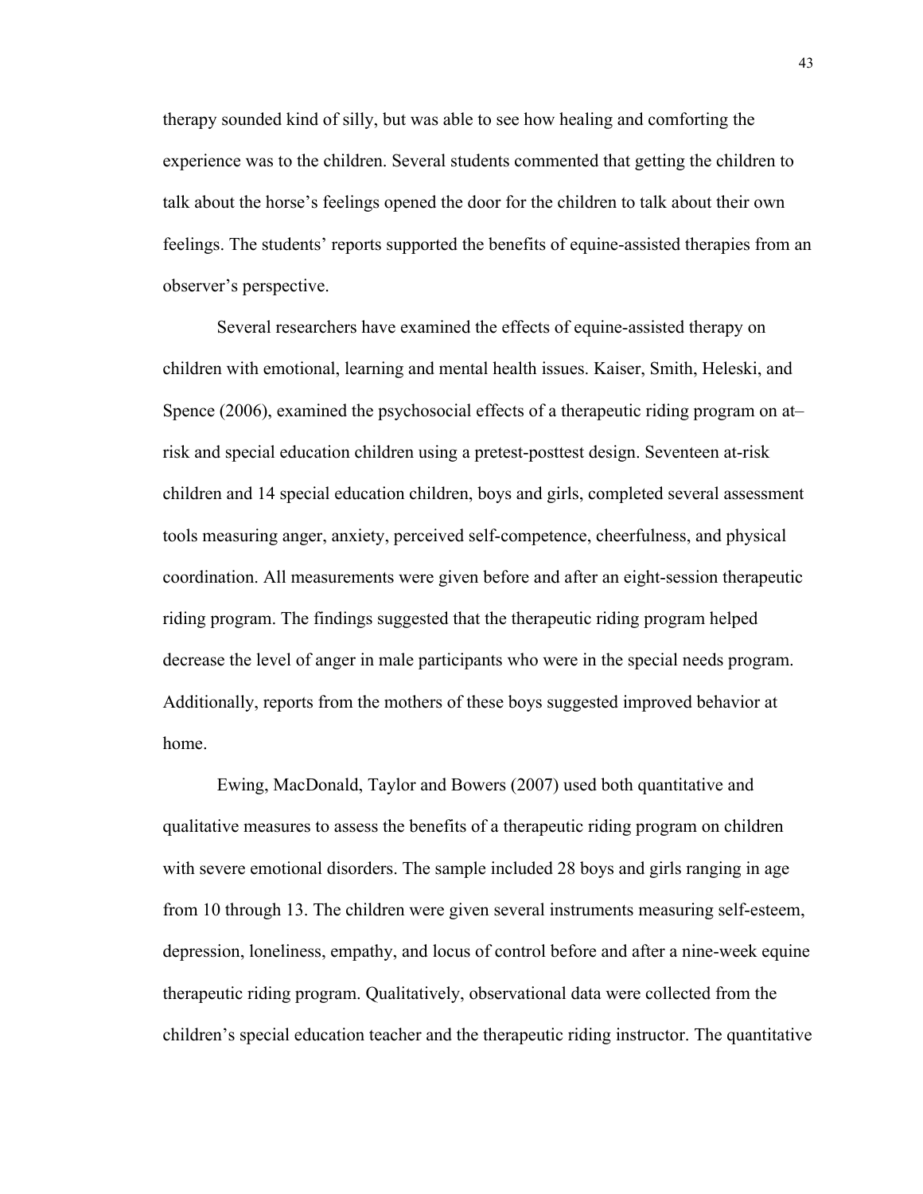therapy sounded kind of silly, but was able to see how healing and comforting the experience was to the children. Several students commented that getting the children to talk about the horse's feelings opened the door for the children to talk about their own feelings. The students' reports supported the benefits of equine-assisted therapies from an observer's perspective.

Several researchers have examined the effects of equine-assisted therapy on children with emotional, learning and mental health issues. Kaiser, Smith, Heleski, and Spence (2006), examined the psychosocial effects of a therapeutic riding program on at–risk and special education children using a pretest-posttest design. Seventeen at-risk children and 14 special education children, boys and girls, completed several assessment tools measuring anger, anxiety, perceived self-competence, cheerfulness, and physical coordination. All measurements were given before and after an eight-session therapeutic riding program. The findings suggested that the therapeutic riding program helped decrease the level of anger in male participants who were in the special needs program. Additionally, reports from the mothers of these boys suggested improved behavior at home.

Ewing, MacDonald, Taylor and Bowers (2007) used both quantitative and qualitative measures to assess the benefits of a therapeutic riding program on children with severe emotional disorders. The sample included 28 boys and girls ranging in age from 10 through 13. The children were given several instruments measuring self-esteem, depression, loneliness, empathy, and locus of control before and after a nine-week equine therapeutic riding program. Qualitatively, observational data were collected from the children's special education teacher and the therapeutic riding instructor. The quantitative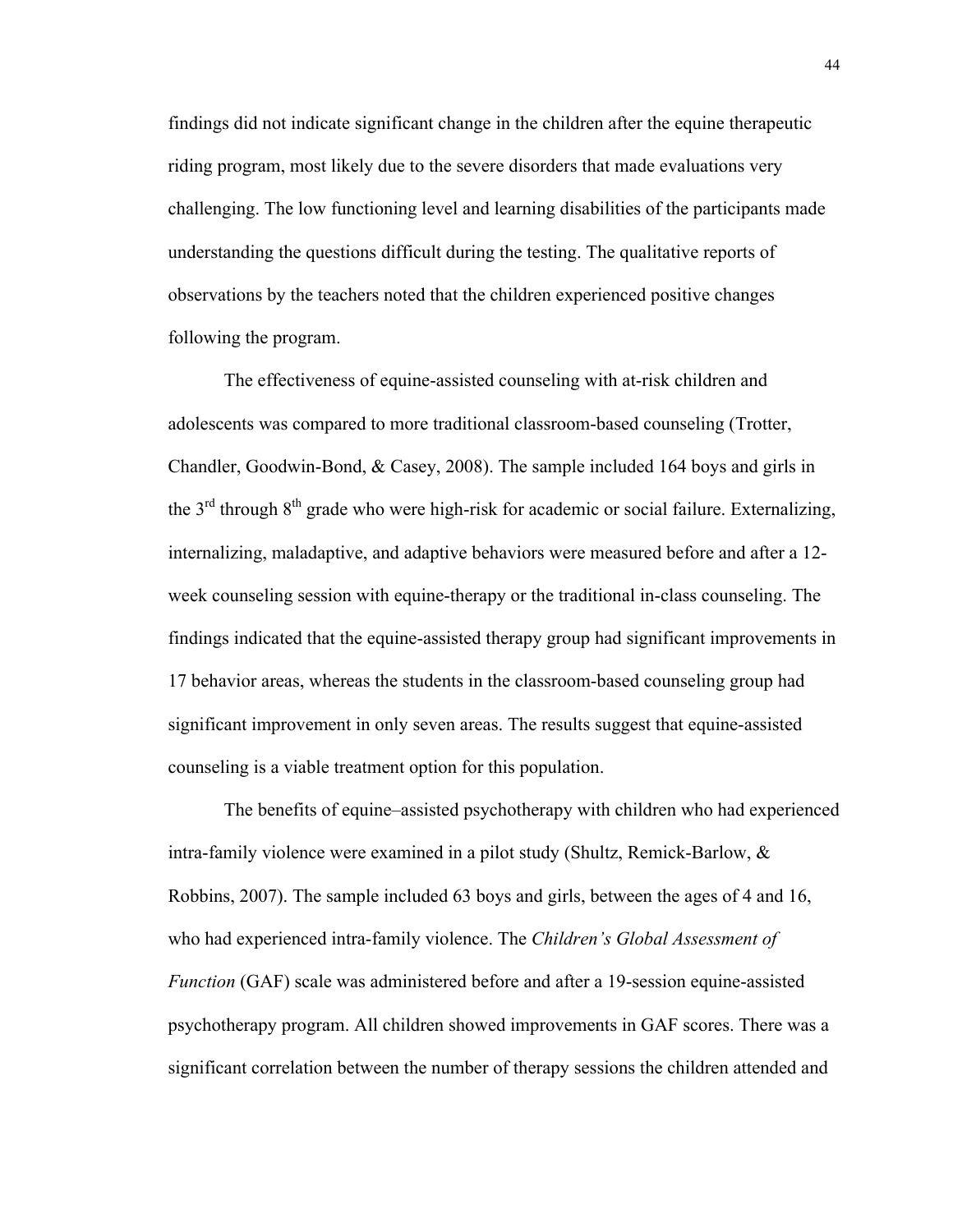findings did not indicate significant change in the children after the equine therapeutic riding program, most likely due to the severe disorders that made evaluations very challenging. The low functioning level and learning disabilities of the participants made understanding the questions difficult during the testing. The qualitative reports of observations by the teachers noted that the children experienced positive changes following the program.

The effectiveness of equine-assisted counseling with at-risk children and adolescents was compared to more traditional classroom-based counseling (Trotter, Chandler, Goodwin-Bond, & Casey, 2008). The sample included 164 boys and girls in the 3rd through 8th grade who were high-risk for academic or social failure. Externalizing, internalizing, maladaptive, and adaptive behaviors were measured before and after a 12-week counseling session with equine-therapy or the traditional in-class counseling. The findings indicated that the equine-assisted therapy group had significant improvements in 17 behavior areas, whereas the students in the classroom-based counseling group had significant improvement in only seven areas. The results suggest that equine-assisted counseling is a viable treatment option for this population.

The benefits of equine–assisted psychotherapy with children who had experienced intra-family violence were examined in a pilot study (Shultz, Remick-Barlow, & Robbins, 2007). The sample included 63 boys and girls, between the ages of 4 and 16, who had experienced intra-family violence. The *Children's Global Assessment of Function* (GAF) scale was administered before and after a 19-session equine-assisted psychotherapy program. All children showed improvements in GAF scores. There was a significant correlation between the number of therapy sessions the children attended and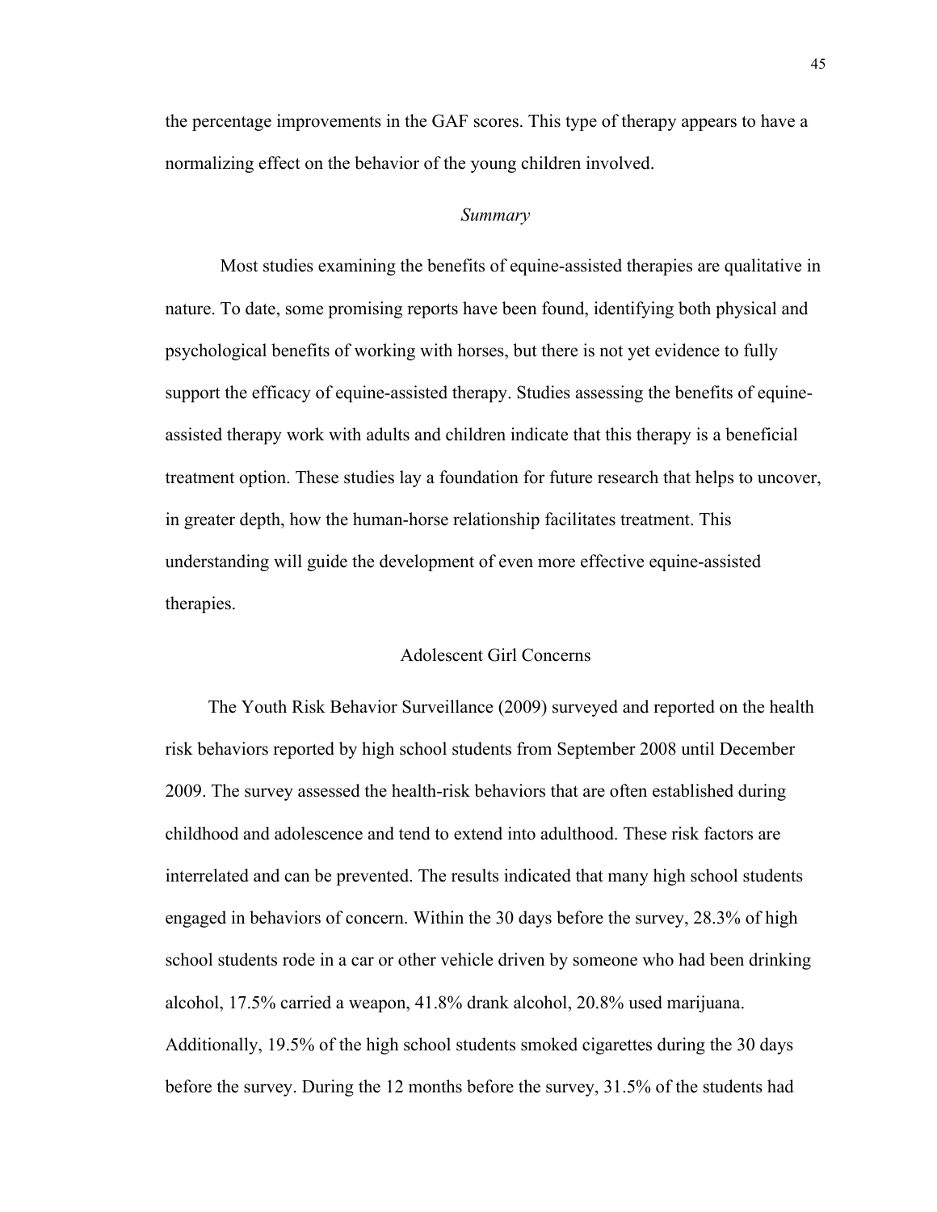the percentage improvements in the GAF scores. This type of therapy appears to have a normalizing effect on the behavior of the young children involved.

### *Summary*

Most studies examining the benefits of equine-assisted therapies are qualitative in nature. To date, some promising reports have been found, identifying both physical and psychological benefits of working with horses, but there is not yet evidence to fully support the efficacy of equine-assisted therapy. Studies assessing the benefits of equine-assisted therapy work with adults and children indicate that this therapy is a beneficial treatment option. These studies lay a foundation for future research that helps to uncover, in greater depth, how the human-horse relationship facilitates treatment. This understanding will guide the development of even more effective equine-assisted therapies.

## Adolescent Girl Concerns

The Youth Risk Behavior Surveillance (2009) surveyed and reported on the health risk behaviors reported by high school students from September 2008 until December 2009. The survey assessed the health-risk behaviors that are often established during childhood and adolescence and tend to extend into adulthood. These risk factors are interrelated and can be prevented. The results indicated that many high school students engaged in behaviors of concern. Within the 30 days before the survey, 28.3% of high school students rode in a car or other vehicle driven by someone who had been drinking alcohol, 17.5% carried a weapon, 41.8% drank alcohol, 20.8% used marijuana. Additionally, 19.5% of the high school students smoked cigarettes during the 30 days before the survey. During the 12 months before the survey, 31.5% of the students had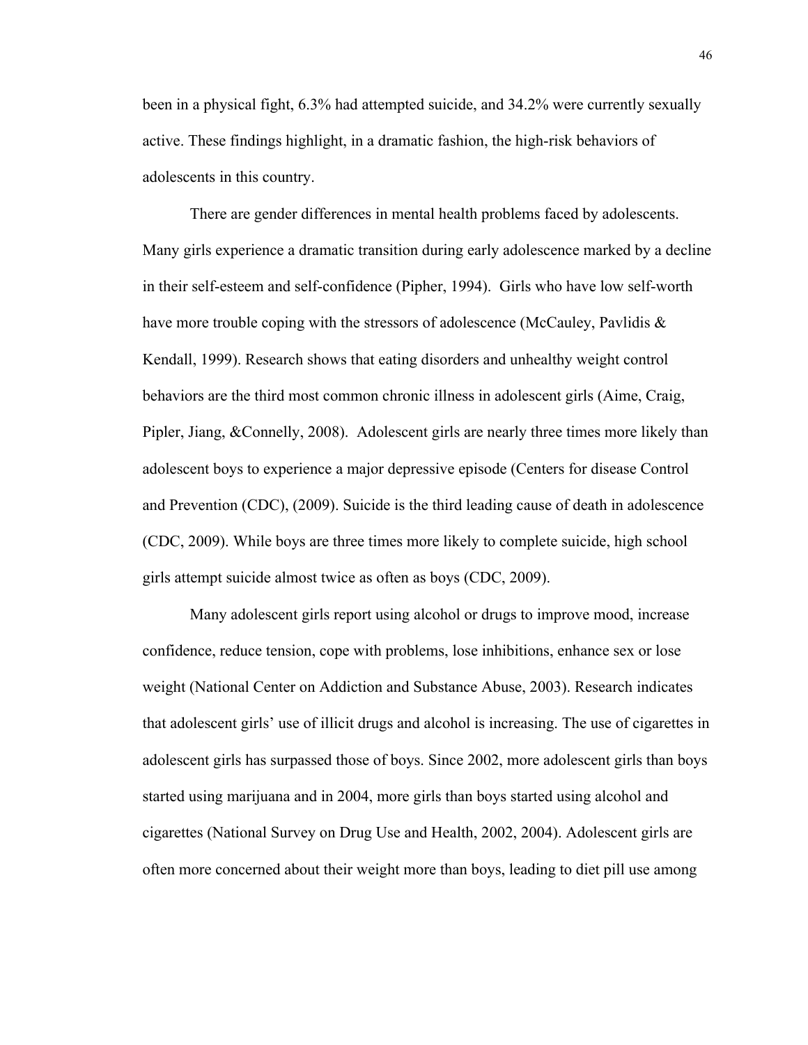been in a physical fight, 6.3% had attempted suicide, and 34.2% were currently sexually active. These findings highlight, in a dramatic fashion, the high-risk behaviors of adolescents in this country.

There are gender differences in mental health problems faced by adolescents. Many girls experience a dramatic transition during early adolescence marked by a decline in their self-esteem and self-confidence (Pipher, 1994). Girls who have low self-worth have more trouble coping with the stressors of adolescence (McCauley, Pavlidis & Kendall, 1999). Research shows that eating disorders and unhealthy weight control behaviors are the third most common chronic illness in adolescent girls (Aime, Craig, Pipler, Jiang, &Connelly, 2008). Adolescent girls are nearly three times more likely than adolescent boys to experience a major depressive episode (Centers for disease Control and Prevention (CDC), (2009). Suicide is the third leading cause of death in adolescence (CDC, 2009). While boys are three times more likely to complete suicide, high school girls attempt suicide almost twice as often as boys (CDC, 2009).

Many adolescent girls report using alcohol or drugs to improve mood, increase confidence, reduce tension, cope with problems, lose inhibitions, enhance sex or lose weight (National Center on Addiction and Substance Abuse, 2003). Research indicates that adolescent girls' use of illicit drugs and alcohol is increasing. The use of cigarettes in adolescent girls has surpassed those of boys. Since 2002, more adolescent girls than boys started using marijuana and in 2004, more girls than boys started using alcohol and cigarettes (National Survey on Drug Use and Health, 2002, 2004). Adolescent girls are often more concerned about their weight more than boys, leading to diet pill use among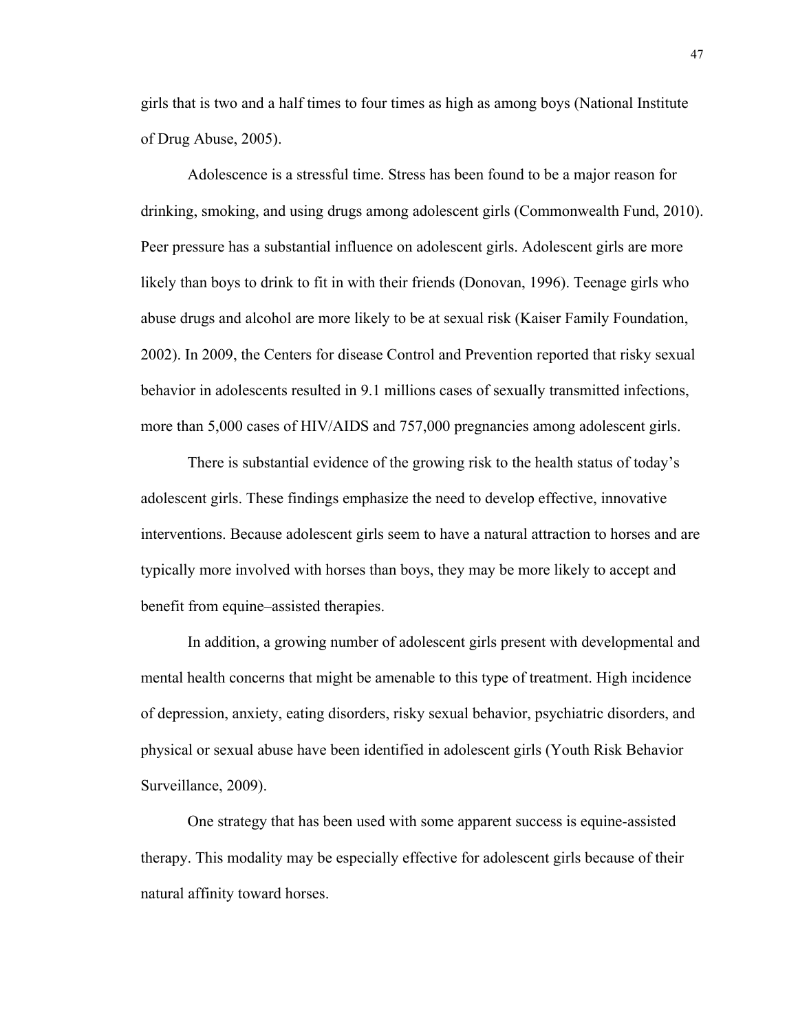girls that is two and a half times to four times as high as among boys (National Institute of Drug Abuse, 2005).

Adolescence is a stressful time. Stress has been found to be a major reason for drinking, smoking, and using drugs among adolescent girls (Commonwealth Fund, 2010). Peer pressure has a substantial influence on adolescent girls. Adolescent girls are more likely than boys to drink to fit in with their friends (Donovan, 1996). Teenage girls who abuse drugs and alcohol are more likely to be at sexual risk (Kaiser Family Foundation, 2002). In 2009, the Centers for disease Control and Prevention reported that risky sexual behavior in adolescents resulted in 9.1 millions cases of sexually transmitted infections, more than 5,000 cases of HIV/AIDS and 757,000 pregnancies among adolescent girls.

There is substantial evidence of the growing risk to the health status of today's adolescent girls. These findings emphasize the need to develop effective, innovative interventions. Because adolescent girls seem to have a natural attraction to horses and are typically more involved with horses than boys, they may be more likely to accept and benefit from equine–assisted therapies.

In addition, a growing number of adolescent girls present with developmental and mental health concerns that might be amenable to this type of treatment. High incidence of depression, anxiety, eating disorders, risky sexual behavior, psychiatric disorders, and physical or sexual abuse have been identified in adolescent girls (Youth Risk Behavior Surveillance, 2009).

One strategy that has been used with some apparent success is equine-assisted therapy. This modality may be especially effective for adolescent girls because of their natural affinity toward horses.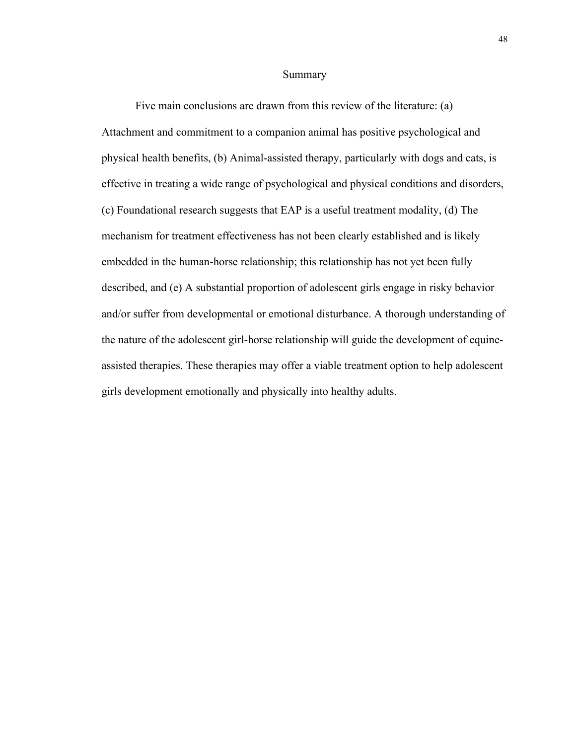## Summary

Five main conclusions are drawn from this review of the literature: (a) Attachment and commitment to a companion animal has positive psychological and physical health benefits, (b) Animal-assisted therapy, particularly with dogs and cats, is effective in treating a wide range of psychological and physical conditions and disorders, (c) Foundational research suggests that EAP is a useful treatment modality, (d) The mechanism for treatment effectiveness has not been clearly established and is likely embedded in the human-horse relationship; this relationship has not yet been fully described, and (e) A substantial proportion of adolescent girls engage in risky behavior and/or suffer from developmental or emotional disturbance. A thorough understanding of the nature of the adolescent girl-horse relationship will guide the development of equine-assisted therapies. These therapies may offer a viable treatment option to help adolescent girls development emotionally and physically into healthy adults.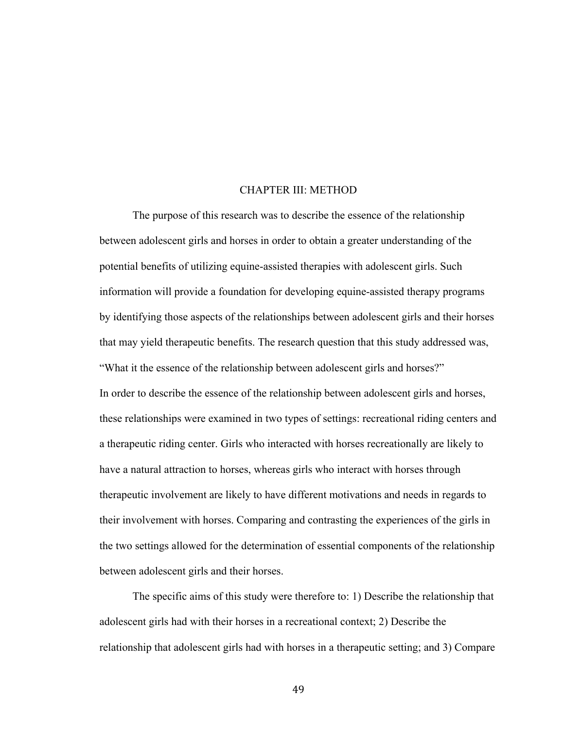# CHAPTER III: METHOD

The purpose of this research was to describe the essence of the relationship between adolescent girls and horses in order to obtain a greater understanding of the potential benefits of utilizing equine-assisted therapies with adolescent girls. Such information will provide a foundation for developing equine-assisted therapy programs by identifying those aspects of the relationships between adolescent girls and their horses that may yield therapeutic benefits. The research question that this study addressed was, "What it the essence of the relationship between adolescent girls and horses?"

In order to describe the essence of the relationship between adolescent girls and horses, these relationships were examined in two types of settings: recreational riding centers and a therapeutic riding center. Girls who interacted with horses recreationally are likely to have a natural attraction to horses, whereas girls who interact with horses through therapeutic involvement are likely to have different motivations and needs in regards to their involvement with horses. Comparing and contrasting the experiences of the girls in the two settings allowed for the determination of essential components of the relationship between adolescent girls and their horses.

The specific aims of this study were therefore to: 1) Describe the relationship that adolescent girls had with their horses in a recreational context; 2) Describe the relationship that adolescent girls had with horses in a therapeutic setting; and 3) Compare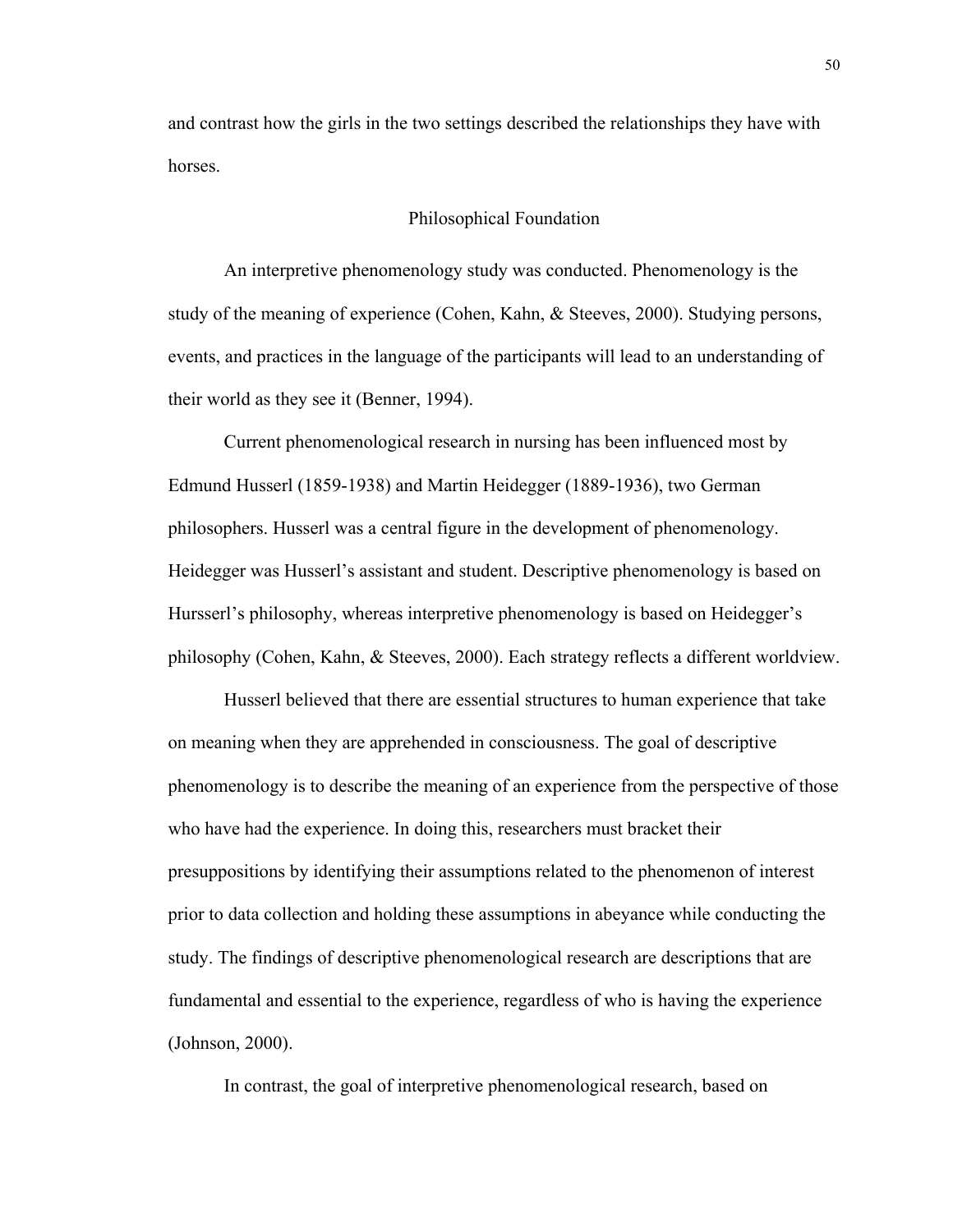and contrast how the girls in the two settings described the relationships they have with horses.

## Philosophical Foundation

An interpretive phenomenology study was conducted. Phenomenology is the study of the meaning of experience (Cohen, Kahn, & Steeves, 2000). Studying persons, events, and practices in the language of the participants will lead to an understanding of their world as they see it (Benner, 1994).

Current phenomenological research in nursing has been influenced most by Edmund Husserl (1859-1938) and Martin Heidegger (1889-1936), two German philosophers. Husserl was a central figure in the development of phenomenology. Heidegger was Husserl's assistant and student. Descriptive phenomenology is based on Hursserl's philosophy, whereas interpretive phenomenology is based on Heidegger's philosophy (Cohen, Kahn, & Steeves, 2000). Each strategy reflects a different worldview.

Husserl believed that there are essential structures to human experience that take on meaning when they are apprehended in consciousness. The goal of descriptive phenomenology is to describe the meaning of an experience from the perspective of those who have had the experience. In doing this, researchers must bracket their presuppositions by identifying their assumptions related to the phenomenon of interest prior to data collection and holding these assumptions in abeyance while conducting the study. The findings of descriptive phenomenological research are descriptions that are fundamental and essential to the experience, regardless of who is having the experience (Johnson, 2000).

In contrast, the goal of interpretive phenomenological research, based on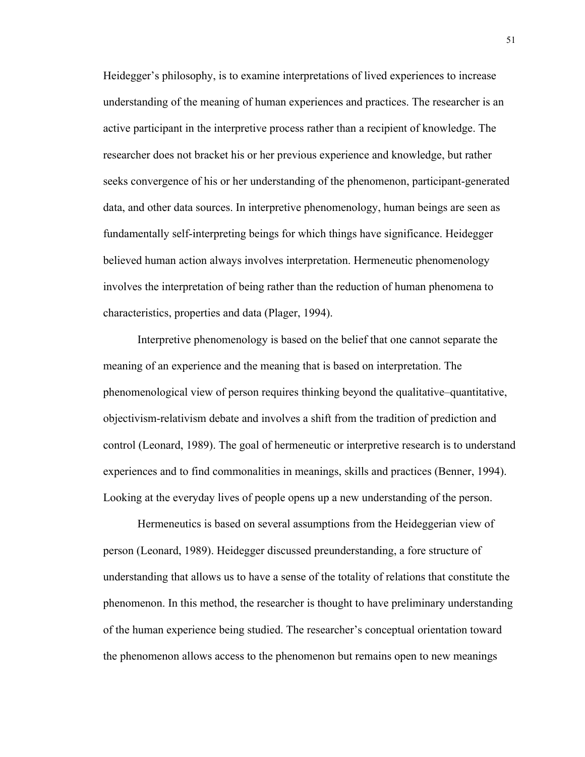Heidegger's philosophy, is to examine interpretations of lived experiences to increase understanding of the meaning of human experiences and practices. The researcher is an active participant in the interpretive process rather than a recipient of knowledge. The researcher does not bracket his or her previous experience and knowledge, but rather seeks convergence of his or her understanding of the phenomenon, participant-generated data, and other data sources. In interpretive phenomenology, human beings are seen as fundamentally self-interpreting beings for which things have significance. Heidegger believed human action always involves interpretation. Hermeneutic phenomenology involves the interpretation of being rather than the reduction of human phenomena to characteristics, properties and data (Plager, 1994).

Interpretive phenomenology is based on the belief that one cannot separate the meaning of an experience and the meaning that is based on interpretation. The phenomenological view of person requires thinking beyond the qualitative–quantitative, objectivism-relativism debate and involves a shift from the tradition of prediction and control (Leonard, 1989). The goal of hermeneutic or interpretive research is to understand experiences and to find commonalities in meanings, skills and practices (Benner, 1994). Looking at the everyday lives of people opens up a new understanding of the person.

Hermeneutics is based on several assumptions from the Heideggerian view of person (Leonard, 1989). Heidegger discussed preunderstanding, a fore structure of understanding that allows us to have a sense of the totality of relations that constitute the phenomenon. In this method, the researcher is thought to have preliminary understanding of the human experience being studied. The researcher's conceptual orientation toward the phenomenon allows access to the phenomenon but remains open to new meanings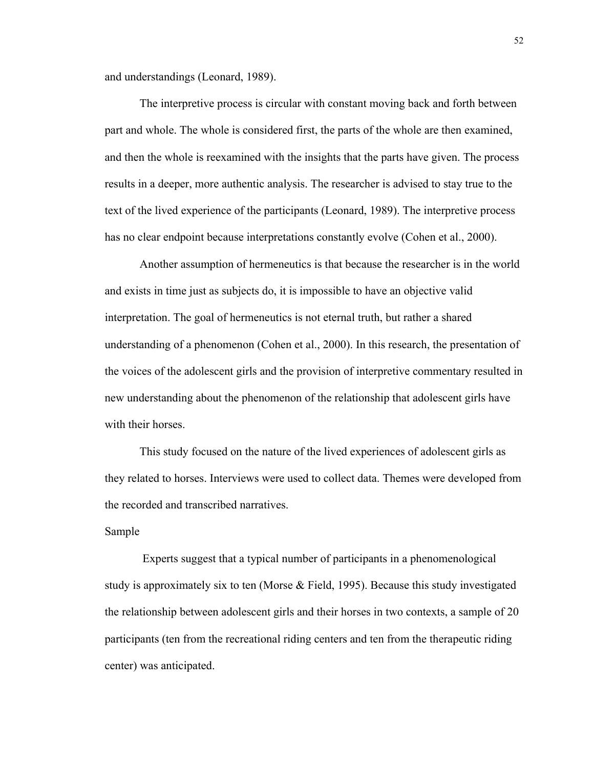and understandings (Leonard, 1989).

The interpretive process is circular with constant moving back and forth between part and whole. The whole is considered first, the parts of the whole are then examined, and then the whole is reexamined with the insights that the parts have given. The process results in a deeper, more authentic analysis. The researcher is advised to stay true to the text of the lived experience of the participants (Leonard, 1989). The interpretive process has no clear endpoint because interpretations constantly evolve (Cohen et al., 2000).

Another assumption of hermeneutics is that because the researcher is in the world and exists in time just as subjects do, it is impossible to have an objective valid interpretation. The goal of hermeneutics is not eternal truth, but rather a shared understanding of a phenomenon (Cohen et al., 2000). In this research, the presentation of the voices of the adolescent girls and the provision of interpretive commentary resulted in new understanding about the phenomenon of the relationship that adolescent girls have with their horses.

This study focused on the nature of the lived experiences of adolescent girls as they related to horses. Interviews were used to collect data. Themes were developed from the recorded and transcribed narratives.

## Sample

Experts suggest that a typical number of participants in a phenomenological study is approximately six to ten (Morse & Field, 1995). Because this study investigated the relationship between adolescent girls and their horses in two contexts, a sample of 20 participants (ten from the recreational riding centers and ten from the therapeutic riding center) was anticipated.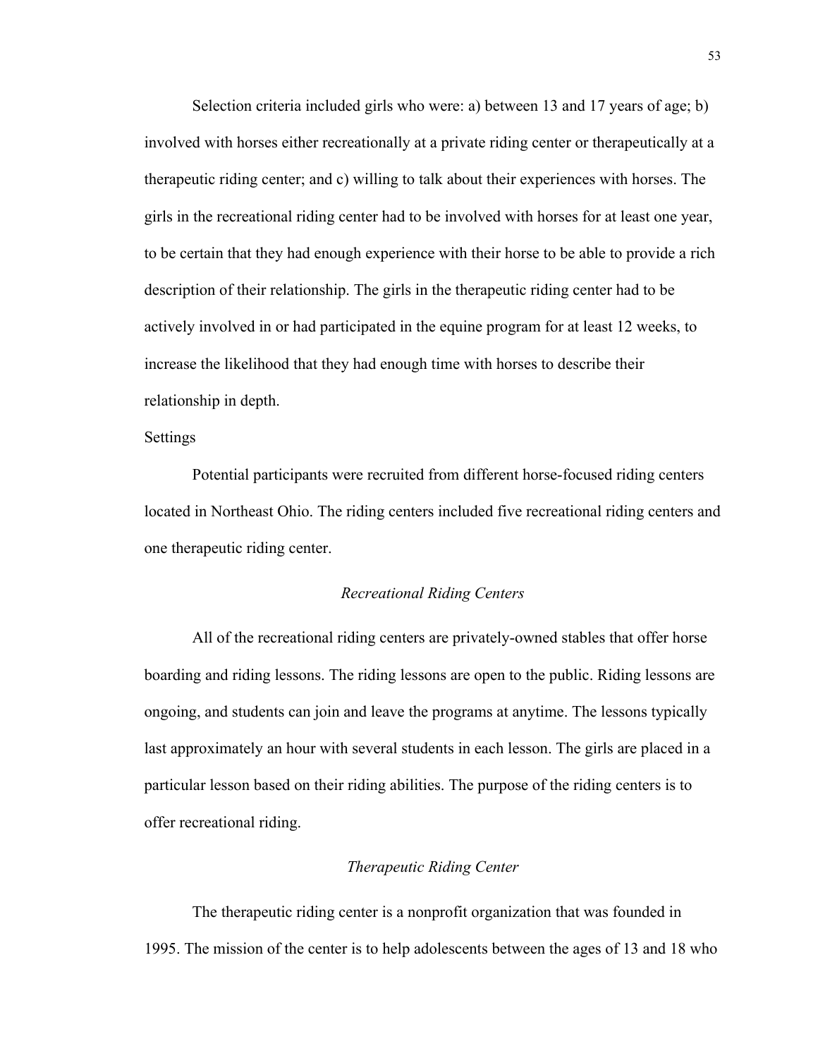Selection criteria included girls who were: a) between 13 and 17 years of age; b) involved with horses either recreationally at a private riding center or therapeutically at a therapeutic riding center; and c) willing to talk about their experiences with horses. The girls in the recreational riding center had to be involved with horses for at least one year, to be certain that they had enough experience with their horse to be able to provide a rich description of their relationship. The girls in the therapeutic riding center had to be actively involved in or had participated in the equine program for at least 12 weeks, to increase the likelihood that they had enough time with horses to describe their relationship in depth.

## Settings

Potential participants were recruited from different horse-focused riding centers located in Northeast Ohio. The riding centers included five recreational riding centers and one therapeutic riding center.

### *Recreational Riding Centers*

All of the recreational riding centers are privately-owned stables that offer horse boarding and riding lessons. The riding lessons are open to the public. Riding lessons are ongoing, and students can join and leave the programs at anytime. The lessons typically last approximately an hour with several students in each lesson. The girls are placed in a particular lesson based on their riding abilities. The purpose of the riding centers is to offer recreational riding.

### *Therapeutic Riding Center*

The therapeutic riding center is a nonprofit organization that was founded in 1995. The mission of the center is to help adolescents between the ages of 13 and 18 who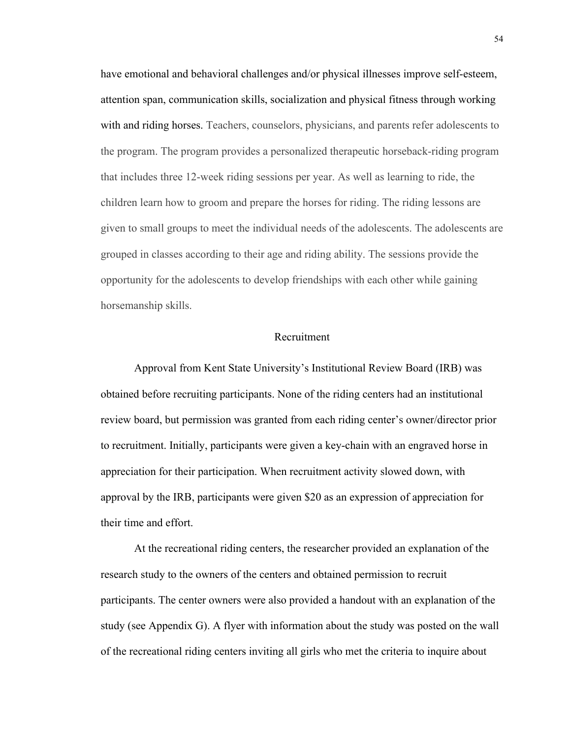have emotional and behavioral challenges and/or physical illnesses improve self-esteem, attention span, communication skills, socialization and physical fitness through working with and riding horses. Teachers, counselors, physicians, and parents refer adolescents to the program. The program provides a personalized therapeutic horseback-riding program that includes three 12-week riding sessions per year. As well as learning to ride, the children learn how to groom and prepare the horses for riding. The riding lessons are given to small groups to meet the individual needs of the adolescents. The adolescents are grouped in classes according to their age and riding ability. The sessions provide the opportunity for the adolescents to develop friendships with each other while gaining horsemanship skills.

## Recruitment

Approval from Kent State University's Institutional Review Board (IRB) was obtained before recruiting participants. None of the riding centers had an institutional review board, but permission was granted from each riding center's owner/director prior to recruitment. Initially, participants were given a key-chain with an engraved horse in appreciation for their participation. When recruitment activity slowed down, with approval by the IRB, participants were given $20 as an expression of appreciation for their time and effort.

At the recreational riding centers, the researcher provided an explanation of the research study to the owners of the centers and obtained permission to recruit participants. The center owners were also provided a handout with an explanation of the study (see Appendix G). A flyer with information about the study was posted on the wall of the recreational riding centers inviting all girls who met the criteria to inquire about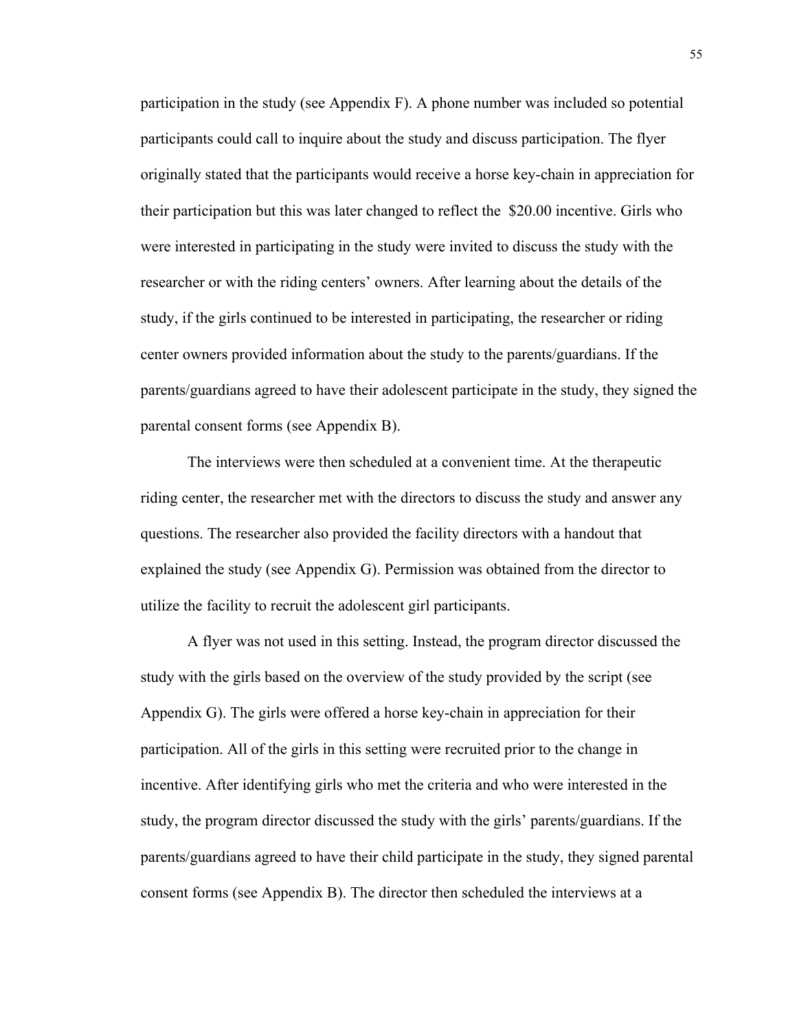participation in the study (see Appendix F). A phone number was included so potential participants could call to inquire about the study and discuss participation. The flyer originally stated that the participants would receive a horse key-chain in appreciation for their participation but this was later changed to reflect the $20.00 incentive. Girls who were interested in participating in the study were invited to discuss the study with the researcher or with the riding centers' owners. After learning about the details of the study, if the girls continued to be interested in participating, the researcher or riding center owners provided information about the study to the parents/guardians. If the parents/guardians agreed to have their adolescent participate in the study, they signed the parental consent forms (see Appendix B).

The interviews were then scheduled at a convenient time. At the therapeutic riding center, the researcher met with the directors to discuss the study and answer any questions. The researcher also provided the facility directors with a handout that explained the study (see Appendix G). Permission was obtained from the director to utilize the facility to recruit the adolescent girl participants.

A flyer was not used in this setting. Instead, the program director discussed the study with the girls based on the overview of the study provided by the script (see Appendix G). The girls were offered a horse key-chain in appreciation for their participation. All of the girls in this setting were recruited prior to the change in incentive. After identifying girls who met the criteria and who were interested in the study, the program director discussed the study with the girls' parents/guardians. If the parents/guardians agreed to have their child participate in the study, they signed parental consent forms (see Appendix B). The director then scheduled the interviews at a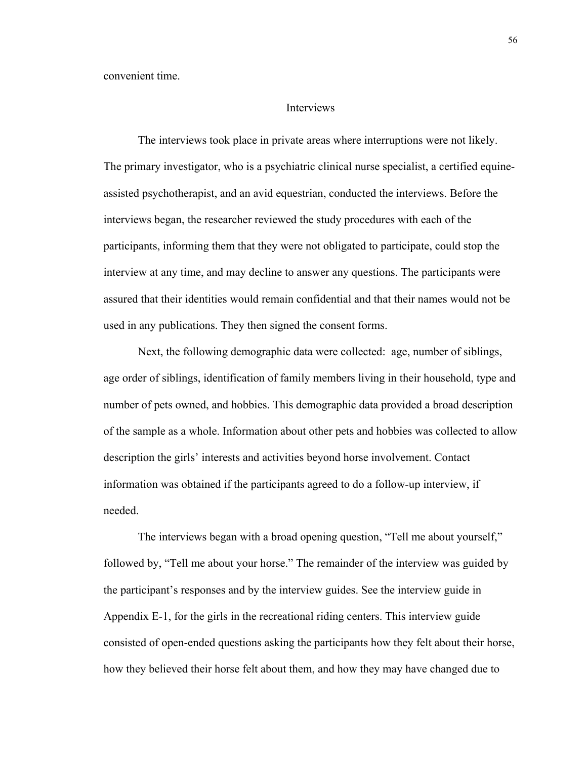convenient time.

## Interviews

The interviews took place in private areas where interruptions were not likely. The primary investigator, who is a psychiatric clinical nurse specialist, a certified equine-assisted psychotherapist, and an avid equestrian, conducted the interviews. Before the interviews began, the researcher reviewed the study procedures with each of the participants, informing them that they were not obligated to participate, could stop the interview at any time, and may decline to answer any questions. The participants were assured that their identities would remain confidential and that their names would not be used in any publications. They then signed the consent forms.

Next, the following demographic data were collected: age, number of siblings, age order of siblings, identification of family members living in their household, type and number of pets owned, and hobbies. This demographic data provided a broad description of the sample as a whole. Information about other pets and hobbies was collected to allow description the girls' interests and activities beyond horse involvement. Contact information was obtained if the participants agreed to do a follow-up interview, if needed.

The interviews began with a broad opening question, "Tell me about yourself," followed by, "Tell me about your horse." The remainder of the interview was guided by the participant's responses and by the interview guides. See the interview guide in Appendix E-1, for the girls in the recreational riding centers. This interview guide consisted of open-ended questions asking the participants how they felt about their horse, how they believed their horse felt about them, and how they may have changed due to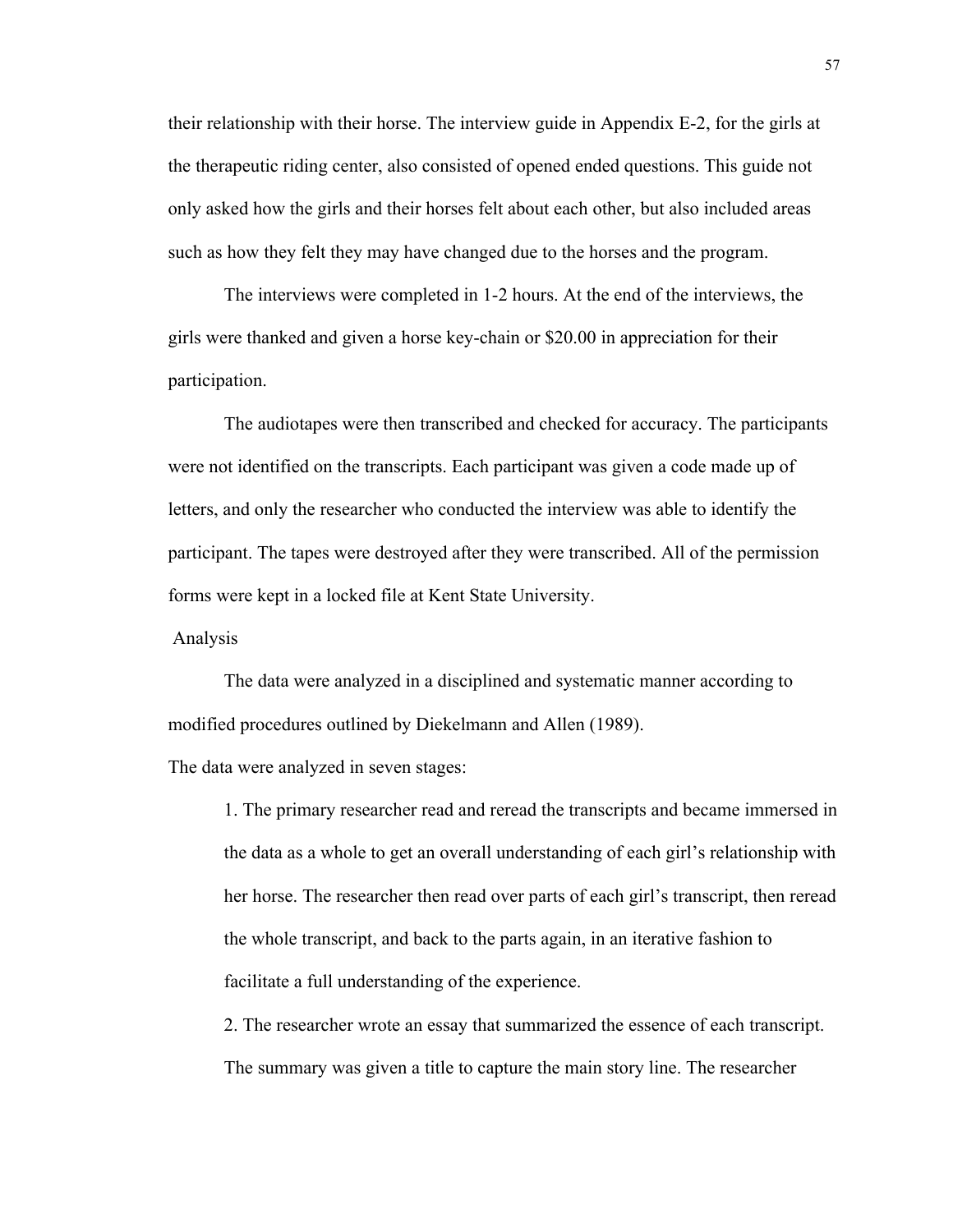their relationship with their horse. The interview guide in Appendix E-2, for the girls at the therapeutic riding center, also consisted of opened ended questions. This guide not only asked how the girls and their horses felt about each other, but also included areas such as how they felt they may have changed due to the horses and the program.

The interviews were completed in 1-2 hours. At the end of the interviews, the girls were thanked and given a horse key-chain or $20.00 in appreciation for their participation.

The audiotapes were then transcribed and checked for accuracy. The participants were not identified on the transcripts. Each participant was given a code made up of letters, and only the researcher who conducted the interview was able to identify the participant. The tapes were destroyed after they were transcribed. All of the permission forms were kept in a locked file at Kent State University.

## Analysis

The data were analyzed in a disciplined and systematic manner according to modified procedures outlined by Diekelmann and Allen (1989).

The data were analyzed in seven stages:

1. The primary researcher read and reread the transcripts and became immersed in the data as a whole to get an overall understanding of each girl's relationship with her horse. The researcher then read over parts of each girl's transcript, then reread the whole transcript, and back to the parts again, in an iterative fashion to facilitate a full understanding of the experience.
2. The researcher wrote an essay that summarized the essence of each transcript. The summary was given a title to capture the main story line. The researcher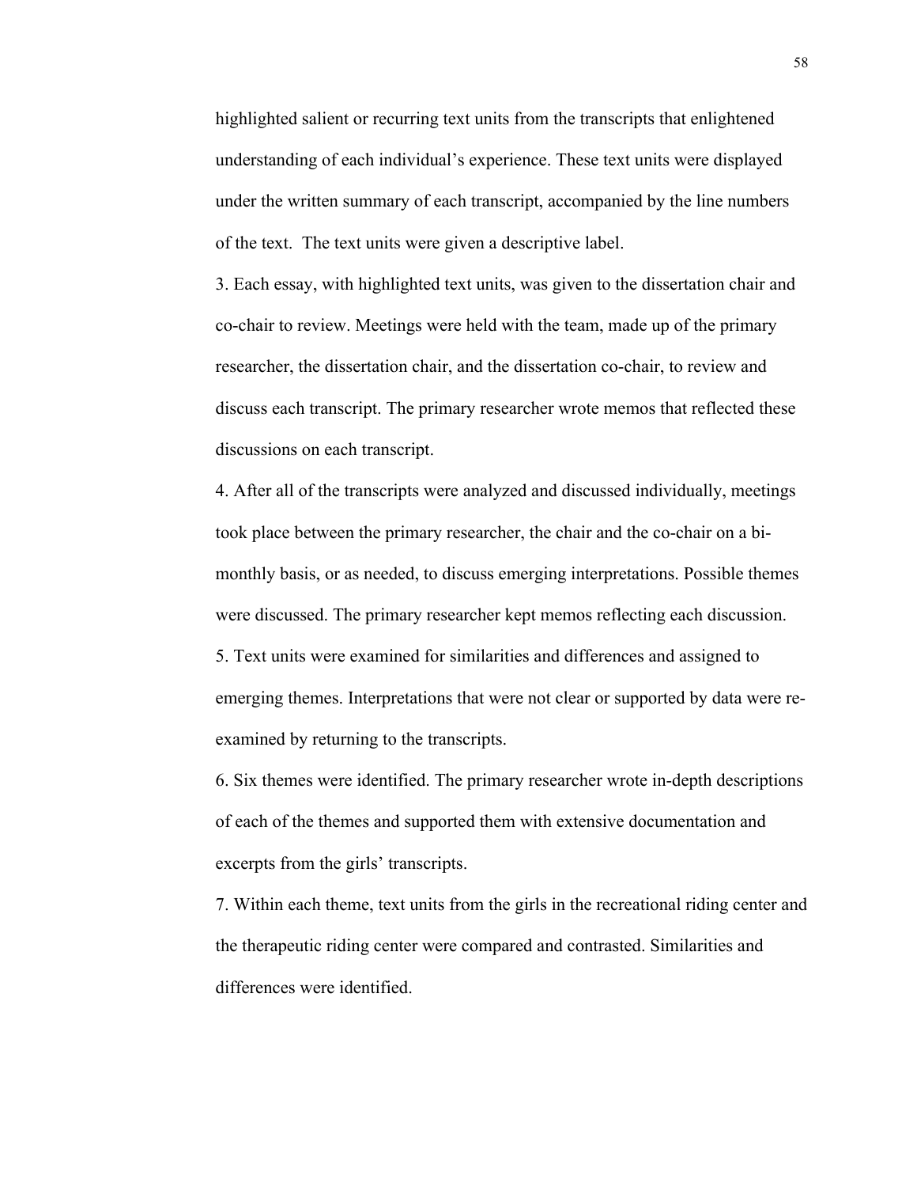highlighted salient or recurring text units from the transcripts that enlightened understanding of each individual's experience. These text units were displayed under the written summary of each transcript, accompanied by the line numbers of the text. The text units were given a descriptive label.

3. Each essay, with highlighted text units, was given to the dissertation chair and co-chair to review. Meetings were held with the team, made up of the primary researcher, the dissertation chair, and the dissertation co-chair, to review and discuss each transcript. The primary researcher wrote memos that reflected these discussions on each transcript.

4. After all of the transcripts were analyzed and discussed individually, meetings took place between the primary researcher, the chair and the co-chair on a bi-monthly basis, or as needed, to discuss emerging interpretations. Possible themes were discussed. The primary researcher kept memos reflecting each discussion.

5. Text units were examined for similarities and differences and assigned to emerging themes. Interpretations that were not clear or supported by data were re-examined by returning to the transcripts.

6. Six themes were identified. The primary researcher wrote in-depth descriptions of each of the themes and supported them with extensive documentation and excerpts from the girls' transcripts.

7. Within each theme, text units from the girls in the recreational riding center and the therapeutic riding center were compared and contrasted. Similarities and differences were identified.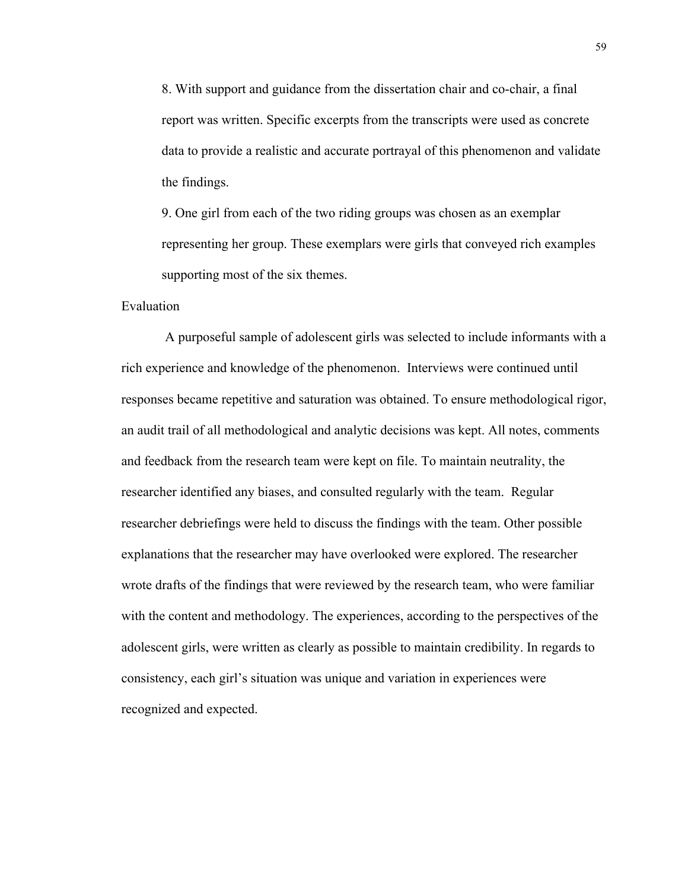8. With support and guidance from the dissertation chair and co-chair, a final report was written. Specific excerpts from the transcripts were used as concrete data to provide a realistic and accurate portrayal of this phenomenon and validate the findings.

9. One girl from each of the two riding groups was chosen as an exemplar representing her group. These exemplars were girls that conveyed rich examples supporting most of the six themes.

Evaluation

A purposeful sample of adolescent girls was selected to include informants with a rich experience and knowledge of the phenomenon. Interviews were continued until responses became repetitive and saturation was obtained. To ensure methodological rigor, an audit trail of all methodological and analytic decisions was kept. All notes, comments and feedback from the research team were kept on file. To maintain neutrality, the researcher identified any biases, and consulted regularly with the team. Regular researcher debriefings were held to discuss the findings with the team. Other possible explanations that the researcher may have overlooked were explored. The researcher wrote drafts of the findings that were reviewed by the research team, who were familiar with the content and methodology. The experiences, according to the perspectives of the adolescent girls, were written as clearly as possible to maintain credibility. In regards to consistency, each girl's situation was unique and variation in experiences were recognized and expected.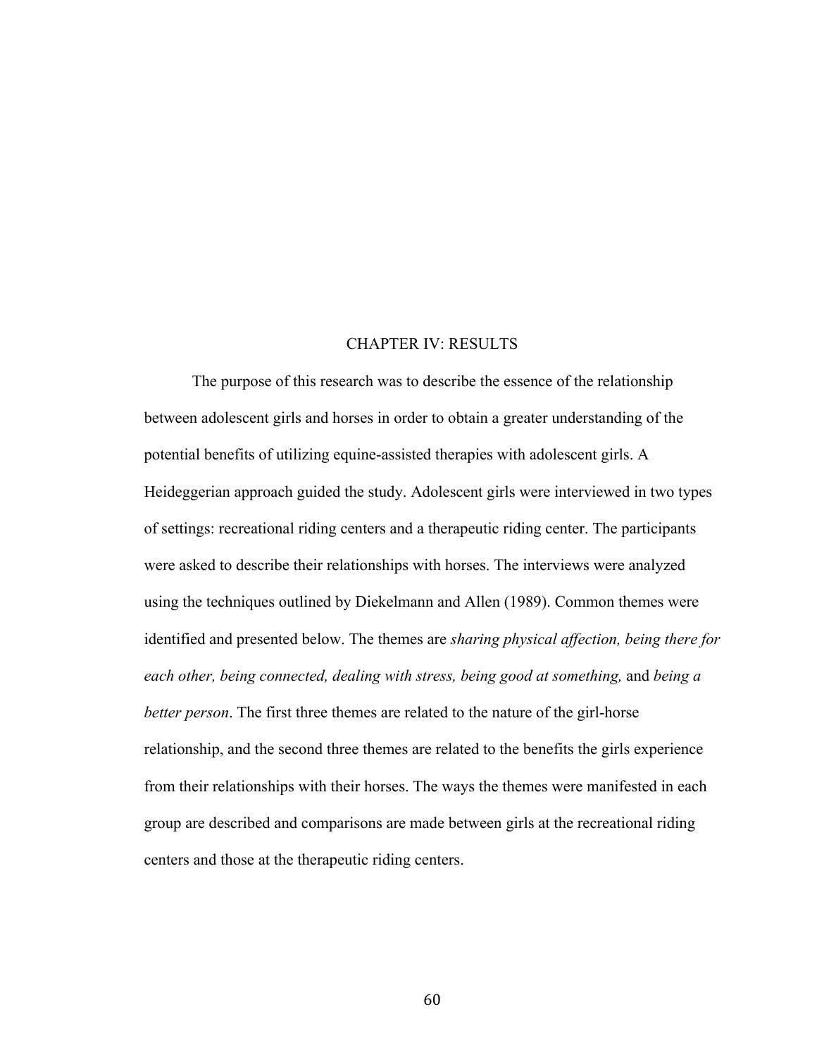# CHAPTER IV: RESULTS

The purpose of this research was to describe the essence of the relationship between adolescent girls and horses in order to obtain a greater understanding of the potential benefits of utilizing equine-assisted therapies with adolescent girls. A Heideggerian approach guided the study. Adolescent girls were interviewed in two types of settings: recreational riding centers and a therapeutic riding center. The participants were asked to describe their relationships with horses. The interviews were analyzed using the techniques outlined by Diekelmann and Allen (1989). Common themes were identified and presented below. The themes are *sharing physical affection, being there for each other, being connected, dealing with stress, being good at something,* and *being a better person*. The first three themes are related to the nature of the girl-horse relationship, and the second three themes are related to the benefits the girls experience from their relationships with their horses. The ways the themes were manifested in each group are described and comparisons are made between girls at the recreational riding centers and those at the therapeutic riding centers.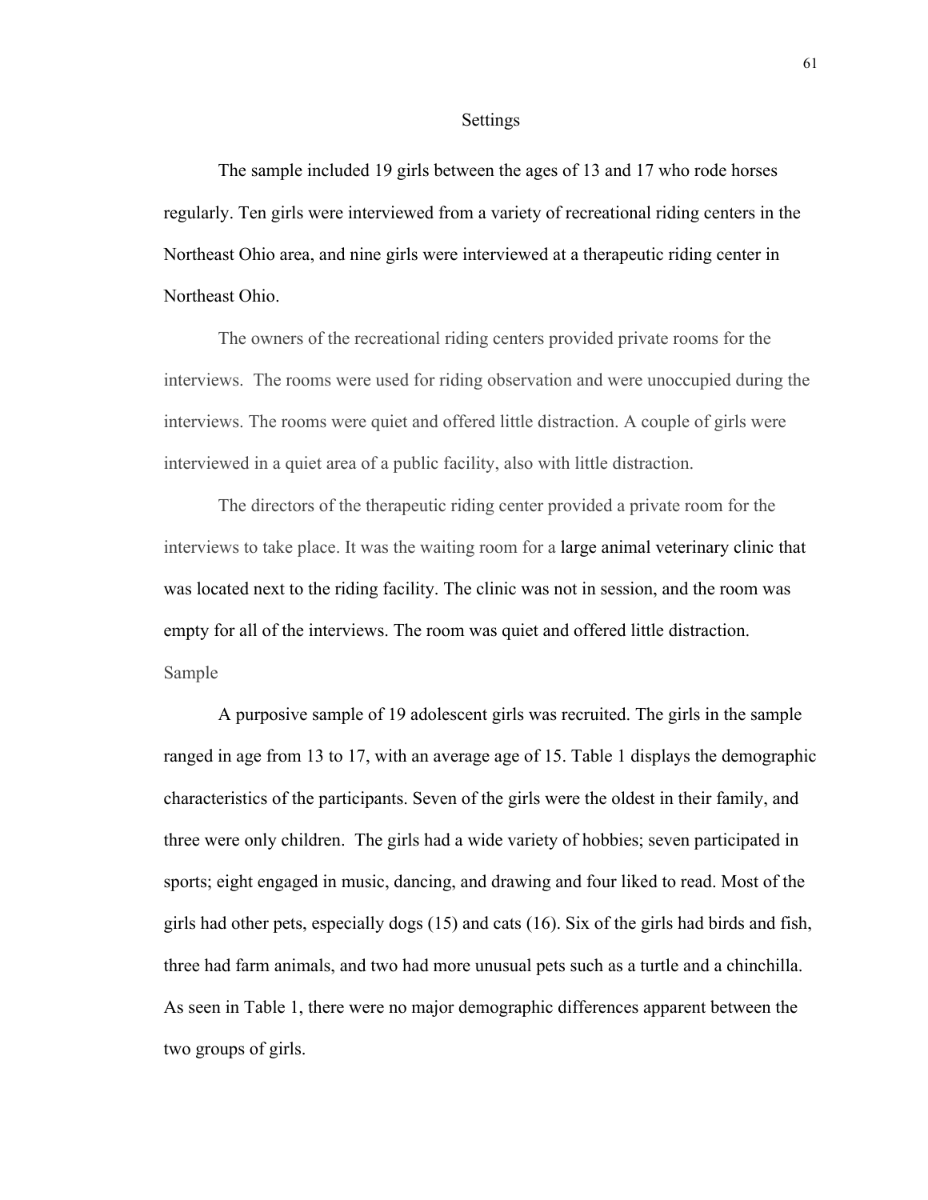## Settings

The sample included 19 girls between the ages of 13 and 17 who rode horses regularly. Ten girls were interviewed from a variety of recreational riding centers in the Northeast Ohio area, and nine girls were interviewed at a therapeutic riding center in Northeast Ohio.

The owners of the recreational riding centers provided private rooms for the interviews. The rooms were used for riding observation and were unoccupied during the interviews. The rooms were quiet and offered little distraction. A couple of girls were interviewed in a quiet area of a public facility, also with little distraction.

The directors of the therapeutic riding center provided a private room for the interviews to take place. It was the waiting room for a large animal veterinary clinic that was located next to the riding facility. The clinic was not in session, and the room was empty for all of the interviews. The room was quiet and offered little distraction.

### Sample

A purposive sample of 19 adolescent girls was recruited. The girls in the sample ranged in age from 13 to 17, with an average age of 15. Table 1 displays the demographic characteristics of the participants. Seven of the girls were the oldest in their family, and three were only children. The girls had a wide variety of hobbies; seven participated in sports; eight engaged in music, dancing, and drawing and four liked to read. Most of the girls had other pets, especially dogs (15) and cats (16). Six of the girls had birds and fish, three had farm animals, and two had more unusual pets such as a turtle and a chinchilla. As seen in Table 1, there were no major demographic differences apparent between the two groups of girls.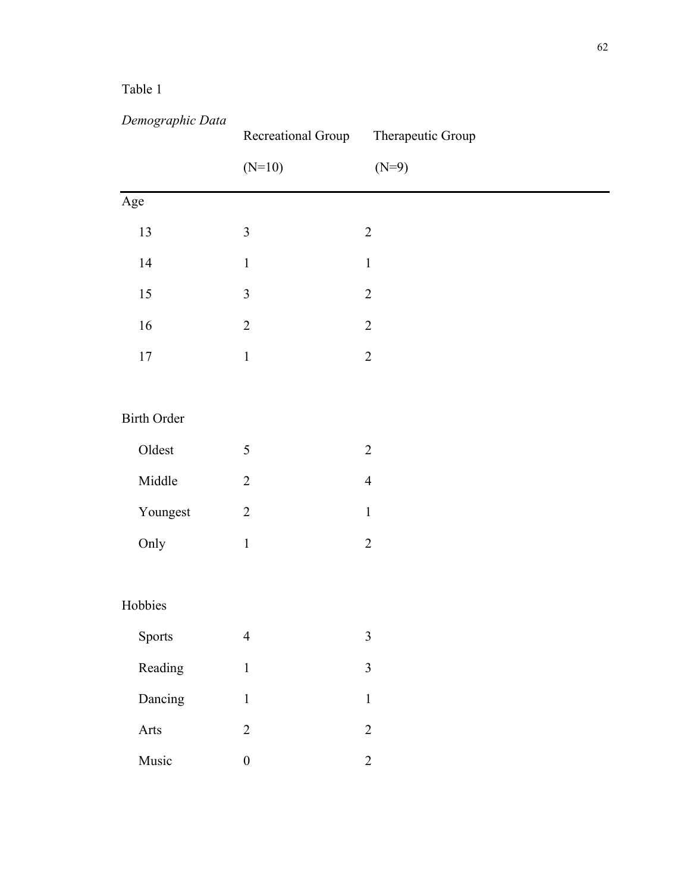Table 1

*Demographic Data*

| | Recreational Group (N=10) | Therapeutic Group (N=9) |
|---|---|---|
| Age | | |
| 13 | 3 | 2 |
| 14 | 1 | 1 |
| 15 | 3 | 2 |
| 16 | 2 | 2 |
| 17 | 1 | 2 |
| Birth Order | | |
| Oldest | 5 | 2 |
| Middle | 2 | 4 |
| Youngest | 2 | 1 |
| Only | 1 | 2 |
| Hobbies | | |
| Sports | 4 | 3 |
| Reading | 1 | 3 |
| Dancing | 1 | 1 |
| Arts | 2 | 2 |
| Music | 0 | 2 |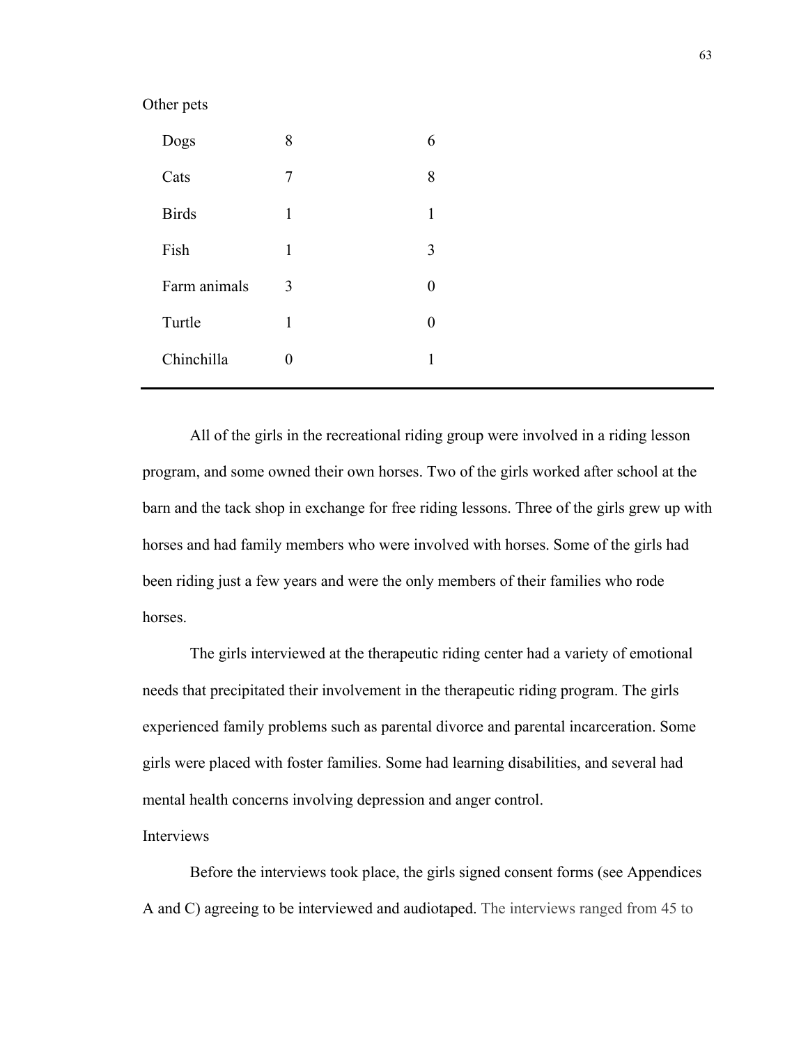| Other pets | | |
|---|---|---|
| Dogs | 8 | 6 |
| Cats | 7 | 8 |
| Birds | 1 | 1 |
| Fish | 1 | 3 |
| Farm animals | 3 | 0 |
| Turtle | 1 | 0 |
| Chinchilla | 0 | 1 |

All of the girls in the recreational riding group were involved in a riding lesson program, and some owned their own horses. Two of the girls worked after school at the barn and the tack shop in exchange for free riding lessons. Three of the girls grew up with horses and had family members who were involved with horses. Some of the girls had been riding just a few years and were the only members of their families who rode horses.

The girls interviewed at the therapeutic riding center had a variety of emotional needs that precipitated their involvement in the therapeutic riding program. The girls experienced family problems such as parental divorce and parental incarceration. Some girls were placed with foster families. Some had learning disabilities, and several had mental health concerns involving depression and anger control.

Interviews

Before the interviews took place, the girls signed consent forms (see Appendices A and C) agreeing to be interviewed and audiotaped. The interviews ranged from 45 to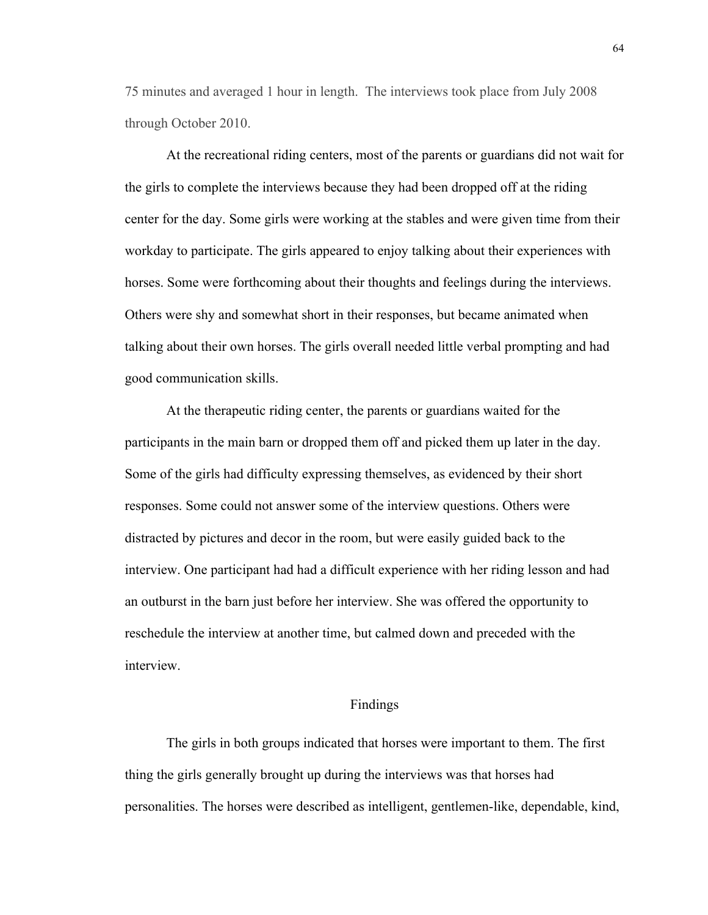75 minutes and averaged 1 hour in length. The interviews took place from July 2008 through October 2010.

At the recreational riding centers, most of the parents or guardians did not wait for the girls to complete the interviews because they had been dropped off at the riding center for the day. Some girls were working at the stables and were given time from their workday to participate. The girls appeared to enjoy talking about their experiences with horses. Some were forthcoming about their thoughts and feelings during the interviews. Others were shy and somewhat short in their responses, but became animated when talking about their own horses. The girls overall needed little verbal prompting and had good communication skills.

At the therapeutic riding center, the parents or guardians waited for the participants in the main barn or dropped them off and picked them up later in the day. Some of the girls had difficulty expressing themselves, as evidenced by their short responses. Some could not answer some of the interview questions. Others were distracted by pictures and decor in the room, but were easily guided back to the interview. One participant had had a difficult experience with her riding lesson and had an outburst in the barn just before her interview. She was offered the opportunity to reschedule the interview at another time, but calmed down and preceded with the interview.

## Findings

The girls in both groups indicated that horses were important to them. The first thing the girls generally brought up during the interviews was that horses had personalities. The horses were described as intelligent, gentlemen-like, dependable, kind,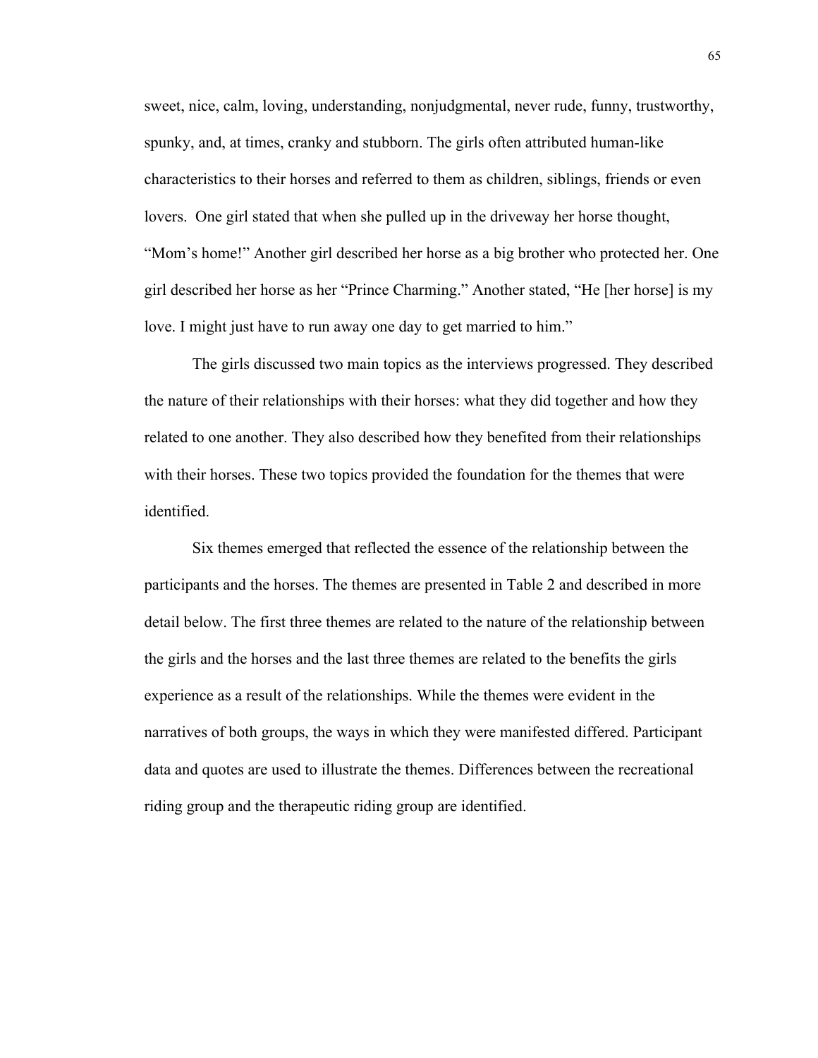sweet, nice, calm, loving, understanding, nonjudgmental, never rude, funny, trustworthy, spunky, and, at times, cranky and stubborn. The girls often attributed human-like characteristics to their horses and referred to them as children, siblings, friends or even lovers. One girl stated that when she pulled up in the driveway her horse thought, “Mom’s home!” Another girl described her horse as a big brother who protected her. One girl described her horse as her “Prince Charming.” Another stated, “He [her horse] is my love. I might just have to run away one day to get married to him.”

The girls discussed two main topics as the interviews progressed. They described the nature of their relationships with their horses: what they did together and how they related to one another. They also described how they benefited from their relationships with their horses. These two topics provided the foundation for the themes that were identified.

Six themes emerged that reflected the essence of the relationship between the participants and the horses. The themes are presented in Table 2 and described in more detail below. The first three themes are related to the nature of the relationship between the girls and the horses and the last three themes are related to the benefits the girls experience as a result of the relationships. While the themes were evident in the narratives of both groups, the ways in which they were manifested differed. Participant data and quotes are used to illustrate the themes. Differences between the recreational riding group and the therapeutic riding group are identified.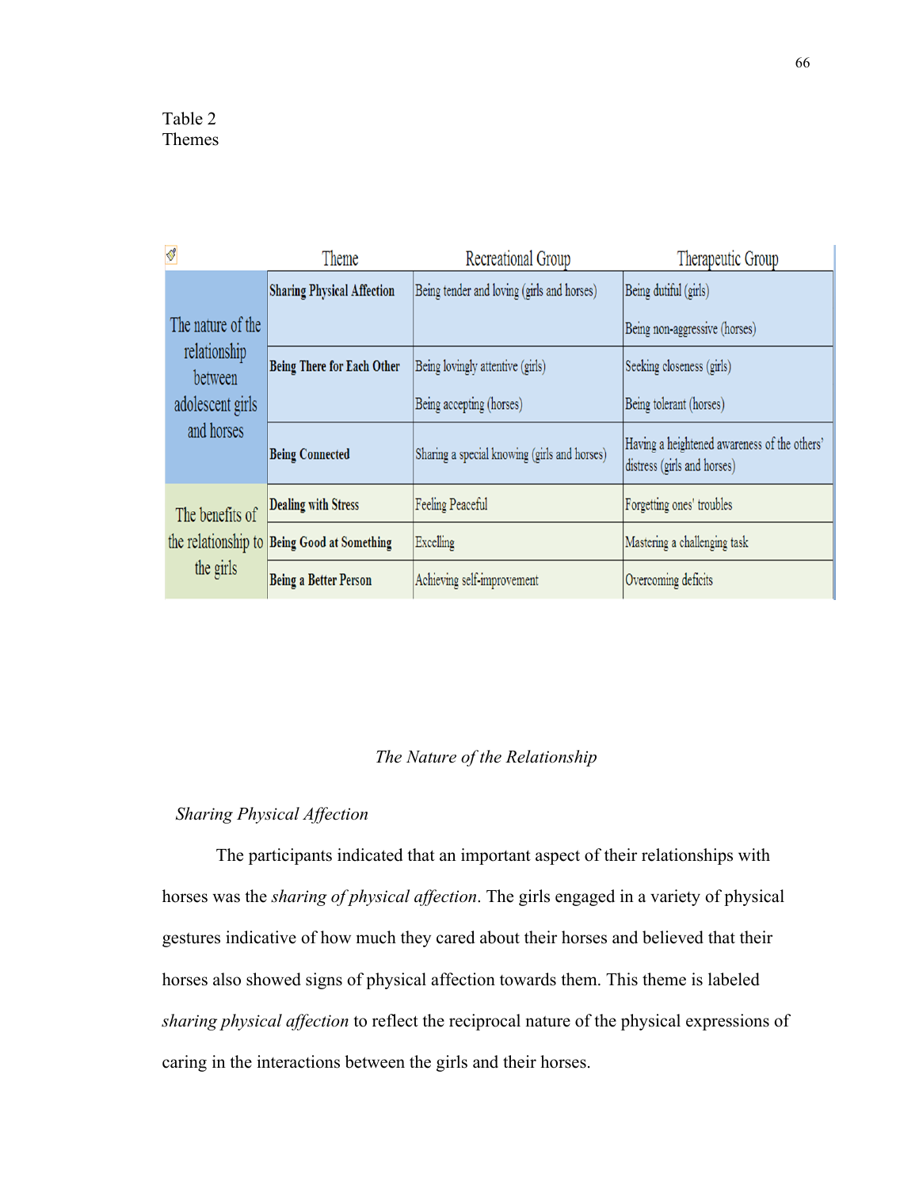Table 2
Themes

| | Theme | Recreational Group | Therapeutic Group |
|---|---|---|---|
| The nature of the relationship between adolescent girls and horses | **Sharing Physical Affection** | Being tender and loving (girls and horses) | Being dutiful (girls)<br><br>Being non-aggressive (horses) |
| | **Being There for Each Other** | Being lovingly attentive (girls)<br><br>Being accepting (horses) | Seeking closeness (girls)<br><br>Being tolerant (horses) |
| | **Being Connected** | Sharing a special knowing (girls and horses) | Having a heightened awareness of the others' distress (girls and horses) |
| The benefits of the relationship to the girls | **Dealing with Stress** | Feeling Peaceful | Forgetting ones' troubles |
| | **Being Good at Something** | Excelling | Mastering a challenging task |
| | **Being a Better Person** | Achieving self-improvement | Overcoming deficits |

## *The Nature of the Relationship*

### *Sharing Physical Affection*

The participants indicated that an important aspect of their relationships with horses was the *sharing of physical affection*. The girls engaged in a variety of physical gestures indicative of how much they cared about their horses and believed that their horses also showed signs of physical affection towards them. This theme is labeled *sharing physical affection* to reflect the reciprocal nature of the physical expressions of caring in the interactions between the girls and their horses.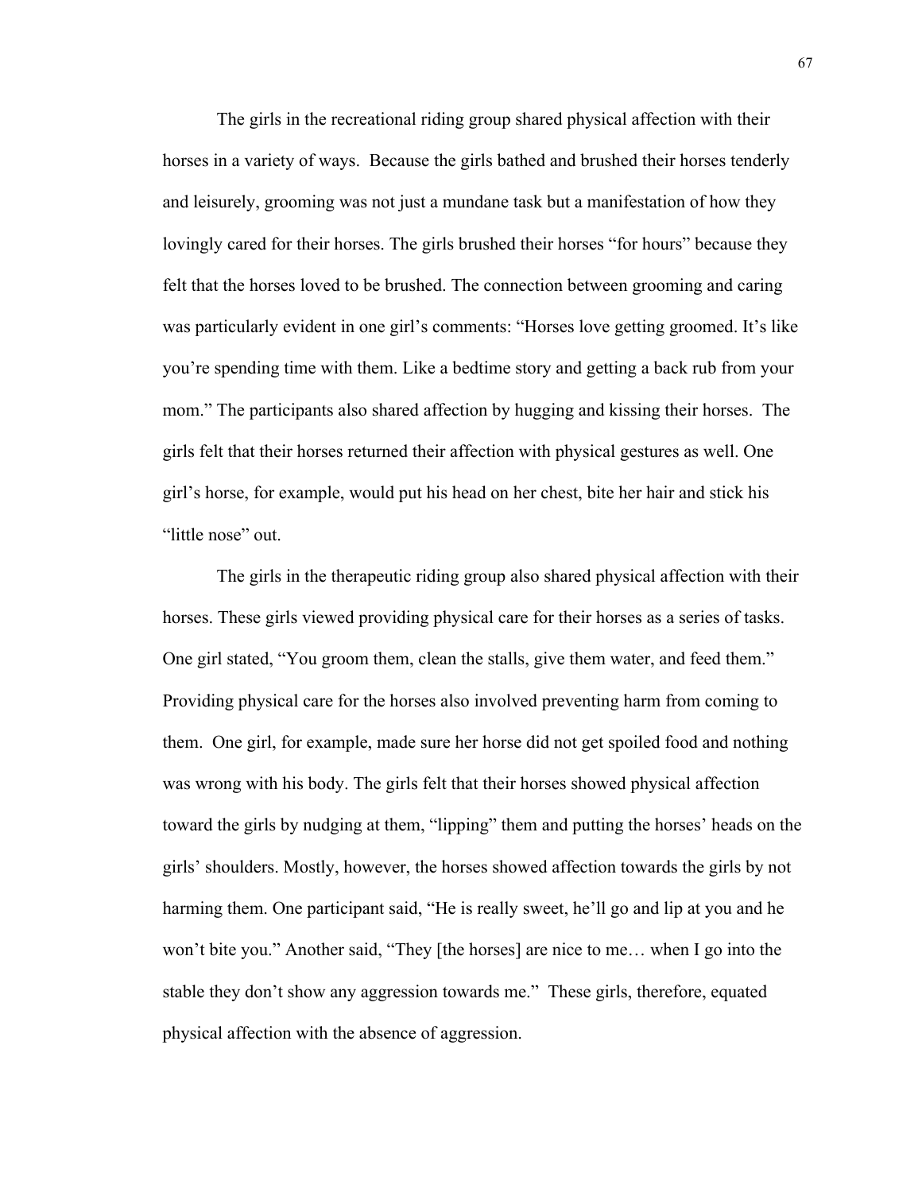The girls in the recreational riding group shared physical affection with their horses in a variety of ways. Because the girls bathed and brushed their horses tenderly and leisurely, grooming was not just a mundane task but a manifestation of how they lovingly cared for their horses. The girls brushed their horses "for hours" because they felt that the horses loved to be brushed. The connection between grooming and caring was particularly evident in one girl's comments: "Horses love getting groomed. It's like you're spending time with them. Like a bedtime story and getting a back rub from your mom." The participants also shared affection by hugging and kissing their horses. The girls felt that their horses returned their affection with physical gestures as well. One girl's horse, for example, would put his head on her chest, bite her hair and stick his "little nose" out.

The girls in the therapeutic riding group also shared physical affection with their horses. These girls viewed providing physical care for their horses as a series of tasks. One girl stated, "You groom them, clean the stalls, give them water, and feed them." Providing physical care for the horses also involved preventing harm from coming to them. One girl, for example, made sure her horse did not get spoiled food and nothing was wrong with his body. The girls felt that their horses showed physical affection toward the girls by nudging at them, "lipping" them and putting the horses' heads on the girls' shoulders. Mostly, however, the horses showed affection towards the girls by not harming them. One participant said, "He is really sweet, he'll go and lip at you and he won't bite you." Another said, "They [the horses] are nice to me… when I go into the stable they don't show any aggression towards me." These girls, therefore, equated physical affection with the absence of aggression.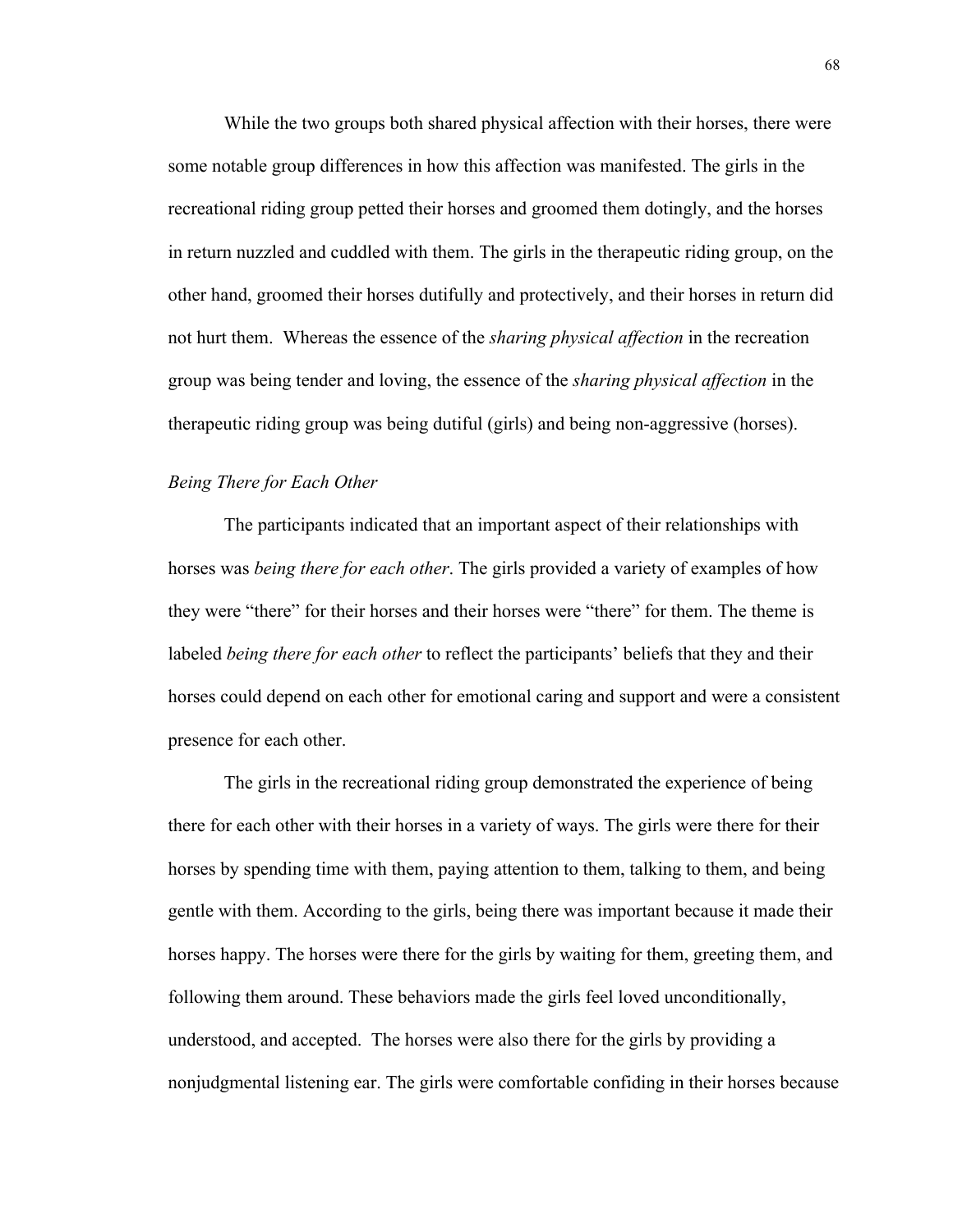While the two groups both shared physical affection with their horses, there were some notable group differences in how this affection was manifested. The girls in the recreational riding group petted their horses and groomed them dotingly, and the horses in return nuzzled and cuddled with them. The girls in the therapeutic riding group, on the other hand, groomed their horses dutifully and protectively, and their horses in return did not hurt them.  Whereas the essence of the *sharing physical affection* in the recreation group was being tender and loving, the essence of the *sharing physical affection* in the therapeutic riding group was being dutiful (girls) and being non-aggressive (horses).

*Being There for Each Other*

The participants indicated that an important aspect of their relationships with horses was *being there for each other*. The girls provided a variety of examples of how they were "there" for their horses and their horses were "there" for them. The theme is labeled *being there for each other* to reflect the participants' beliefs that they and their horses could depend on each other for emotional caring and support and were a consistent presence for each other.

The girls in the recreational riding group demonstrated the experience of being there for each other with their horses in a variety of ways. The girls were there for their horses by spending time with them, paying attention to them, talking to them, and being gentle with them. According to the girls, being there was important because it made their horses happy. The horses were there for the girls by waiting for them, greeting them, and following them around. These behaviors made the girls feel loved unconditionally, understood, and accepted.  The horses were also there for the girls by providing a nonjudgmental listening ear. The girls were comfortable confiding in their horses because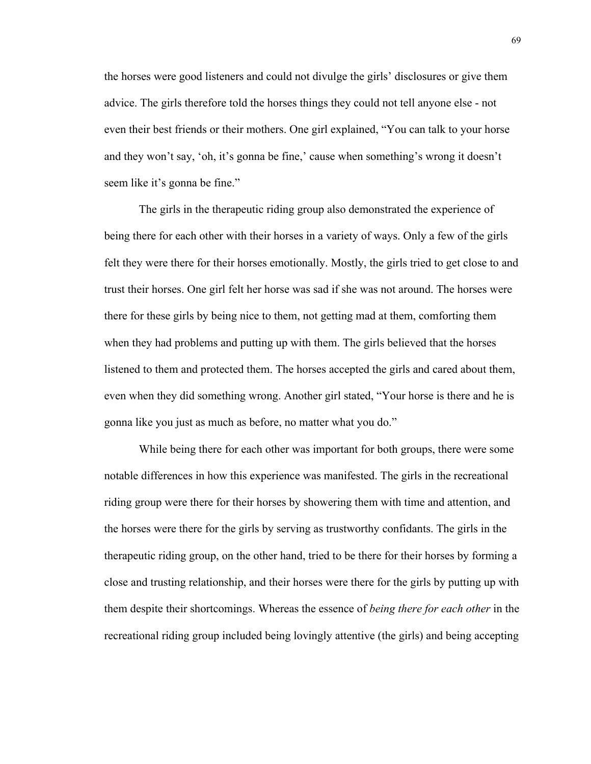the horses were good listeners and could not divulge the girls' disclosures or give them advice. The girls therefore told the horses things they could not tell anyone else - not even their best friends or their mothers. One girl explained, "You can talk to your horse and they won't say, 'oh, it's gonna be fine,' cause when something's wrong it doesn't seem like it's gonna be fine."

The girls in the therapeutic riding group also demonstrated the experience of being there for each other with their horses in a variety of ways. Only a few of the girls felt they were there for their horses emotionally. Mostly, the girls tried to get close to and trust their horses. One girl felt her horse was sad if she was not around. The horses were there for these girls by being nice to them, not getting mad at them, comforting them when they had problems and putting up with them. The girls believed that the horses listened to them and protected them. The horses accepted the girls and cared about them, even when they did something wrong. Another girl stated, "Your horse is there and he is gonna like you just as much as before, no matter what you do."

While being there for each other was important for both groups, there were some notable differences in how this experience was manifested. The girls in the recreational riding group were there for their horses by showering them with time and attention, and the horses were there for the girls by serving as trustworthy confidants. The girls in the therapeutic riding group, on the other hand, tried to be there for their horses by forming a close and trusting relationship, and their horses were there for the girls by putting up with them despite their shortcomings. Whereas the essence of *being there for each other* in the recreational riding group included being lovingly attentive (the girls) and being accepting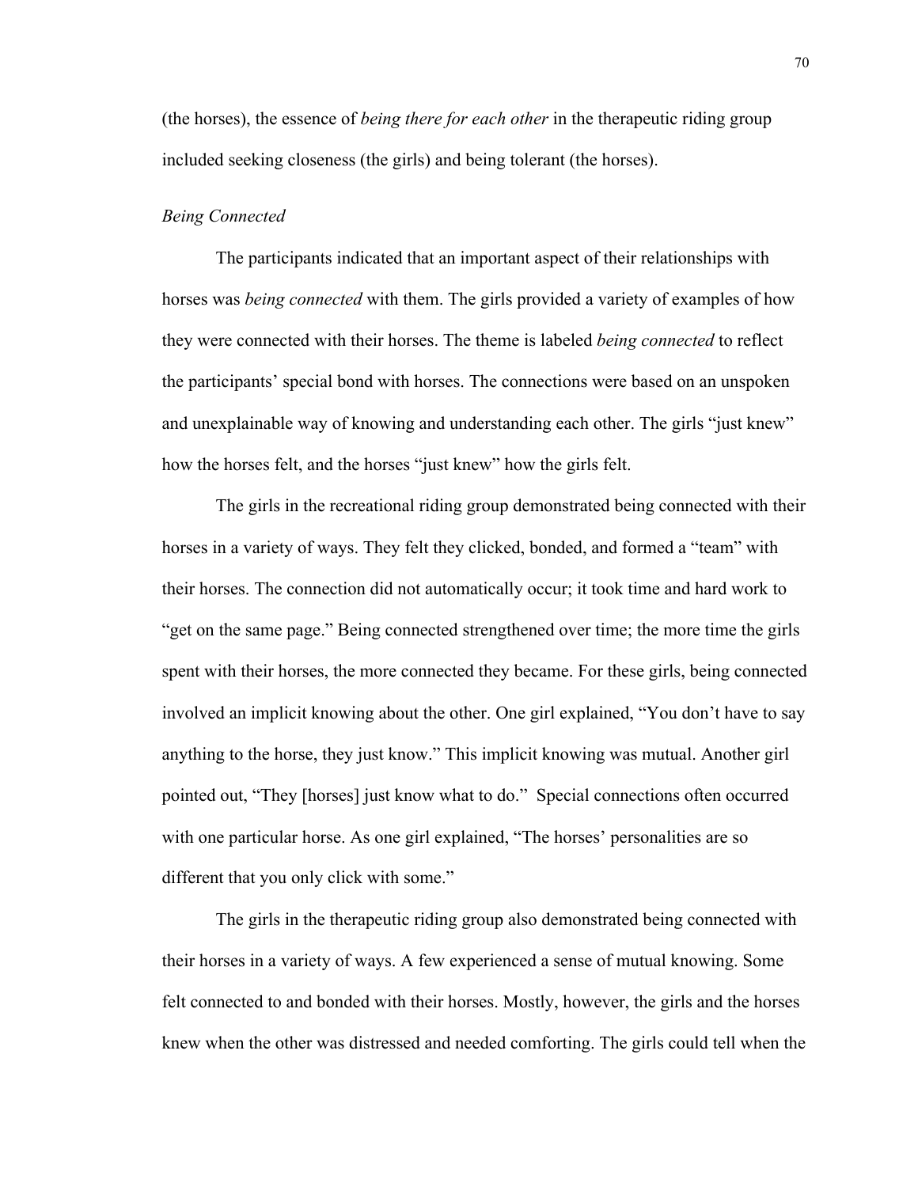(the horses), the essence of *being there for each other* in the therapeutic riding group included seeking closeness (the girls) and being tolerant (the horses).

### *Being Connected*

The participants indicated that an important aspect of their relationships with horses was *being connected* with them. The girls provided a variety of examples of how they were connected with their horses. The theme is labeled *being connected* to reflect the participants' special bond with horses. The connections were based on an unspoken and unexplainable way of knowing and understanding each other. The girls "just knew" how the horses felt, and the horses "just knew" how the girls felt.

The girls in the recreational riding group demonstrated being connected with their horses in a variety of ways. They felt they clicked, bonded, and formed a "team" with their horses. The connection did not automatically occur; it took time and hard work to "get on the same page." Being connected strengthened over time; the more time the girls spent with their horses, the more connected they became. For these girls, being connected involved an implicit knowing about the other. One girl explained, "You don't have to say anything to the horse, they just know." This implicit knowing was mutual. Another girl pointed out, "They [horses] just know what to do." Special connections often occurred with one particular horse. As one girl explained, "The horses' personalities are so different that you only click with some."

The girls in the therapeutic riding group also demonstrated being connected with their horses in a variety of ways. A few experienced a sense of mutual knowing. Some felt connected to and bonded with their horses. Mostly, however, the girls and the horses knew when the other was distressed and needed comforting. The girls could tell when the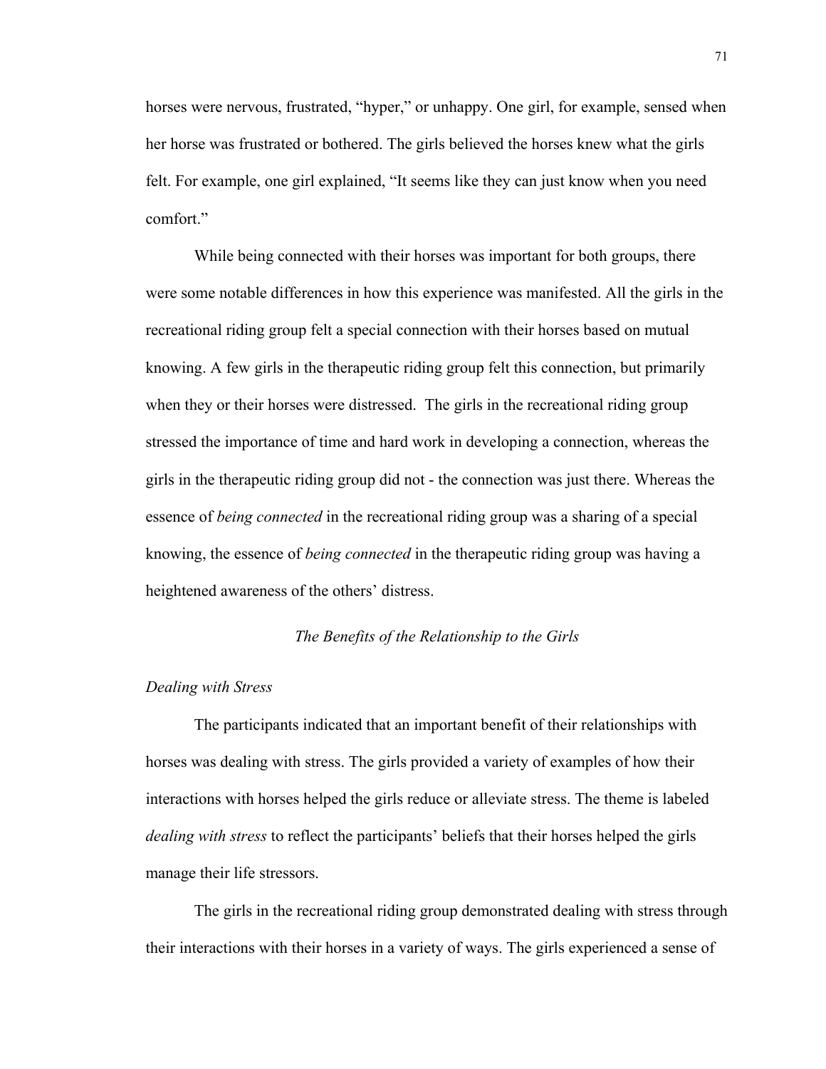horses were nervous, frustrated, "hyper," or unhappy. One girl, for example, sensed when her horse was frustrated or bothered. The girls believed the horses knew what the girls felt. For example, one girl explained, "It seems like they can just know when you need comfort."

While being connected with their horses was important for both groups, there were some notable differences in how this experience was manifested. All the girls in the recreational riding group felt a special connection with their horses based on mutual knowing. A few girls in the therapeutic riding group felt this connection, but primarily when they or their horses were distressed. The girls in the recreational riding group stressed the importance of time and hard work in developing a connection, whereas the girls in the therapeutic riding group did not - the connection was just there. Whereas the essence of *being connected* in the recreational riding group was a sharing of a special knowing, the essence of *being connected* in the therapeutic riding group was having a heightened awareness of the others' distress.

## *The Benefits of the Relationship to the Girls*

### *Dealing with Stress*

The participants indicated that an important benefit of their relationships with horses was dealing with stress. The girls provided a variety of examples of how their interactions with horses helped the girls reduce or alleviate stress. The theme is labeled *dealing with stress* to reflect the participants' beliefs that their horses helped the girls manage their life stressors.

The girls in the recreational riding group demonstrated dealing with stress through their interactions with their horses in a variety of ways. The girls experienced a sense of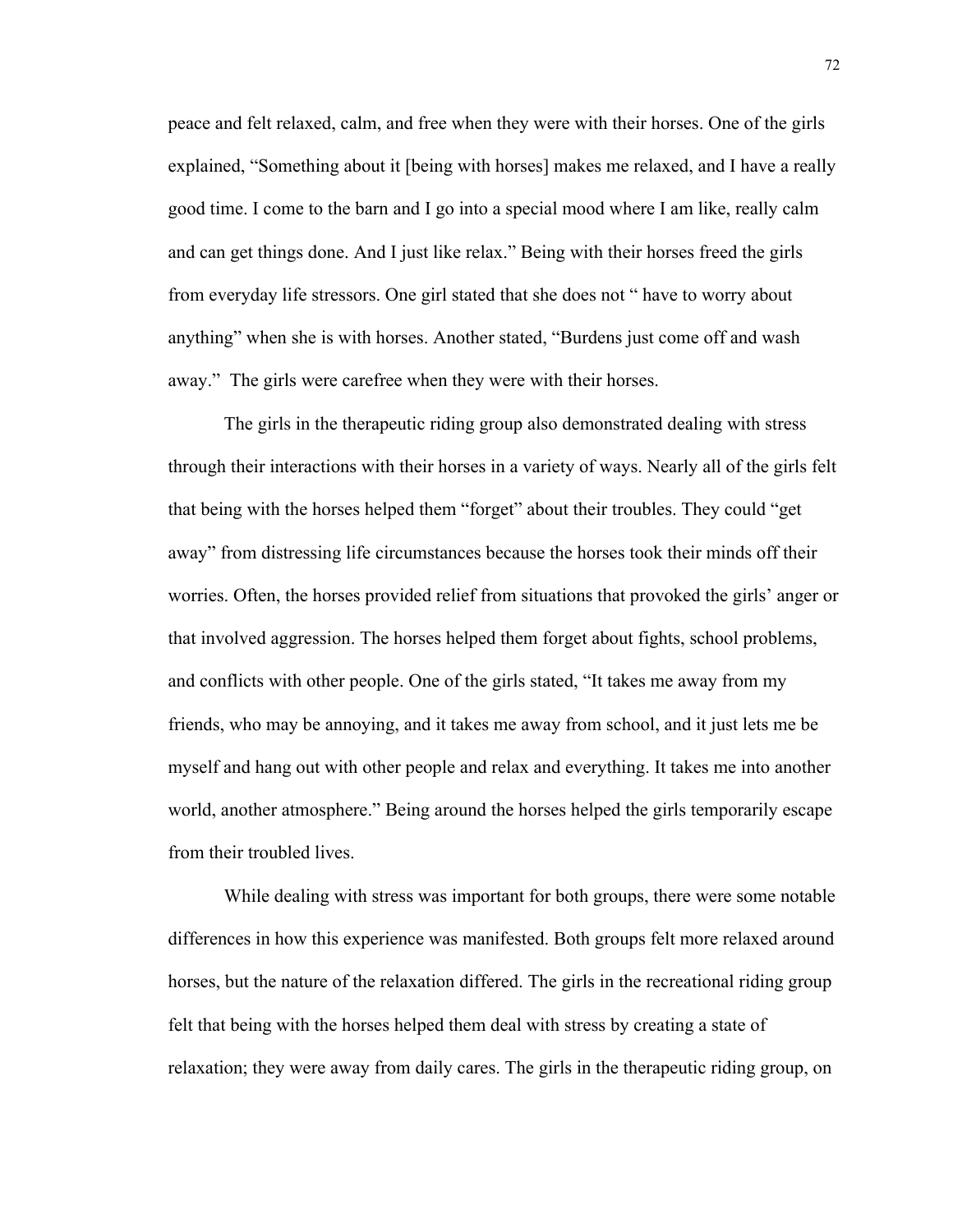peace and felt relaxed, calm, and free when they were with their horses. One of the girls explained, "Something about it [being with horses] makes me relaxed, and I have a really good time. I come to the barn and I go into a special mood where I am like, really calm and can get things done. And I just like relax." Being with their horses freed the girls from everyday life stressors. One girl stated that she does not " have to worry about anything" when she is with horses. Another stated, "Burdens just come off and wash away." The girls were carefree when they were with their horses.

The girls in the therapeutic riding group also demonstrated dealing with stress through their interactions with their horses in a variety of ways. Nearly all of the girls felt that being with the horses helped them "forget" about their troubles. They could "get away" from distressing life circumstances because the horses took their minds off their worries. Often, the horses provided relief from situations that provoked the girls' anger or that involved aggression. The horses helped them forget about fights, school problems, and conflicts with other people. One of the girls stated, "It takes me away from my friends, who may be annoying, and it takes me away from school, and it just lets me be myself and hang out with other people and relax and everything. It takes me into another world, another atmosphere." Being around the horses helped the girls temporarily escape from their troubled lives.

While dealing with stress was important for both groups, there were some notable differences in how this experience was manifested. Both groups felt more relaxed around horses, but the nature of the relaxation differed. The girls in the recreational riding group felt that being with the horses helped them deal with stress by creating a state of relaxation; they were away from daily cares. The girls in the therapeutic riding group, on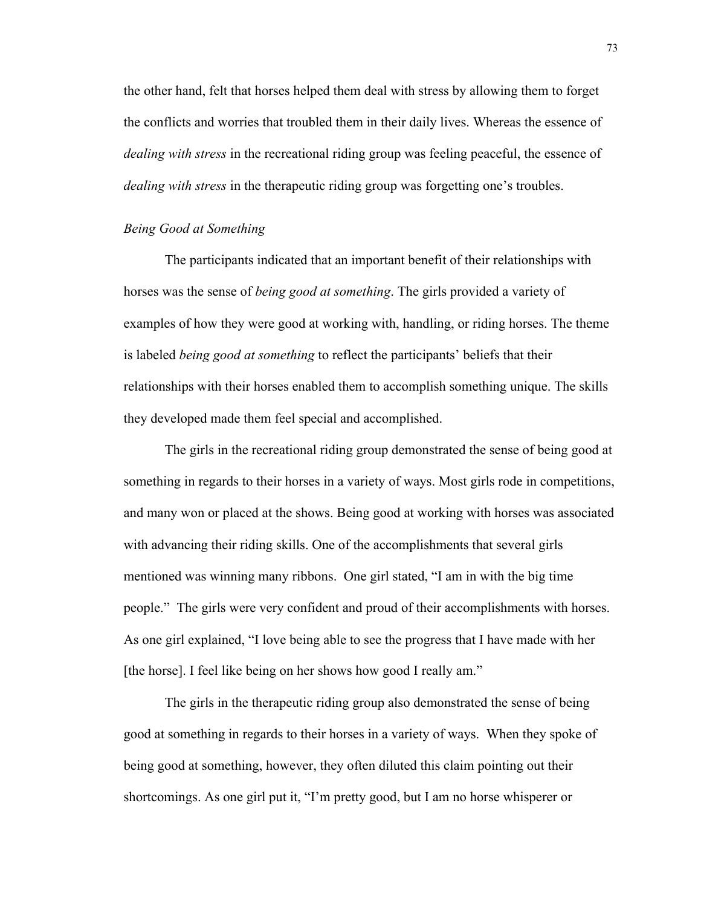the other hand, felt that horses helped them deal with stress by allowing them to forget the conflicts and worries that troubled them in their daily lives. Whereas the essence of *dealing with stress* in the recreational riding group was feeling peaceful, the essence of *dealing with stress* in the therapeutic riding group was forgetting one's troubles.

### *Being Good at Something*

The participants indicated that an important benefit of their relationships with horses was the sense of *being good at something*. The girls provided a variety of examples of how they were good at working with, handling, or riding horses. The theme is labeled *being good at something* to reflect the participants' beliefs that their relationships with their horses enabled them to accomplish something unique. The skills they developed made them feel special and accomplished.

The girls in the recreational riding group demonstrated the sense of being good at something in regards to their horses in a variety of ways. Most girls rode in competitions, and many won or placed at the shows. Being good at working with horses was associated with advancing their riding skills. One of the accomplishments that several girls mentioned was winning many ribbons. One girl stated, "I am in with the big time people." The girls were very confident and proud of their accomplishments with horses. As one girl explained, "I love being able to see the progress that I have made with her [the horse]. I feel like being on her shows how good I really am."

The girls in the therapeutic riding group also demonstrated the sense of being good at something in regards to their horses in a variety of ways. When they spoke of being good at something, however, they often diluted this claim pointing out their shortcomings. As one girl put it, "I'm pretty good, but I am no horse whisperer or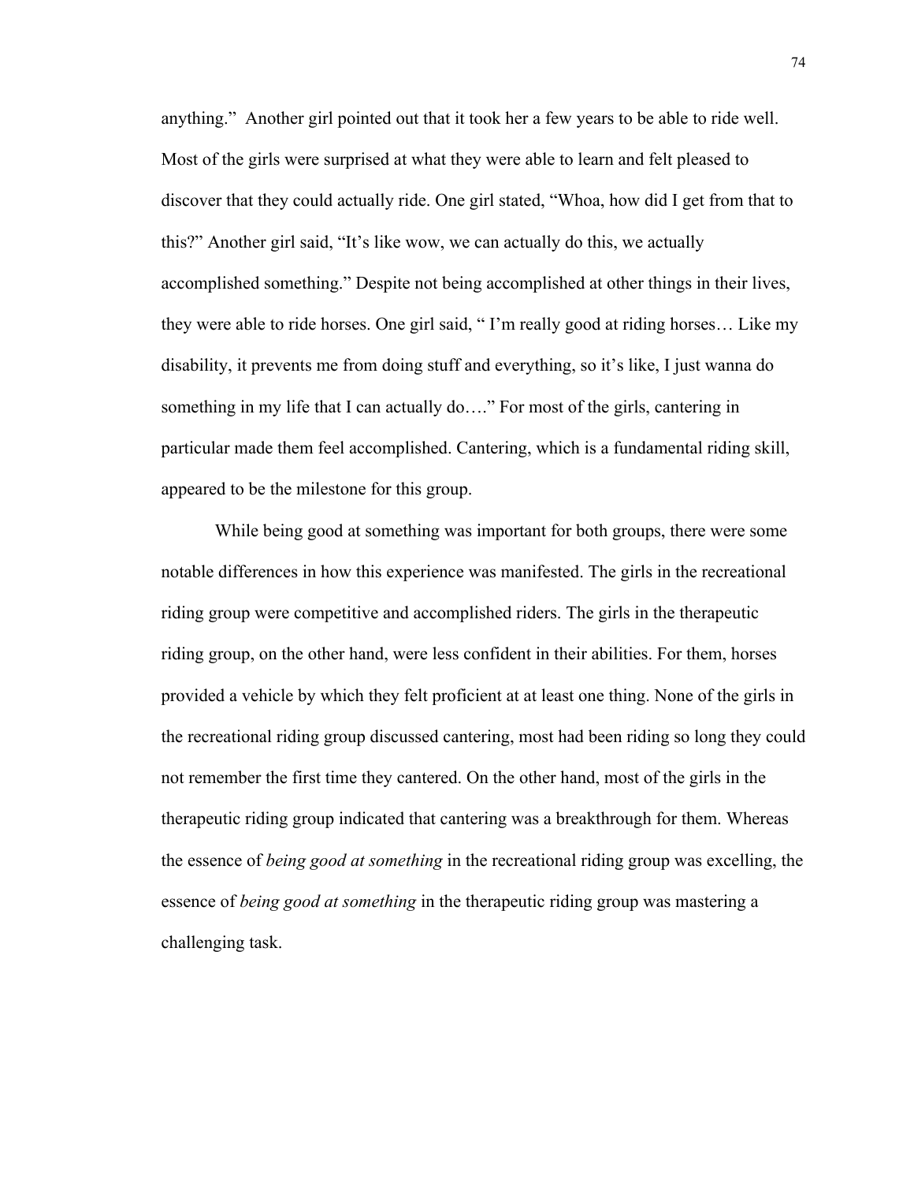anything." Another girl pointed out that it took her a few years to be able to ride well. Most of the girls were surprised at what they were able to learn and felt pleased to discover that they could actually ride. One girl stated, "Whoa, how did I get from that to this?" Another girl said, "It's like wow, we can actually do this, we actually accomplished something." Despite not being accomplished at other things in their lives, they were able to ride horses. One girl said, " I'm really good at riding horses… Like my disability, it prevents me from doing stuff and everything, so it's like, I just wanna do something in my life that I can actually do…." For most of the girls, cantering in particular made them feel accomplished. Cantering, which is a fundamental riding skill, appeared to be the milestone for this group.

While being good at something was important for both groups, there were some notable differences in how this experience was manifested. The girls in the recreational riding group were competitive and accomplished riders. The girls in the therapeutic riding group, on the other hand, were less confident in their abilities. For them, horses provided a vehicle by which they felt proficient at at least one thing. None of the girls in the recreational riding group discussed cantering, most had been riding so long they could not remember the first time they cantered. On the other hand, most of the girls in the therapeutic riding group indicated that cantering was a breakthrough for them. Whereas the essence of *being good at something* in the recreational riding group was excelling, the essence of *being good at something* in the therapeutic riding group was mastering a challenging task.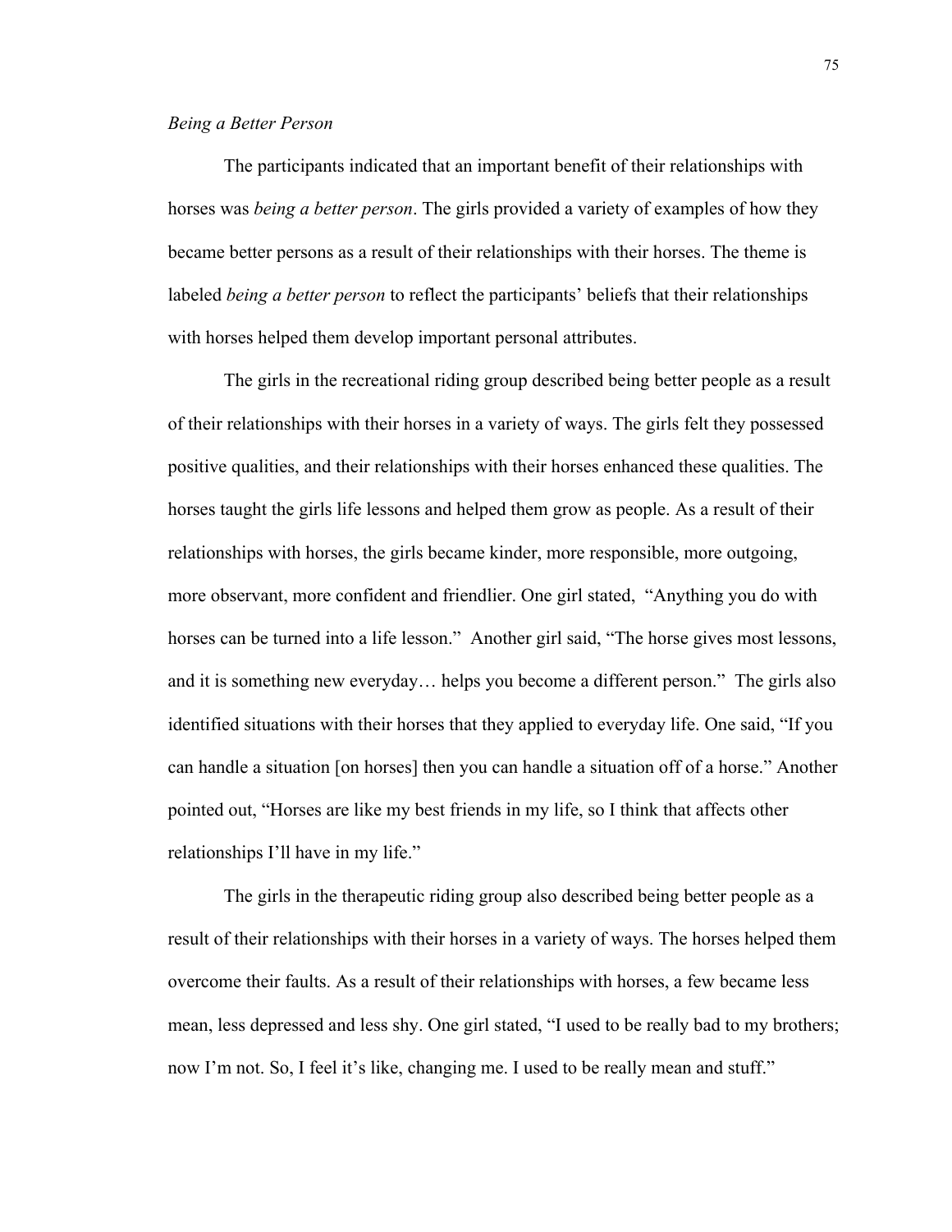*Being a Better Person*

The participants indicated that an important benefit of their relationships with horses was *being a better person*. The girls provided a variety of examples of how they became better persons as a result of their relationships with their horses. The theme is labeled *being a better person* to reflect the participants' beliefs that their relationships with horses helped them develop important personal attributes.

The girls in the recreational riding group described being better people as a result of their relationships with their horses in a variety of ways. The girls felt they possessed positive qualities, and their relationships with their horses enhanced these qualities. The horses taught the girls life lessons and helped them grow as people. As a result of their relationships with horses, the girls became kinder, more responsible, more outgoing, more observant, more confident and friendlier. One girl stated, "Anything you do with horses can be turned into a life lesson." Another girl said, "The horse gives most lessons, and it is something new everyday… helps you become a different person." The girls also identified situations with their horses that they applied to everyday life. One said, "If you can handle a situation [on horses] then you can handle a situation off of a horse." Another pointed out, "Horses are like my best friends in my life, so I think that affects other relationships I'll have in my life."

The girls in the therapeutic riding group also described being better people as a result of their relationships with their horses in a variety of ways. The horses helped them overcome their faults. As a result of their relationships with horses, a few became less mean, less depressed and less shy. One girl stated, "I used to be really bad to my brothers; now I'm not. So, I feel it's like, changing me. I used to be really mean and stuff."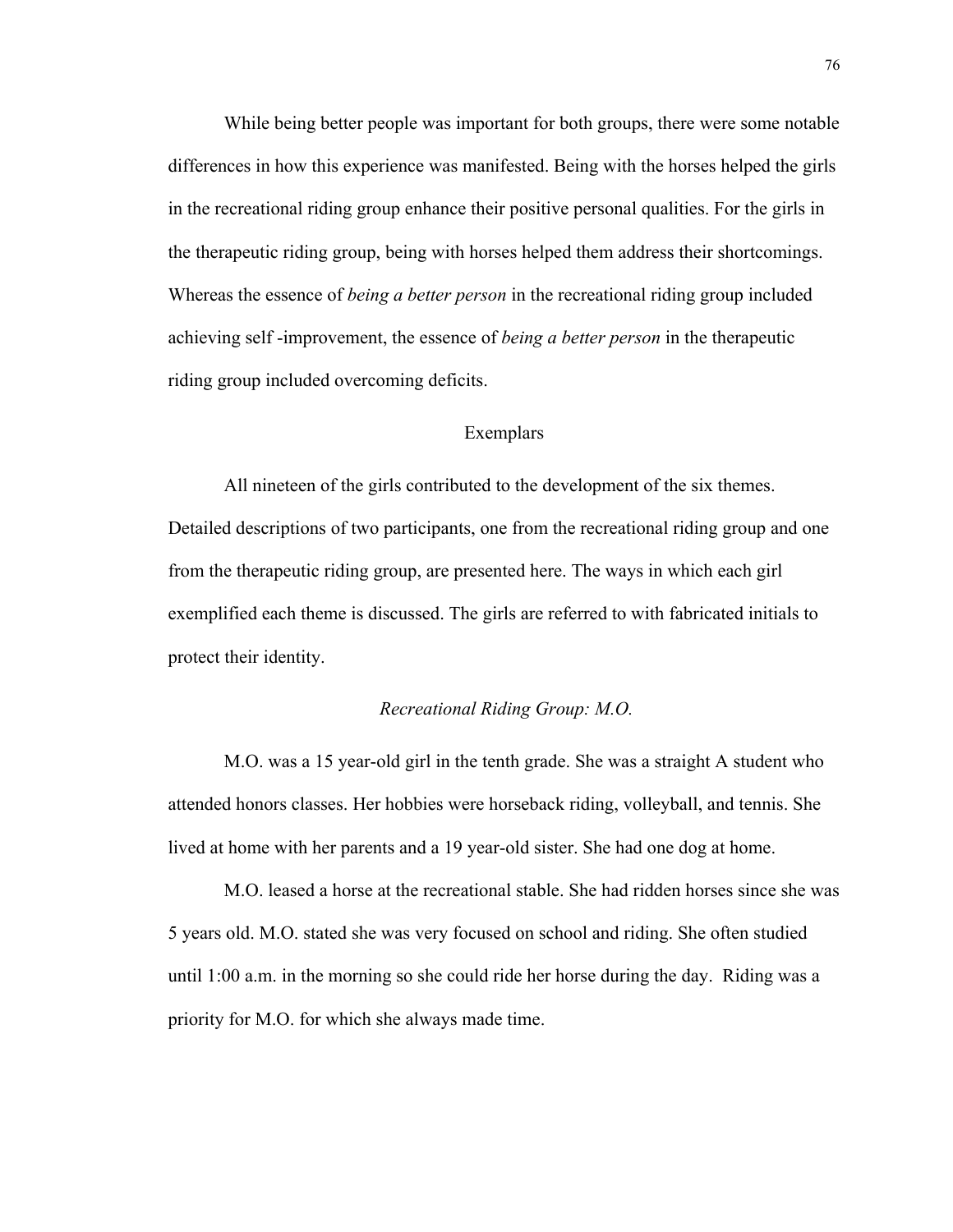While being better people was important for both groups, there were some notable differences in how this experience was manifested. Being with the horses helped the girls in the recreational riding group enhance their positive personal qualities. For the girls in the therapeutic riding group, being with horses helped them address their shortcomings. Whereas the essence of *being a better person* in the recreational riding group included achieving self -improvement, the essence of *being a better person* in the therapeutic riding group included overcoming deficits.

## Exemplars

All nineteen of the girls contributed to the development of the six themes. Detailed descriptions of two participants, one from the recreational riding group and one from the therapeutic riding group, are presented here. The ways in which each girl exemplified each theme is discussed. The girls are referred to with fabricated initials to protect their identity.

### *Recreational Riding Group: M.O.*

M.O. was a 15 year-old girl in the tenth grade. She was a straight A student who attended honors classes. Her hobbies were horseback riding, volleyball, and tennis. She lived at home with her parents and a 19 year-old sister. She had one dog at home.

M.O. leased a horse at the recreational stable. She had ridden horses since she was 5 years old. M.O. stated she was very focused on school and riding. She often studied until 1:00 a.m. in the morning so she could ride her horse during the day. Riding was a priority for M.O. for which she always made time.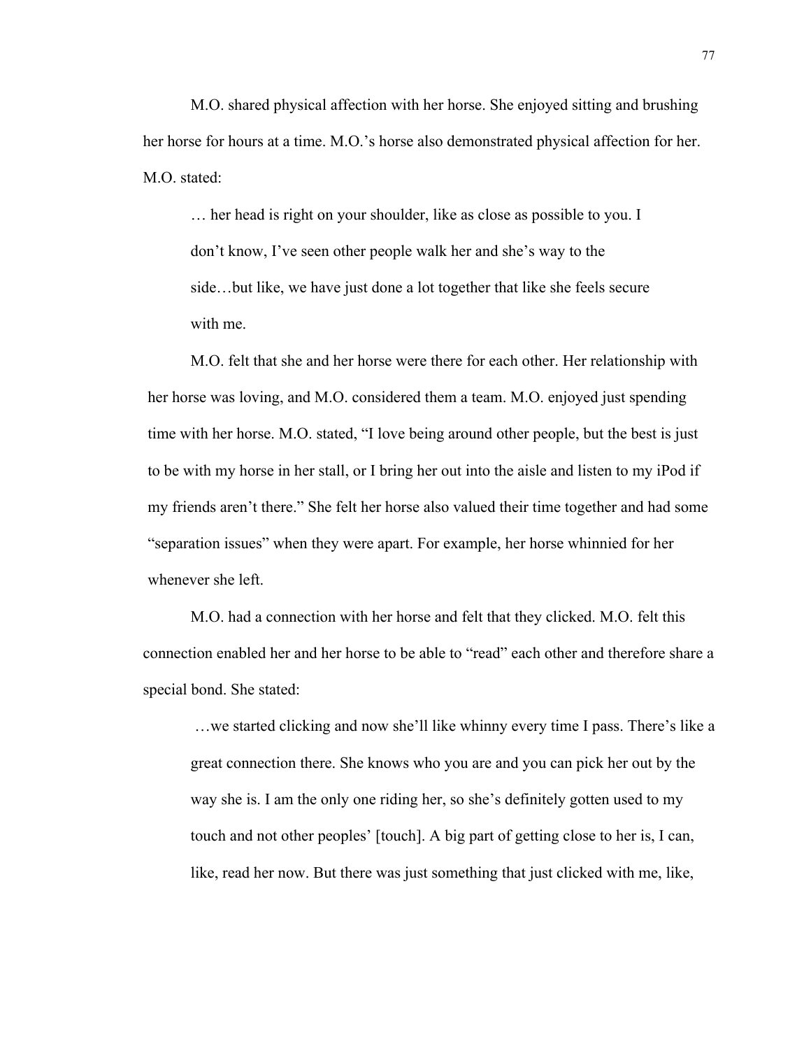M.O. shared physical affection with her horse. She enjoyed sitting and brushing her horse for hours at a time. M.O.'s horse also demonstrated physical affection for her. M.O. stated:

> … her head is right on your shoulder, like as close as possible to you. I don't know, I've seen other people walk her and she's way to the side…but like, we have just done a lot together that like she feels secure with me.

M.O. felt that she and her horse were there for each other. Her relationship with her horse was loving, and M.O. considered them a team. M.O. enjoyed just spending time with her horse. M.O. stated, "I love being around other people, but the best is just to be with my horse in her stall, or I bring her out into the aisle and listen to my iPod if my friends aren't there." She felt her horse also valued their time together and had some "separation issues" when they were apart. For example, her horse whinnied for her whenever she left.

M.O. had a connection with her horse and felt that they clicked. M.O. felt this connection enabled her and her horse to be able to "read" each other and therefore share a special bond. She stated:

> …we started clicking and now she'll like whinny every time I pass. There's like a great connection there. She knows who you are and you can pick her out by the way she is. I am the only one riding her, so she's definitely gotten used to my touch and not other peoples' [touch]. A big part of getting close to her is, I can, like, read her now. But there was just something that just clicked with me, like,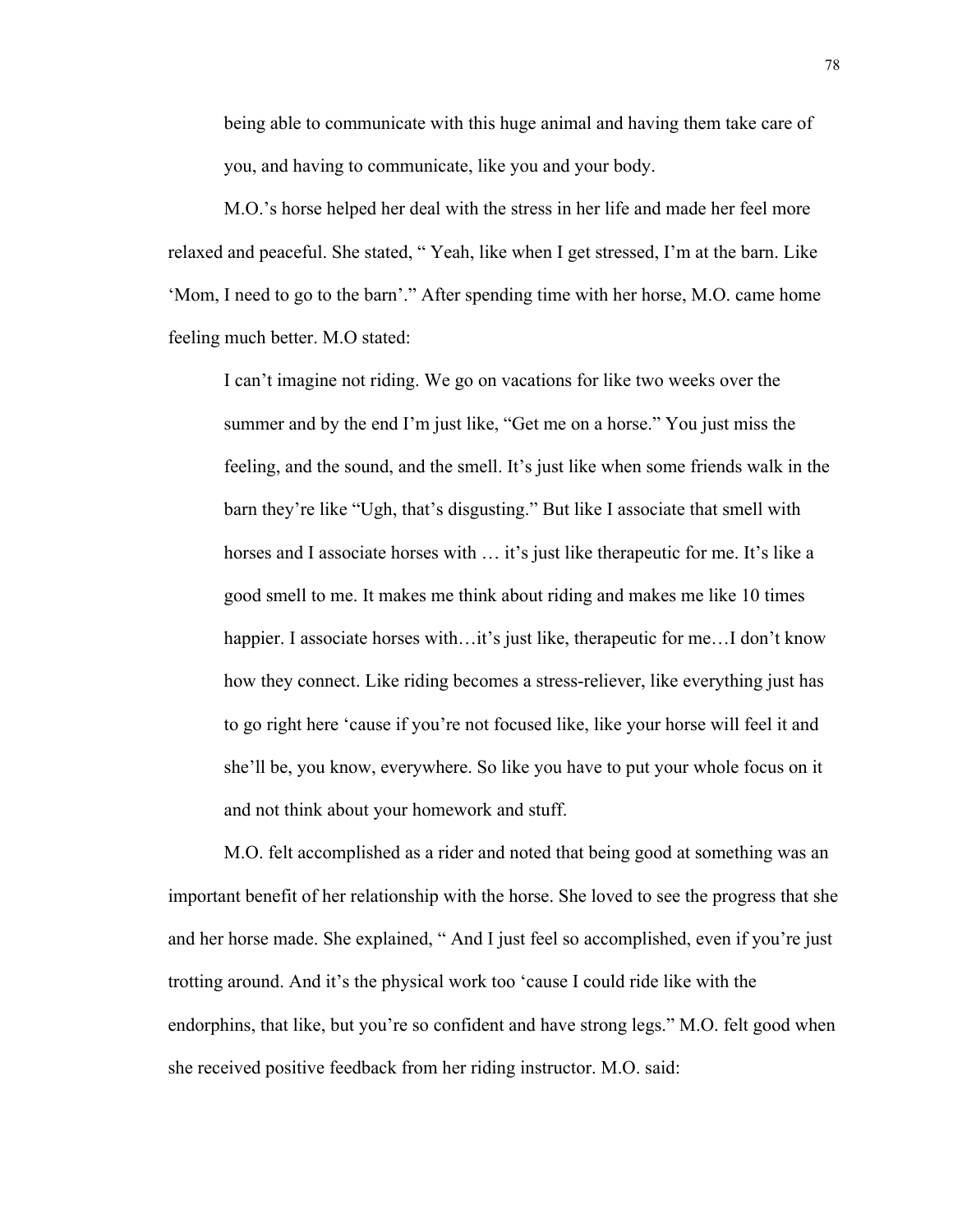> being able to communicate with this huge animal and having them take care of you, and having to communicate, like you and your body.

M.O.'s horse helped her deal with the stress in her life and made her feel more relaxed and peaceful. She stated, " Yeah, like when I get stressed, I'm at the barn. Like 'Mom, I need to go to the barn'." After spending time with her horse, M.O. came home feeling much better. M.O stated:

> I can't imagine not riding. We go on vacations for like two weeks over the summer and by the end I'm just like, "Get me on a horse." You just miss the feeling, and the sound, and the smell. It's just like when some friends walk in the barn they're like "Ugh, that's disgusting." But like I associate that smell with horses and I associate horses with … it's just like therapeutic for me. It's like a good smell to me. It makes me think about riding and makes me like 10 times happier. I associate horses with…it's just like, therapeutic for me…I don't know how they connect. Like riding becomes a stress-reliever, like everything just has to go right here 'cause if you're not focused like, like your horse will feel it and she'll be, you know, everywhere. So like you have to put your whole focus on it and not think about your homework and stuff.

M.O. felt accomplished as a rider and noted that being good at something was an important benefit of her relationship with the horse. She loved to see the progress that she and her horse made. She explained, " And I just feel so accomplished, even if you're just trotting around. And it's the physical work too 'cause I could ride like with the endorphins, that like, but you're so confident and have strong legs." M.O. felt good when she received positive feedback from her riding instructor. M.O. said: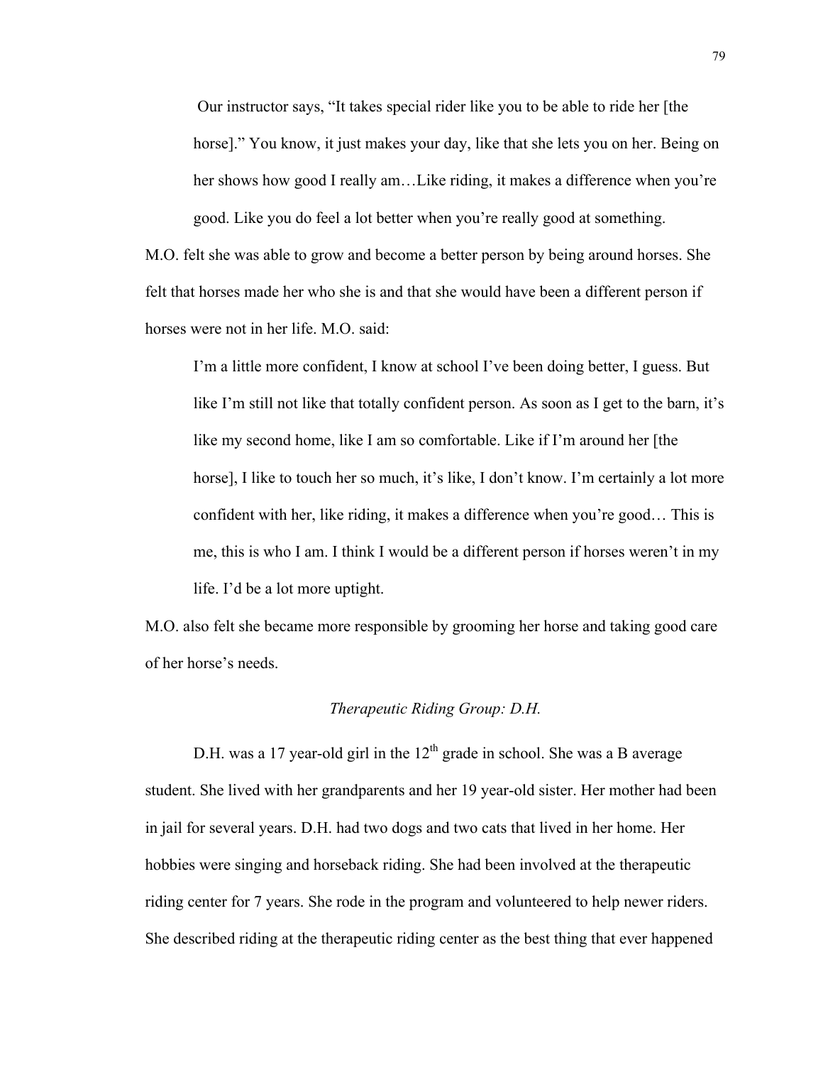> Our instructor says, "It takes special rider like you to be able to ride her [the horse]." You know, it just makes your day, like that she lets you on her. Being on her shows how good I really am…Like riding, it makes a difference when you're good. Like you do feel a lot better when you're really good at something.

M.O. felt she was able to grow and become a better person by being around horses. She felt that horses made her who she is and that she would have been a different person if horses were not in her life. M.O. said:

> I'm a little more confident, I know at school I've been doing better, I guess. But like I'm still not like that totally confident person. As soon as I get to the barn, it's like my second home, like I am so comfortable. Like if I'm around her [the horse], I like to touch her so much, it's like, I don't know. I'm certainly a lot more confident with her, like riding, it makes a difference when you're good… This is me, this is who I am. I think I would be a different person if horses weren't in my life. I'd be a lot more uptight.

M.O. also felt she became more responsible by grooming her horse and taking good care of her horse's needs.

### *Therapeutic Riding Group: D.H.*

D.H. was a 17 year-old girl in the 12th grade in school. She was a B average student. She lived with her grandparents and her 19 year-old sister. Her mother had been in jail for several years. D.H. had two dogs and two cats that lived in her home. Her hobbies were singing and horseback riding. She had been involved at the therapeutic riding center for 7 years. She rode in the program and volunteered to help newer riders. She described riding at the therapeutic riding center as the best thing that ever happened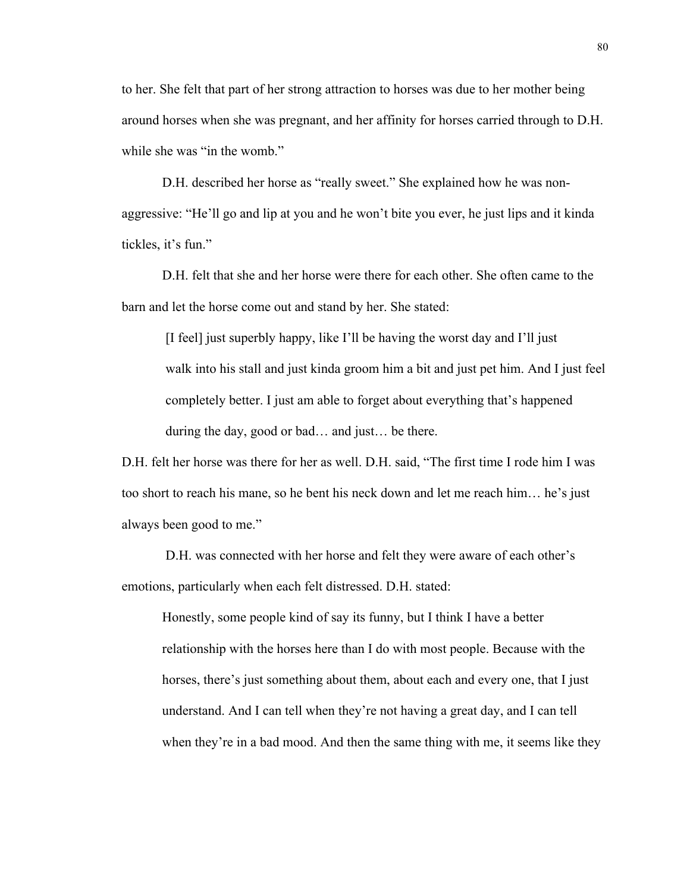to her. She felt that part of her strong attraction to horses was due to her mother being around horses when she was pregnant, and her affinity for horses carried through to D.H. while she was "in the womb."

D.H. described her horse as "really sweet." She explained how he was non-aggressive: "He'll go and lip at you and he won't bite you ever, he just lips and it kinda tickles, it's fun."

D.H. felt that she and her horse were there for each other. She often came to the barn and let the horse come out and stand by her. She stated:

> [I feel] just superbly happy, like I'll be having the worst day and I'll just walk into his stall and just kinda groom him a bit and just pet him. And I just feel completely better. I just am able to forget about everything that's happened during the day, good or bad… and just… be there.

D.H. felt her horse was there for her as well. D.H. said, "The first time I rode him I was too short to reach his mane, so he bent his neck down and let me reach him… he's just always been good to me."

D.H. was connected with her horse and felt they were aware of each other's emotions, particularly when each felt distressed. D.H. stated:

> Honestly, some people kind of say its funny, but I think I have a better relationship with the horses here than I do with most people. Because with the horses, there's just something about them, about each and every one, that I just understand. And I can tell when they're not having a great day, and I can tell when they're in a bad mood. And then the same thing with me, it seems like they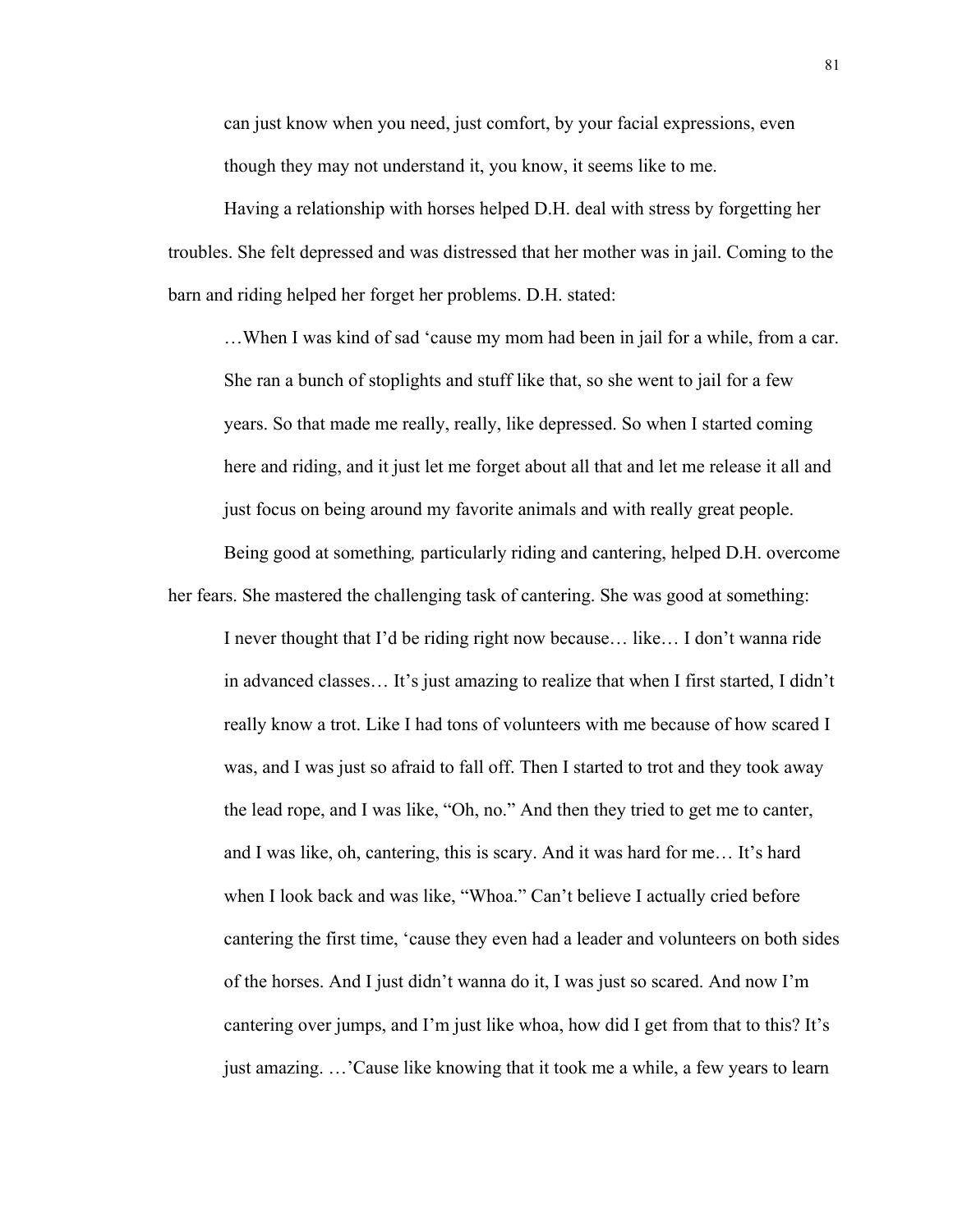can just know when you need, just comfort, by your facial expressions, even though they may not understand it, you know, it seems like to me.

Having a relationship with horses helped D.H. deal with stress by forgetting her troubles. She felt depressed and was distressed that her mother was in jail. Coming to the barn and riding helped her forget her problems. D.H. stated:

> …When I was kind of sad 'cause my mom had been in jail for a while, from a car. She ran a bunch of stoplights and stuff like that, so she went to jail for a few years. So that made me really, really, like depressed. So when I started coming here and riding, and it just let me forget about all that and let me release it all and just focus on being around my favorite animals and with really great people.

Being good at something*,* particularly riding and cantering, helped D.H. overcome her fears. She mastered the challenging task of cantering. She was good at something:

> I never thought that I'd be riding right now because… like… I don't wanna ride in advanced classes… It's just amazing to realize that when I first started, I didn't really know a trot. Like I had tons of volunteers with me because of how scared I was, and I was just so afraid to fall off. Then I started to trot and they took away the lead rope, and I was like, "Oh, no." And then they tried to get me to canter, and I was like, oh, cantering, this is scary. And it was hard for me… It's hard when I look back and was like, "Whoa." Can't believe I actually cried before cantering the first time, 'cause they even had a leader and volunteers on both sides of the horses. And I just didn't wanna do it, I was just so scared. And now I'm cantering over jumps, and I'm just like whoa, how did I get from that to this? It's just amazing. …'Cause like knowing that it took me a while, a few years to learn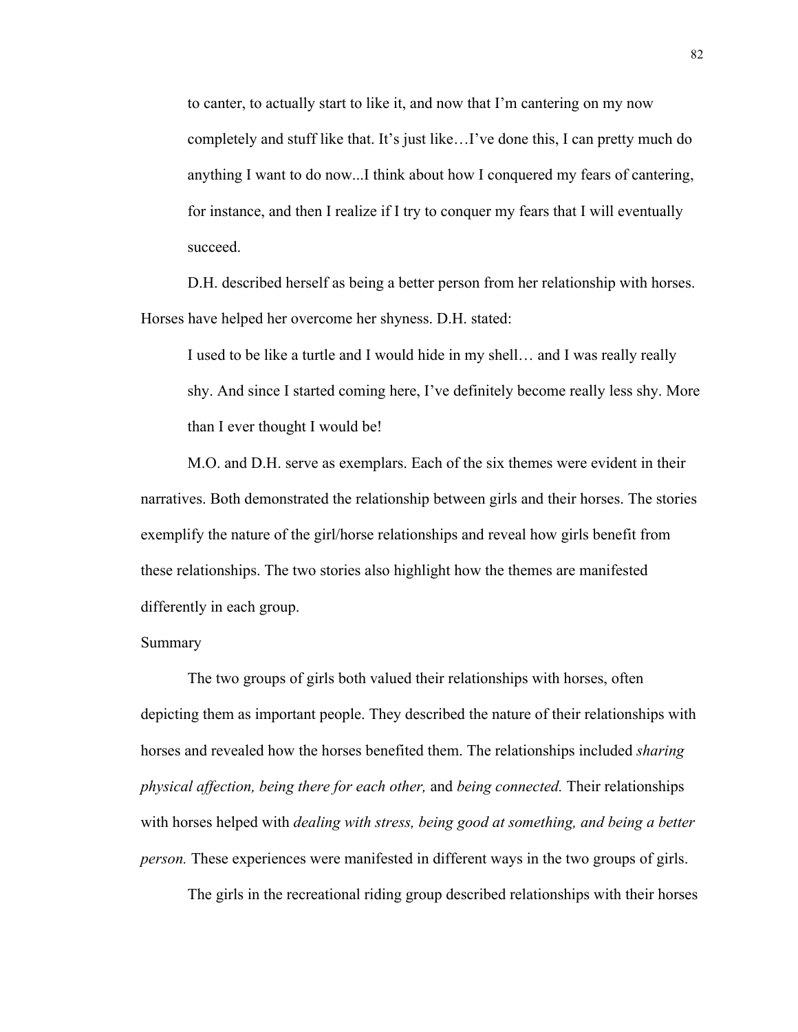to canter, to actually start to like it, and now that I'm cantering on my now completely and stuff like that. It's just like…I've done this, I can pretty much do anything I want to do now...I think about how I conquered my fears of cantering, for instance, and then I realize if I try to conquer my fears that I will eventually succeed.

D.H. described herself as being a better person from her relationship with horses. Horses have helped her overcome her shyness. D.H. stated:

> I used to be like a turtle and I would hide in my shell… and I was really really shy. And since I started coming here, I've definitely become really less shy. More than I ever thought I would be!

M.O. and D.H. serve as exemplars. Each of the six themes were evident in their narratives. Both demonstrated the relationship between girls and their horses. The stories exemplify the nature of the girl/horse relationships and reveal how girls benefit from these relationships. The two stories also highlight how the themes are manifested differently in each group.

Summary

The two groups of girls both valued their relationships with horses, often depicting them as important people. They described the nature of their relationships with horses and revealed how the horses benefited them. The relationships included *sharing physical affection, being there for each other,* and *being connected.* Their relationships with horses helped with *dealing with stress, being good at something, and being a better person.* These experiences were manifested in different ways in the two groups of girls.

The girls in the recreational riding group described relationships with their horses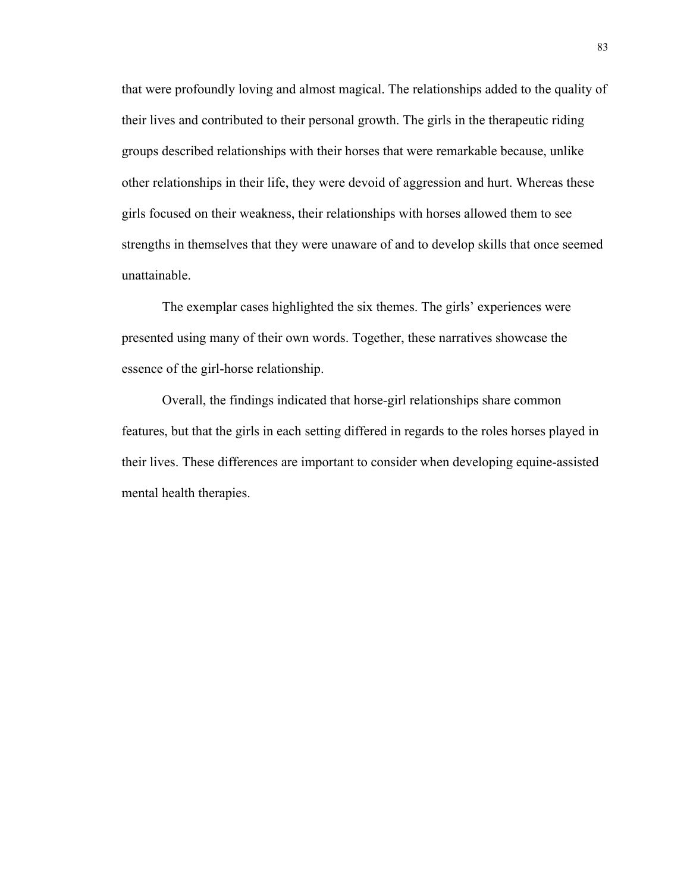that were profoundly loving and almost magical. The relationships added to the quality of their lives and contributed to their personal growth. The girls in the therapeutic riding groups described relationships with their horses that were remarkable because, unlike other relationships in their life, they were devoid of aggression and hurt. Whereas these girls focused on their weakness, their relationships with horses allowed them to see strengths in themselves that they were unaware of and to develop skills that once seemed unattainable.

The exemplar cases highlighted the six themes. The girls' experiences were presented using many of their own words. Together, these narratives showcase the essence of the girl-horse relationship.

Overall, the findings indicated that horse-girl relationships share common features, but that the girls in each setting differed in regards to the roles horses played in their lives. These differences are important to consider when developing equine-assisted mental health therapies.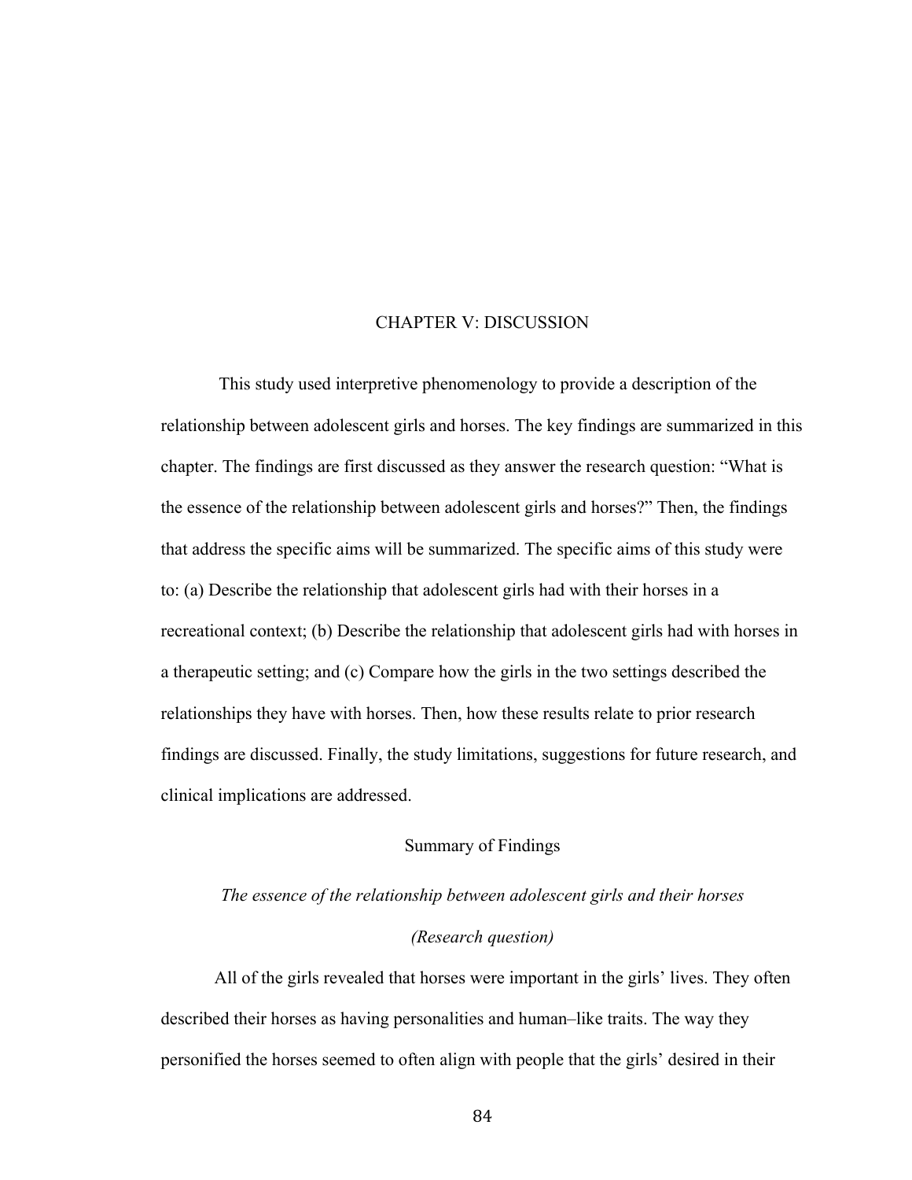# CHAPTER V: DISCUSSION

This study used interpretive phenomenology to provide a description of the relationship between adolescent girls and horses. The key findings are summarized in this chapter. The findings are first discussed as they answer the research question: "What is the essence of the relationship between adolescent girls and horses?" Then, the findings that address the specific aims will be summarized. The specific aims of this study were to: (a) Describe the relationship that adolescent girls had with their horses in a recreational context; (b) Describe the relationship that adolescent girls had with horses in a therapeutic setting; and (c) Compare how the girls in the two settings described the relationships they have with horses. Then, how these results relate to prior research findings are discussed. Finally, the study limitations, suggestions for future research, and clinical implications are addressed.

## Summary of Findings

### *The essence of the relationship between adolescent girls and their horses (Research question)*

All of the girls revealed that horses were important in the girls' lives. They often described their horses as having personalities and human–like traits. The way they personified the horses seemed to often align with people that the girls' desired in their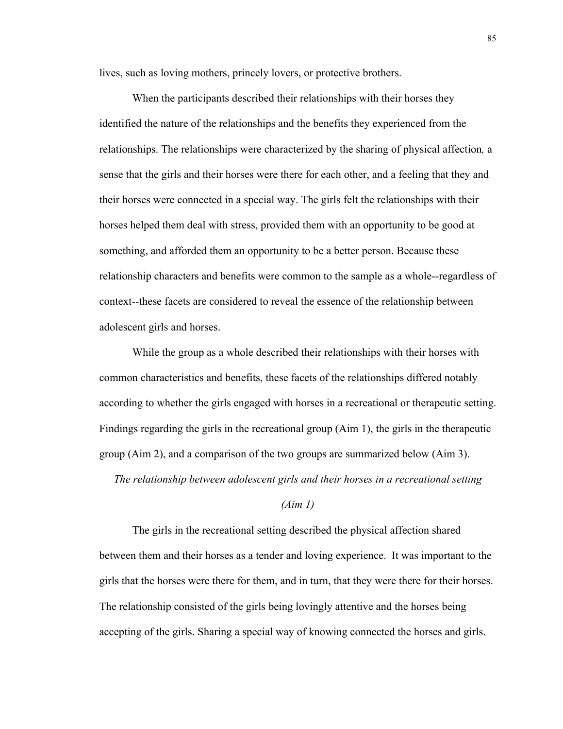lives, such as loving mothers, princely lovers, or protective brothers.

When the participants described their relationships with their horses they identified the nature of the relationships and the benefits they experienced from the relationships. The relationships were characterized by the sharing of physical affection, a sense that the girls and their horses were there for each other, and a feeling that they and their horses were connected in a special way. The girls felt the relationships with their horses helped them deal with stress, provided them with an opportunity to be good at something, and afforded them an opportunity to be a better person. Because these relationship characters and benefits were common to the sample as a whole--regardless of context--these facets are considered to reveal the essence of the relationship between adolescent girls and horses.

While the group as a whole described their relationships with their horses with common characteristics and benefits, these facets of the relationships differed notably according to whether the girls engaged with horses in a recreational or therapeutic setting. Findings regarding the girls in the recreational group (Aim 1), the girls in the therapeutic group (Aim 2), and a comparison of the two groups are summarized below (Aim 3).

### *The relationship between adolescent girls and their horses in a recreational setting (Aim 1)*

The girls in the recreational setting described the physical affection shared between them and their horses as a tender and loving experience. It was important to the girls that the horses were there for them, and in turn, that they were there for their horses. The relationship consisted of the girls being lovingly attentive and the horses being accepting of the girls. Sharing a special way of knowing connected the horses and girls.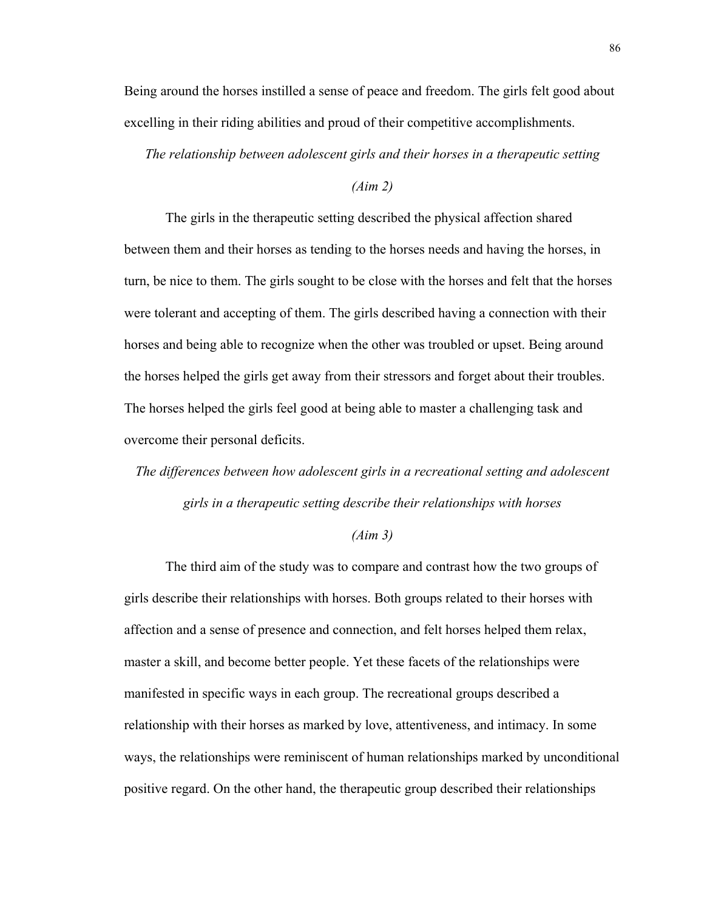Being around the horses instilled a sense of peace and freedom. The girls felt good about excelling in their riding abilities and proud of their competitive accomplishments.

*The relationship between adolescent girls and their horses in a therapeutic setting (Aim 2)*

The girls in the therapeutic setting described the physical affection shared between them and their horses as tending to the horses needs and having the horses, in turn, be nice to them. The girls sought to be close with the horses and felt that the horses were tolerant and accepting of them. The girls described having a connection with their horses and being able to recognize when the other was troubled or upset. Being around the horses helped the girls get away from their stressors and forget about their troubles. The horses helped the girls feel good at being able to master a challenging task and overcome their personal deficits.

*The differences between how adolescent girls in a recreational setting and adolescent girls in a therapeutic setting describe their relationships with horses (Aim 3)*

The third aim of the study was to compare and contrast how the two groups of girls describe their relationships with horses. Both groups related to their horses with affection and a sense of presence and connection, and felt horses helped them relax, master a skill, and become better people. Yet these facets of the relationships were manifested in specific ways in each group. The recreational groups described a relationship with their horses as marked by love, attentiveness, and intimacy. In some ways, the relationships were reminiscent of human relationships marked by unconditional positive regard. On the other hand, the therapeutic group described their relationships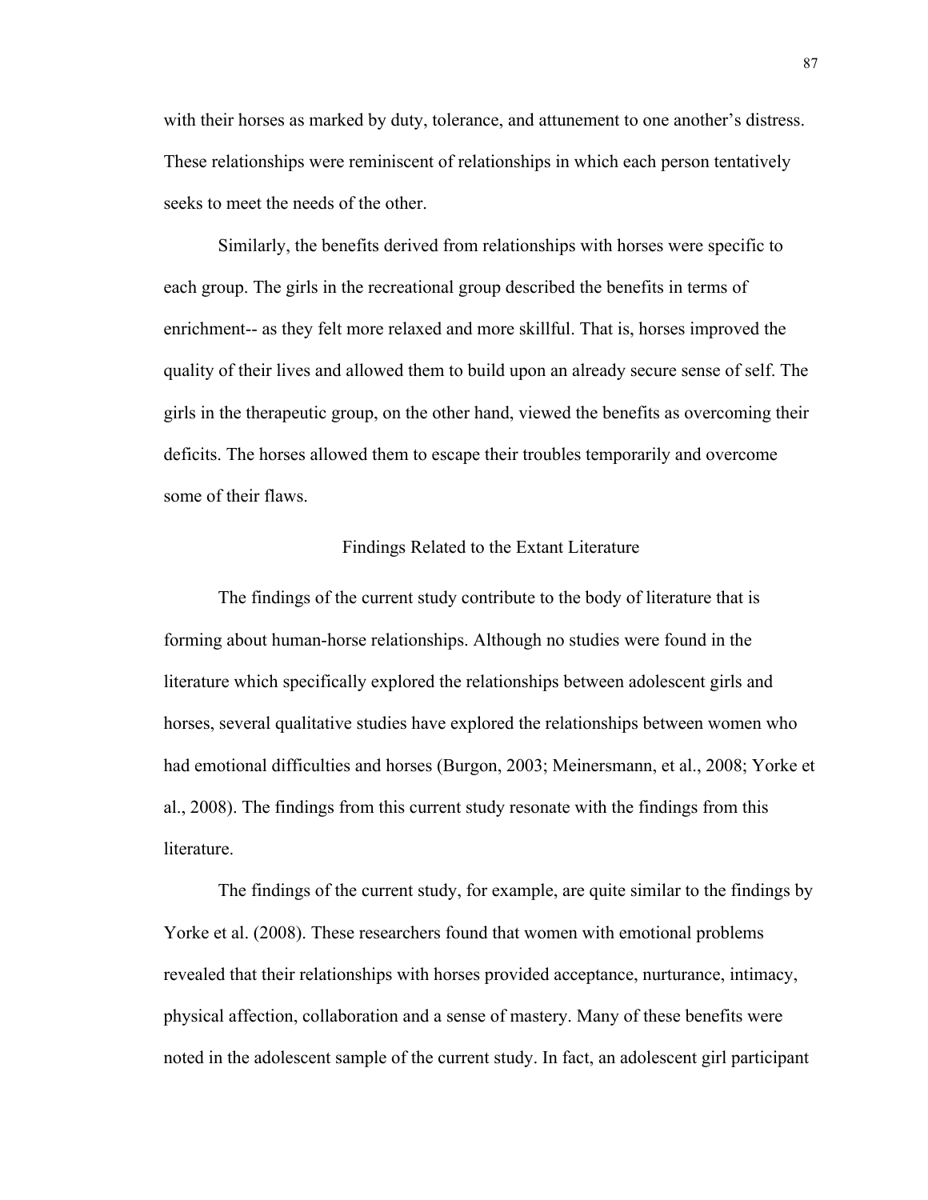with their horses as marked by duty, tolerance, and attunement to one another's distress. These relationships were reminiscent of relationships in which each person tentatively seeks to meet the needs of the other.

Similarly, the benefits derived from relationships with horses were specific to each group. The girls in the recreational group described the benefits in terms of enrichment-- as they felt more relaxed and more skillful. That is, horses improved the quality of their lives and allowed them to build upon an already secure sense of self. The girls in the therapeutic group, on the other hand, viewed the benefits as overcoming their deficits. The horses allowed them to escape their troubles temporarily and overcome some of their flaws.

## Findings Related to the Extant Literature

The findings of the current study contribute to the body of literature that is forming about human-horse relationships. Although no studies were found in the literature which specifically explored the relationships between adolescent girls and horses, several qualitative studies have explored the relationships between women who had emotional difficulties and horses (Burgon, 2003; Meinersmann, et al., 2008; Yorke et al., 2008). The findings from this current study resonate with the findings from this literature.

The findings of the current study, for example, are quite similar to the findings by Yorke et al. (2008). These researchers found that women with emotional problems revealed that their relationships with horses provided acceptance, nurturance, intimacy, physical affection, collaboration and a sense of mastery. Many of these benefits were noted in the adolescent sample of the current study. In fact, an adolescent girl participant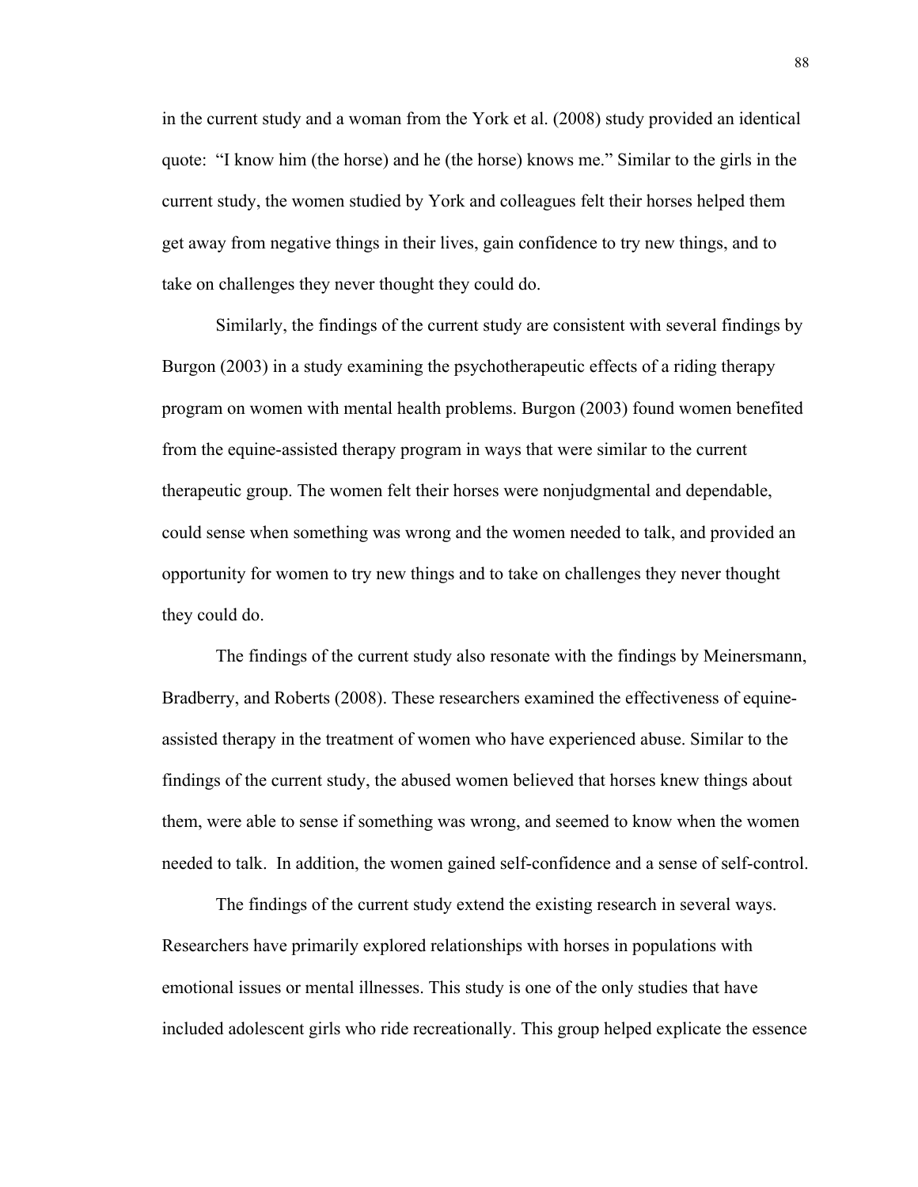in the current study and a woman from the York et al. (2008) study provided an identical quote: "I know him (the horse) and he (the horse) knows me." Similar to the girls in the current study, the women studied by York and colleagues felt their horses helped them get away from negative things in their lives, gain confidence to try new things, and to take on challenges they never thought they could do.

Similarly, the findings of the current study are consistent with several findings by Burgon (2003) in a study examining the psychotherapeutic effects of a riding therapy program on women with mental health problems. Burgon (2003) found women benefited from the equine-assisted therapy program in ways that were similar to the current therapeutic group. The women felt their horses were nonjudgmental and dependable, could sense when something was wrong and the women needed to talk, and provided an opportunity for women to try new things and to take on challenges they never thought they could do.

The findings of the current study also resonate with the findings by Meinersmann, Bradberry, and Roberts (2008). These researchers examined the effectiveness of equine-assisted therapy in the treatment of women who have experienced abuse. Similar to the findings of the current study, the abused women believed that horses knew things about them, were able to sense if something was wrong, and seemed to know when the women needed to talk. In addition, the women gained self-confidence and a sense of self-control.

The findings of the current study extend the existing research in several ways. Researchers have primarily explored relationships with horses in populations with emotional issues or mental illnesses. This study is one of the only studies that have included adolescent girls who ride recreationally. This group helped explicate the essence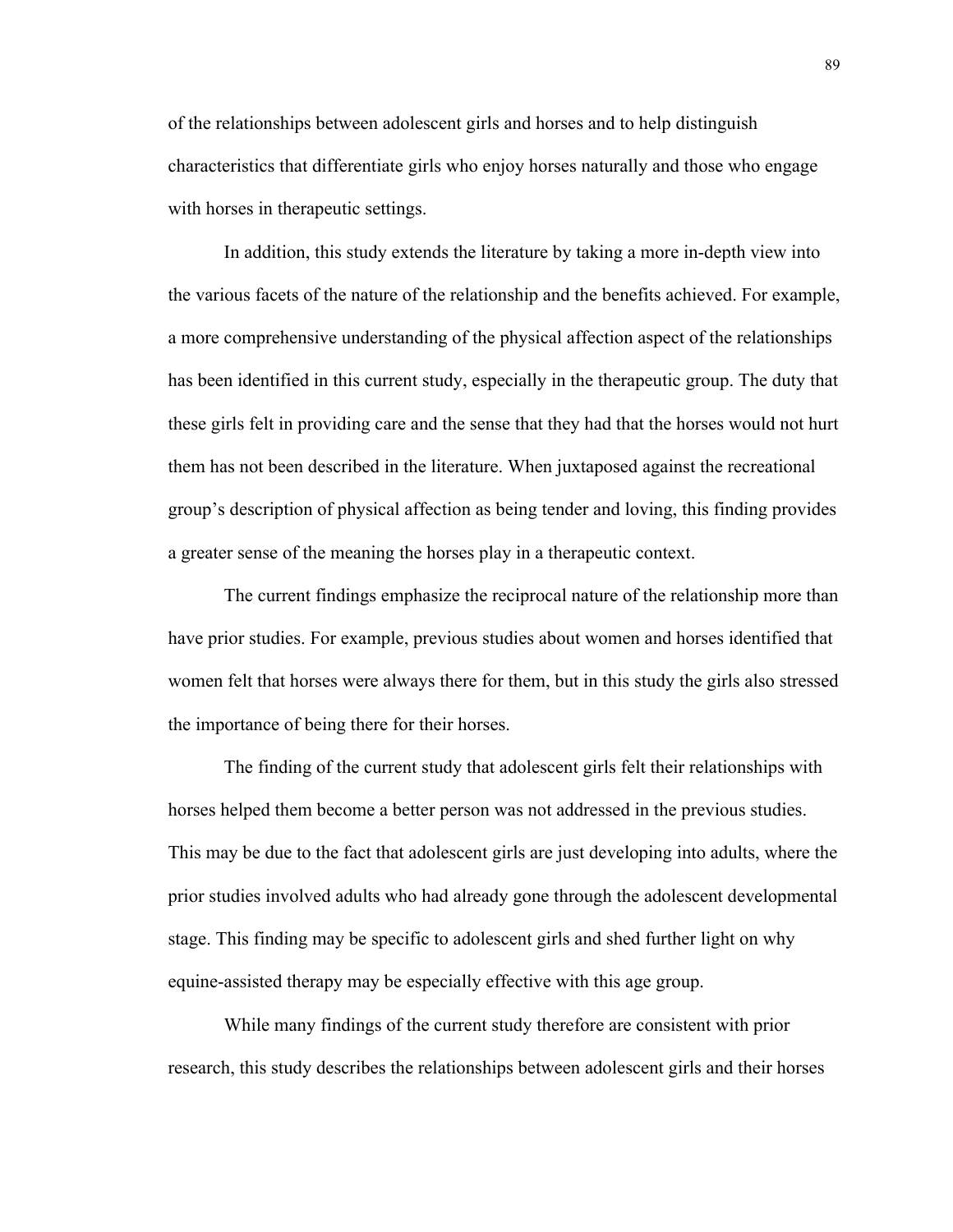of the relationships between adolescent girls and horses and to help distinguish characteristics that differentiate girls who enjoy horses naturally and those who engage with horses in therapeutic settings.

In addition, this study extends the literature by taking a more in-depth view into the various facets of the nature of the relationship and the benefits achieved. For example, a more comprehensive understanding of the physical affection aspect of the relationships has been identified in this current study, especially in the therapeutic group. The duty that these girls felt in providing care and the sense that they had that the horses would not hurt them has not been described in the literature. When juxtaposed against the recreational group's description of physical affection as being tender and loving, this finding provides a greater sense of the meaning the horses play in a therapeutic context.

The current findings emphasize the reciprocal nature of the relationship more than have prior studies. For example, previous studies about women and horses identified that women felt that horses were always there for them, but in this study the girls also stressed the importance of being there for their horses.

The finding of the current study that adolescent girls felt their relationships with horses helped them become a better person was not addressed in the previous studies. This may be due to the fact that adolescent girls are just developing into adults, where the prior studies involved adults who had already gone through the adolescent developmental stage. This finding may be specific to adolescent girls and shed further light on why equine-assisted therapy may be especially effective with this age group.

While many findings of the current study therefore are consistent with prior research, this study describes the relationships between adolescent girls and their horses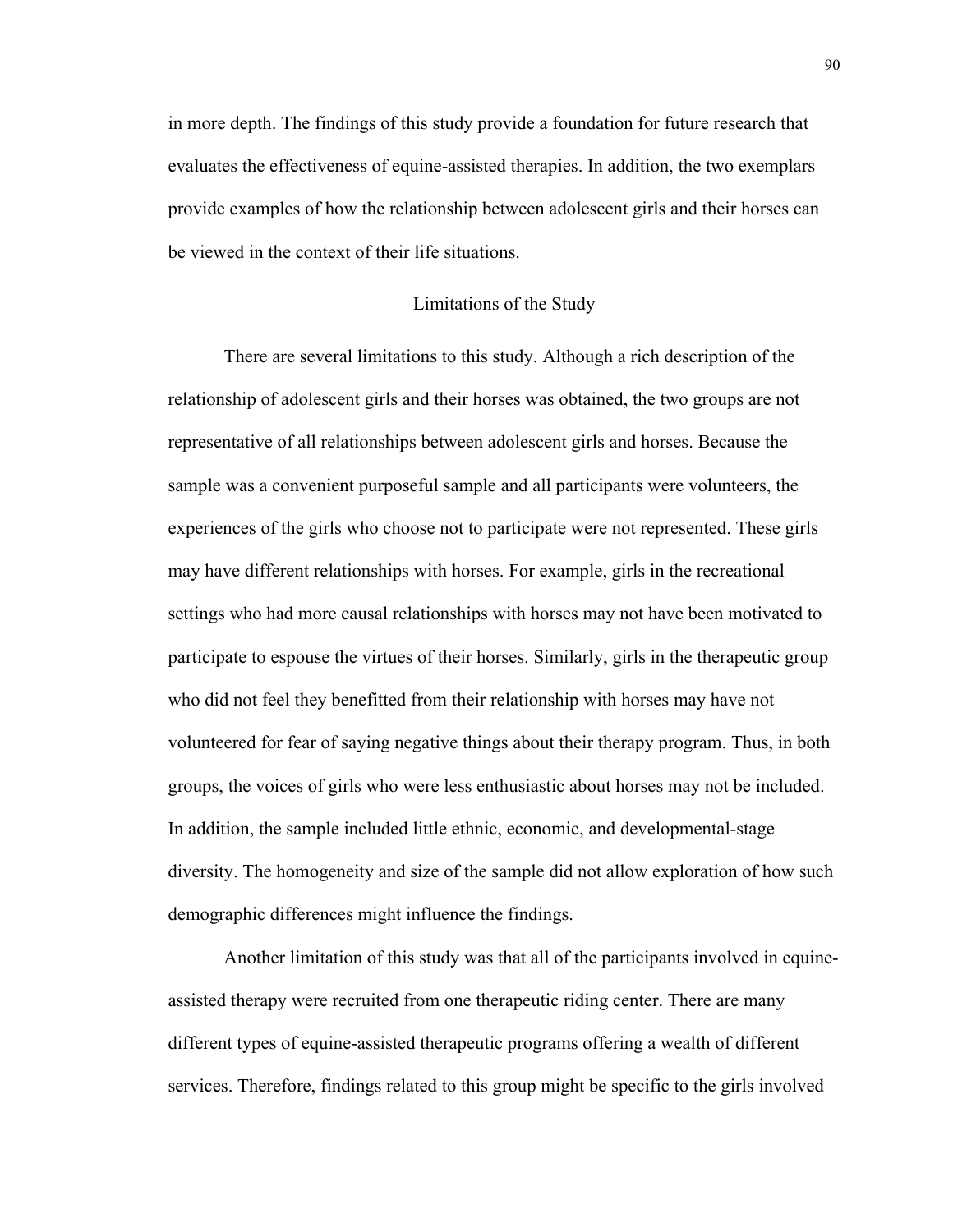in more depth. The findings of this study provide a foundation for future research that evaluates the effectiveness of equine-assisted therapies. In addition, the two exemplars provide examples of how the relationship between adolescent girls and their horses can be viewed in the context of their life situations.

## Limitations of the Study

There are several limitations to this study. Although a rich description of the relationship of adolescent girls and their horses was obtained, the two groups are not representative of all relationships between adolescent girls and horses. Because the sample was a convenient purposeful sample and all participants were volunteers, the experiences of the girls who choose not to participate were not represented. These girls may have different relationships with horses. For example, girls in the recreational settings who had more causal relationships with horses may not have been motivated to participate to espouse the virtues of their horses. Similarly, girls in the therapeutic group who did not feel they benefitted from their relationship with horses may have not volunteered for fear of saying negative things about their therapy program. Thus, in both groups, the voices of girls who were less enthusiastic about horses may not be included. In addition, the sample included little ethnic, economic, and developmental-stage diversity. The homogeneity and size of the sample did not allow exploration of how such demographic differences might influence the findings.

Another limitation of this study was that all of the participants involved in equine-assisted therapy were recruited from one therapeutic riding center. There are many different types of equine-assisted therapeutic programs offering a wealth of different services. Therefore, findings related to this group might be specific to the girls involved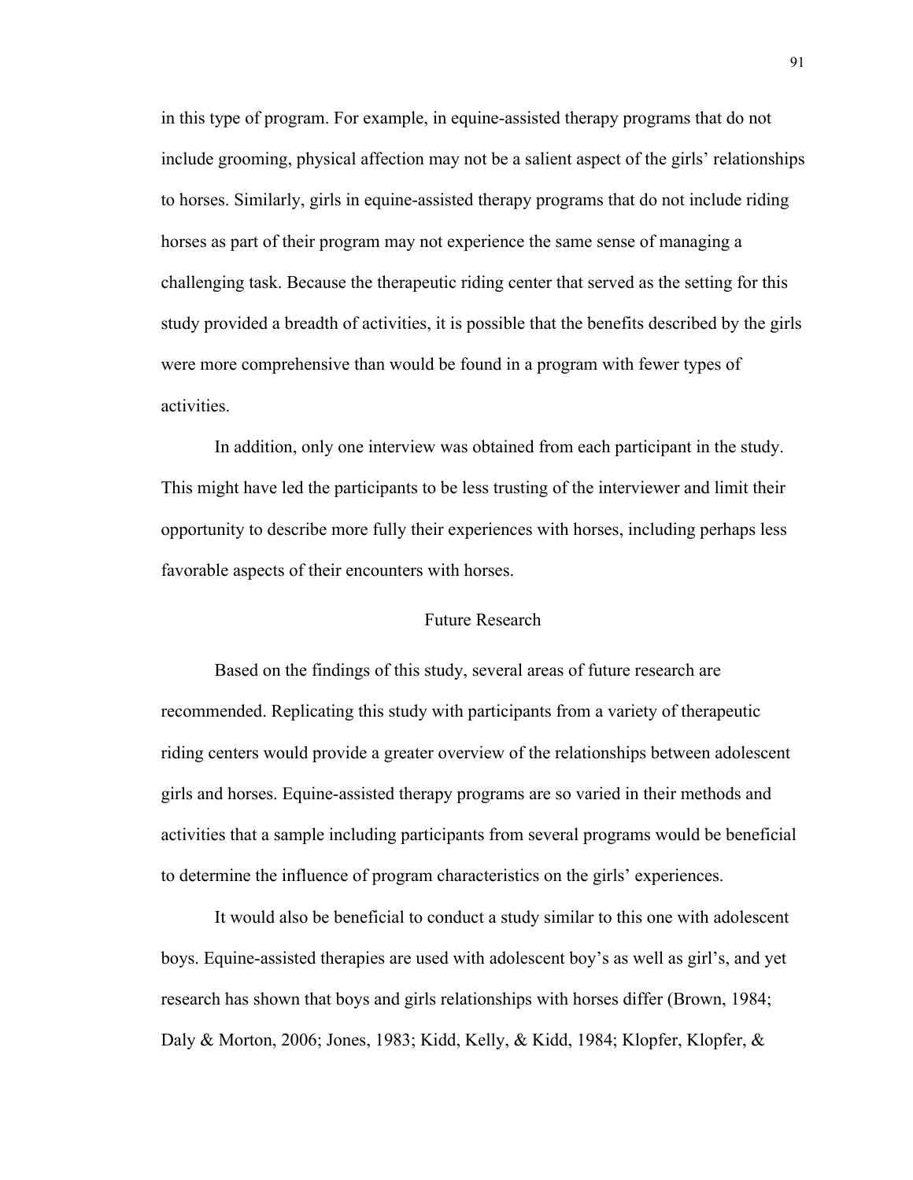in this type of program. For example, in equine-assisted therapy programs that do not include grooming, physical affection may not be a salient aspect of the girls' relationships to horses. Similarly, girls in equine-assisted therapy programs that do not include riding horses as part of their program may not experience the same sense of managing a challenging task. Because the therapeutic riding center that served as the setting for this study provided a breadth of activities, it is possible that the benefits described by the girls were more comprehensive than would be found in a program with fewer types of activities.

In addition, only one interview was obtained from each participant in the study. This might have led the participants to be less trusting of the interviewer and limit their opportunity to describe more fully their experiences with horses, including perhaps less favorable aspects of their encounters with horses.

## Future Research

Based on the findings of this study, several areas of future research are recommended. Replicating this study with participants from a variety of therapeutic riding centers would provide a greater overview of the relationships between adolescent girls and horses. Equine-assisted therapy programs are so varied in their methods and activities that a sample including participants from several programs would be beneficial to determine the influence of program characteristics on the girls' experiences.

It would also be beneficial to conduct a study similar to this one with adolescent boys. Equine-assisted therapies are used with adolescent boy's as well as girl's, and yet research has shown that boys and girls relationships with horses differ (Brown, 1984; Daly & Morton, 2006; Jones, 1983; Kidd, Kelly, & Kidd, 1984; Klopfer, Klopfer, &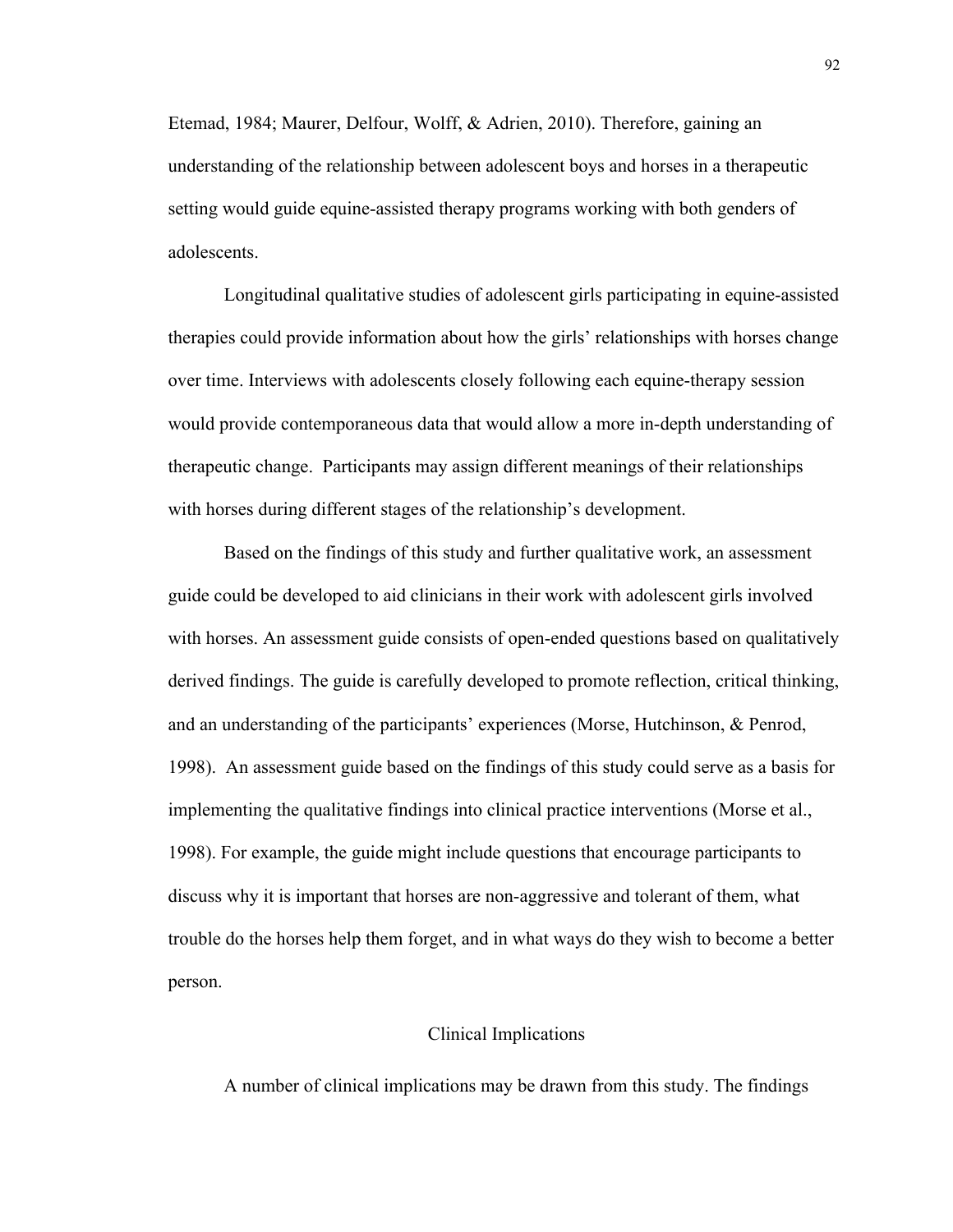Etemad, 1984; Maurer, Delfour, Wolff, & Adrien, 2010). Therefore, gaining an understanding of the relationship between adolescent boys and horses in a therapeutic setting would guide equine-assisted therapy programs working with both genders of adolescents.

Longitudinal qualitative studies of adolescent girls participating in equine-assisted therapies could provide information about how the girls' relationships with horses change over time. Interviews with adolescents closely following each equine-therapy session would provide contemporaneous data that would allow a more in-depth understanding of therapeutic change. Participants may assign different meanings of their relationships with horses during different stages of the relationship's development.

Based on the findings of this study and further qualitative work, an assessment guide could be developed to aid clinicians in their work with adolescent girls involved with horses. An assessment guide consists of open-ended questions based on qualitatively derived findings. The guide is carefully developed to promote reflection, critical thinking, and an understanding of the participants' experiences (Morse, Hutchinson, & Penrod, 1998). An assessment guide based on the findings of this study could serve as a basis for implementing the qualitative findings into clinical practice interventions (Morse et al., 1998). For example, the guide might include questions that encourage participants to discuss why it is important that horses are non-aggressive and tolerant of them, what trouble do the horses help them forget, and in what ways do they wish to become a better person.

## Clinical Implications

A number of clinical implications may be drawn from this study. The findings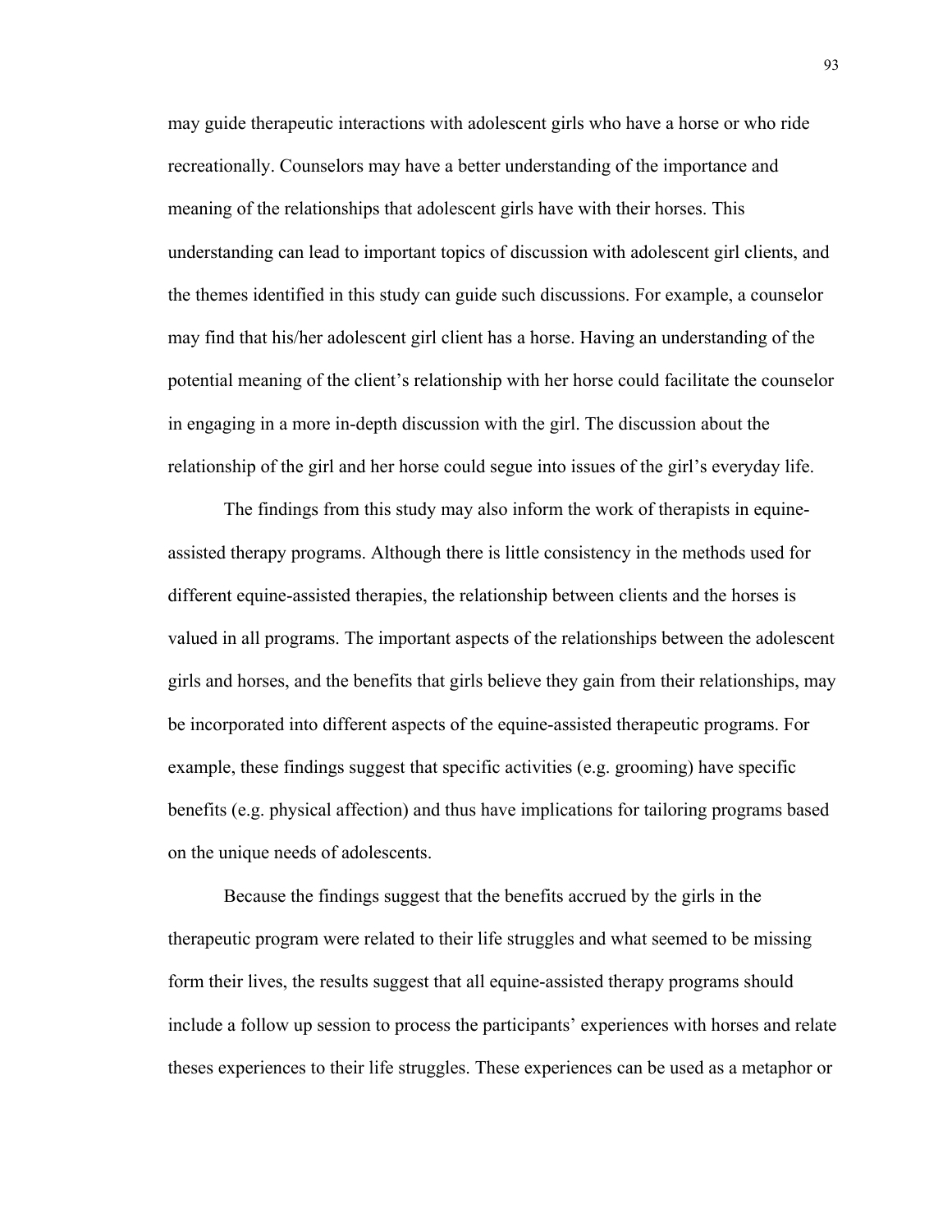may guide therapeutic interactions with adolescent girls who have a horse or who ride recreationally. Counselors may have a better understanding of the importance and meaning of the relationships that adolescent girls have with their horses. This understanding can lead to important topics of discussion with adolescent girl clients, and the themes identified in this study can guide such discussions. For example, a counselor may find that his/her adolescent girl client has a horse. Having an understanding of the potential meaning of the client's relationship with her horse could facilitate the counselor in engaging in a more in-depth discussion with the girl. The discussion about the relationship of the girl and her horse could segue into issues of the girl's everyday life.

The findings from this study may also inform the work of therapists in equine-assisted therapy programs. Although there is little consistency in the methods used for different equine-assisted therapies, the relationship between clients and the horses is valued in all programs. The important aspects of the relationships between the adolescent girls and horses, and the benefits that girls believe they gain from their relationships, may be incorporated into different aspects of the equine-assisted therapeutic programs. For example, these findings suggest that specific activities (e.g. grooming) have specific benefits (e.g. physical affection) and thus have implications for tailoring programs based on the unique needs of adolescents.

Because the findings suggest that the benefits accrued by the girls in the therapeutic program were related to their life struggles and what seemed to be missing form their lives, the results suggest that all equine-assisted therapy programs should include a follow up session to process the participants' experiences with horses and relate theses experiences to their life struggles. These experiences can be used as a metaphor or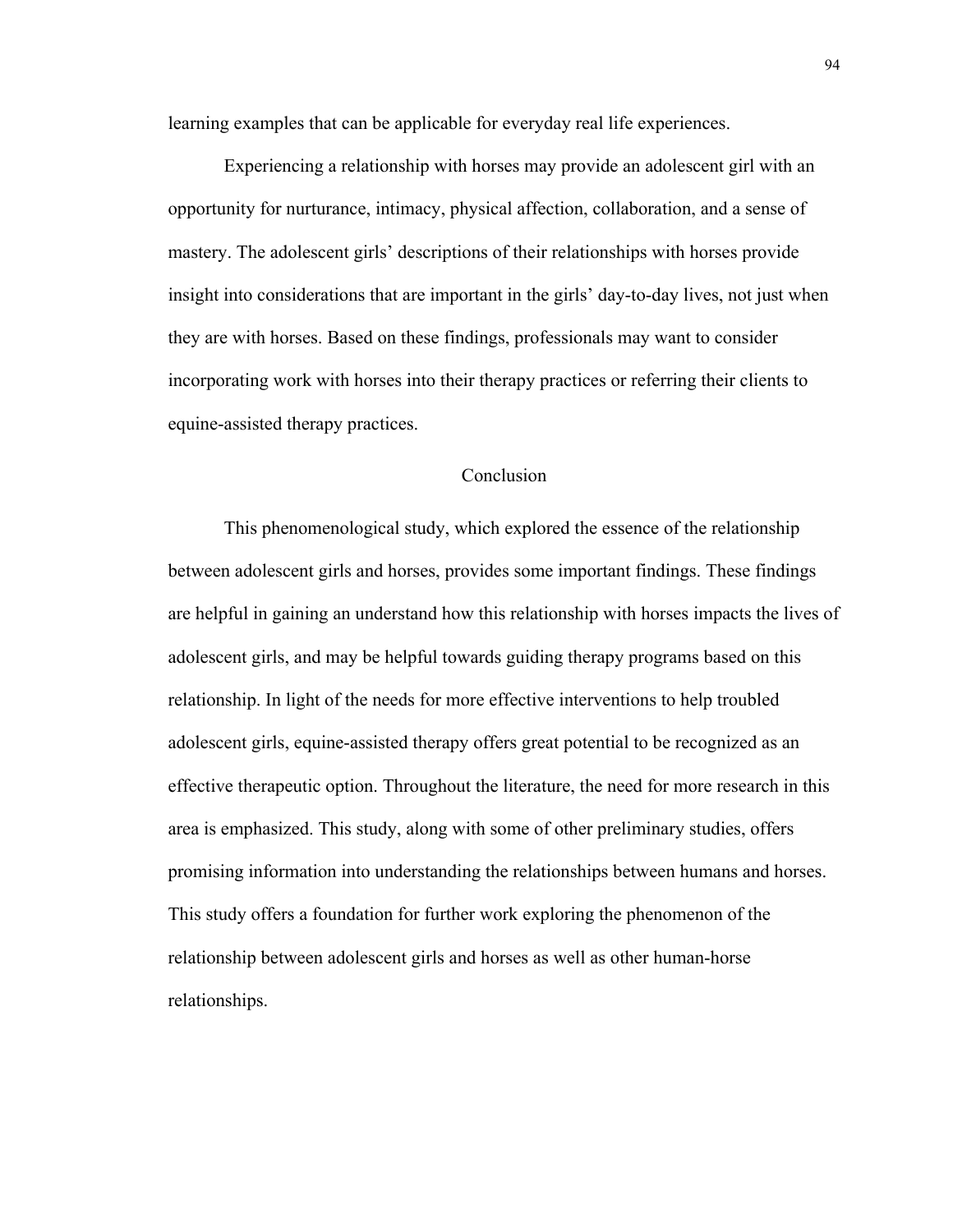learning examples that can be applicable for everyday real life experiences.

Experiencing a relationship with horses may provide an adolescent girl with an opportunity for nurturance, intimacy, physical affection, collaboration, and a sense of mastery. The adolescent girls' descriptions of their relationships with horses provide insight into considerations that are important in the girls' day-to-day lives, not just when they are with horses. Based on these findings, professionals may want to consider incorporating work with horses into their therapy practices or referring their clients to equine-assisted therapy practices.

## Conclusion

This phenomenological study, which explored the essence of the relationship between adolescent girls and horses, provides some important findings. These findings are helpful in gaining an understand how this relationship with horses impacts the lives of adolescent girls, and may be helpful towards guiding therapy programs based on this relationship. In light of the needs for more effective interventions to help troubled adolescent girls, equine-assisted therapy offers great potential to be recognized as an effective therapeutic option. Throughout the literature, the need for more research in this area is emphasized. This study, along with some of other preliminary studies, offers promising information into understanding the relationships between humans and horses. This study offers a foundation for further work exploring the phenomenon of the relationship between adolescent girls and horses as well as other human-horse relationships.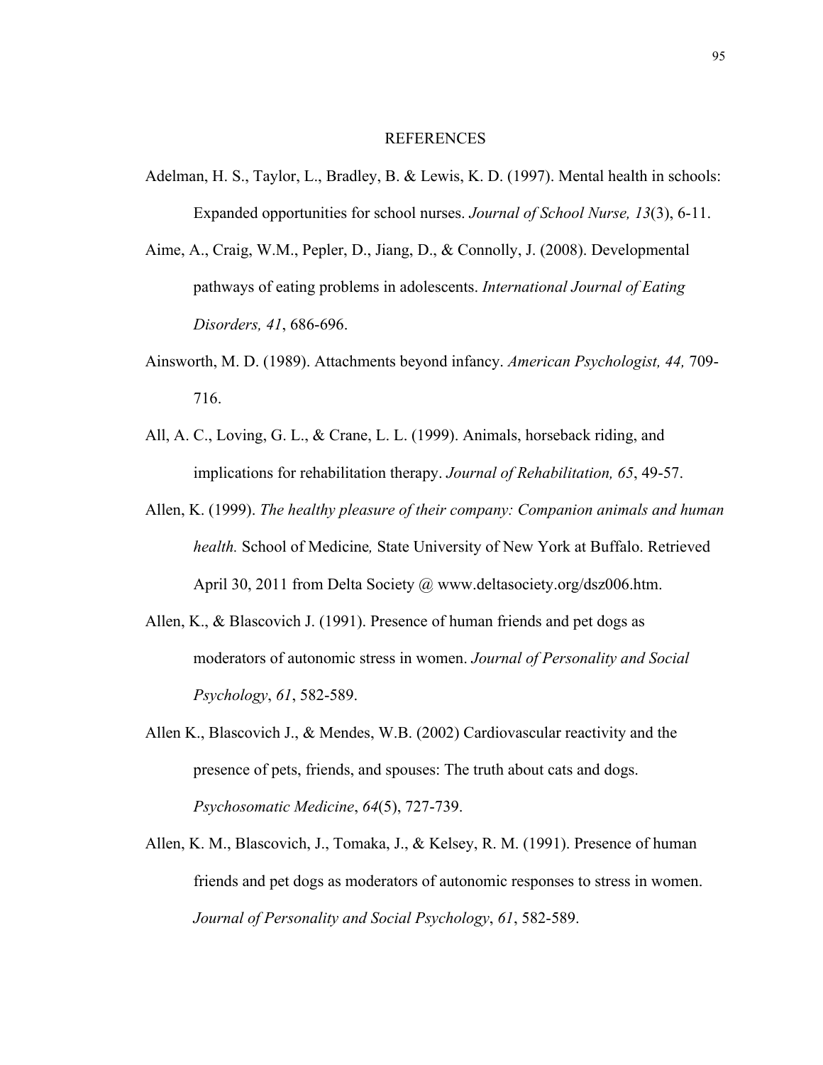# REFERENCES

Adelman, H. S., Taylor, L., Bradley, B. & Lewis, K. D. (1997). Mental health in schools: Expanded opportunities for school nurses. *Journal of School Nurse, 13*(3), 6-11.

Aime, A., Craig, W.M., Pepler, D., Jiang, D., & Connolly, J. (2008). Developmental pathways of eating problems in adolescents. *International Journal of Eating Disorders, 41*, 686-696.

Ainsworth, M. D. (1989). Attachments beyond infancy. *American Psychologist, 44,* 709-716.

All, A. C., Loving, G. L., & Crane, L. L. (1999). Animals, horseback riding, and implications for rehabilitation therapy. *Journal of Rehabilitation, 65*, 49-57.

Allen, K. (1999). *The healthy pleasure of their company: Companion animals and human health.* School of Medicine*,* State University of New York at Buffalo. Retrieved April 30, 2011 from Delta Society @ www.deltasociety.org/dsz006.htm.

Allen, K., & Blascovich J. (1991). Presence of human friends and pet dogs as moderators of autonomic stress in women. *Journal of Personality and Social Psychology*, *61*, 582-589.

Allen K., Blascovich J., & Mendes, W.B. (2002) Cardiovascular reactivity and the presence of pets, friends, and spouses: The truth about cats and dogs. *Psychosomatic Medicine*, *64*(5), 727-739.

Allen, K. M., Blascovich, J., Tomaka, J., & Kelsey, R. M. (1991). Presence of human friends and pet dogs as moderators of autonomic responses to stress in women. *Journal of Personality and Social Psychology*, *61*, 582-589.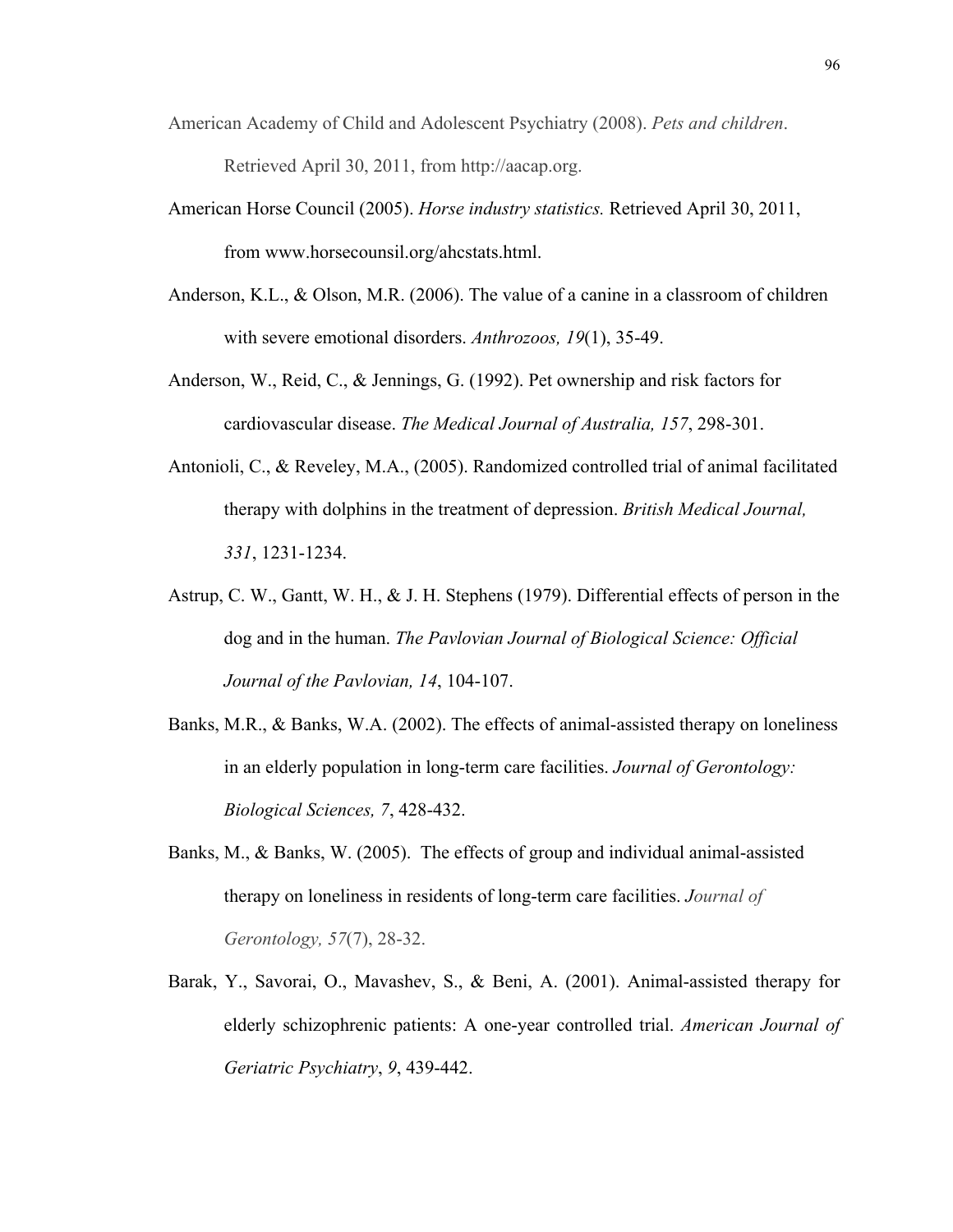American Academy of Child and Adolescent Psychiatry (2008). *Pets and children*. Retrieved April 30, 2011, from http://aacap.org.

American Horse Council (2005). *Horse industry statistics.* Retrieved April 30, 2011, from www.horsecounsil.org/ahcstats.html.

Anderson, K.L., & Olson, M.R. (2006). The value of a canine in a classroom of children with severe emotional disorders. *Anthrozoos, 19*(1), 35-49.

Anderson, W., Reid, C., & Jennings, G. (1992). Pet ownership and risk factors for cardiovascular disease. *The Medical Journal of Australia, 157*, 298-301.

Antonioli, C., & Reveley, M.A., (2005). Randomized controlled trial of animal facilitated therapy with dolphins in the treatment of depression. *British Medical Journal, 331*, 1231-1234.

Astrup, C. W., Gantt, W. H., & J. H. Stephens (1979). Differential effects of person in the dog and in the human. *The Pavlovian Journal of Biological Science: Official Journal of the Pavlovian, 14*, 104-107.

Banks, M.R., & Banks, W.A. (2002). The effects of animal-assisted therapy on loneliness in an elderly population in long-term care facilities. *Journal of Gerontology: Biological Sciences, 7*, 428-432.

Banks, M., & Banks, W. (2005). The effects of group and individual animal-assisted therapy on loneliness in residents of long-term care facilities. *Journal of Gerontology, 57*(7), 28-32.

Barak, Y., Savorai, O., Mavashev, S., & Beni, A. (2001). Animal-assisted therapy for elderly schizophrenic patients: A one-year controlled trial. *American Journal of Geriatric Psychiatry*, *9*, 439-442.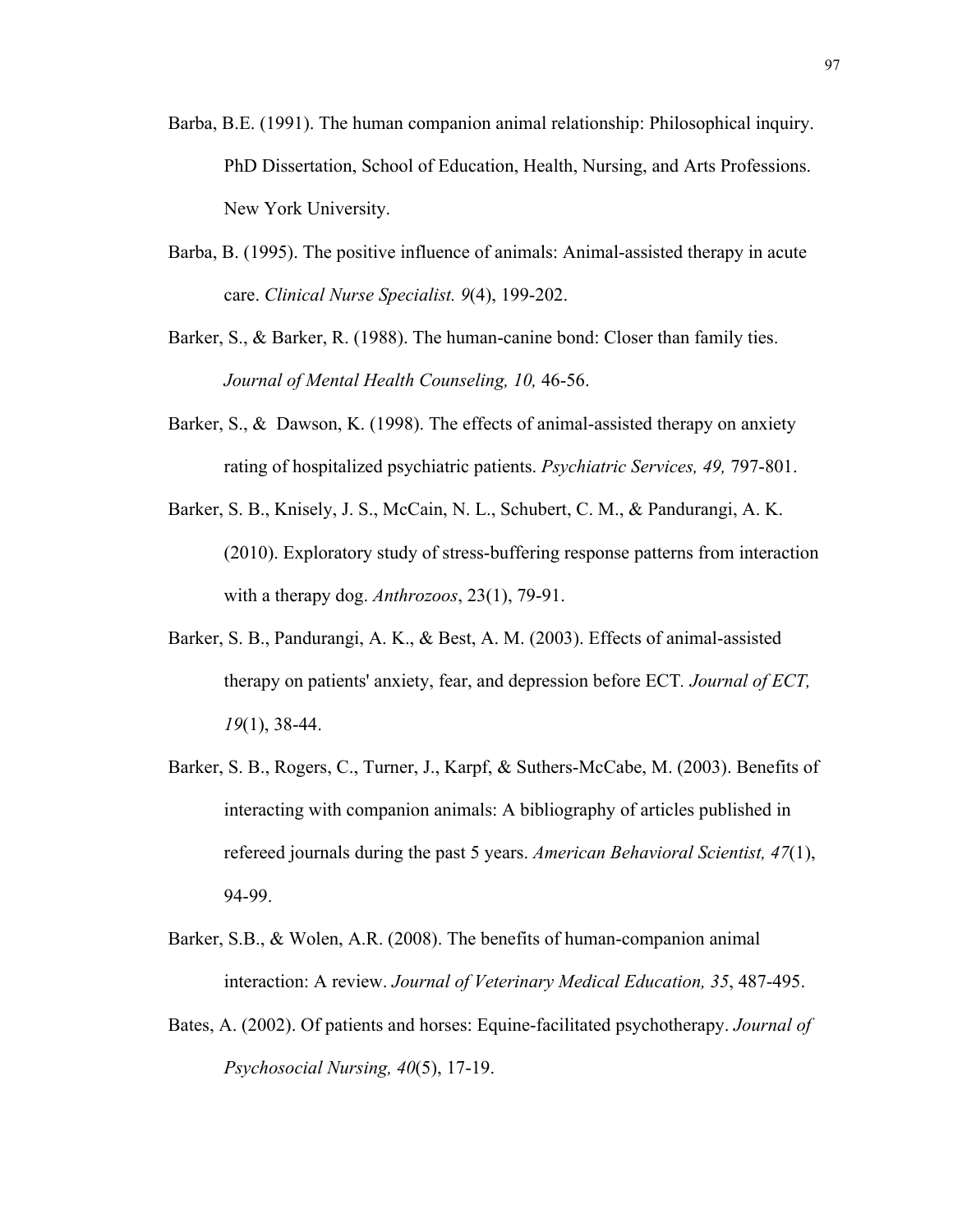Barba, B.E. (1991). The human companion animal relationship: Philosophical inquiry. PhD Dissertation, School of Education, Health, Nursing, and Arts Professions. New York University.

Barba, B. (1995). The positive influence of animals: Animal-assisted therapy in acute care. *Clinical Nurse Specialist. 9*(4), 199-202.

Barker, S., & Barker, R. (1988). The human-canine bond: Closer than family ties. *Journal of Mental Health Counseling, 10,* 46-56.

Barker, S., & Dawson, K. (1998). The effects of animal-assisted therapy on anxiety rating of hospitalized psychiatric patients. *Psychiatric Services, 49,* 797-801.

Barker, S. B., Knisely, J. S., McCain, N. L., Schubert, C. M., & Pandurangi, A. K. (2010). Exploratory study of stress-buffering response patterns from interaction with a therapy dog. *Anthrozoos*, 23(1), 79-91.

Barker, S. B., Pandurangi, A. K., & Best, A. M. (2003). Effects of animal-assisted therapy on patients' anxiety, fear, and depression before ECT. *Journal of ECT, 19*(1), 38-44.

Barker, S. B., Rogers, C., Turner, J., Karpf, & Suthers-McCabe, M. (2003). Benefits of interacting with companion animals: A bibliography of articles published in refereed journals during the past 5 years. *American Behavioral Scientist, 47*(1), 94-99.

Barker, S.B., & Wolen, A.R. (2008). The benefits of human-companion animal interaction: A review. *Journal of Veterinary Medical Education, 35*, 487-495.

Bates, A. (2002). Of patients and horses: Equine-facilitated psychotherapy. *Journal of Psychosocial Nursing, 40*(5), 17-19.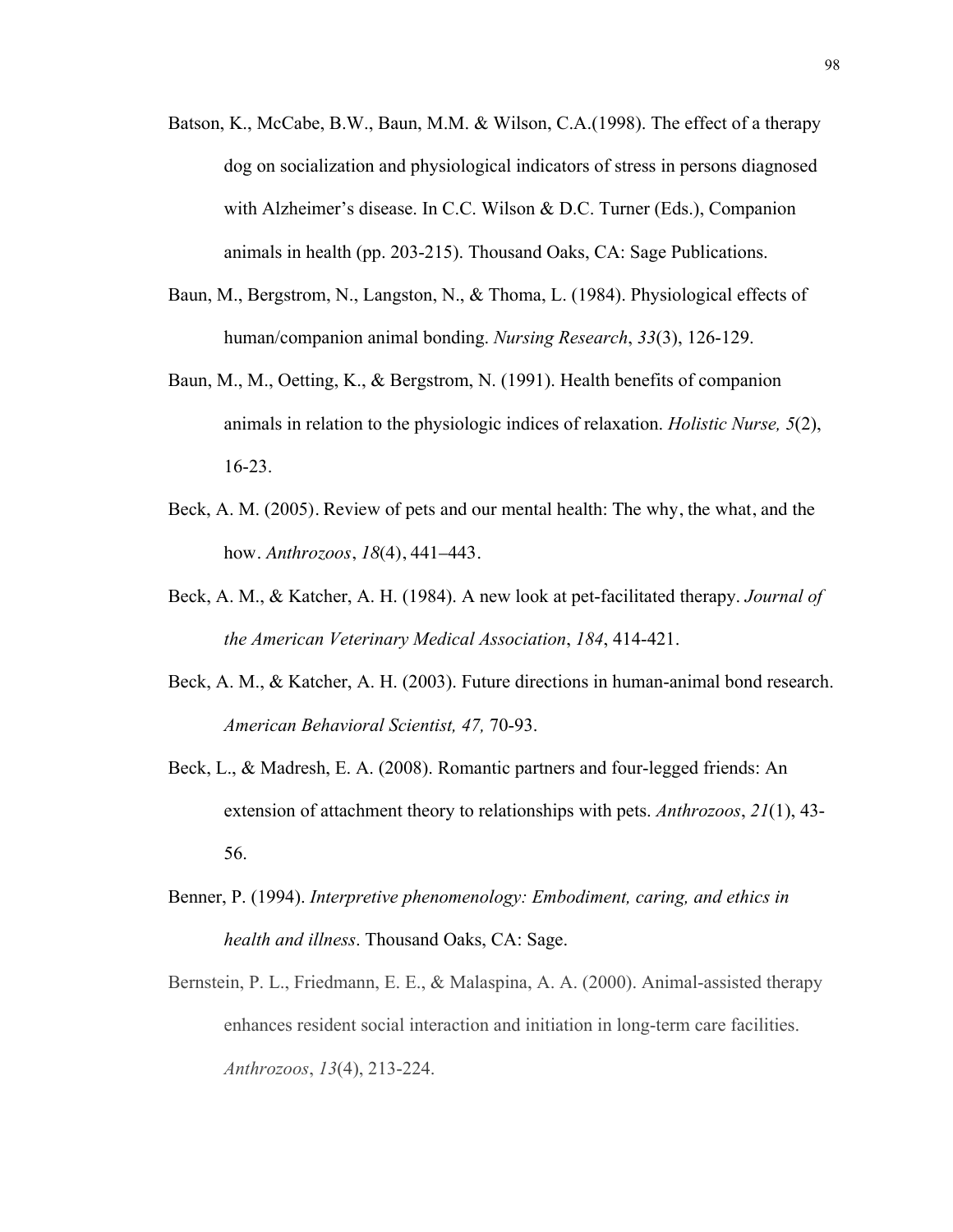Batson, K., McCabe, B.W., Baun, M.M. & Wilson, C.A.(1998). The effect of a therapy dog on socialization and physiological indicators of stress in persons diagnosed with Alzheimer's disease. In C.C. Wilson & D.C. Turner (Eds.), Companion animals in health (pp. 203-215). Thousand Oaks, CA: Sage Publications.

Baun, M., Bergstrom, N., Langston, N., & Thoma, L. (1984). Physiological effects of human/companion animal bonding. *Nursing Research*, *33*(3), 126-129.

Baun, M., M., Oetting, K., & Bergstrom, N. (1991). Health benefits of companion animals in relation to the physiologic indices of relaxation. *Holistic Nurse, 5*(2), 16-23.

Beck, A. M. (2005). Review of pets and our mental health: The why, the what, and the how. *Anthrozoos*, *18*(4), 441–443.

Beck, A. M., & Katcher, A. H. (1984). A new look at pet-facilitated therapy. *Journal of the American Veterinary Medical Association*, *184*, 414-421.

Beck, A. M., & Katcher, A. H. (2003). Future directions in human-animal bond research. *American Behavioral Scientist, 47,* 70-93.

Beck, L., & Madresh, E. A. (2008). Romantic partners and four-legged friends: An extension of attachment theory to relationships with pets. *Anthrozoos*, *21*(1), 43-56.

Benner, P. (1994). *Interpretive phenomenology: Embodiment, caring, and ethics in health and illness*. Thousand Oaks, CA: Sage.

Bernstein, P. L., Friedmann, E. E., & Malaspina, A. A. (2000). Animal-assisted therapy enhances resident social interaction and initiation in long-term care facilities. *Anthrozoos*, *13*(4), 213-224.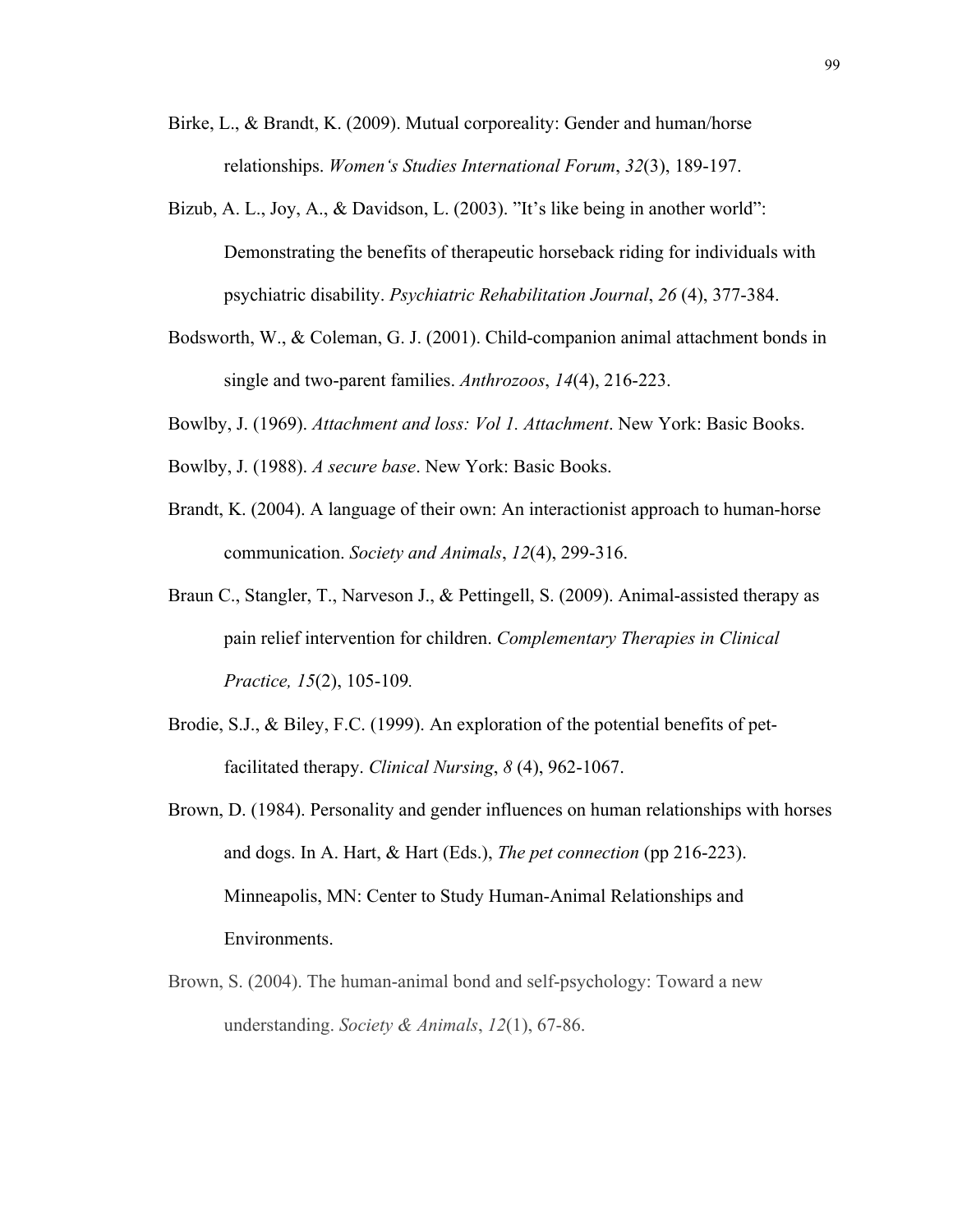Birke, L., & Brandt, K. (2009). Mutual corporeality: Gender and human/horse relationships. *Women's Studies International Forum*, *32*(3), 189-197.

Bizub, A. L., Joy, A., & Davidson, L. (2003). "It's like being in another world": Demonstrating the benefits of therapeutic horseback riding for individuals with psychiatric disability. *Psychiatric Rehabilitation Journal*, *26* (4), 377-384.

Bodsworth, W., & Coleman, G. J. (2001). Child-companion animal attachment bonds in single and two-parent families. *Anthrozoos*, *14*(4), 216-223.

Bowlby, J. (1969). *Attachment and loss: Vol 1. Attachment*. New York: Basic Books.

Bowlby, J. (1988). *A secure base*. New York: Basic Books.

Brandt, K. (2004). A language of their own: An interactionist approach to human-horse communication. *Society and Animals*, *12*(4), 299-316.

Braun C., Stangler, T., Narveson J., & Pettingell, S. (2009). Animal-assisted therapy as pain relief intervention for children. *Complementary Therapies in Clinical Practice, 15*(2), 105-109*.*

Brodie, S.J., & Biley, F.C. (1999). An exploration of the potential benefits of pet-facilitated therapy. *Clinical Nursing*, *8* (4), 962-1067.

Brown, D. (1984). Personality and gender influences on human relationships with horses and dogs. In A. Hart, & Hart (Eds.), *The pet connection* (pp 216-223). Minneapolis, MN: Center to Study Human-Animal Relationships and Environments.

Brown, S. (2004). The human-animal bond and self-psychology: Toward a new understanding. *Society & Animals*, *12*(1), 67-86.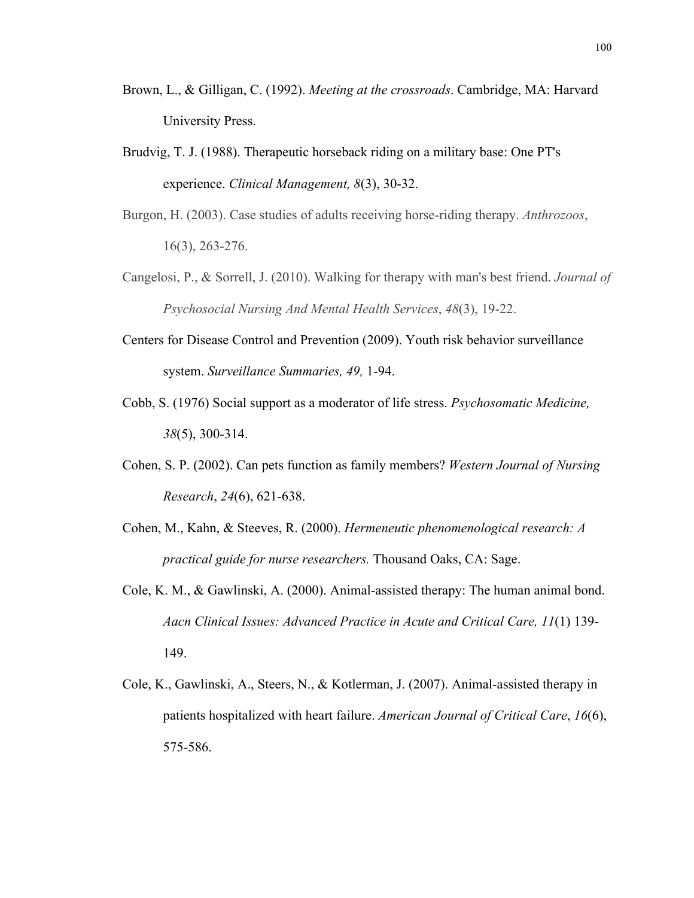Brown, L., & Gilligan, C. (1992). *Meeting at the crossroads*. Cambridge, MA: Harvard University Press.

Brudvig, T. J. (1988). Therapeutic horseback riding on a military base: One PT's experience. *Clinical Management, 8*(3), 30-32.

Burgon, H. (2003). Case studies of adults receiving horse-riding therapy. *Anthrozoos*, 16(3), 263-276.

Cangelosi, P., & Sorrell, J. (2010). Walking for therapy with man's best friend. *Journal of Psychosocial Nursing And Mental Health Services*, *48*(3), 19-22.

Centers for Disease Control and Prevention (2009). Youth risk behavior surveillance system. *Surveillance Summaries, 49,* 1-94.

Cobb, S. (1976) Social support as a moderator of life stress. *Psychosomatic Medicine, 38*(5), 300-314.

Cohen, S. P. (2002). Can pets function as family members? *Western Journal of Nursing Research*, *24*(6), 621-638.

Cohen, M., Kahn, & Steeves, R. (2000). *Hermeneutic phenomenological research: A practical guide for nurse researchers.* Thousand Oaks, CA: Sage.

Cole, K. M., & Gawlinski, A. (2000). Animal-assisted therapy: The human animal bond. *Aacn Clinical Issues: Advanced Practice in Acute and Critical Care, 11*(1) 139-149.

Cole, K., Gawlinski, A., Steers, N., & Kotlerman, J. (2007). Animal-assisted therapy in patients hospitalized with heart failure. *American Journal of Critical Care*, *16*(6), 575-586.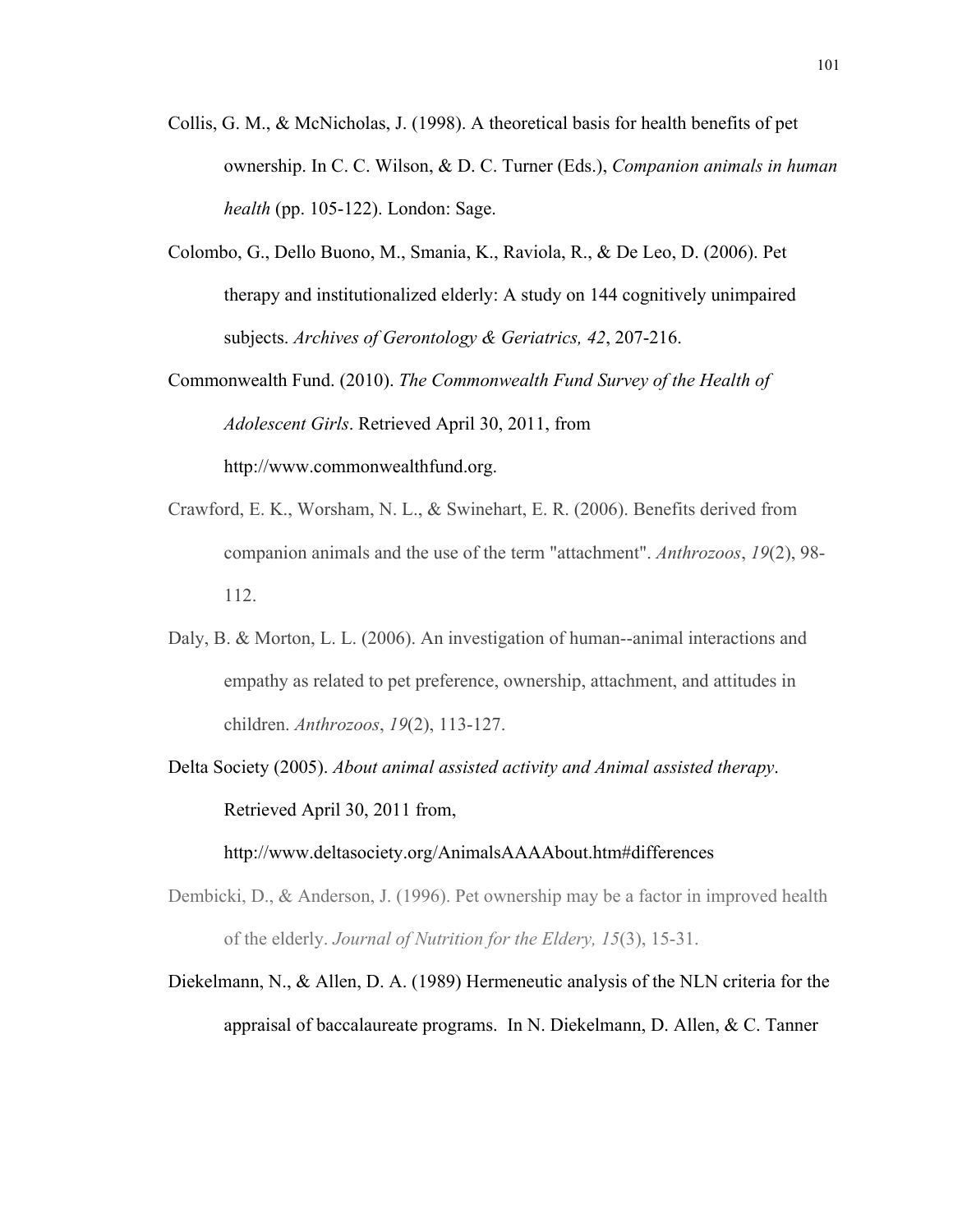Collis, G. M., & McNicholas, J. (1998). A theoretical basis for health benefits of pet ownership. In C. C. Wilson, & D. C. Turner (Eds.), *Companion animals in human health* (pp. 105-122). London: Sage.

Colombo, G., Dello Buono, M., Smania, K., Raviola, R., & De Leo, D. (2006). Pet therapy and institutionalized elderly: A study on 144 cognitively unimpaired subjects. *Archives of Gerontology & Geriatrics, 42*, 207-216.

Commonwealth Fund. (2010). *The Commonwealth Fund Survey of the Health of Adolescent Girls*. Retrieved April 30, 2011, from http://www.commonwealthfund.org.

Crawford, E. K., Worsham, N. L., & Swinehart, E. R. (2006). Benefits derived from companion animals and the use of the term "attachment". *Anthrozoos*, *19*(2), 98-112.

Daly, B. & Morton, L. L. (2006). An investigation of human--animal interactions and empathy as related to pet preference, ownership, attachment, and attitudes in children. *Anthrozoos*, *19*(2), 113-127.

Delta Society (2005). *About animal assisted activity and Animal assisted therapy*. Retrieved April 30, 2011 from, http://www.deltasociety.org/AnimalsAAAAbout.htm#differences

Dembicki, D., & Anderson, J. (1996). Pet ownership may be a factor in improved health of the elderly. *Journal of Nutrition for the Eldery, 15*(3), 15-31.

Diekelmann, N., & Allen, D. A. (1989) Hermeneutic analysis of the NLN criteria for the appraisal of baccalaureate programs. In N. Diekelmann, D. Allen, & C. Tanner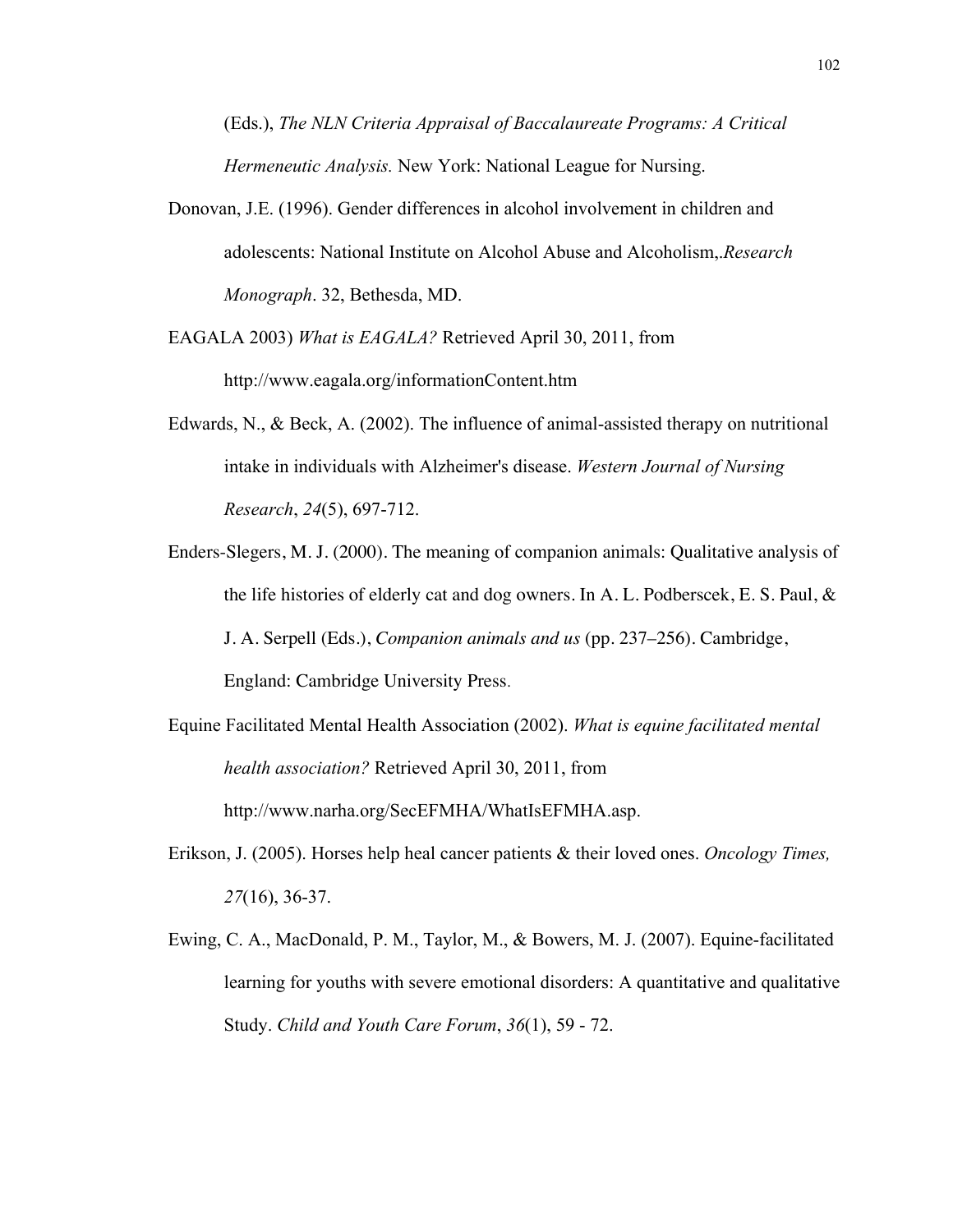(Eds.), *The NLN Criteria Appraisal of Baccalaureate Programs: A Critical Hermeneutic Analysis.* New York: National League for Nursing.

Donovan, J.E. (1996). Gender differences in alcohol involvement in children and adolescents: National Institute on Alcohol Abuse and Alcoholism,.*Research Monograph*. 32, Bethesda, MD.

EAGALA 2003) *What is EAGALA?* Retrieved April 30, 2011, from http://www.eagala.org/informationContent.htm

Edwards, N., & Beck, A. (2002). The influence of animal-assisted therapy on nutritional intake in individuals with Alzheimer's disease. *Western Journal of Nursing Research*, *24*(5), 697-712.

Enders-Slegers, M. J. (2000). The meaning of companion animals: Qualitative analysis of the life histories of elderly cat and dog owners. In A. L. Podberscek, E. S. Paul, & J. A. Serpell (Eds.), *Companion animals and us* (pp. 237–256). Cambridge, England: Cambridge University Press.

Equine Facilitated Mental Health Association (2002). *What is equine facilitated mental health association?* Retrieved April 30, 2011, from http://www.narha.org/SecEFMHA/WhatIsEFMHA.asp.

Erikson, J. (2005). Horses help heal cancer patients & their loved ones. *Oncology Times, 27*(16), 36-37.

Ewing, C. A., MacDonald, P. M., Taylor, M., & Bowers, M. J. (2007). Equine-facilitated learning for youths with severe emotional disorders: A quantitative and qualitative Study. *Child and Youth Care Forum*, *36*(1), 59 - 72.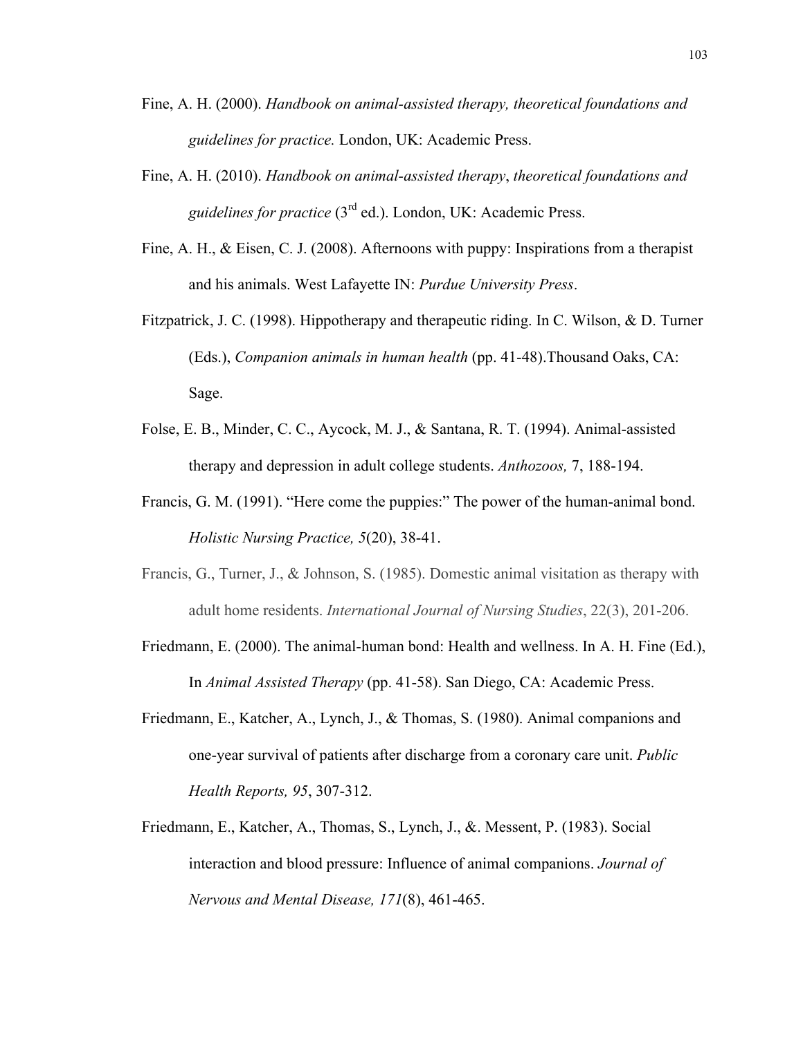Fine, A. H. (2000). *Handbook on animal-assisted therapy, theoretical foundations and guidelines for practice.* London, UK: Academic Press.

Fine, A. H. (2010). *Handbook on animal-assisted therapy*, *theoretical foundations and guidelines for practice* (3rd ed.). London, UK: Academic Press.

Fine, A. H., & Eisen, C. J. (2008). Afternoons with puppy: Inspirations from a therapist and his animals. West Lafayette IN: *Purdue University Press*.

Fitzpatrick, J. C. (1998). Hippotherapy and therapeutic riding. In C. Wilson, & D. Turner (Eds.), *Companion animals in human health* (pp. 41-48).Thousand Oaks, CA: Sage.

Folse, E. B., Minder, C. C., Aycock, M. J., & Santana, R. T. (1994). Animal-assisted therapy and depression in adult college students. *Anthozoos,* 7, 188-194.

Francis, G. M. (1991). "Here come the puppies:" The power of the human-animal bond. *Holistic Nursing Practice, 5*(20), 38-41.

Francis, G., Turner, J., & Johnson, S. (1985). Domestic animal visitation as therapy with adult home residents. *International Journal of Nursing Studies*, 22(3), 201-206.

Friedmann, E. (2000). The animal-human bond: Health and wellness. In A. H. Fine (Ed.), In *Animal Assisted Therapy* (pp. 41-58). San Diego, CA: Academic Press.

Friedmann, E., Katcher, A., Lynch, J., & Thomas, S. (1980). Animal companions and one-year survival of patients after discharge from a coronary care unit. *Public Health Reports, 95*, 307-312.

Friedmann, E., Katcher, A., Thomas, S., Lynch, J., &. Messent, P. (1983). Social interaction and blood pressure: Influence of animal companions. *Journal of Nervous and Mental Disease, 171*(8), 461-465.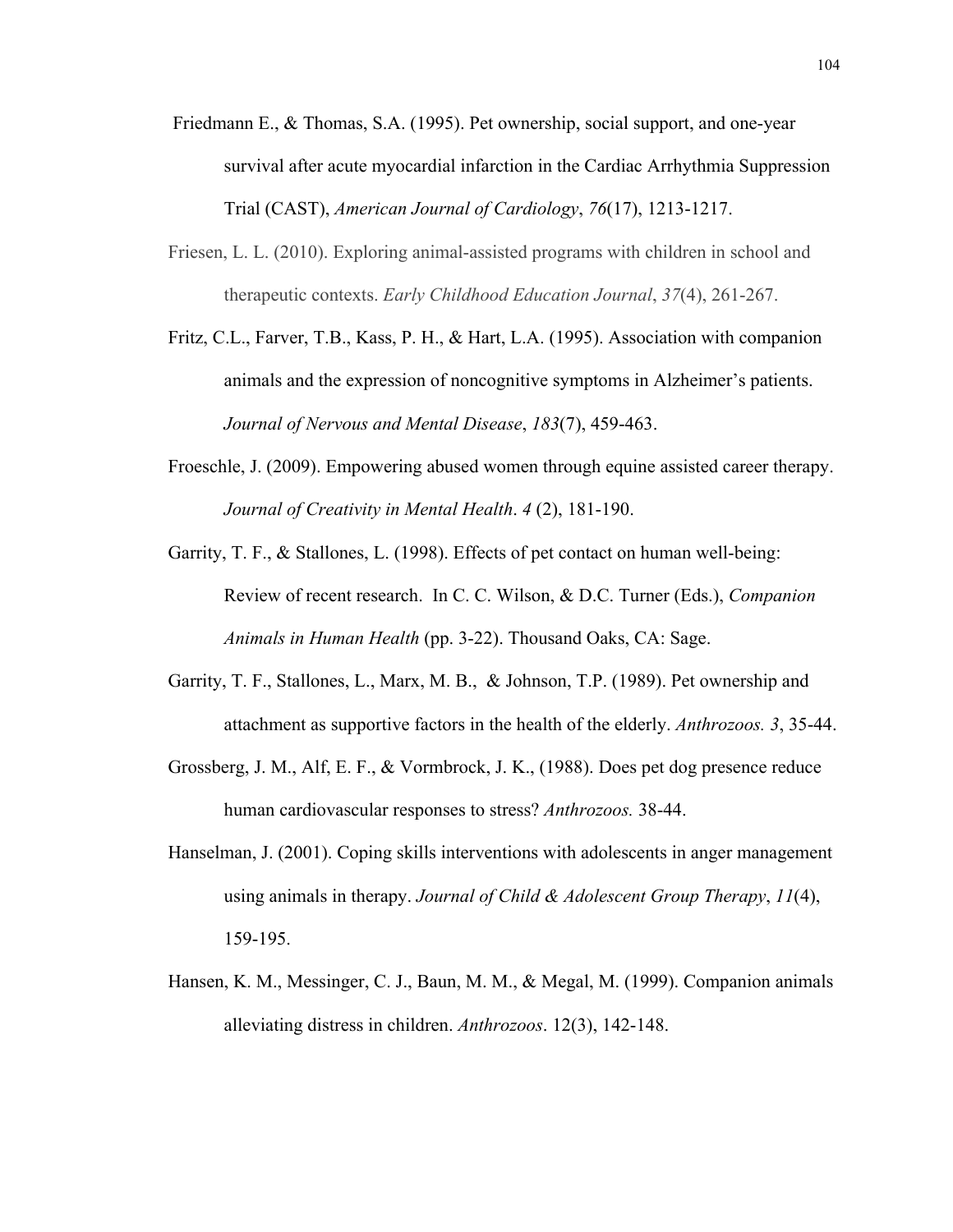Friedmann E., & Thomas, S.A. (1995). Pet ownership, social support, and one-year survival after acute myocardial infarction in the Cardiac Arrhythmia Suppression Trial (CAST), *American Journal of Cardiology*, *76*(17), 1213-1217.

Friesen, L. L. (2010). Exploring animal-assisted programs with children in school and therapeutic contexts. *Early Childhood Education Journal*, *37*(4), 261-267.

Fritz, C.L., Farver, T.B., Kass, P. H., & Hart, L.A. (1995). Association with companion animals and the expression of noncognitive symptoms in Alzheimer's patients. *Journal of Nervous and Mental Disease*, *183*(7), 459-463.

Froeschle, J. (2009). Empowering abused women through equine assisted career therapy. *Journal of Creativity in Mental Health*. *4* (2), 181-190.

Garrity, T. F., & Stallones, L. (1998). Effects of pet contact on human well-being: Review of recent research. In C. C. Wilson, & D.C. Turner (Eds.), *Companion Animals in Human Health* (pp. 3-22). Thousand Oaks, CA: Sage.

Garrity, T. F., Stallones, L., Marx, M. B., & Johnson, T.P. (1989). Pet ownership and attachment as supportive factors in the health of the elderly. *Anthrozoos. 3*, 35-44.

Grossberg, J. M., Alf, E. F., & Vormbrock, J. K., (1988). Does pet dog presence reduce human cardiovascular responses to stress? *Anthrozoos.* 38-44.

Hanselman, J. (2001). Coping skills interventions with adolescents in anger management using animals in therapy. *Journal of Child & Adolescent Group Therapy*, *11*(4), 159-195.

Hansen, K. M., Messinger, C. J., Baun, M. M., & Megal, M. (1999). Companion animals alleviating distress in children. *Anthrozoos*. 12(3), 142-148.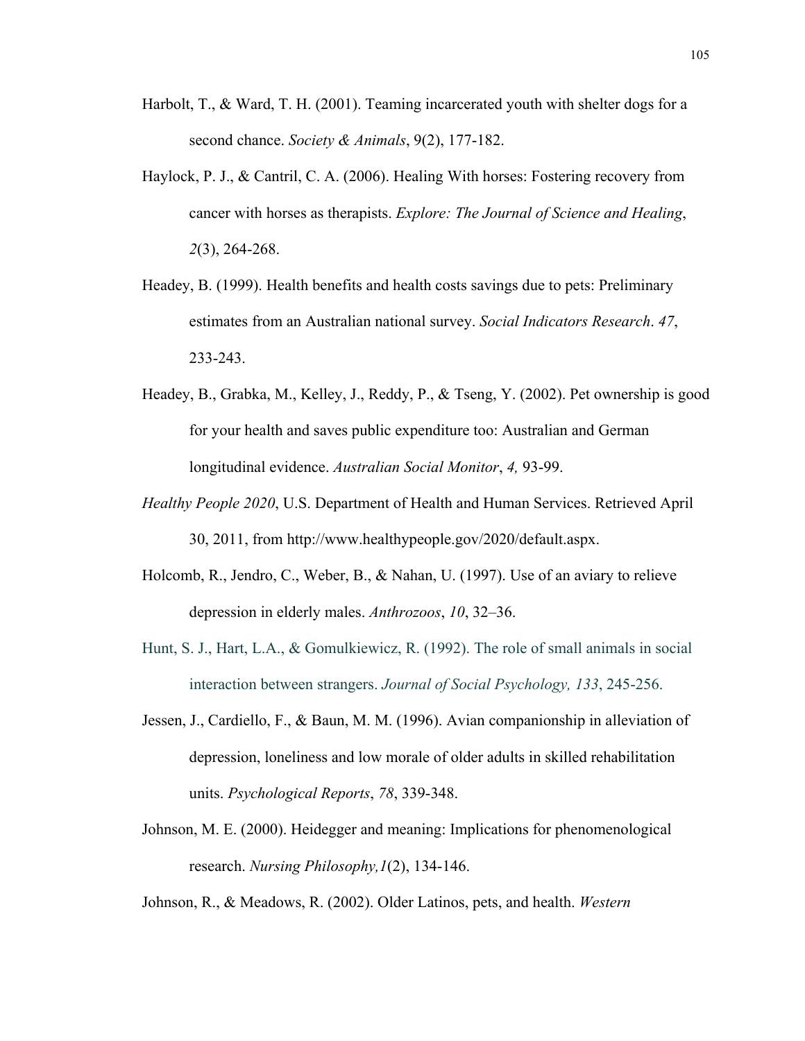Harbolt, T., & Ward, T. H. (2001). Teaming incarcerated youth with shelter dogs for a second chance. *Society & Animals*, 9(2), 177-182.

Haylock, P. J., & Cantril, C. A. (2006). Healing With horses: Fostering recovery from cancer with horses as therapists. *Explore: The Journal of Science and Healing*, *2*(3), 264-268.

Headey, B. (1999). Health benefits and health costs savings due to pets: Preliminary estimates from an Australian national survey. *Social Indicators Research*. *47*, 233-243.

Headey, B., Grabka, M., Kelley, J., Reddy, P., & Tseng, Y. (2002). Pet ownership is good for your health and saves public expenditure too: Australian and German longitudinal evidence. *Australian Social Monitor*, *4,* 93-99.

*Healthy People 2020*, U.S. Department of Health and Human Services. Retrieved April 30, 2011, from http://www.healthypeople.gov/2020/default.aspx.

Holcomb, R., Jendro, C., Weber, B., & Nahan, U. (1997). Use of an aviary to relieve depression in elderly males. *Anthrozoos*, *10*, 32–36.

Hunt, S. J., Hart, L.A., & Gomulkiewicz, R. (1992). The role of small animals in social interaction between strangers. *Journal of Social Psychology, 133*, 245-256.

Jessen, J., Cardiello, F., & Baun, M. M. (1996). Avian companionship in alleviation of depression, loneliness and low morale of older adults in skilled rehabilitation units. *Psychological Reports*, *78*, 339-348.

Johnson, M. E. (2000). Heidegger and meaning: Implications for phenomenological research. *Nursing Philosophy,1*(2), 134-146.

Johnson, R., & Meadows, R. (2002). Older Latinos, pets, and health. *Western*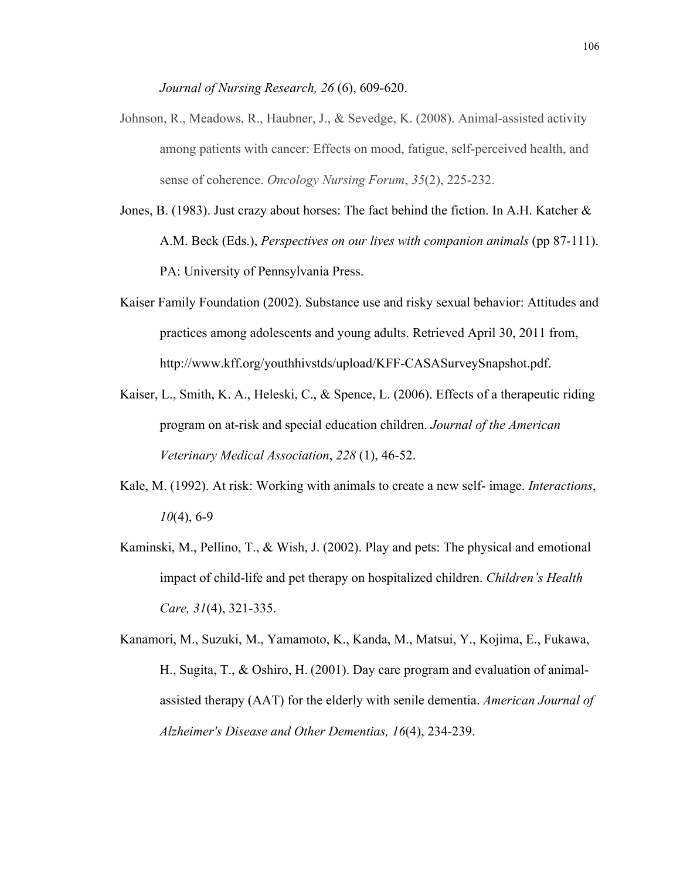*Journal of Nursing Research, 26* (6), 609-620.

Johnson, R., Meadows, R., Haubner, J., & Sevedge, K. (2008). Animal-assisted activity among patients with cancer: Effects on mood, fatigue, self-perceived health, and sense of coherence. *Oncology Nursing Forum*, *35*(2), 225-232.

Jones, B. (1983). Just crazy about horses: The fact behind the fiction. In A.H. Katcher & A.M. Beck (Eds.), *Perspectives on our lives with companion animals* (pp 87-111). PA: University of Pennsylvania Press.

Kaiser Family Foundation (2002). Substance use and risky sexual behavior: Attitudes and practices among adolescents and young adults. Retrieved April 30, 2011 from, http://www.kff.org/youthhivstds/upload/KFF-CASASurveySnapshot.pdf.

Kaiser, L., Smith, K. A., Heleski, C., & Spence, L. (2006). Effects of a therapeutic riding program on at-risk and special education children. *Journal of the American Veterinary Medical Association*, *228* (1), 46-52.

Kale, M. (1992). At risk: Working with animals to create a new self- image. *Interactions*, *10*(4), 6-9

Kaminski, M., Pellino, T., & Wish, J. (2002). Play and pets: The physical and emotional impact of child-life and pet therapy on hospitalized children. *Children's Health Care, 31*(4), 321-335.

Kanamori, M., Suzuki, M., Yamamoto, K., Kanda, M., Matsui, Y., Kojima, E., Fukawa, H., Sugita, T., & Oshiro, H. (2001). Day care program and evaluation of animal-assisted therapy (AAT) for the elderly with senile dementia. *American Journal of Alzheimer's Disease and Other Dementias, 16*(4), 234-239.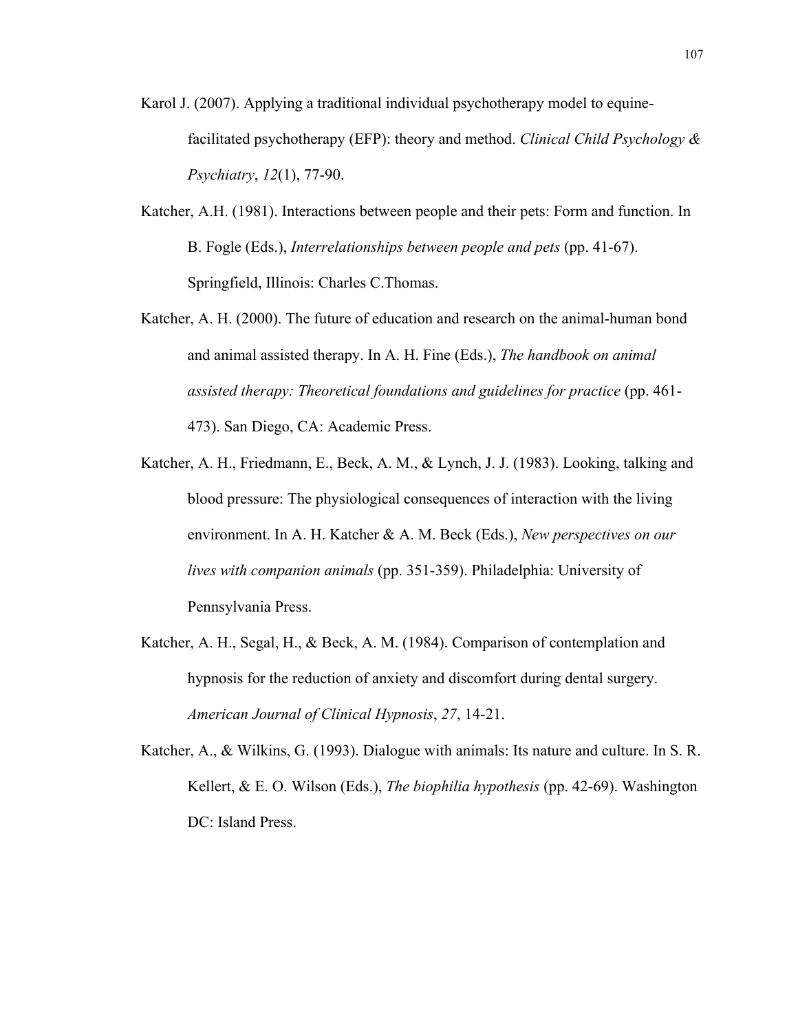Karol J. (2007). Applying a traditional individual psychotherapy model to equine-facilitated psychotherapy (EFP): theory and method. *Clinical Child Psychology & Psychiatry*, *12*(1), 77-90.

Katcher, A.H. (1981). Interactions between people and their pets: Form and function. In B. Fogle (Eds.), *Interrelationships between people and pets* (pp. 41-67). Springfield, Illinois: Charles C.Thomas.

Katcher, A. H. (2000). The future of education and research on the animal-human bond and animal assisted therapy. In A. H. Fine (Eds.), *The handbook on animal assisted therapy: Theoretical foundations and guidelines for practice* (pp. 461-473). San Diego, CA: Academic Press.

Katcher, A. H., Friedmann, E., Beck, A. M., & Lynch, J. J. (1983). Looking, talking and blood pressure: The physiological consequences of interaction with the living environment. In A. H. Katcher & A. M. Beck (Eds.), *New perspectives on our lives with companion animals* (pp. 351-359). Philadelphia: University of Pennsylvania Press.

Katcher, A. H., Segal, H., & Beck, A. M. (1984). Comparison of contemplation and hypnosis for the reduction of anxiety and discomfort during dental surgery. *American Journal of Clinical Hypnosis*, *27*, 14-21.

Katcher, A., & Wilkins, G. (1993). Dialogue with animals: Its nature and culture. In S. R. Kellert, & E. O. Wilson (Eds.), *The biophilia hypothesis* (pp. 42-69). Washington DC: Island Press.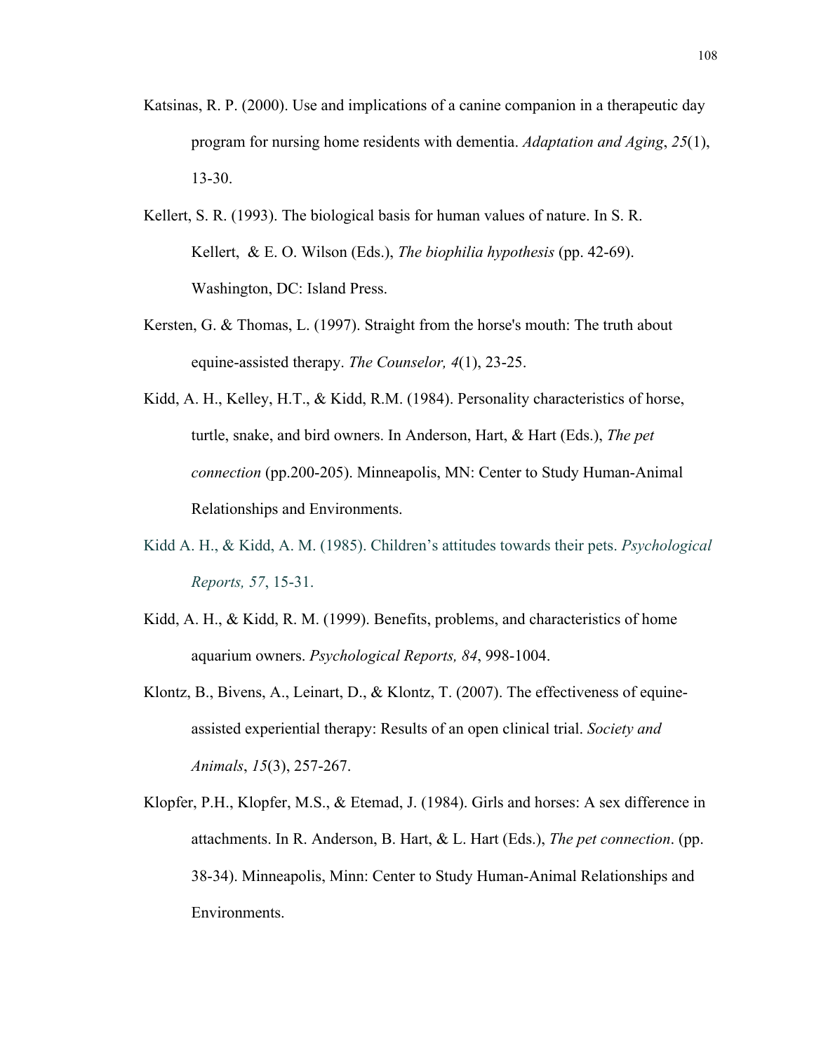Katsinas, R. P. (2000). Use and implications of a canine companion in a therapeutic day program for nursing home residents with dementia. *Adaptation and Aging*, *25*(1), 13-30.

Kellert, S. R. (1993). The biological basis for human values of nature. In S. R. Kellert,  & E. O. Wilson (Eds.), *The biophilia hypothesis* (pp. 42-69). Washington, DC: Island Press.

Kersten, G. & Thomas, L. (1997). Straight from the horse's mouth: The truth about equine-assisted therapy. *The Counselor, 4*(1), 23-25.

Kidd, A. H., Kelley, H.T., & Kidd, R.M. (1984). Personality characteristics of horse, turtle, snake, and bird owners. In Anderson, Hart, & Hart (Eds.), *The pet connection* (pp.200-205). Minneapolis, MN: Center to Study Human-Animal Relationships and Environments.

Kidd A. H., & Kidd, A. M. (1985). Children's attitudes towards their pets. *Psychological Reports, 57*, 15-31.

Kidd, A. H., & Kidd, R. M. (1999). Benefits, problems, and characteristics of home aquarium owners. *Psychological Reports, 84*, 998-1004.

Klontz, B., Bivens, A., Leinart, D., & Klontz, T. (2007). The effectiveness of equine-assisted experiential therapy: Results of an open clinical trial. *Society and Animals*, *15*(3), 257-267.

Klopfer, P.H., Klopfer, M.S., & Etemad, J. (1984). Girls and horses: A sex difference in attachments. In R. Anderson, B. Hart, & L. Hart (Eds.), *The pet connection*. (pp. 38-34). Minneapolis, Minn: Center to Study Human-Animal Relationships and Environments.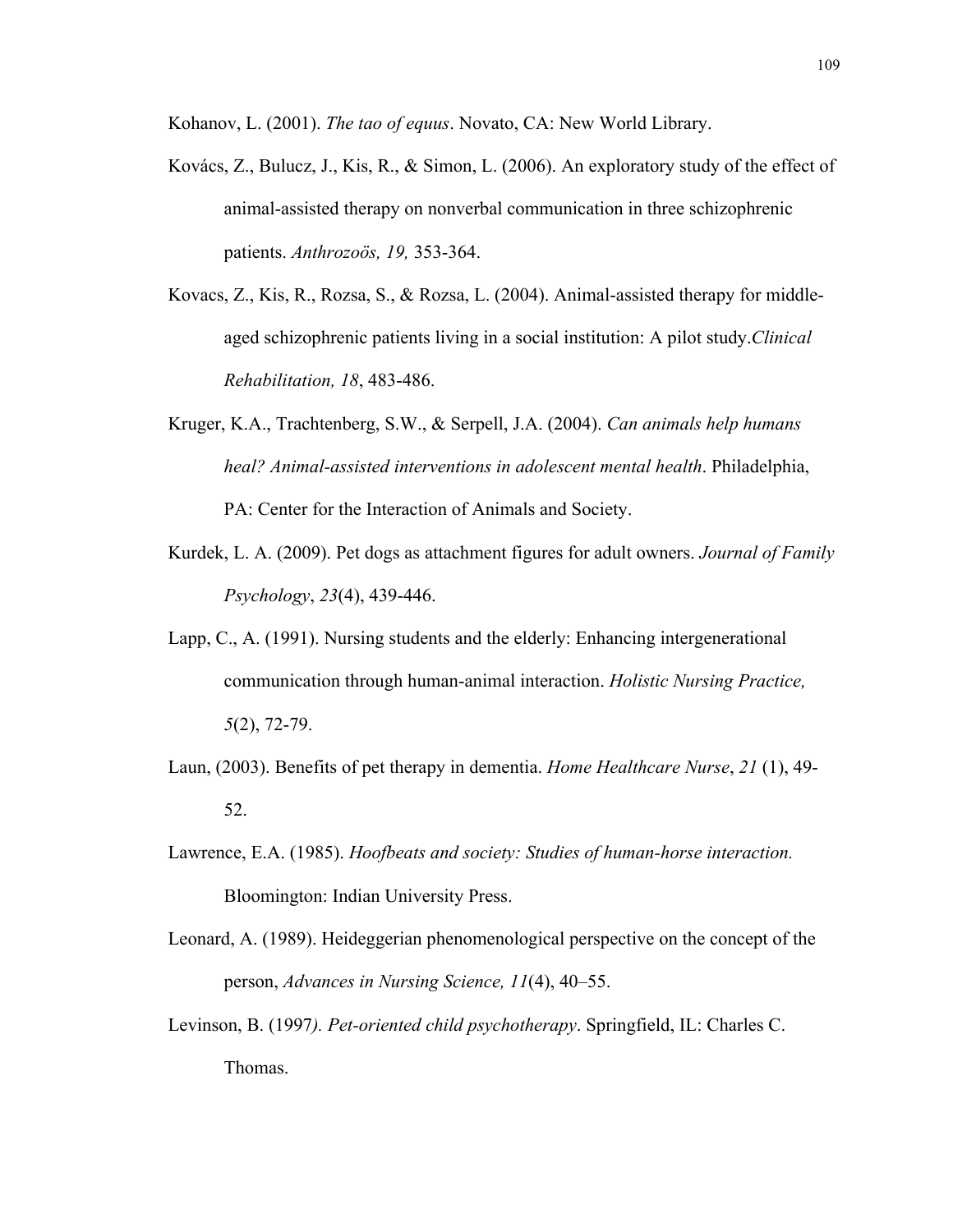Kohanov, L. (2001). *The tao of equus*. Novato, CA: New World Library.

Kovács, Z., Bulucz, J., Kis, R., & Simon, L. (2006). An exploratory study of the effect of animal-assisted therapy on nonverbal communication in three schizophrenic patients. *Anthrozoös, 19,* 353-364.

Kovacs, Z., Kis, R., Rozsa, S., & Rozsa, L. (2004). Animal-assisted therapy for middle-aged schizophrenic patients living in a social institution: A pilot study.*Clinical Rehabilitation, 18*, 483-486.

Kruger, K.A., Trachtenberg, S.W., & Serpell, J.A. (2004). *Can animals help humans heal? Animal-assisted interventions in adolescent mental health*. Philadelphia, PA: Center for the Interaction of Animals and Society.

Kurdek, L. A. (2009). Pet dogs as attachment figures for adult owners. *Journal of Family Psychology*, *23*(4), 439-446.

Lapp, C., A. (1991). Nursing students and the elderly: Enhancing intergenerational communication through human-animal interaction. *Holistic Nursing Practice, 5*(2), 72-79.

Laun, (2003). Benefits of pet therapy in dementia. *Home Healthcare Nurse*, *21* (1), 49-52.

Lawrence, E.A. (1985). *Hoofbeats and society: Studies of human-horse interaction.* Bloomington: Indian University Press.

Leonard, A. (1989). Heideggerian phenomenological perspective on the concept of the person, *Advances in Nursing Science, 11*(4), 40–55.

Levinson, B. (1997*). Pet-oriented child psychotherapy*. Springfield, IL: Charles C. Thomas.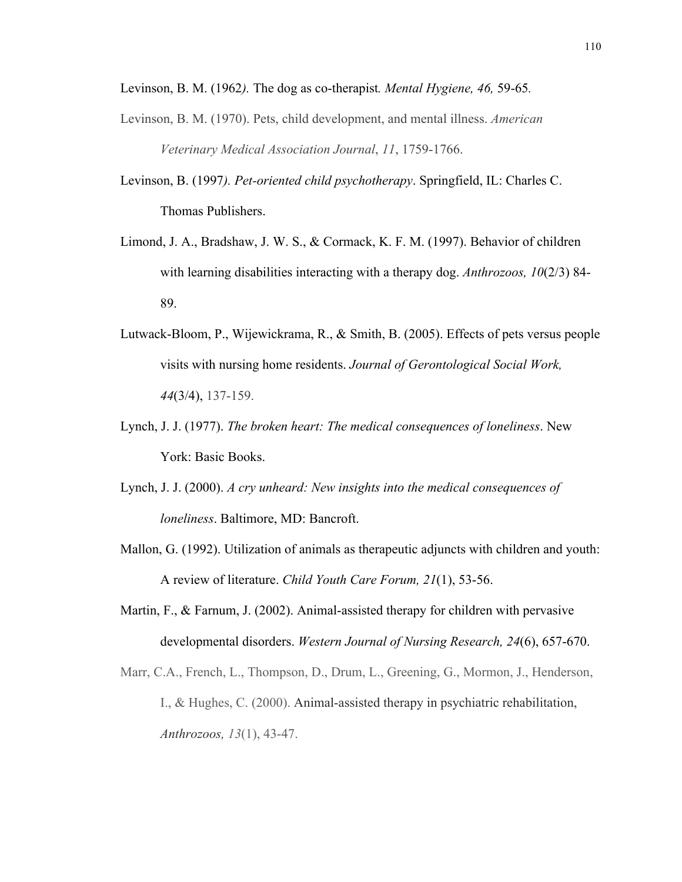Levinson, B. M. (1962*).* The dog as co-therapist*. Mental Hygiene, 46,* 59-65*.*

Levinson, B. M. (1970). Pets, child development, and mental illness. *American Veterinary Medical Association Journal*, *11*, 1759-1766.

Levinson, B. (1997*). Pet-oriented child psychotherapy*. Springfield, IL: Charles C. Thomas Publishers.

Limond, J. A., Bradshaw, J. W. S., & Cormack, K. F. M. (1997). Behavior of children with learning disabilities interacting with a therapy dog. *Anthrozoos, 10*(2/3) 84-89.

Lutwack-Bloom, P., Wijewickrama, R., & Smith, B. (2005). Effects of pets versus people visits with nursing home residents. *Journal of Gerontological Social Work, 44*(3/4), 137-159.

Lynch, J. J. (1977). *The broken heart: The medical consequences of loneliness*. New York: Basic Books.

Lynch, J. J. (2000). *A cry unheard: New insights into the medical consequences of loneliness*. Baltimore, MD: Bancroft.

Mallon, G. (1992). Utilization of animals as therapeutic adjuncts with children and youth: A review of literature. *Child Youth Care Forum, 21*(1), 53-56.

Martin, F., & Farnum, J. (2002). Animal-assisted therapy for children with pervasive developmental disorders. *Western Journal of Nursing Research, 24*(6), 657-670.

Marr, C.A., French, L., Thompson, D., Drum, L., Greening, G., Mormon, J., Henderson, I., & Hughes, C. (2000). Animal-assisted therapy in psychiatric rehabilitation, *Anthrozoos, 13*(1), 43-47.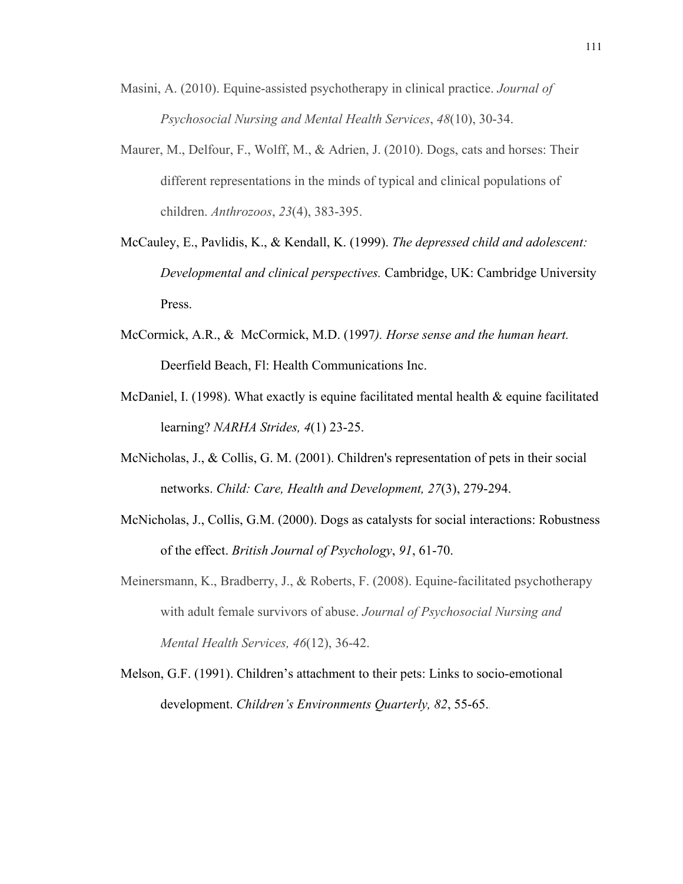Masini, A. (2010). Equine-assisted psychotherapy in clinical practice. *Journal of Psychosocial Nursing and Mental Health Services*, *48*(10), 30-34.

Maurer, M., Delfour, F., Wolff, M., & Adrien, J. (2010). Dogs, cats and horses: Their different representations in the minds of typical and clinical populations of children. *Anthrozoos*, *23*(4), 383-395.

McCauley, E., Pavlidis, K., & Kendall, K. (1999). *The depressed child and adolescent: Developmental and clinical perspectives.* Cambridge, UK: Cambridge University Press.

McCormick, A.R., & McCormick, M.D. (1997*). Horse sense and the human heart.* Deerfield Beach, Fl: Health Communications Inc.

McDaniel, I. (1998). What exactly is equine facilitated mental health & equine facilitated learning? *NARHA Strides, 4*(1) 23-25.

McNicholas, J., & Collis, G. M. (2001). Children's representation of pets in their social networks. *Child: Care, Health and Development, 27*(3), 279-294.

McNicholas, J., Collis, G.M. (2000). Dogs as catalysts for social interactions: Robustness of the effect. *British Journal of Psychology*, *91*, 61-70.

Meinersmann, K., Bradberry, J., & Roberts, F. (2008). Equine-facilitated psychotherapy with adult female survivors of abuse. *Journal of Psychosocial Nursing and Mental Health Services, 46*(12), 36-42.

Melson, G.F. (1991). Children's attachment to their pets: Links to socio-emotional development. *Children's Environments Quarterly, 82*, 55-65..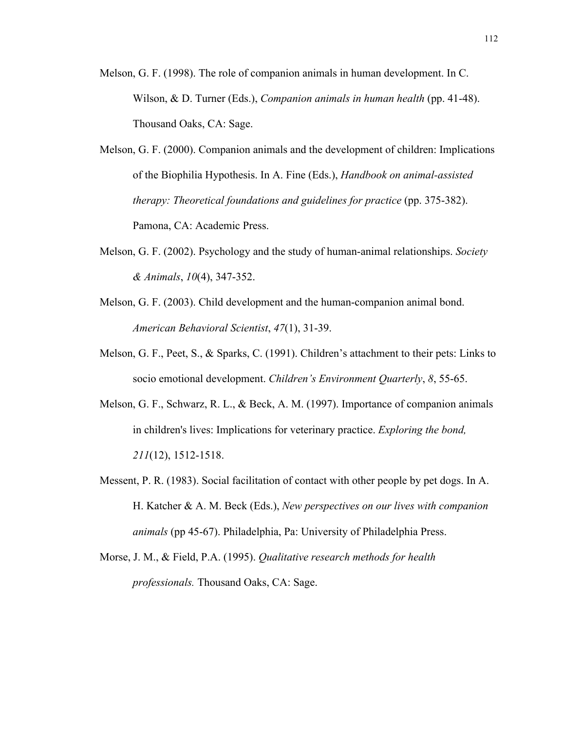Melson, G. F. (1998). The role of companion animals in human development. In C. Wilson, & D. Turner (Eds.), *Companion animals in human health* (pp. 41-48). Thousand Oaks, CA: Sage.

Melson, G. F. (2000). Companion animals and the development of children: Implications of the Biophilia Hypothesis. In A. Fine (Eds.), *Handbook on animal-assisted therapy: Theoretical foundations and guidelines for practice* (pp. 375-382). Pamona, CA: Academic Press.

Melson, G. F. (2002). Psychology and the study of human-animal relationships. *Society & Animals*, *10*(4), 347-352.

Melson, G. F. (2003). Child development and the human-companion animal bond. *American Behavioral Scientist*, *47*(1), 31-39.

Melson, G. F., Peet, S., & Sparks, C. (1991). Children's attachment to their pets: Links to socio emotional development. *Children's Environment Quarterly*, *8*, 55-65.

Melson, G. F., Schwarz, R. L., & Beck, A. M. (1997). Importance of companion animals in children's lives: Implications for veterinary practice. *Exploring the bond, 211*(12), 1512-1518.

Messent, P. R. (1983). Social facilitation of contact with other people by pet dogs. In A. H. Katcher & A. M. Beck (Eds.), *New perspectives on our lives with companion animals* (pp 45-67). Philadelphia, Pa: University of Philadelphia Press.

Morse, J. M., & Field, P.A. (1995). *Qualitative research methods for health professionals.* Thousand Oaks, CA: Sage.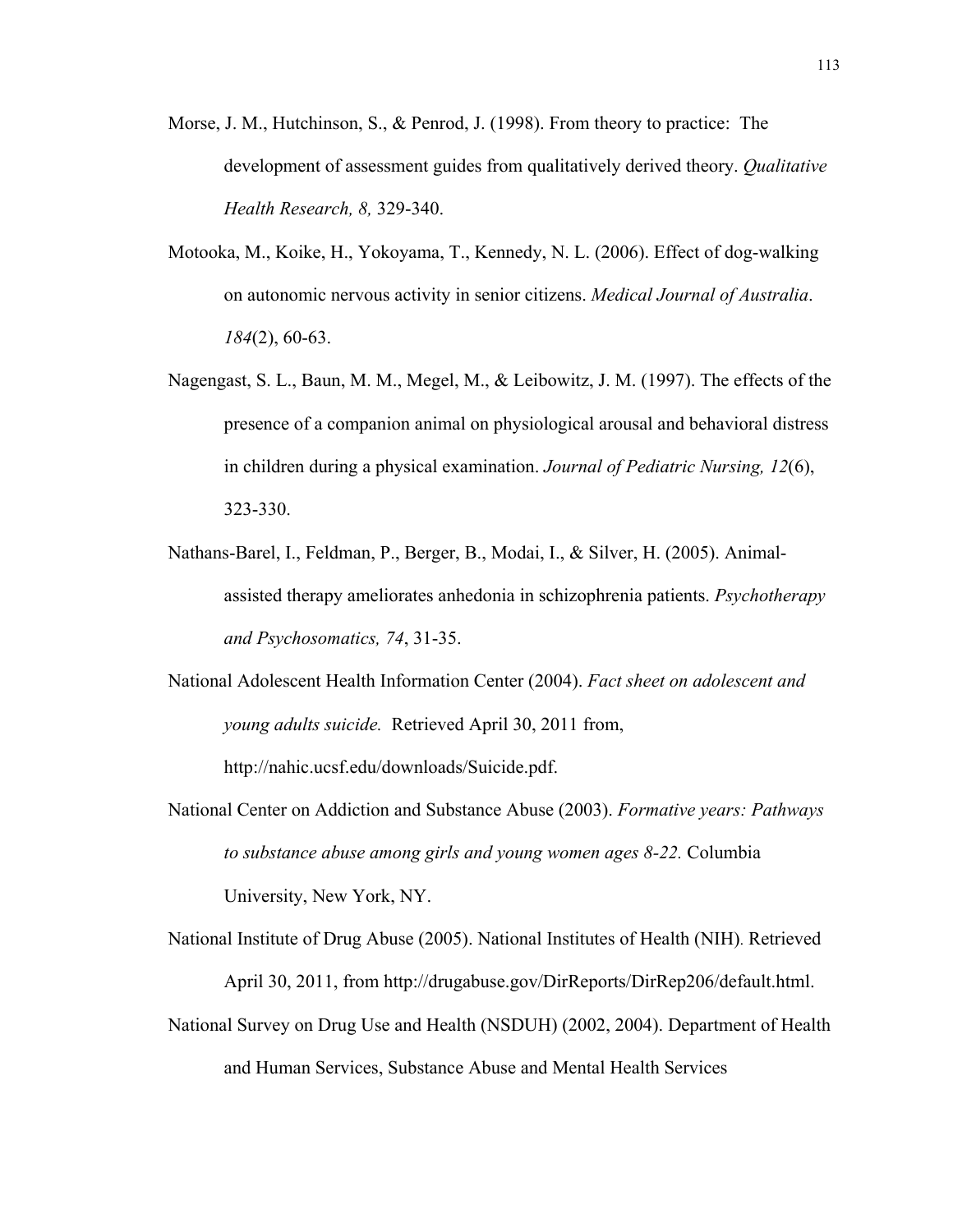Morse, J. M., Hutchinson, S., & Penrod, J. (1998). From theory to practice:  The development of assessment guides from qualitatively derived theory. *Qualitative Health Research, 8,* 329-340.

Motooka, M., Koike, H., Yokoyama, T., Kennedy, N. L. (2006). Effect of dog-walking on autonomic nervous activity in senior citizens. *Medical Journal of Australia*. *184*(2), 60-63.

Nagengast, S. L., Baun, M. M., Megel, M., & Leibowitz, J. M. (1997). The effects of the presence of a companion animal on physiological arousal and behavioral distress in children during a physical examination. *Journal of Pediatric Nursing, 12*(6), 323-330.

Nathans-Barel, I., Feldman, P., Berger, B., Modai, I., & Silver, H. (2005). Animal-assisted therapy ameliorates anhedonia in schizophrenia patients. *Psychotherapy and Psychosomatics, 74*, 31-35.

National Adolescent Health Information Center (2004). *Fact sheet on adolescent and young adults suicide.*  Retrieved April 30, 2011 from, http://nahic.ucsf.edu/downloads/Suicide.pdf.

National Center on Addiction and Substance Abuse (2003). *Formative years: Pathways to substance abuse among girls and young women ages 8-22.* Columbia University, New York, NY.

National Institute of Drug Abuse (2005). National Institutes of Health (NIH). Retrieved April 30, 2011, from http://drugabuse.gov/DirReports/DirRep206/default.html.

National Survey on Drug Use and Health (NSDUH) (2002, 2004). Department of Health and Human Services, Substance Abuse and Mental Health Services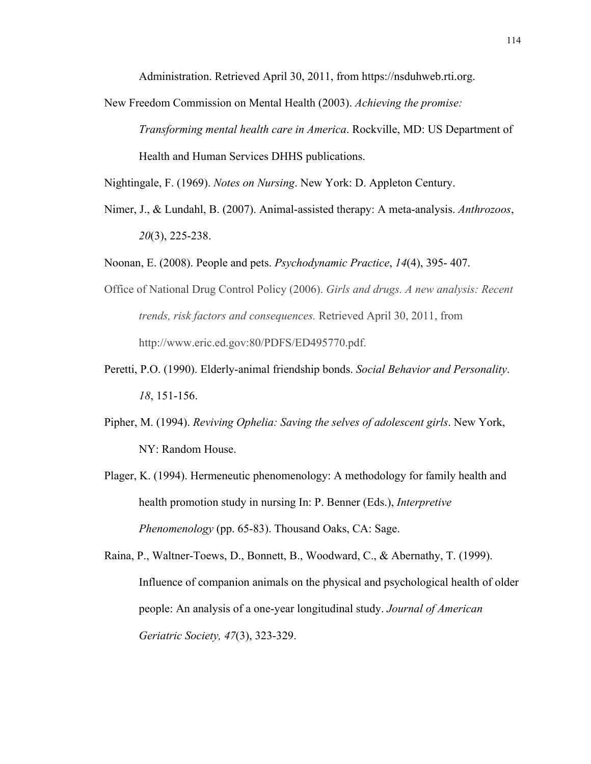Administration. Retrieved April 30, 2011, from https://nsduhweb.rti.org.

New Freedom Commission on Mental Health (2003). *Achieving the promise: Transforming mental health care in America*. Rockville, MD: US Department of Health and Human Services DHHS publications.

Nightingale, F. (1969). *Notes on Nursing*. New York: D. Appleton Century.

Nimer, J., & Lundahl, B. (2007). Animal-assisted therapy: A meta-analysis. *Anthrozoos*, *20*(3), 225-238.

Noonan, E. (2008). People and pets. *Psychodynamic Practice*, *14*(4), 395- 407.

Office of National Drug Control Policy (2006). *Girls and drugs. A new analysis: Recent trends, risk factors and consequences.* Retrieved April 30, 2011, from http://www.eric.ed.gov:80/PDFS/ED495770.pdf.

Peretti, P.O. (1990). Elderly-animal friendship bonds. *Social Behavior and Personality*. *18*, 151-156.

Pipher, M. (1994). *Reviving Ophelia: Saving the selves of adolescent girls*. New York, NY: Random House.

Plager, K. (1994). Hermeneutic phenomenology: A methodology for family health and health promotion study in nursing In: P. Benner (Eds.), *Interpretive Phenomenology* (pp. 65-83). Thousand Oaks, CA: Sage.

Raina, P., Waltner-Toews, D., Bonnett, B., Woodward, C., & Abernathy, T. (1999). Influence of companion animals on the physical and psychological health of older people: An analysis of a one-year longitudinal study. *Journal of American Geriatric Society, 47*(3), 323-329.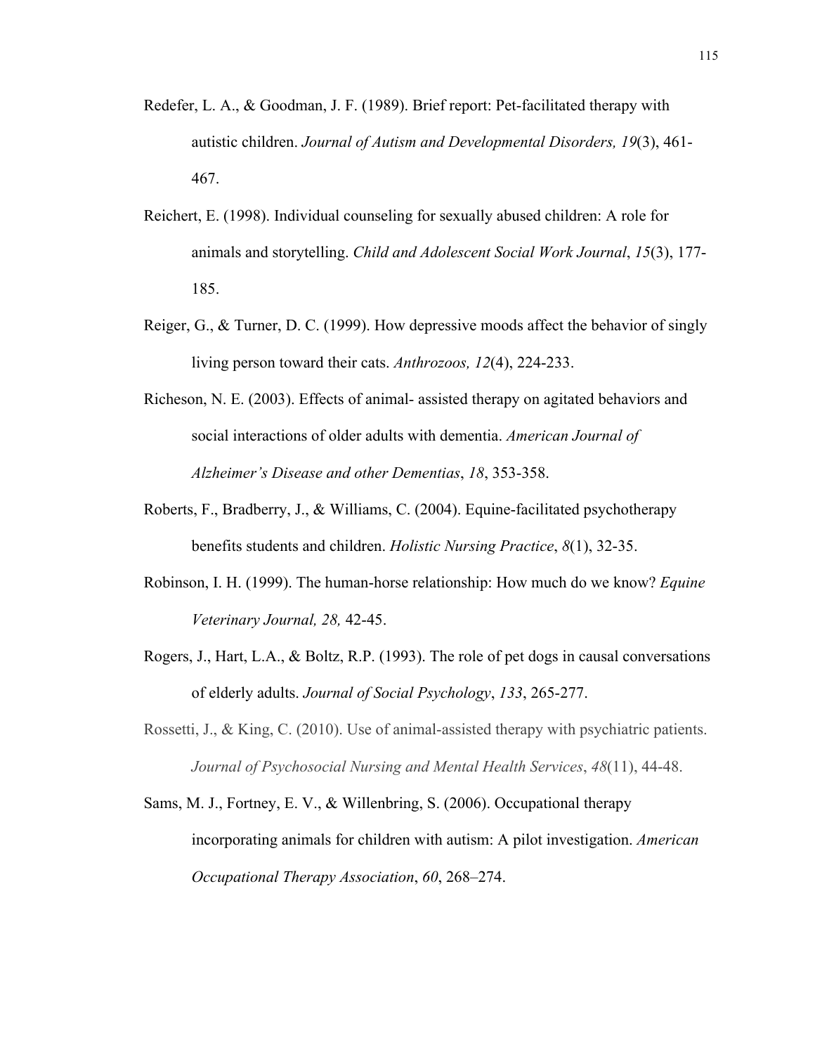Redefer, L. A., & Goodman, J. F. (1989). Brief report: Pet-facilitated therapy with autistic children. *Journal of Autism and Developmental Disorders, 19*(3), 461-467.

Reichert, E. (1998). Individual counseling for sexually abused children: A role for animals and storytelling. *Child and Adolescent Social Work Journal*, *15*(3), 177-185.

Reiger, G., & Turner, D. C. (1999). How depressive moods affect the behavior of singly living person toward their cats. *Anthrozoos, 12*(4), 224-233.

Richeson, N. E. (2003). Effects of animal- assisted therapy on agitated behaviors and social interactions of older adults with dementia. *American Journal of Alzheimer's Disease and other Dementias*, *18*, 353-358.

Roberts, F., Bradberry, J., & Williams, C. (2004). Equine-facilitated psychotherapy benefits students and children. *Holistic Nursing Practice*, *8*(1), 32-35.

Robinson, I. H. (1999). The human-horse relationship: How much do we know? *Equine Veterinary Journal, 28,* 42-45.

Rogers, J., Hart, L.A., & Boltz, R.P. (1993). The role of pet dogs in causal conversations of elderly adults. *Journal of Social Psychology*, *133*, 265-277.

Rossetti, J., & King, C. (2010). Use of animal-assisted therapy with psychiatric patients. *Journal of Psychosocial Nursing and Mental Health Services*, *48*(11), 44-48.

Sams, M. J., Fortney, E. V., & Willenbring, S. (2006). Occupational therapy incorporating animals for children with autism: A pilot investigation. *American Occupational Therapy Association*, *60*, 268–274.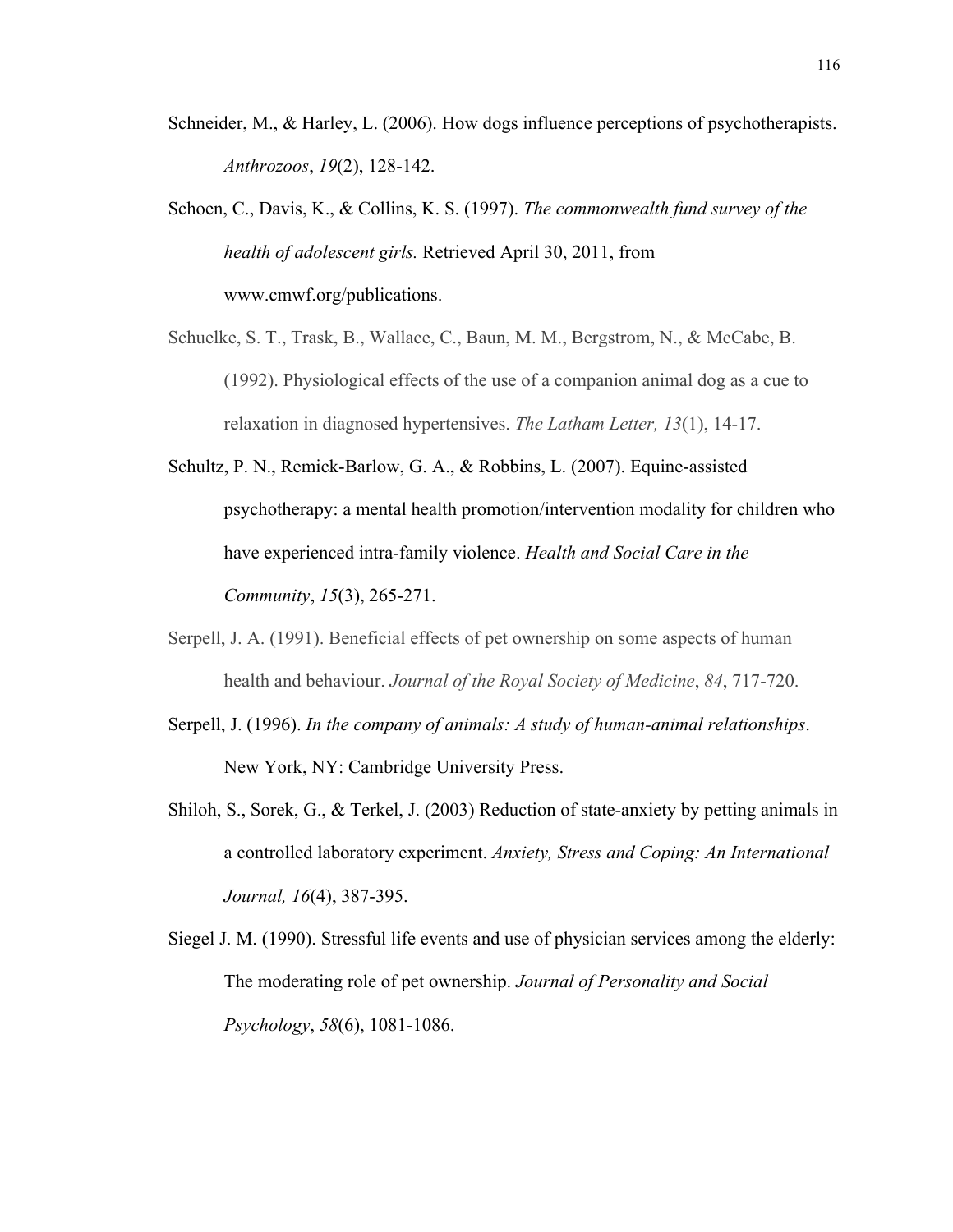Schneider, M., & Harley, L. (2006). How dogs influence perceptions of psychotherapists. *Anthrozoos*, *19*(2), 128-142.

Schoen, C., Davis, K., & Collins, K. S. (1997). *The commonwealth fund survey of the health of adolescent girls.* Retrieved April 30, 2011, from www.cmwf.org/publications.

Schuelke, S. T., Trask, B., Wallace, C., Baun, M. M., Bergstrom, N., & McCabe, B. (1992). Physiological effects of the use of a companion animal dog as a cue to relaxation in diagnosed hypertensives. *The Latham Letter, 13*(1), 14-17.

Schultz, P. N., Remick-Barlow, G. A., & Robbins, L. (2007). Equine-assisted psychotherapy: a mental health promotion/intervention modality for children who have experienced intra-family violence. *Health and Social Care in the Community*, *15*(3), 265-271.

Serpell, J. A. (1991). Beneficial effects of pet ownership on some aspects of human health and behaviour. *Journal of the Royal Society of Medicine*, *84*, 717-720.

Serpell, J. (1996). *In the company of animals: A study of human-animal relationships*. New York, NY: Cambridge University Press.

Shiloh, S., Sorek, G., & Terkel, J. (2003) Reduction of state-anxiety by petting animals in a controlled laboratory experiment. *Anxiety, Stress and Coping: An International Journal, 16*(4), 387-395.

Siegel J. M. (1990). Stressful life events and use of physician services among the elderly: The moderating role of pet ownership. *Journal of Personality and Social Psychology*, *58*(6), 1081-1086.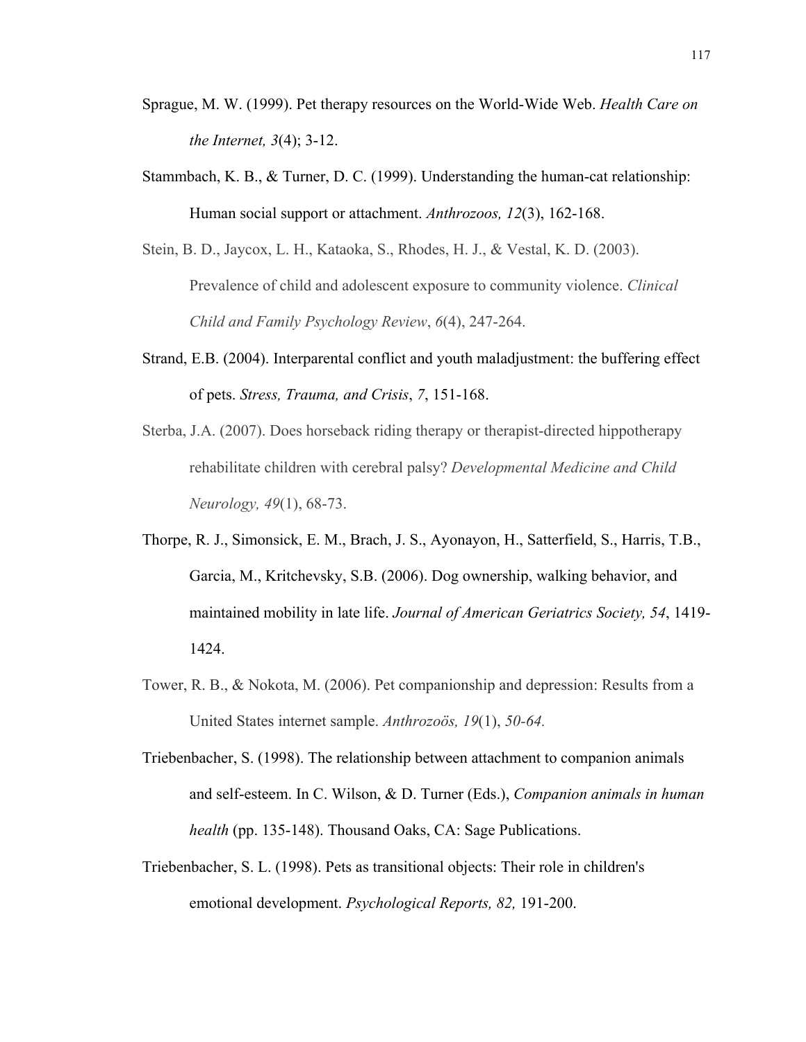Sprague, M. W. (1999). Pet therapy resources on the World-Wide Web. *Health Care on the Internet, 3*(4); 3-12.

Stammbach, K. B., & Turner, D. C. (1999). Understanding the human-cat relationship: Human social support or attachment. *Anthrozoos, 12*(3), 162-168.

Stein, B. D., Jaycox, L. H., Kataoka, S., Rhodes, H. J., & Vestal, K. D. (2003). Prevalence of child and adolescent exposure to community violence. *Clinical Child and Family Psychology Review*, *6*(4), 247-264.

Strand, E.B. (2004). Interparental conflict and youth maladjustment: the buffering effect of pets. *Stress, Trauma, and Crisis*, *7*, 151-168.

Sterba, J.A. (2007). Does horseback riding therapy or therapist-directed hippotherapy rehabilitate children with cerebral palsy? *Developmental Medicine and Child Neurology, 49*(1), 68-73.

Thorpe, R. J., Simonsick, E. M., Brach, J. S., Ayonayon, H., Satterfield, S., Harris, T.B., Garcia, M., Kritchevsky, S.B. (2006). Dog ownership, walking behavior, and maintained mobility in late life. *Journal of American Geriatrics Society, 54*, 1419-1424.

Tower, R. B., & Nokota, M. (2006). Pet companionship and depression: Results from a United States internet sample. *Anthrozoös, 19*(1), *50-64.*

Triebenbacher, S. (1998). The relationship between attachment to companion animals and self-esteem. In C. Wilson, & D. Turner (Eds.), *Companion animals in human health* (pp. 135-148). Thousand Oaks, CA: Sage Publications.

Triebenbacher, S. L. (1998). Pets as transitional objects: Their role in children's emotional development. *Psychological Reports, 82,* 191-200.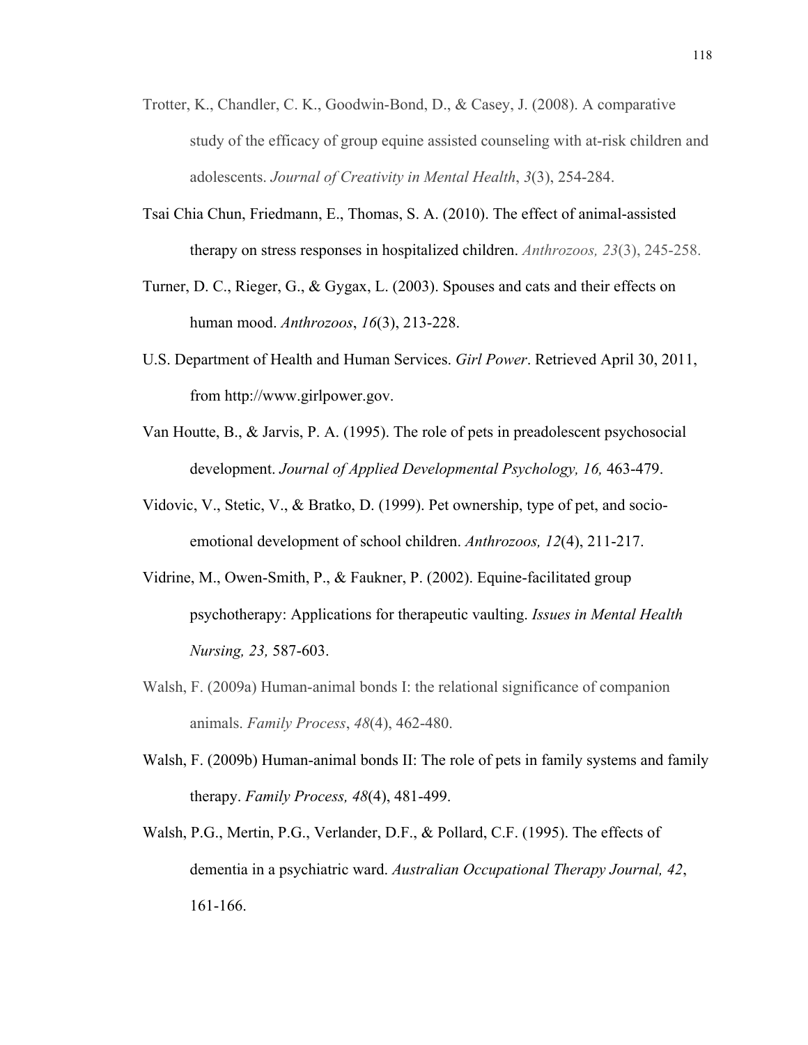Trotter, K., Chandler, C. K., Goodwin-Bond, D., & Casey, J. (2008). A comparative study of the efficacy of group equine assisted counseling with at-risk children and adolescents. *Journal of Creativity in Mental Health*, *3*(3), 254-284.

Tsai Chia Chun, Friedmann, E., Thomas, S. A. (2010). The effect of animal-assisted therapy on stress responses in hospitalized children. *Anthrozoos, 23*(3), 245-258.

Turner, D. C., Rieger, G., & Gygax, L. (2003). Spouses and cats and their effects on human mood. *Anthrozoos*, *16*(3), 213-228.

U.S. Department of Health and Human Services. *Girl Power*. Retrieved April 30, 2011, from http://www.girlpower.gov.

Van Houtte, B., & Jarvis, P. A. (1995). The role of pets in preadolescent psychosocial development. *Journal of Applied Developmental Psychology, 16,* 463-479.

Vidovic, V., Stetic, V., & Bratko, D. (1999). Pet ownership, type of pet, and socio-emotional development of school children. *Anthrozoos, 12*(4), 211-217.

Vidrine, M., Owen-Smith, P., & Faukner, P. (2002). Equine-facilitated group psychotherapy: Applications for therapeutic vaulting. *Issues in Mental Health Nursing, 23,* 587-603.

Walsh, F. (2009a) Human-animal bonds I: the relational significance of companion animals. *Family Process*, *48*(4), 462-480.

Walsh, F. (2009b) Human-animal bonds II: The role of pets in family systems and family therapy. *Family Process, 48*(4), 481-499.

Walsh, P.G., Mertin, P.G., Verlander, D.F., & Pollard, C.F. (1995). The effects of dementia in a psychiatric ward. *Australian Occupational Therapy Journal, 42*, 161-166.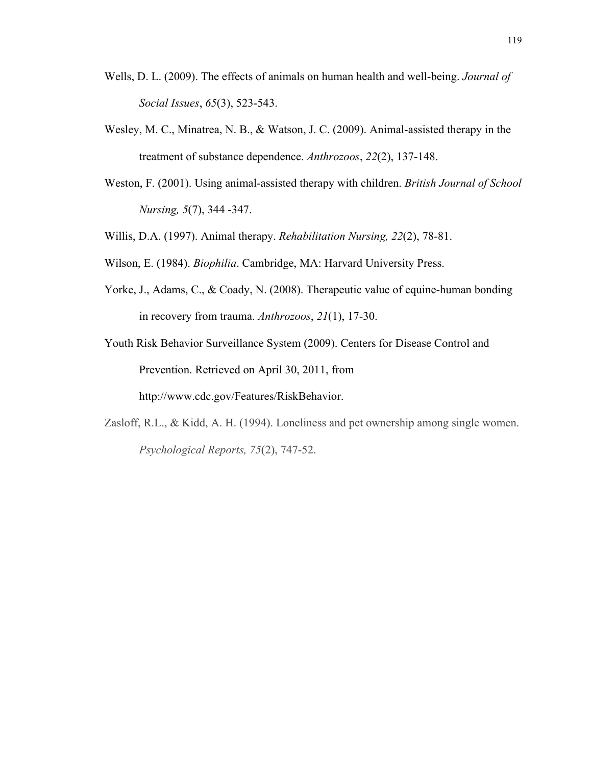Wells, D. L. (2009). The effects of animals on human health and well-being. *Journal of Social Issues*, *65*(3), 523-543.

Wesley, M. C., Minatrea, N. B., & Watson, J. C. (2009). Animal-assisted therapy in the treatment of substance dependence. *Anthrozoos*, *22*(2), 137-148.

Weston, F. (2001). Using animal-assisted therapy with children. *British Journal of School Nursing, 5*(7), 344 -347.

Willis, D.A. (1997). Animal therapy. *Rehabilitation Nursing, 22*(2), 78-81.

Wilson, E. (1984). *Biophilia*. Cambridge, MA: Harvard University Press.

Yorke, J., Adams, C., & Coady, N. (2008). Therapeutic value of equine-human bonding in recovery from trauma. *Anthrozoos*, *21*(1), 17-30.

Youth Risk Behavior Surveillance System (2009). Centers for Disease Control and Prevention. Retrieved on April 30, 2011, from http://www.cdc.gov/Features/RiskBehavior.

Zasloff, R.L., & Kidd, A. H. (1994). Loneliness and pet ownership among single women. *Psychological Reports, 75*(2), 747-52.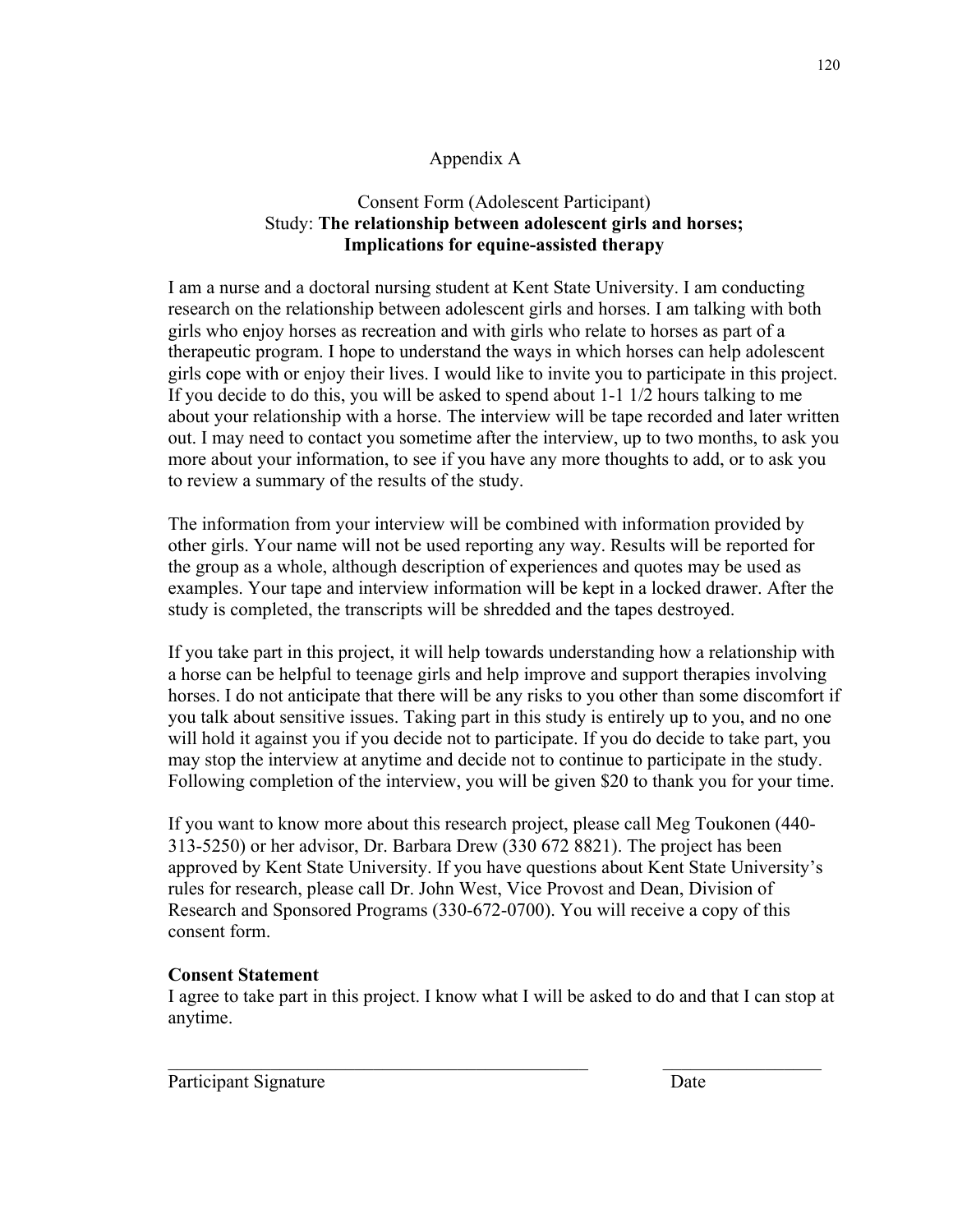# Appendix A

## Consent Form (Adolescent Participant)
## Study: **The relationship between adolescent girls and horses; Implications for equine-assisted therapy**

I am a nurse and a doctoral nursing student at Kent State University. I am conducting research on the relationship between adolescent girls and horses. I am talking with both girls who enjoy horses as recreation and with girls who relate to horses as part of a therapeutic program. I hope to understand the ways in which horses can help adolescent girls cope with or enjoy their lives. I would like to invite you to participate in this project. If you decide to do this, you will be asked to spend about 1-1 1/2 hours talking to me about your relationship with a horse. The interview will be tape recorded and later written out. I may need to contact you sometime after the interview, up to two months, to ask you more about your information, to see if you have any more thoughts to add, or to ask you to review a summary of the results of the study.

The information from your interview will be combined with information provided by other girls. Your name will not be used reporting any way. Results will be reported for the group as a whole, although description of experiences and quotes may be used as examples. Your tape and interview information will be kept in a locked drawer. After the study is completed, the transcripts will be shredded and the tapes destroyed.

If you take part in this project, it will help towards understanding how a relationship with a horse can be helpful to teenage girls and help improve and support therapies involving horses. I do not anticipate that there will be any risks to you other than some discomfort if you talk about sensitive issues. Taking part in this study is entirely up to you, and no one will hold it against you if you decide not to participate. If you do decide to take part, you may stop the interview at anytime and decide not to continue to participate in the study. Following completion of the interview, you will be given $20 to thank you for your time.

If you want to know more about this research project, please call Meg Toukonen (440-313-5250) or her advisor, Dr. Barbara Drew (330 672 8821). The project has been approved by Kent State University. If you have questions about Kent State University's rules for research, please call Dr. John West, Vice Provost and Dean, Division of Research and Sponsored Programs (330-672-0700). You will receive a copy of this consent form.

**Consent Statement**

I agree to take part in this project. I know what I will be asked to do and that I can stop at anytime.

_______________________________________________ ________________

Participant Signature Date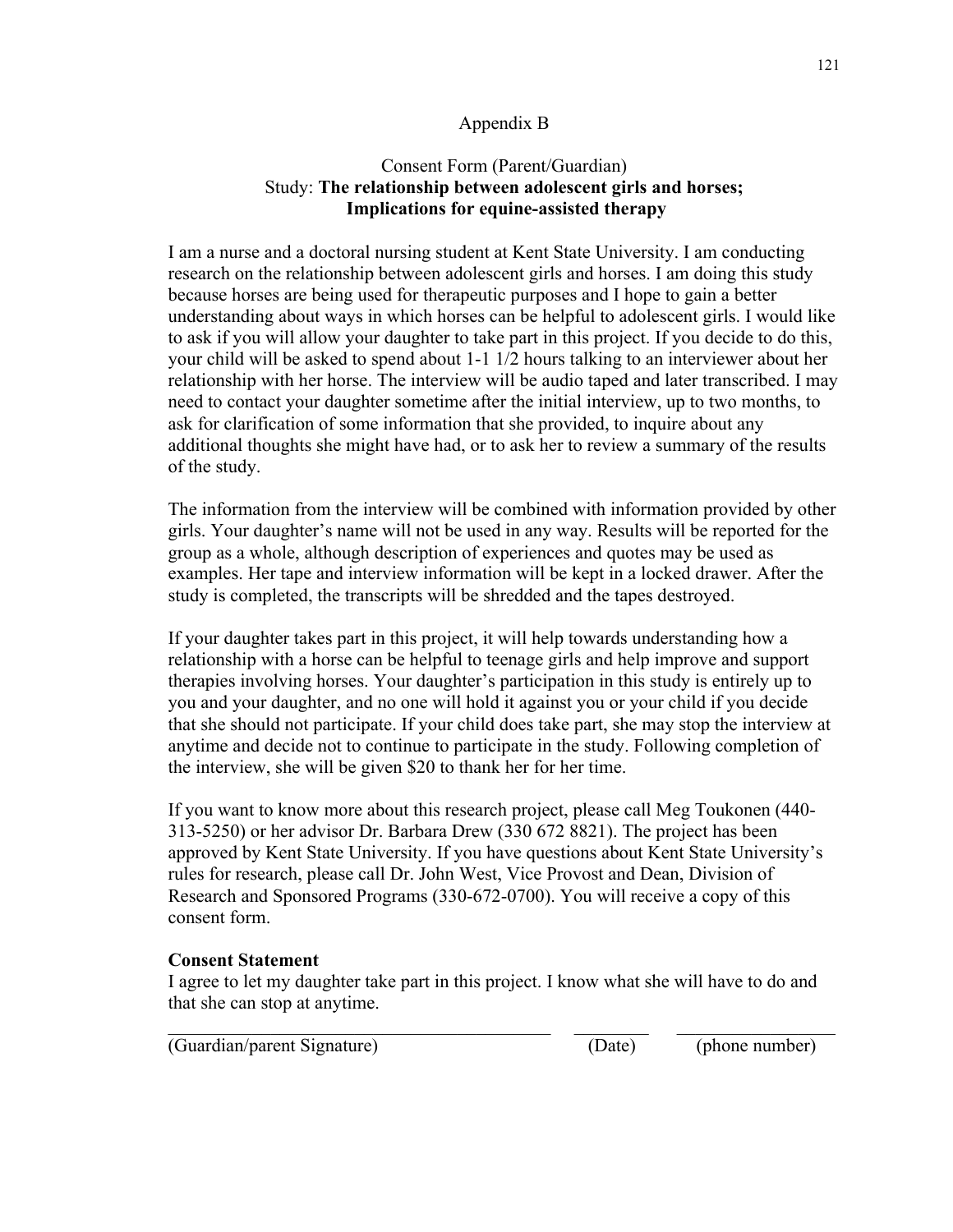# Appendix B

## Consent Form (Parent/Guardian)
## Study: **The relationship between adolescent girls and horses; Implications for equine-assisted therapy**

I am a nurse and a doctoral nursing student at Kent State University. I am conducting research on the relationship between adolescent girls and horses. I am doing this study because horses are being used for therapeutic purposes and I hope to gain a better understanding about ways in which horses can be helpful to adolescent girls. I would like to ask if you will allow your daughter to take part in this project. If you decide to do this, your child will be asked to spend about 1-1 1/2 hours talking to an interviewer about her relationship with her horse. The interview will be audio taped and later transcribed. I may need to contact your daughter sometime after the initial interview, up to two months, to ask for clarification of some information that she provided, to inquire about any additional thoughts she might have had, or to ask her to review a summary of the results of the study.

The information from the interview will be combined with information provided by other girls. Your daughter's name will not be used in any way. Results will be reported for the group as a whole, although description of experiences and quotes may be used as examples. Her tape and interview information will be kept in a locked drawer. After the study is completed, the transcripts will be shredded and the tapes destroyed.

If your daughter takes part in this project, it will help towards understanding how a relationship with a horse can be helpful to teenage girls and help improve and support therapies involving horses. Your daughter's participation in this study is entirely up to you and your daughter, and no one will hold it against you or your child if you decide that she should not participate. If your child does take part, she may stop the interview at anytime and decide not to continue to participate in the study. Following completion of the interview, she will be given $20 to thank her for her time.

If you want to know more about this research project, please call Meg Toukonen (440-313-5250) or her advisor Dr. Barbara Drew (330 672 8821). The project has been approved by Kent State University. If you have questions about Kent State University's rules for research, please call Dr. John West, Vice Provost and Dean, Division of Research and Sponsored Programs (330-672-0700). You will receive a copy of this consent form.

**Consent Statement**

I agree to let my daughter take part in this project. I know what she will have to do and that she can stop at anytime.

___________________________________________ ________ _________________

(Guardian/parent Signature) (Date) (phone number)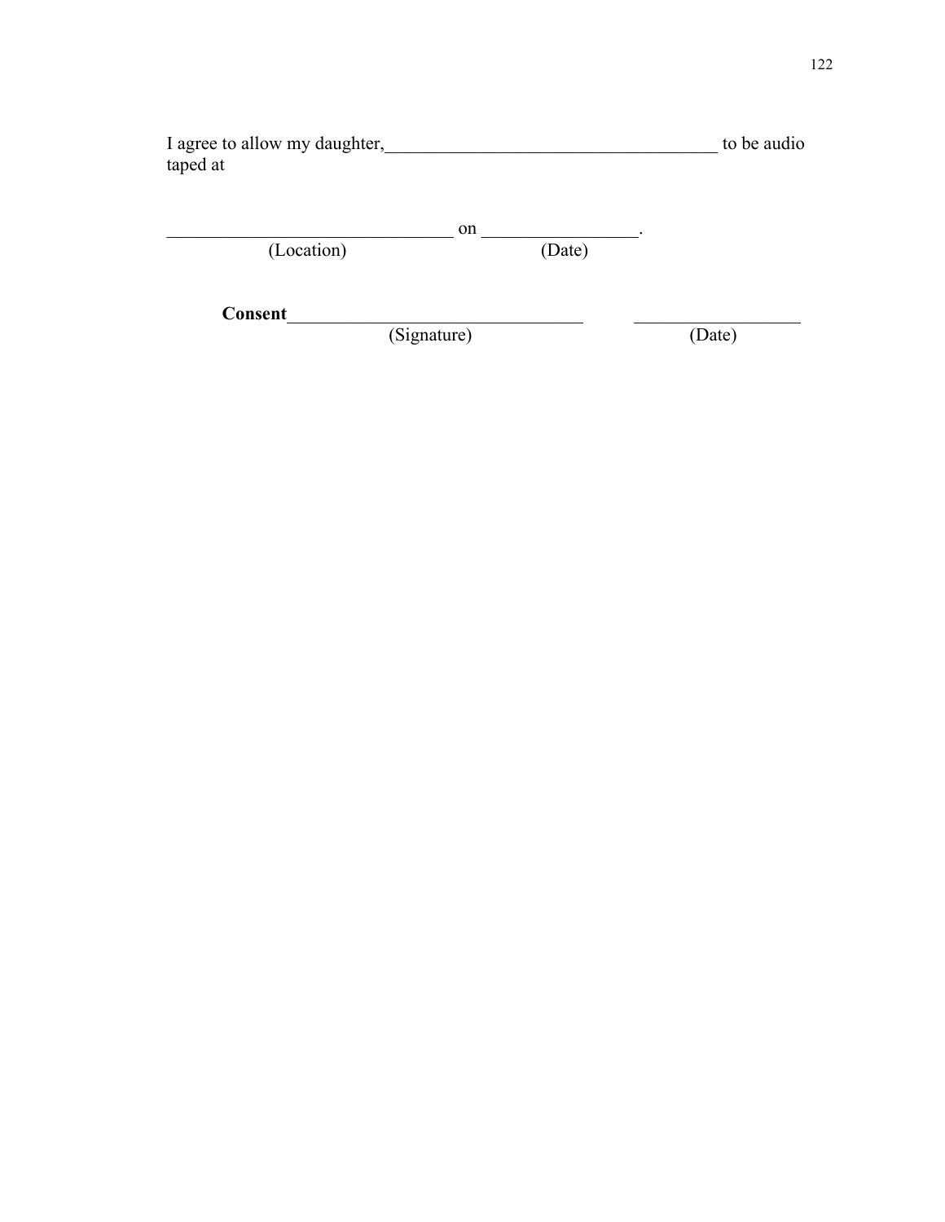I agree to allow my daughter,_____________________________________ to be audio taped at

________________________________ on _________________.
(Location)                                                    (Date)

**Consent**_________________________________          __________________
(Signature)                                                    (Date)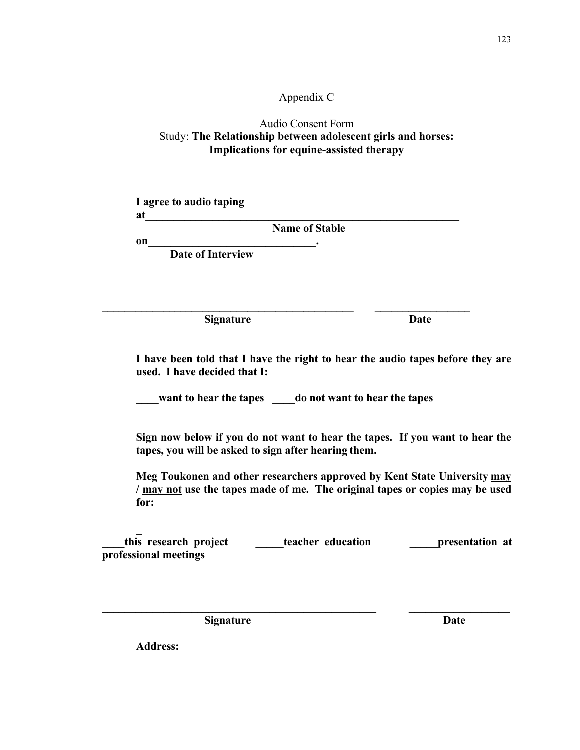# Appendix C

## Audio Consent Form

Study: **The Relationship between adolescent girls and horses: Implications for equine-assisted therapy**

**I agree to audio taping at**\_\_\_\_\_\_\_\_\_\_\_\_\_\_\_\_\_\_\_\_\_\_\_\_\_\_\_\_\_\_\_\_\_\_\_\_\_\_\_\_\_\_\_\_\_\_\_\_\_\_\_\_\_\_\_\_\_\_\_
**Name of Stable**

**on**\_\_\_\_\_\_\_\_\_\_\_\_\_\_\_\_\_\_\_\_\_\_\_\_\_\_\_\_\_\_\_**.**
**Date of Interview**

\_\_\_\_\_\_\_\_\_\_\_\_\_\_\_\_\_\_\_\_\_\_\_\_\_\_\_\_\_\_\_\_\_\_\_\_\_\_\_\_\_\_\_\_\_\_\_\_ \_\_\_\_\_\_\_\_\_\_\_\_\_\_\_\_\_\_
**Signature** **Date**

**I have been told that I have the right to hear the audio tapes before they are used. I have decided that I:**

**\_\_\_\_want to hear the tapes \_\_\_\_do not want to hear the tapes**

**Sign now below if you do not want to hear the tapes. If you want to hear the tapes, you will be asked to sign after hearing them.**

**Meg Toukonen and other researchers approved by Kent State University <u>may</u> / <u>may not</u> use the tapes made of me. The original tapes or copies may be used for:**

**\_\_\_\_this research project \_\_\_\_\_teacher education \_\_\_\_\_presentation at professional meetings**

\_\_\_\_\_\_\_\_\_\_\_\_\_\_\_\_\_\_\_\_\_\_\_\_\_\_\_\_\_\_\_\_\_\_\_\_\_\_\_\_\_\_\_\_\_\_\_\_\_\_\_\_\_\_ \_\_\_\_\_\_\_\_\_\_\_\_\_\_\_\_\_\_\_\_
**Signature** **Date**

**Address:**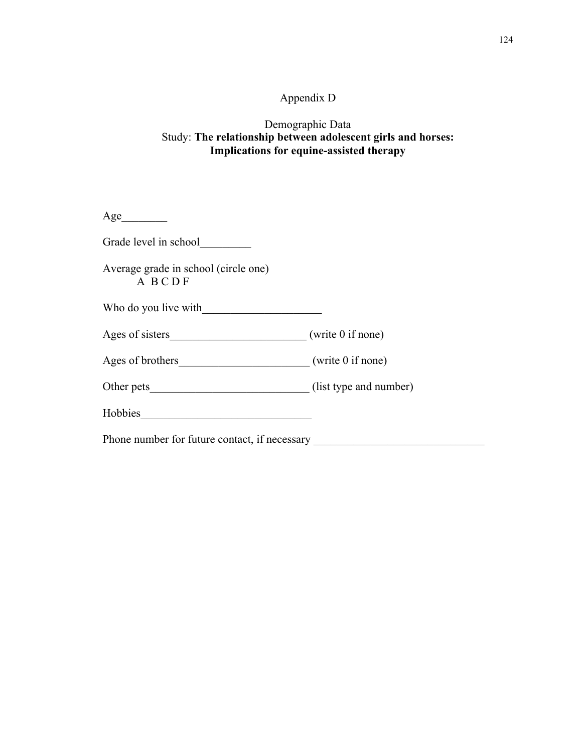Appendix D

Demographic Data

Study: **The relationship between adolescent girls and horses: Implications for equine-assisted therapy**

Age________

Grade level in school_________

Average grade in school (circle one)
A B C D F

Who do you live with_____________________

Ages of sisters________________________ (write 0 if none)

Ages of brothers_______________________ (write 0 if none)

Other pets____________________________ (list type and number)

Hobbies______________________________

Phone number for future contact, if necessary ______________________________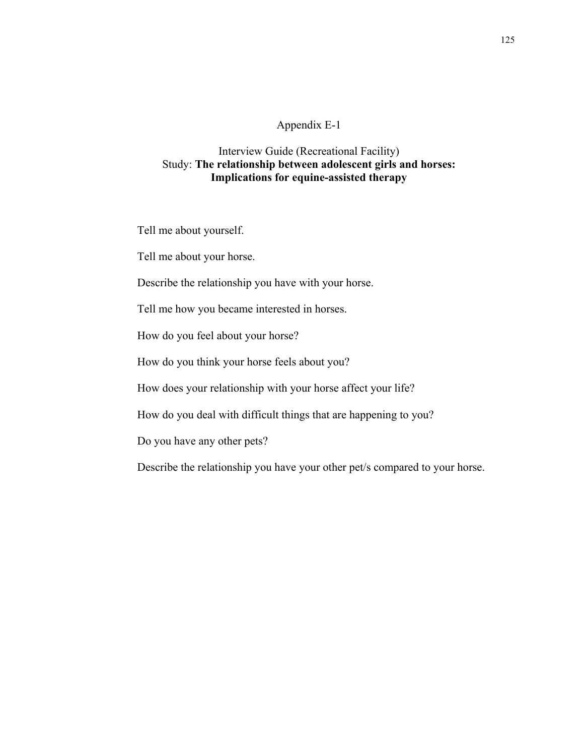# Appendix E-1

## Interview Guide (Recreational Facility)

## Study: **The relationship between adolescent girls and horses: Implications for equine-assisted therapy**

Tell me about yourself.

Tell me about your horse.

Describe the relationship you have with your horse.

Tell me how you became interested in horses.

How do you feel about your horse?

How do you think your horse feels about you?

How does your relationship with your horse affect your life?

How do you deal with difficult things that are happening to you?

Do you have any other pets?

Describe the relationship you have your other pet/s compared to your horse.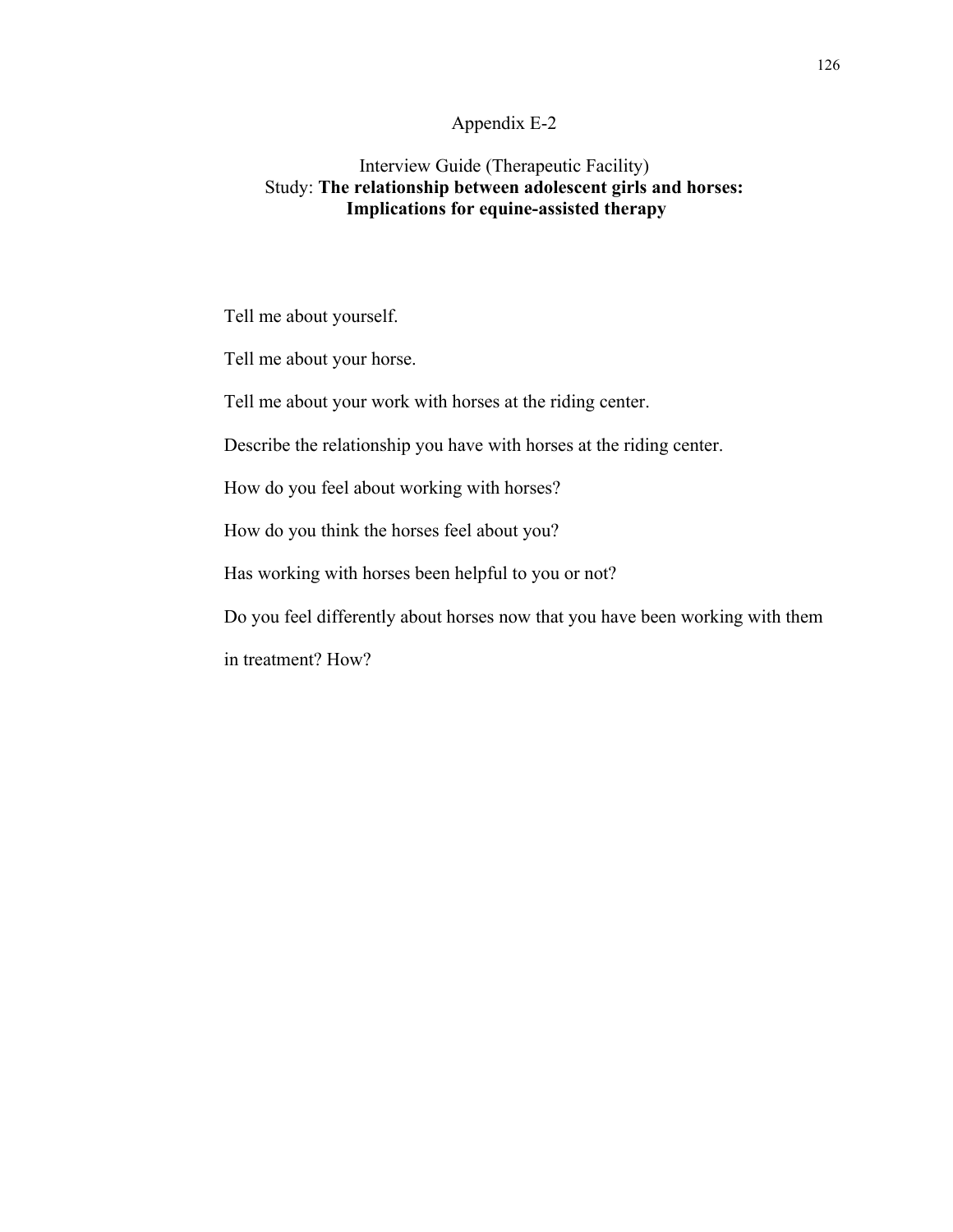# Appendix E-2

## Interview Guide (Therapeutic Facility)
## Study: **The relationship between adolescent girls and horses: Implications for equine-assisted therapy**

Tell me about yourself.

Tell me about your horse.

Tell me about your work with horses at the riding center.

Describe the relationship you have with horses at the riding center.

How do you feel about working with horses?

How do you think the horses feel about you?

Has working with horses been helpful to you or not?

Do you feel differently about horses now that you have been working with them in treatment? How?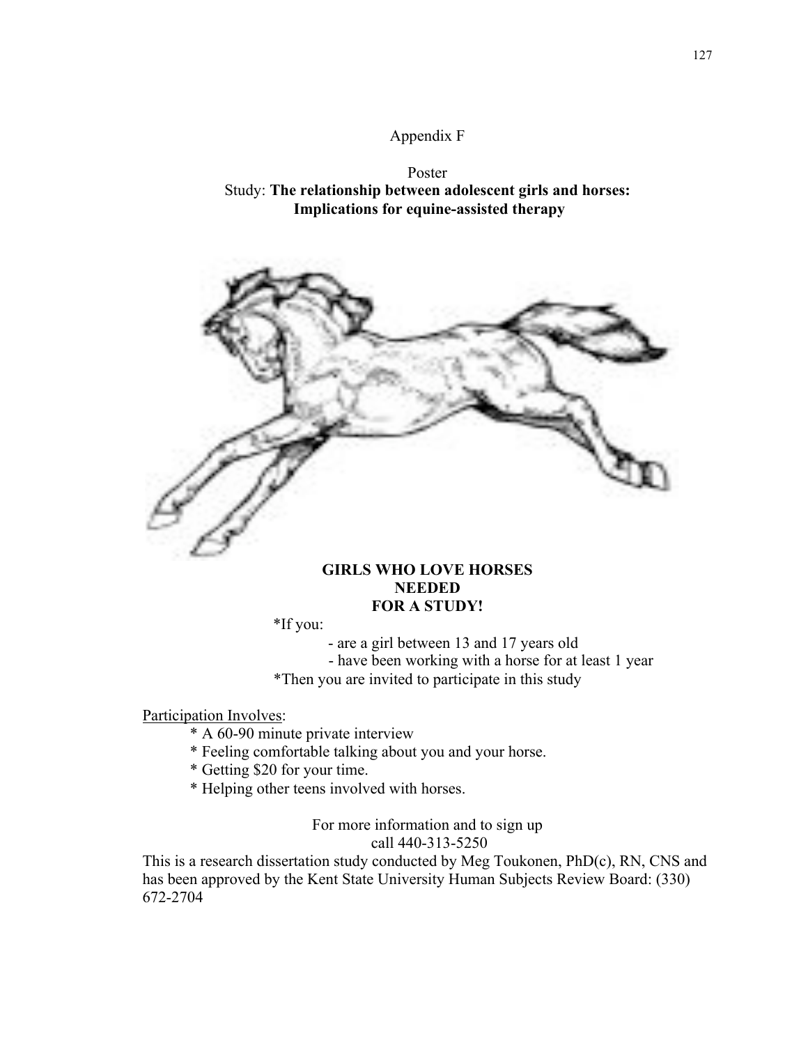Appendix F

Poster

Study: **The relationship between adolescent girls and horses: Implications for equine-assisted therapy**

**GIRLS WHO LOVE HORSES NEEDED FOR A STUDY!**

*If you:

- are a girl between 13 and 17 years old
- have been working with a horse for at least 1 year

*Then you are invited to participate in this study

Participation Involves:

* A 60-90 minute private interview
* Feeling comfortable talking about you and your horse.
* Getting $20 for your time.
* Helping other teens involved with horses.

For more information and to sign up
call 440-313-5250

This is a research dissertation study conducted by Meg Toukonen, PhD(c), RN, CNS and has been approved by the Kent State University Human Subjects Review Board: (330) 672-2704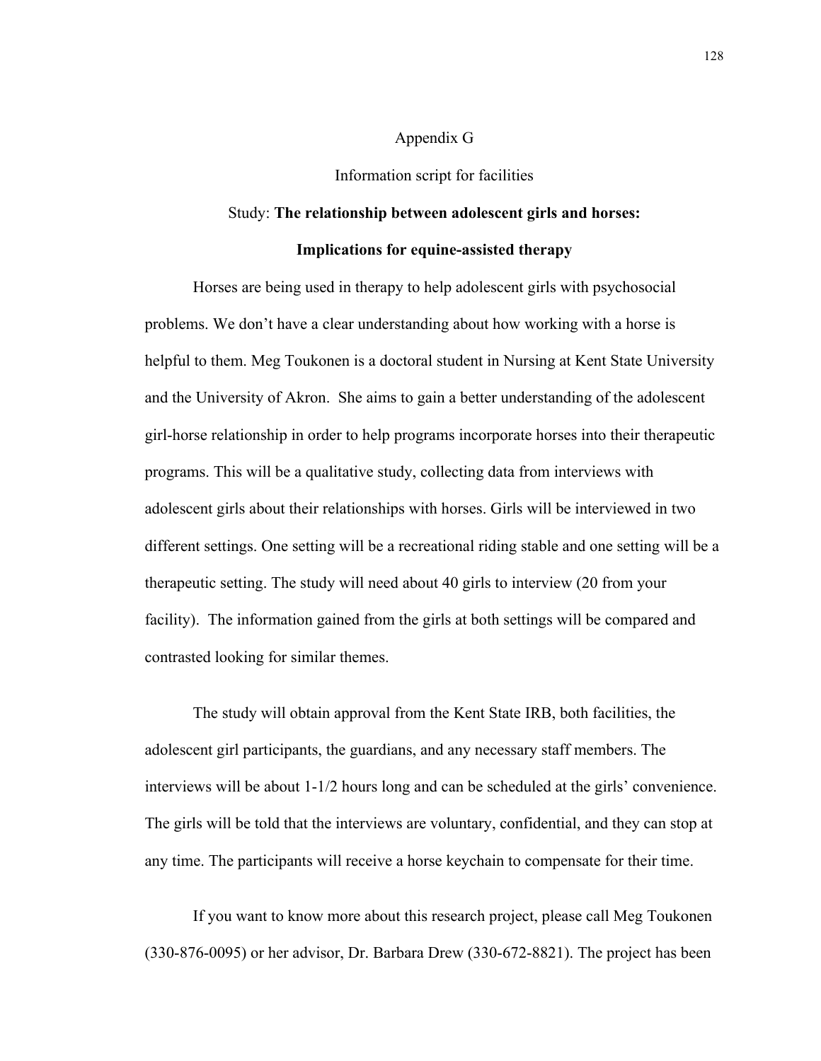# Appendix G

## Information script for facilities

### Study: **The relationship between adolescent girls and horses: Implications for equine-assisted therapy**

Horses are being used in therapy to help adolescent girls with psychosocial problems. We don't have a clear understanding about how working with a horse is helpful to them. Meg Toukonen is a doctoral student in Nursing at Kent State University and the University of Akron. She aims to gain a better understanding of the adolescent girl-horse relationship in order to help programs incorporate horses into their therapeutic programs. This will be a qualitative study, collecting data from interviews with adolescent girls about their relationships with horses. Girls will be interviewed in two different settings. One setting will be a recreational riding stable and one setting will be a therapeutic setting. The study will need about 40 girls to interview (20 from your facility). The information gained from the girls at both settings will be compared and contrasted looking for similar themes.

The study will obtain approval from the Kent State IRB, both facilities, the adolescent girl participants, the guardians, and any necessary staff members. The interviews will be about 1-1/2 hours long and can be scheduled at the girls' convenience. The girls will be told that the interviews are voluntary, confidential, and they can stop at any time. The participants will receive a horse keychain to compensate for their time.

If you want to know more about this research project, please call Meg Toukonen (330-876-0095) or her advisor, Dr. Barbara Drew (330-672-8821). The project has been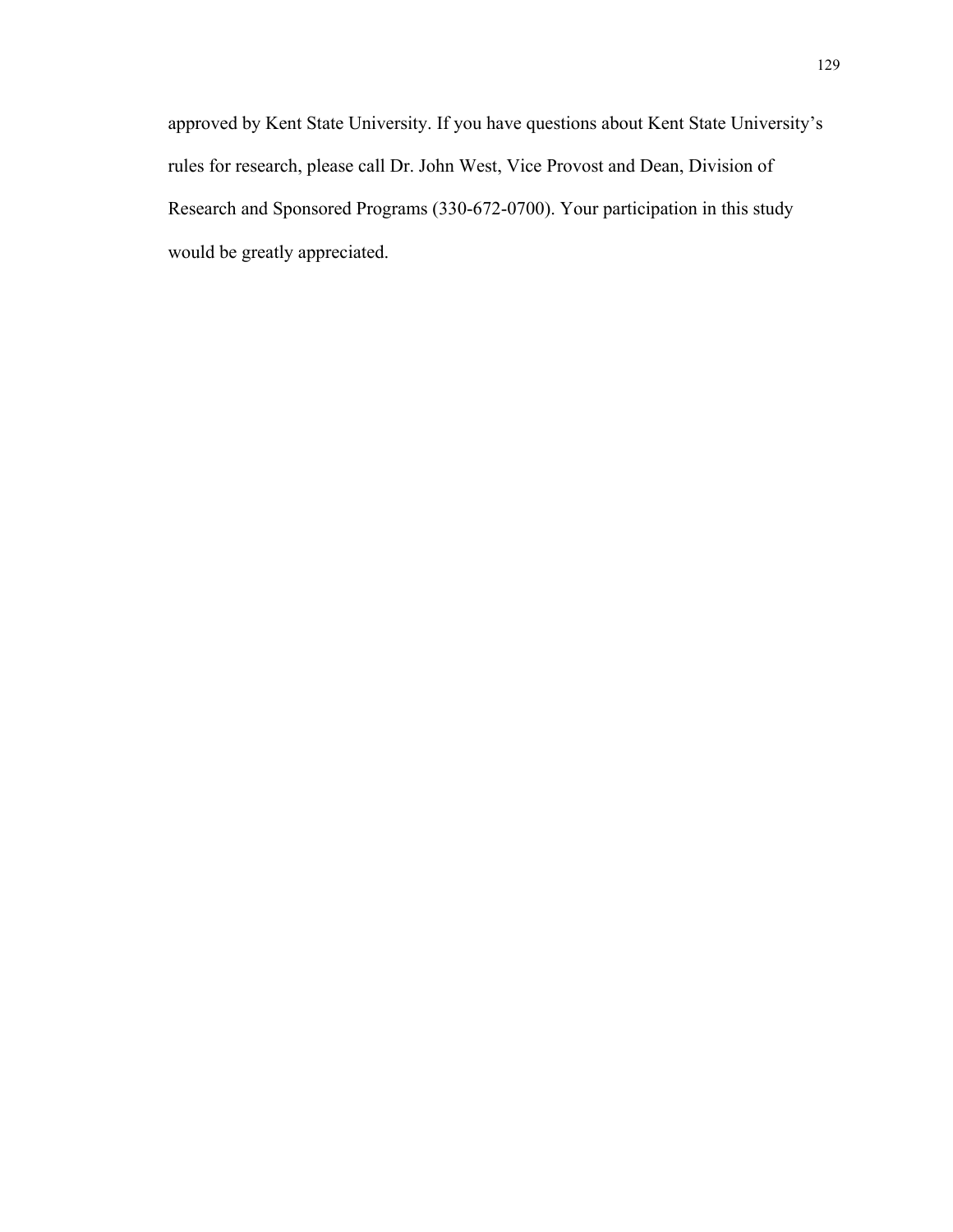approved by Kent State University. If you have questions about Kent State University's rules for research, please call Dr. John West, Vice Provost and Dean, Division of Research and Sponsored Programs (330-672-0700). Your participation in this study would be greatly appreciated.